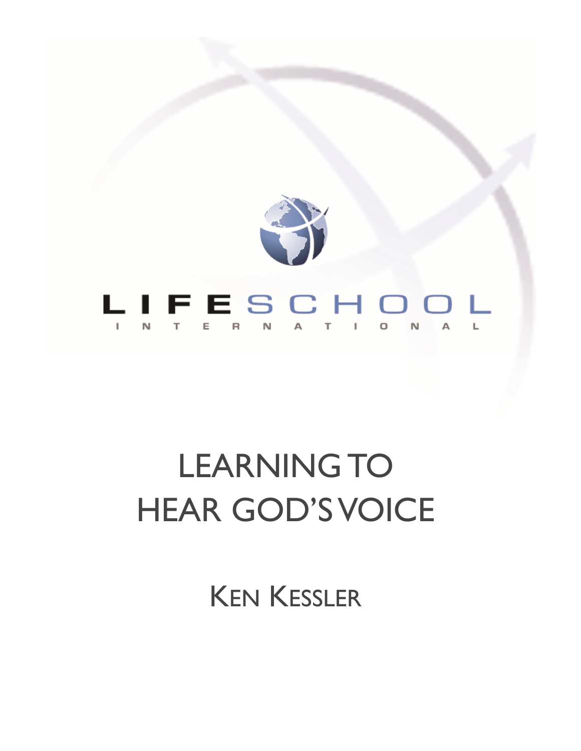LIFESCHOOL

INTERNATIONAL

# LEARNING TO HEAR GOD'S VOICE

KEN KESSLER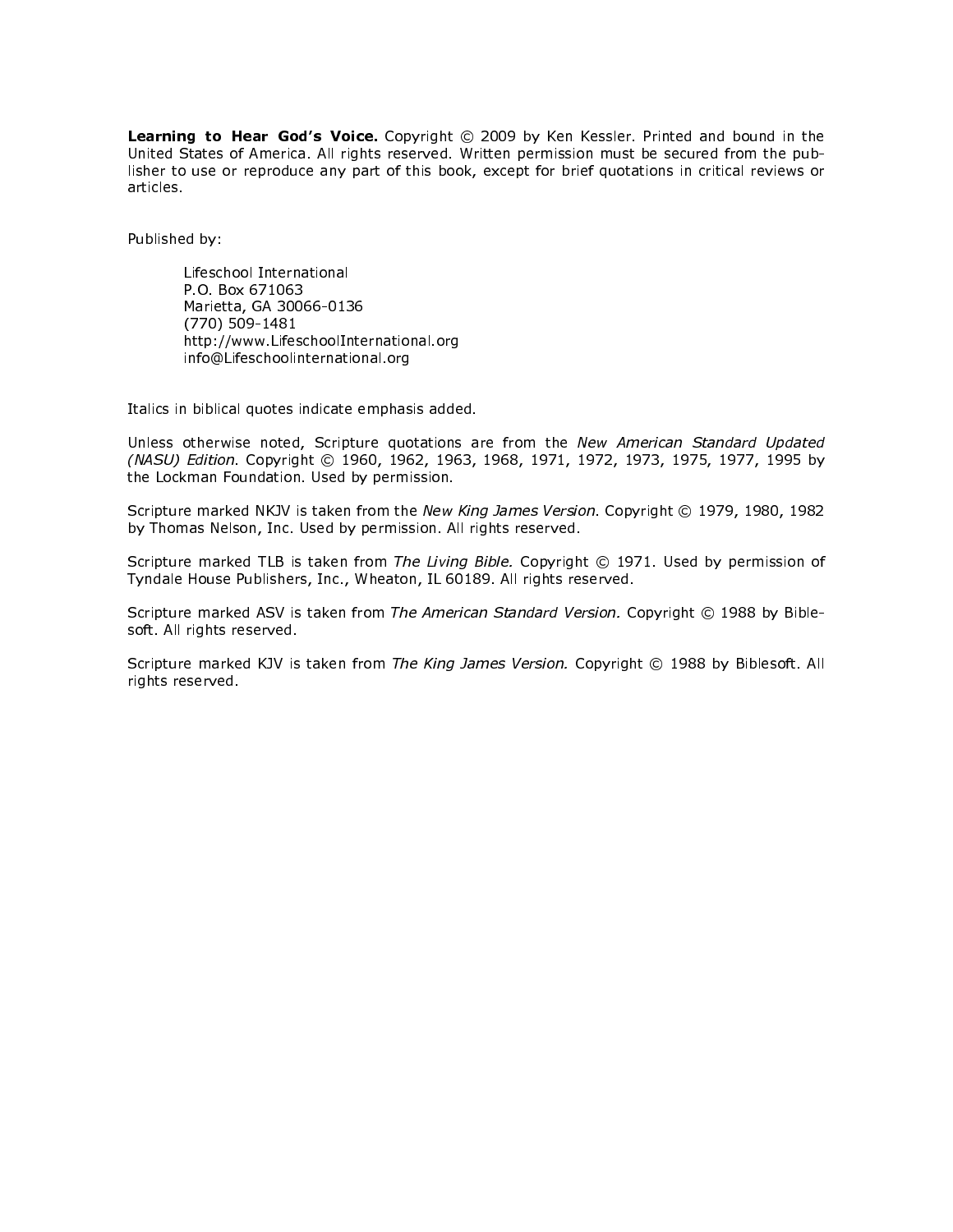**Learning to Hear God's Voice.** Copyright © 2009 by Ken Kessler. Printed and bound in the United States of America. All rights reserved. Written permission must be secured from the publisher to use or reproduce any part of this book, except for brief quotations in critical reviews or articles.

Published by:

> Lifeschool International
> P.O. Box 671063
> Marietta, GA 30066-0136
> (770) 509-1481
> http://www.LifeschoolInternational.org
> info@Lifeschoolinternational.org

Italics in biblical quotes indicate emphasis added.

Unless otherwise noted, Scripture quotations are from the *New American Standard Updated (NASU) Edition*. Copyright © 1960, 1962, 1963, 1968, 1971, 1972, 1973, 1975, 1977, 1995 by the Lockman Foundation. Used by permission.

Scripture marked NKJV is taken from the *New King James Version*. Copyright © 1979, 1980, 1982 by Thomas Nelson, Inc. Used by permission. All rights reserved.

Scripture marked TLB is taken from *The Living Bible.* Copyright © 1971. Used by permission of Tyndale House Publishers, Inc., Wheaton, IL 60189. All rights reserved.

Scripture marked ASV is taken from *The American Standard Version.* Copyright © 1988 by Biblesoft. All rights reserved.

Scripture marked KJV is taken from *The King James Version.* Copyright © 1988 by Biblesoft. All rights reserved.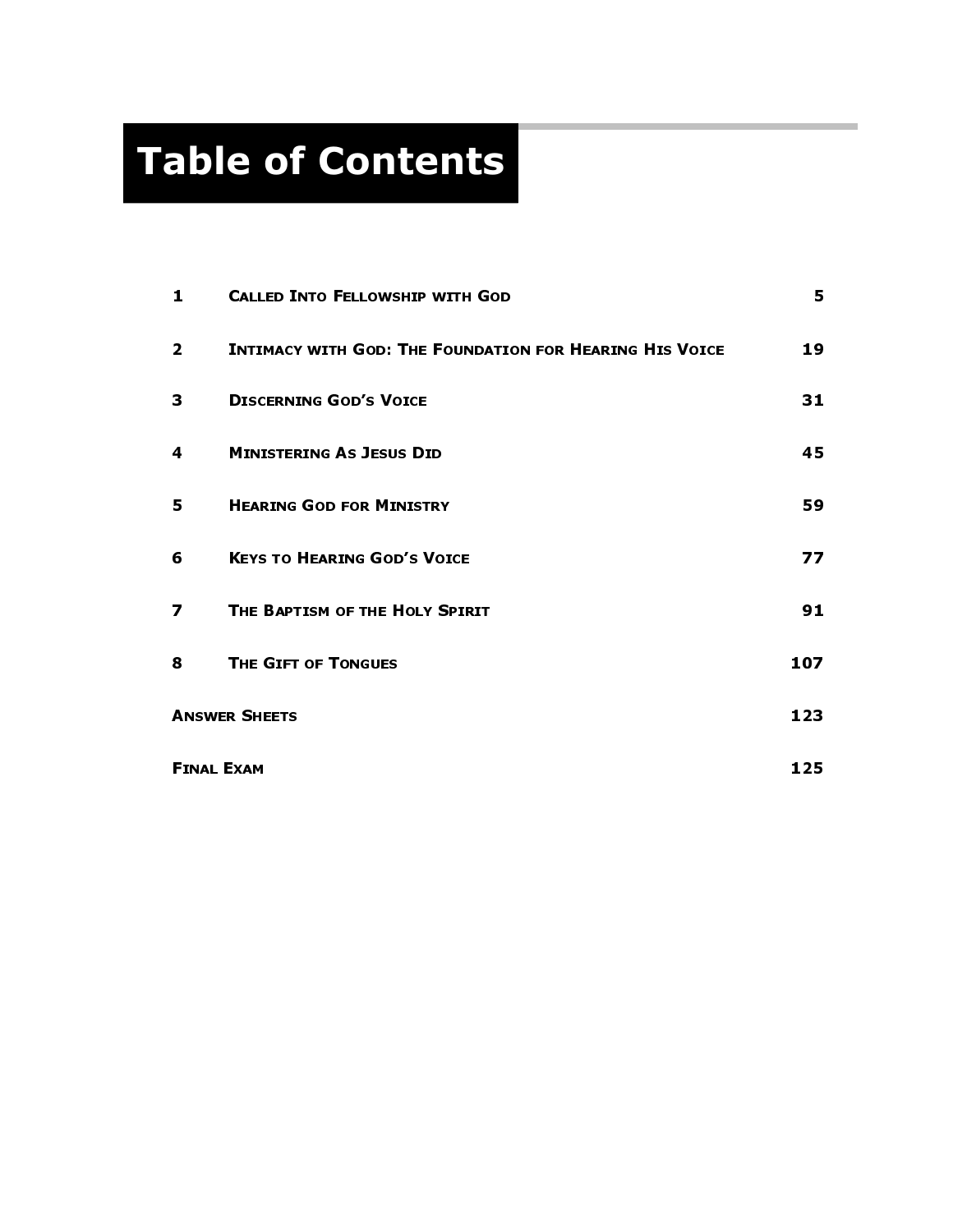# Table of Contents

| | | |
|---|---|---|
| 1 | Called Into Fellowship with God | 5 |
| 2 | Intimacy with God: The Foundation for Hearing His Voice | 19 |
| 3 | Discerning God's Voice | 31 |
| 4 | Ministering As Jesus Did | 45 |
| 5 | Hearing God for Ministry | 59 |
| 6 | Keys to Hearing God's Voice | 77 |
| 7 | The Baptism of the Holy Spirit | 91 |
| 8 | The Gift of Tongues | 107 |
| Answer Sheets | | 123 |
| Final Exam | | 125 |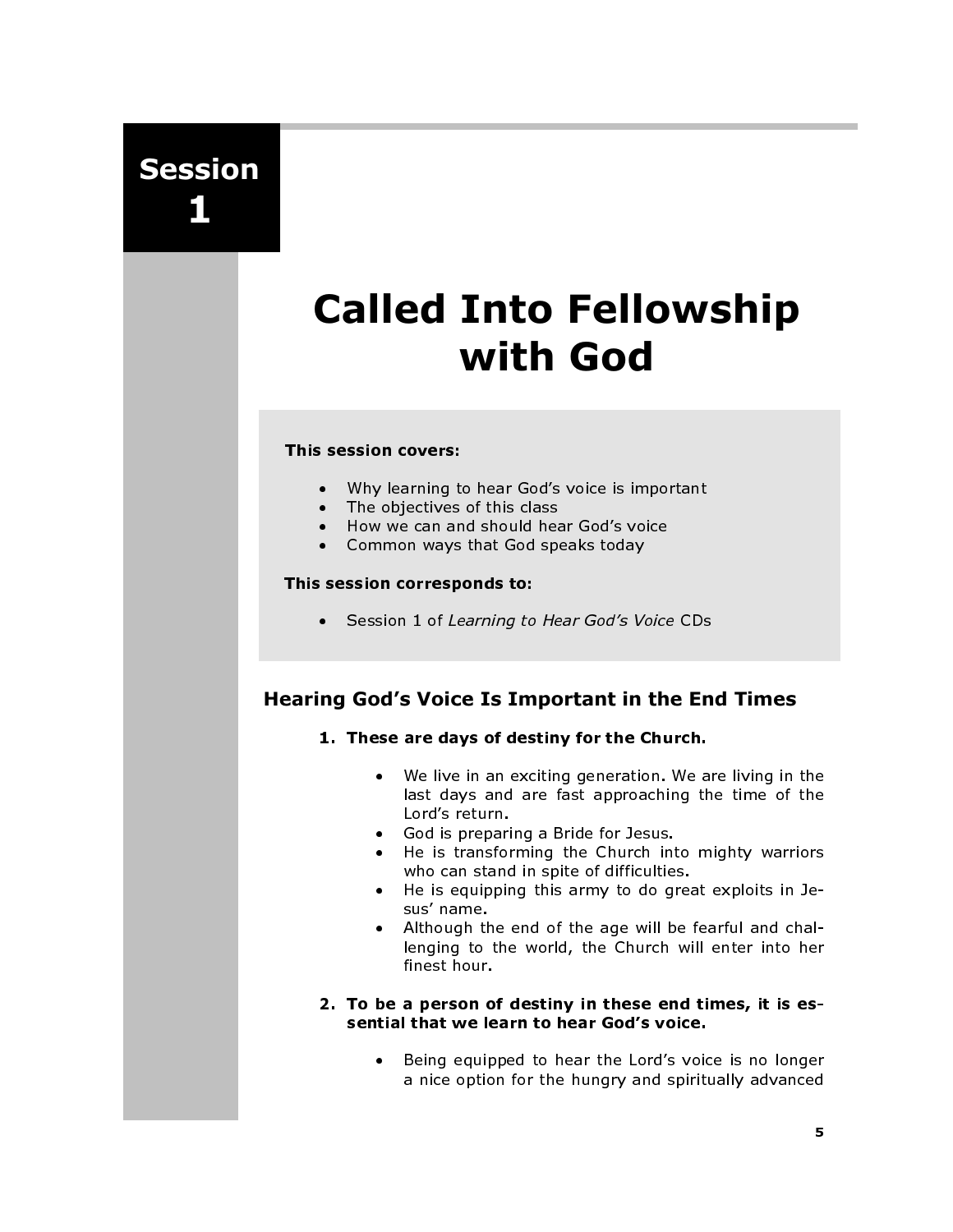**Session 1**

# Called Into Fellowship with God

**This session covers:**

- Why learning to hear God's voice is important
- The objectives of this class
- How we can and should hear God's voice
- Common ways that God speaks today

**This session corresponds to:**

- Session 1 of *Learning to Hear God's Voice* CDs

## Hearing God's Voice Is Important in the End Times

1. **These are days of destiny for the Church.**
   - We live in an exciting generation. We are living in the last days and are fast approaching the time of the Lord's return.
   - God is preparing a Bride for Jesus.
   - He is transforming the Church into mighty warriors who can stand in spite of difficulties.
   - He is equipping this army to do great exploits in Jesus' name.
   - Although the end of the age will be fearful and challenging to the world, the Church will enter into her finest hour.

2. **To be a person of destiny in these end times, it is essential that we learn to hear God's voice.**
   - Being equipped to hear the Lord's voice is no longer a nice option for the hungry and spiritually advanced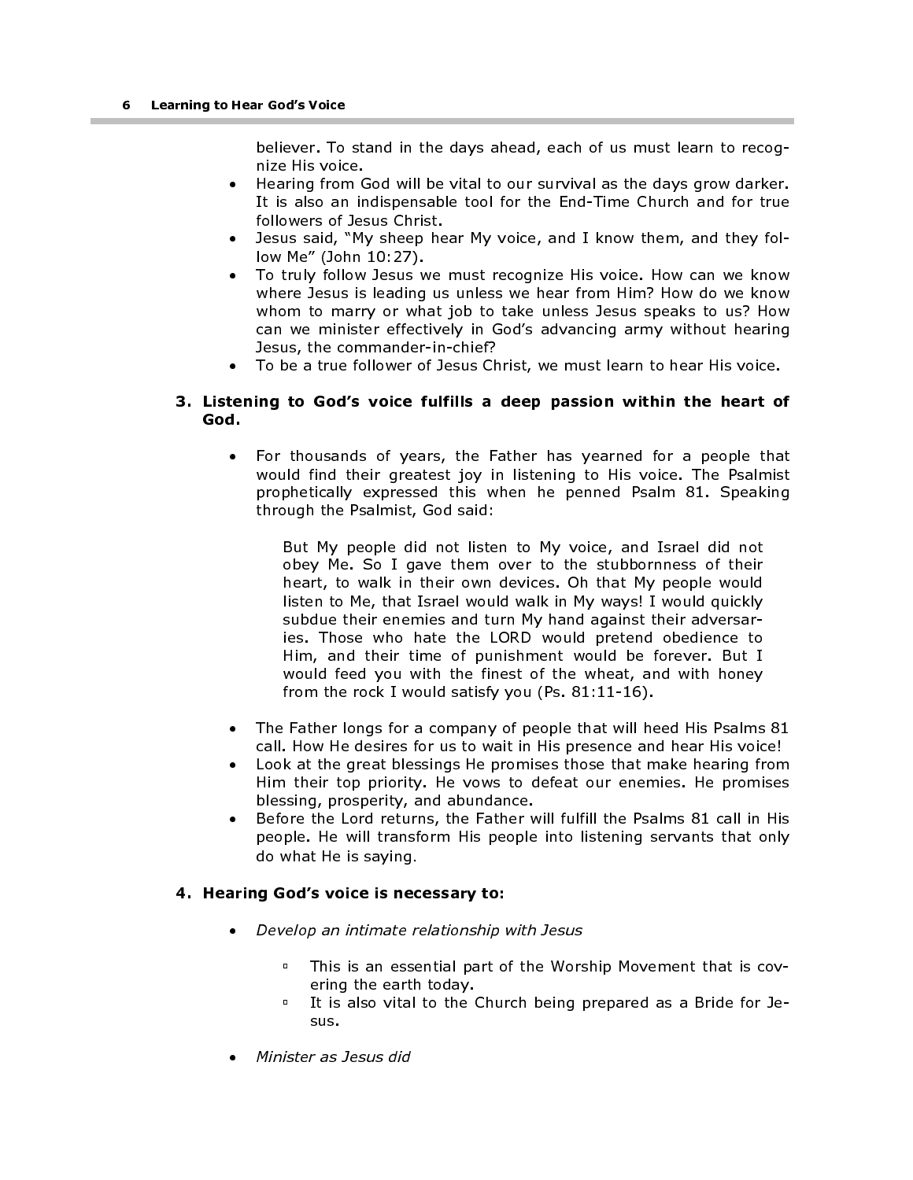believer. To stand in the days ahead, each of us must learn to recognize His voice.

- Hearing from God will be vital to our survival as the days grow darker. It is also an indispensable tool for the End-Time Church and for true followers of Jesus Christ.
- Jesus said, "My sheep hear My voice, and I know them, and they follow Me" (John 10:27).
- To truly follow Jesus we must recognize His voice. How can we know where Jesus is leading us unless we hear from Him? How do we know whom to marry or what job to take unless Jesus speaks to us? How can we minister effectively in God's advancing army without hearing Jesus, the commander-in-chief?
- To be a true follower of Jesus Christ, we must learn to hear His voice.

**3. Listening to God's voice fulfills a deep passion within the heart of God.**

- For thousands of years, the Father has yearned for a people that would find their greatest joy in listening to His voice. The Psalmist prophetically expressed this when he penned Psalm 81. Speaking through the Psalmist, God said:

> But My people did not listen to My voice, and Israel did not obey Me. So I gave them over to the stubbornness of their heart, to walk in their own devices. Oh that My people would listen to Me, that Israel would walk in My ways! I would quickly subdue their enemies and turn My hand against their adversaries. Those who hate the LORD would pretend obedience to Him, and their time of punishment would be forever. But I would feed you with the finest of the wheat, and with honey from the rock I would satisfy you (Ps. 81:11-16).

- The Father longs for a company of people that will heed His Psalms 81 call. How He desires for us to wait in His presence and hear His voice!
- Look at the great blessings He promises those that make hearing from Him their top priority. He vows to defeat our enemies. He promises blessing, prosperity, and abundance.
- Before the Lord returns, the Father will fulfill the Psalms 81 call in His people. He will transform His people into listening servants that only do what He is saying.

**4. Hearing God's voice is necessary to:**

- *Develop an intimate relationship with Jesus*
  - This is an essential part of the Worship Movement that is covering the earth today.
  - It is also vital to the Church being prepared as a Bride for Jesus.
- *Minister as Jesus did*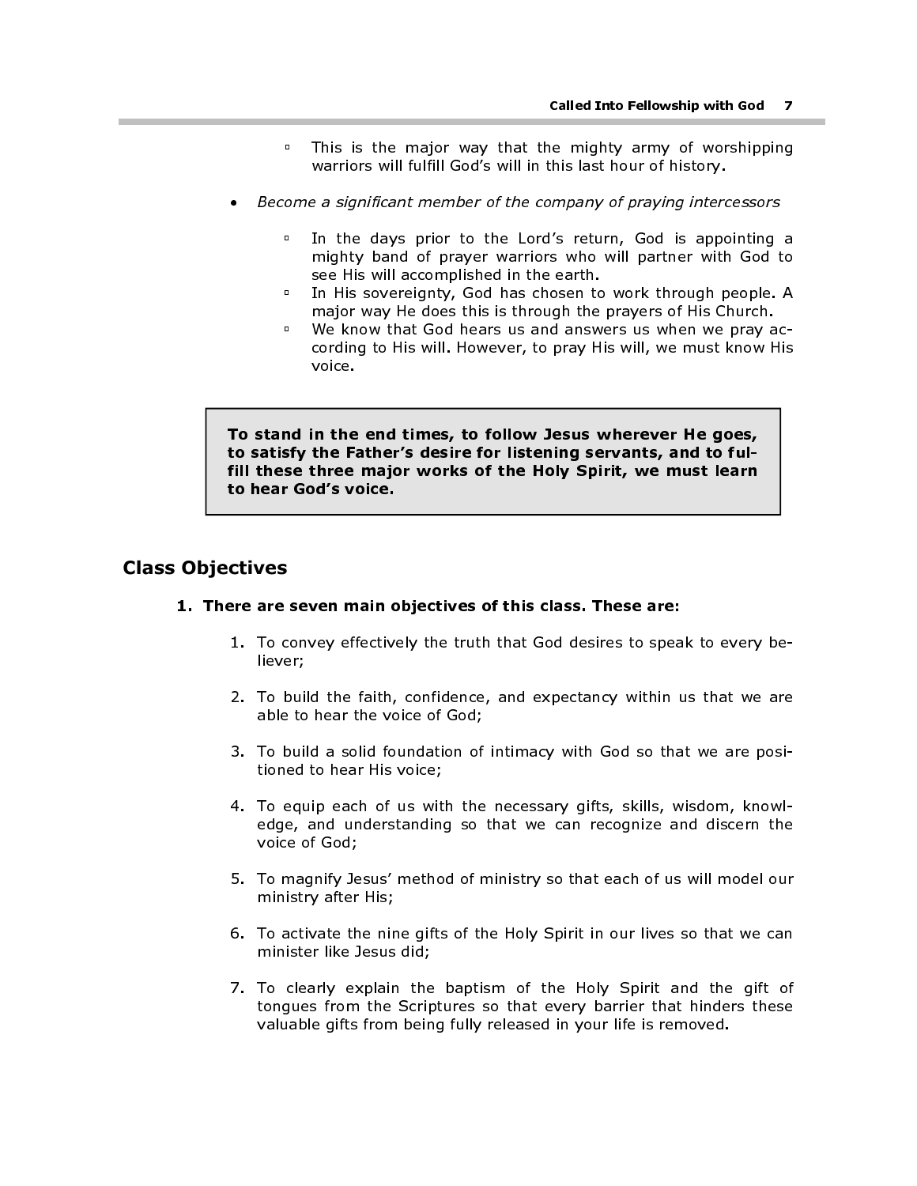- This is the major way that the mighty army of worshipping warriors will fulfill God's will in this last hour of history.

- *Become a significant member of the company of praying intercessors*

  - In the days prior to the Lord's return, God is appointing a mighty band of prayer warriors who will partner with God to see His will accomplished in the earth.
  - In His sovereignty, God has chosen to work through people. A major way He does this is through the prayers of His Church.
  - We know that God hears us and answers us when we pray according to His will. However, to pray His will, we must know His voice.

> **To stand in the end times, to follow Jesus wherever He goes, to satisfy the Father's desire for listening servants, and to fulfill these three major works of the Holy Spirit, we must learn to hear God's voice.**

## Class Objectives

**1. There are seven main objectives of this class. These are:**

1. To convey effectively the truth that God desires to speak to every believer;

2. To build the faith, confidence, and expectancy within us that we are able to hear the voice of God;

3. To build a solid foundation of intimacy with God so that we are positioned to hear His voice;

4. To equip each of us with the necessary gifts, skills, wisdom, knowledge, and understanding so that we can recognize and discern the voice of God;

5. To magnify Jesus' method of ministry so that each of us will model our ministry after His;

6. To activate the nine gifts of the Holy Spirit in our lives so that we can minister like Jesus did;

7. To clearly explain the baptism of the Holy Spirit and the gift of tongues from the Scriptures so that every barrier that hinders these valuable gifts from being fully released in your life is removed.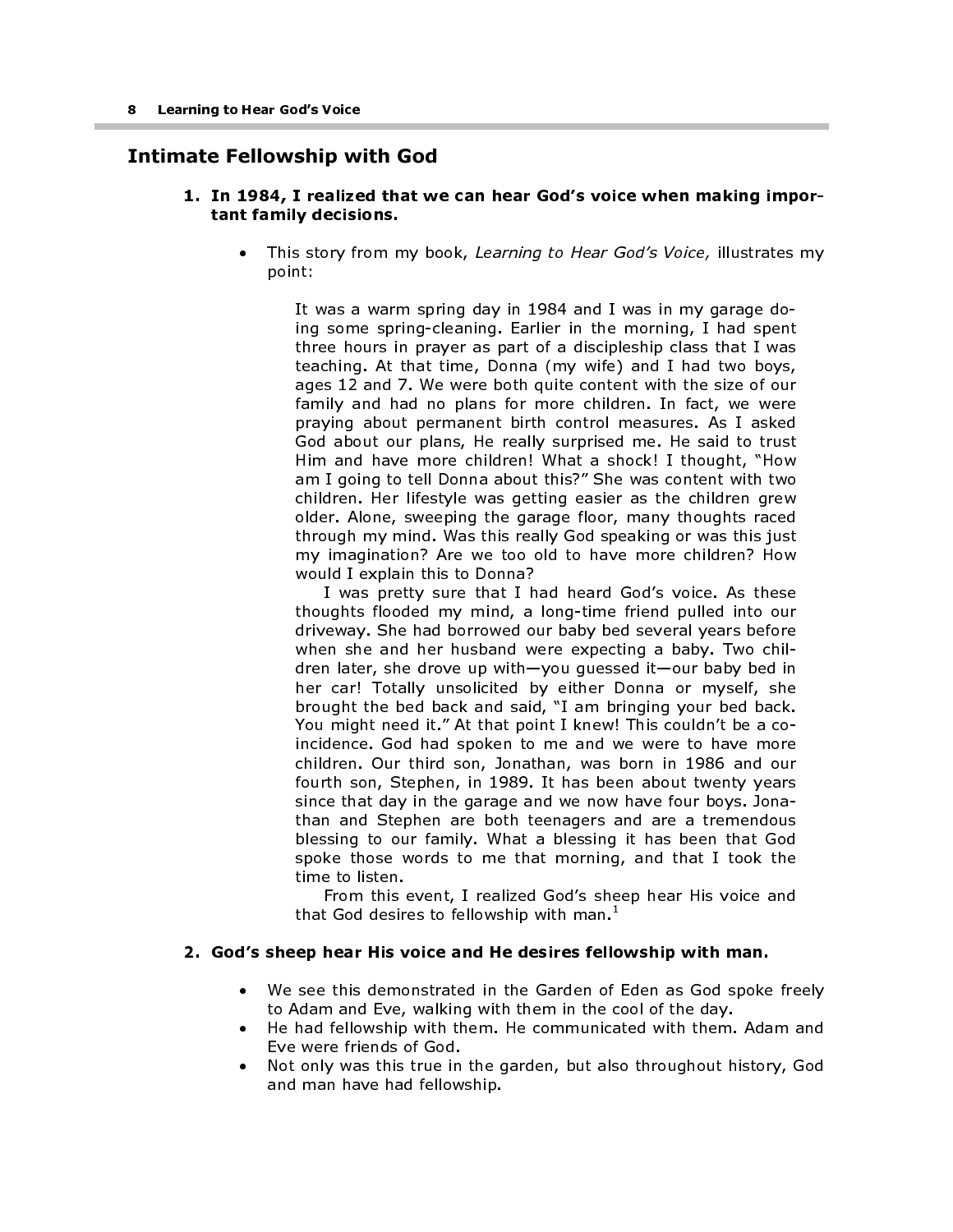## Intimate Fellowship with God

1. **In 1984, I realized that we can hear God's voice when making important family decisions.**

   - This story from my book, *Learning to Hear God's Voice,* illustrates my point:

     > It was a warm spring day in 1984 and I was in my garage doing some spring-cleaning. Earlier in the morning, I had spent three hours in prayer as part of a discipleship class that I was teaching. At that time, Donna (my wife) and I had two boys, ages 12 and 7. We were both quite content with the size of our family and had no plans for more children. In fact, we were praying about permanent birth control measures. As I asked God about our plans, He really surprised me. He said to trust Him and have more children! What a shock! I thought, "How am I going to tell Donna about this?" She was content with two children. Her lifestyle was getting easier as the children grew older. Alone, sweeping the garage floor, many thoughts raced through my mind. Was this really God speaking or was this just my imagination? Are we too old to have more children? How would I explain this to Donna?
     >
     > I was pretty sure that I had heard God's voice. As these thoughts flooded my mind, a long-time friend pulled into our driveway. She had borrowed our baby bed several years before when she and her husband were expecting a baby. Two children later, she drove up with—you guessed it—our baby bed in her car! Totally unsolicited by either Donna or myself, she brought the bed back and said, "I am bringing your bed back. You might need it." At that point I knew! This couldn't be a coincidence. God had spoken to me and we were to have more children. Our third son, Jonathan, was born in 1986 and our fourth son, Stephen, in 1989. It has been about twenty years since that day in the garage and we now have four boys. Jonathan and Stephen are both teenagers and are a tremendous blessing to our family. What a blessing it has been that God spoke those words to me that morning, and that I took the time to listen.
     >
     > From this event, I realized God's sheep hear His voice and that God desires to fellowship with man.[1]

2. **God's sheep hear His voice and He desires fellowship with man.**

   - We see this demonstrated in the Garden of Eden as God spoke freely to Adam and Eve, walking with them in the cool of the day.
   - He had fellowship with them. He communicated with them. Adam and Eve were friends of God.
   - Not only was this true in the garden, but also throughout history, God and man have had fellowship.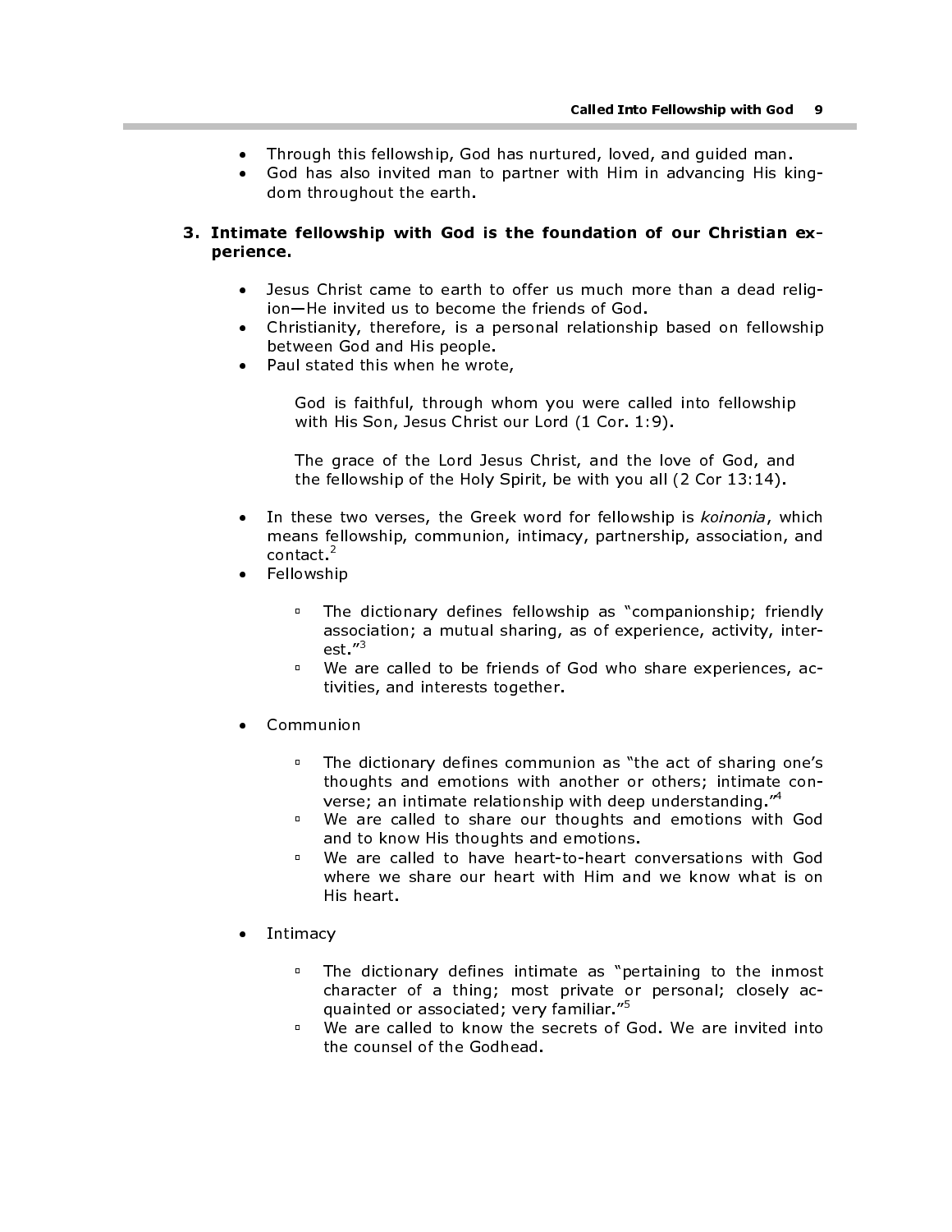- Through this fellowship, God has nurtured, loved, and guided man.
- God has also invited man to partner with Him in advancing His kingdom throughout the earth.

**3. Intimate fellowship with God is the foundation of our Christian experience.**

- Jesus Christ came to earth to offer us much more than a dead religion—He invited us to become the friends of God.
- Christianity, therefore, is a personal relationship based on fellowship between God and His people.
- Paul stated this when he wrote,

> God is faithful, through whom you were called into fellowship with His Son, Jesus Christ our Lord (1 Cor. 1:9).
>
> The grace of the Lord Jesus Christ, and the love of God, and the fellowship of the Holy Spirit, be with you all (2 Cor 13:14).

- In these two verses, the Greek word for fellowship is *koinonia*, which means fellowship, communion, intimacy, partnership, association, and contact.[2]
- Fellowship
  - The dictionary defines fellowship as "companionship; friendly association; a mutual sharing, as of experience, activity, interest."[3]
  - We are called to be friends of God who share experiences, activities, and interests together.
- Communion
  - The dictionary defines communion as "the act of sharing one's thoughts and emotions with another or others; intimate converse; an intimate relationship with deep understanding."[4]
  - We are called to share our thoughts and emotions with God and to know His thoughts and emotions.
  - We are called to have heart-to-heart conversations with God where we share our heart with Him and we know what is on His heart.
- Intimacy
  - The dictionary defines intimate as "pertaining to the inmost character of a thing; most private or personal; closely acquainted or associated; very familiar."[5]
  - We are called to know the secrets of God. We are invited into the counsel of the Godhead.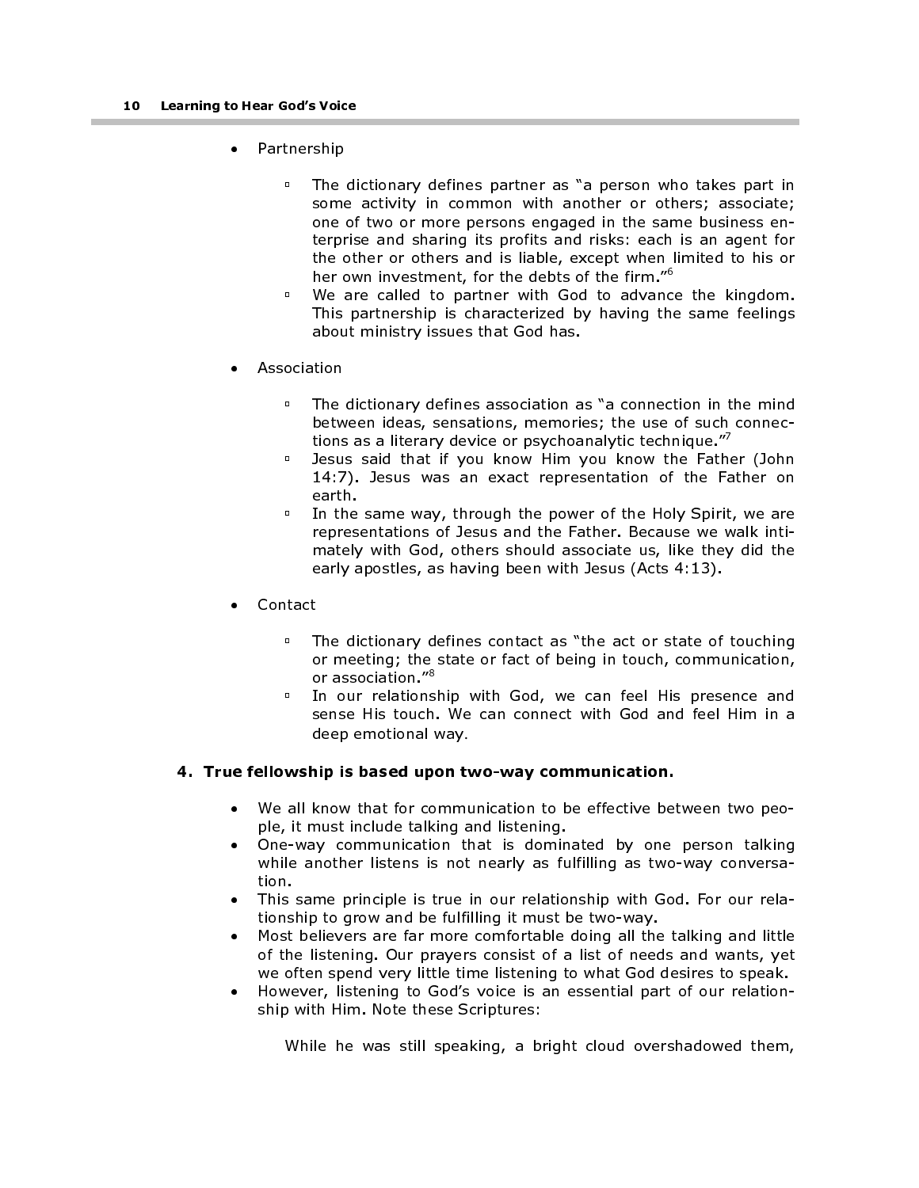- Partnership

  - The dictionary defines partner as "a person who takes part in some activity in common with another or others; associate; one of two or more persons engaged in the same business enterprise and sharing its profits and risks: each is an agent for the other or others and is liable, except when limited to his or her own investment, for the debts of the firm."[6]
  - We are called to partner with God to advance the kingdom. This partnership is characterized by having the same feelings about ministry issues that God has.

- Association

  - The dictionary defines association as "a connection in the mind between ideas, sensations, memories; the use of such connections as a literary device or psychoanalytic technique."[7]
  - Jesus said that if you know Him you know the Father (John 14:7). Jesus was an exact representation of the Father on earth.
  - In the same way, through the power of the Holy Spirit, we are representations of Jesus and the Father. Because we walk intimately with God, others should associate us, like they did the early apostles, as having been with Jesus (Acts 4:13).

- Contact

  - The dictionary defines contact as "the act or state of touching or meeting; the state or fact of being in touch, communication, or association."[8]
  - In our relationship with God, we can feel His presence and sense His touch. We can connect with God and feel Him in a deep emotional way.

**4. True fellowship is based upon two-way communication.**

- We all know that for communication to be effective between two people, it must include talking and listening.
- One-way communication that is dominated by one person talking while another listens is not nearly as fulfilling as two-way conversation.
- This same principle is true in our relationship with God. For our relationship to grow and be fulfilling it must be two-way.
- Most believers are far more comfortable doing all the talking and little of the listening. Our prayers consist of a list of needs and wants, yet we often spend very little time listening to what God desires to speak.
- However, listening to God's voice is an essential part of our relationship with Him. Note these Scriptures:

  While he was still speaking, a bright cloud overshadowed them,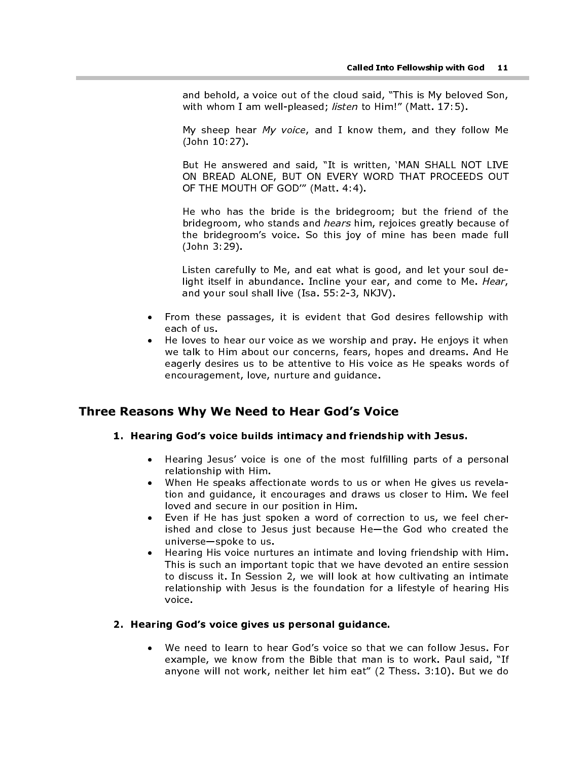and behold, a voice out of the cloud said, "This is My beloved Son, with whom I am well-pleased; *listen* to Him!" (Matt. 17:5).

My sheep hear *My voice*, and I know them, and they follow Me (John 10:27).

But He answered and said, "It is written, 'MAN SHALL NOT LIVE ON BREAD ALONE, BUT ON EVERY WORD THAT PROCEEDS OUT OF THE MOUTH OF GOD'" (Matt. 4:4).

He who has the bride is the bridegroom; but the friend of the bridegroom, who stands and *hears* him, rejoices greatly because of the bridegroom's voice. So this joy of mine has been made full (John 3:29).

Listen carefully to Me, and eat what is good, and let your soul delight itself in abundance. Incline your ear, and come to Me. *Hear*, and your soul shall live (Isa. 55:2-3, NKJV).

- From these passages, it is evident that God desires fellowship with each of us.
- He loves to hear our voice as we worship and pray. He enjoys it when we talk to Him about our concerns, fears, hopes and dreams. And He eagerly desires us to be attentive to His voice as He speaks words of encouragement, love, nurture and guidance.

## Three Reasons Why We Need to Hear God's Voice

**1. Hearing God's voice builds intimacy and friendship with Jesus.**

- Hearing Jesus' voice is one of the most fulfilling parts of a personal relationship with Him.
- When He speaks affectionate words to us or when He gives us revelation and guidance, it encourages and draws us closer to Him. We feel loved and secure in our position in Him.
- Even if He has just spoken a word of correction to us, we feel cherished and close to Jesus just because He—the God who created the universe—spoke to us.
- Hearing His voice nurtures an intimate and loving friendship with Him. This is such an important topic that we have devoted an entire session to discuss it. In Session 2, we will look at how cultivating an intimate relationship with Jesus is the foundation for a lifestyle of hearing His voice.

**2. Hearing God's voice gives us personal guidance.**

- We need to learn to hear God's voice so that we can follow Jesus. For example, we know from the Bible that man is to work. Paul said, "If anyone will not work, neither let him eat" (2 Thess. 3:10). But we do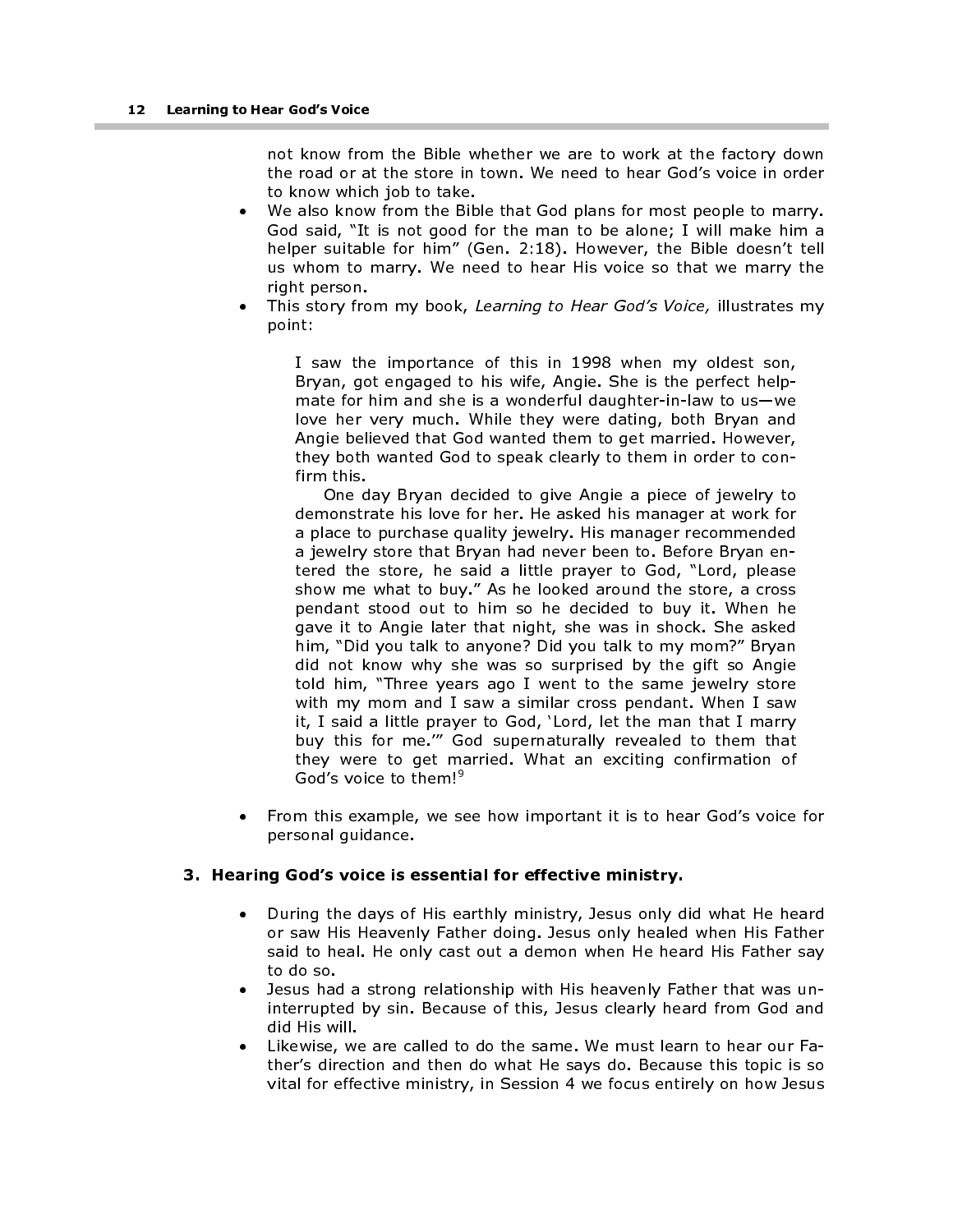not know from the Bible whether we are to work at the factory down the road or at the store in town. We need to hear God's voice in order to know which job to take.

- We also know from the Bible that God plans for most people to marry. God said, "It is not good for the man to be alone; I will make him a helper suitable for him" (Gen. 2:18). However, the Bible doesn't tell us whom to marry. We need to hear His voice so that we marry the right person.
- This story from my book, *Learning to Hear God's Voice,* illustrates my point:

> I saw the importance of this in 1998 when my oldest son, Bryan, got engaged to his wife, Angie. She is the perfect help-mate for him and she is a wonderful daughter-in-law to us—we love her very much. While they were dating, both Bryan and Angie believed that God wanted them to get married. However, they both wanted God to speak clearly to them in order to confirm this.
>
> One day Bryan decided to give Angie a piece of jewelry to demonstrate his love for her. He asked his manager at work for a place to purchase quality jewelry. His manager recommended a jewelry store that Bryan had never been to. Before Bryan entered the store, he said a little prayer to God, "Lord, please show me what to buy." As he looked around the store, a cross pendant stood out to him so he decided to buy it. When he gave it to Angie later that night, she was in shock. She asked him, "Did you talk to anyone? Did you talk to my mom?" Bryan did not know why she was so surprised by the gift so Angie told him, "Three years ago I went to the same jewelry store with my mom and I saw a similar cross pendant. When I saw it, I said a little prayer to God, 'Lord, let the man that I marry buy this for me.'" God supernaturally revealed to them that they were to get married. What an exciting confirmation of God's voice to them![9]

- From this example, we see how important it is to hear God's voice for personal guidance.

### 3. Hearing God's voice is essential for effective ministry.

- During the days of His earthly ministry, Jesus only did what He heard or saw His Heavenly Father doing. Jesus only healed when His Father said to heal. He only cast out a demon when He heard His Father say to do so.
- Jesus had a strong relationship with His heavenly Father that was uninterrupted by sin. Because of this, Jesus clearly heard from God and did His will.
- Likewise, we are called to do the same. We must learn to hear our Father's direction and then do what He says do. Because this topic is so vital for effective ministry, in Session 4 we focus entirely on how Jesus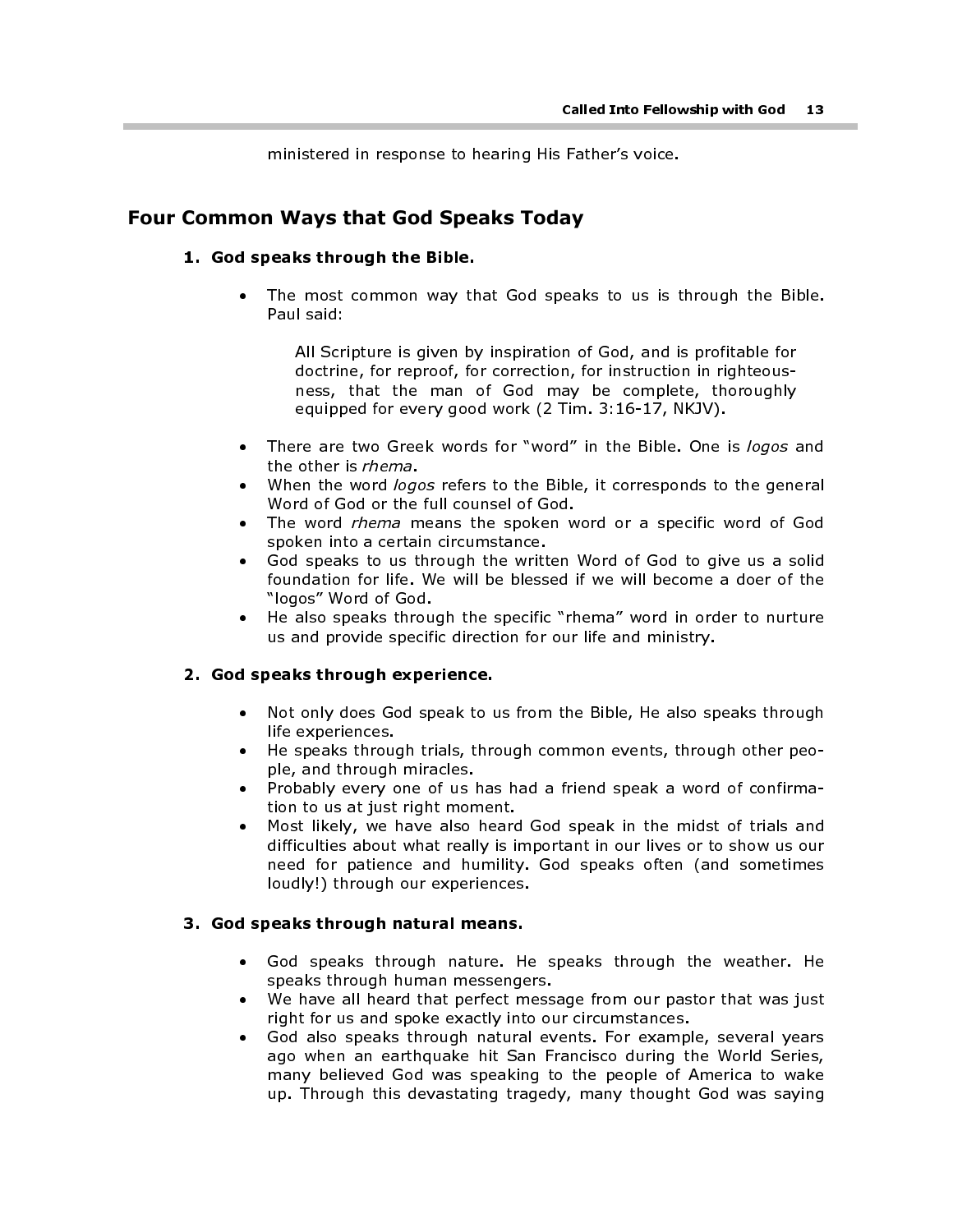ministered in response to hearing His Father's voice.

## Four Common Ways that God Speaks Today

### 1. God speaks through the Bible.

- The most common way that God speaks to us is through the Bible. Paul said:

  > All Scripture is given by inspiration of God, and is profitable for doctrine, for reproof, for correction, for instruction in righteousness, that the man of God may be complete, thoroughly equipped for every good work (2 Tim. 3:16-17, NKJV).

- There are two Greek words for "word" in the Bible. One is *logos* and the other is *rhema*.
- When the word *logos* refers to the Bible, it corresponds to the general Word of God or the full counsel of God.
- The word *rhema* means the spoken word or a specific word of God spoken into a certain circumstance.
- God speaks to us through the written Word of God to give us a solid foundation for life. We will be blessed if we will become a doer of the "logos" Word of God.
- He also speaks through the specific "rhema" word in order to nurture us and provide specific direction for our life and ministry.

### 2. God speaks through experience.

- Not only does God speak to us from the Bible, He also speaks through life experiences.
- He speaks through trials, through common events, through other people, and through miracles.
- Probably every one of us has had a friend speak a word of confirmation to us at just right moment.
- Most likely, we have also heard God speak in the midst of trials and difficulties about what really is important in our lives or to show us our need for patience and humility. God speaks often (and sometimes loudly!) through our experiences.

### 3. God speaks through natural means.

- God speaks through nature. He speaks through the weather. He speaks through human messengers.
- We have all heard that perfect message from our pastor that was just right for us and spoke exactly into our circumstances.
- God also speaks through natural events. For example, several years ago when an earthquake hit San Francisco during the World Series, many believed God was speaking to the people of America to wake up. Through this devastating tragedy, many thought God was saying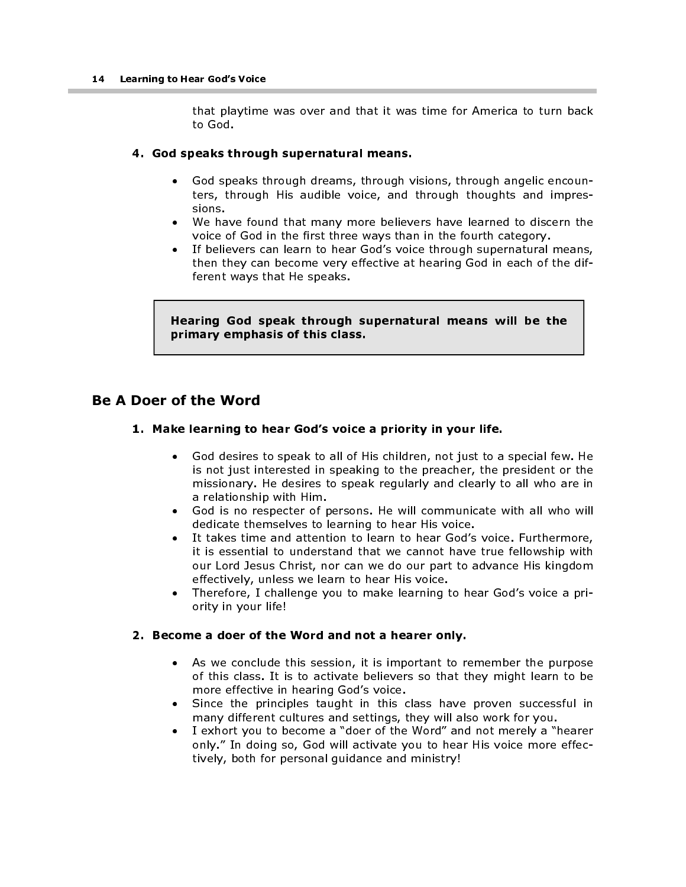that playtime was over and that it was time for America to turn back to God.

**4. God speaks through supernatural means.**

- God speaks through dreams, through visions, through angelic encounters, through His audible voice, and through thoughts and impressions.
- We have found that many more believers have learned to discern the voice of God in the first three ways than in the fourth category.
- If believers can learn to hear God's voice through supernatural means, then they can become very effective at hearing God in each of the different ways that He speaks.

> **Hearing God speak through supernatural means will be the primary emphasis of this class.**

## Be A Doer of the Word

**1. Make learning to hear God's voice a priority in your life.**

- God desires to speak to all of His children, not just to a special few. He is not just interested in speaking to the preacher, the president or the missionary. He desires to speak regularly and clearly to all who are in a relationship with Him.
- God is no respecter of persons. He will communicate with all who will dedicate themselves to learning to hear His voice.
- It takes time and attention to learn to hear God's voice. Furthermore, it is essential to understand that we cannot have true fellowship with our Lord Jesus Christ, nor can we do our part to advance His kingdom effectively, unless we learn to hear His voice.
- Therefore, I challenge you to make learning to hear God's voice a priority in your life!

**2. Become a doer of the Word and not a hearer only.**

- As we conclude this session, it is important to remember the purpose of this class. It is to activate believers so that they might learn to be more effective in hearing God's voice.
- Since the principles taught in this class have proven successful in many different cultures and settings, they will also work for you.
- I exhort you to become a "doer of the Word" and not merely a "hearer only." In doing so, God will activate you to hear His voice more effectively, both for personal guidance and ministry!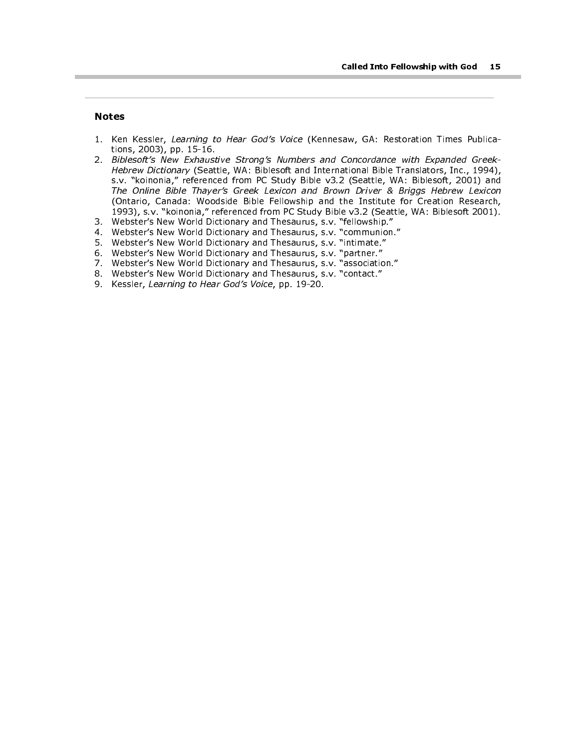## Notes

1. Ken Kessler, *Learning to Hear God's Voice* (Kennesaw, GA: Restoration Times Publications, 2003), pp. 15-16.
2. *Biblesoft's New Exhaustive Strong's Numbers and Concordance with Expanded Greek-Hebrew Dictionary* (Seattle, WA: Biblesoft and International Bible Translators, Inc., 1994), s.v. "koinonia," referenced from PC Study Bible v3.2 (Seattle, WA: Biblesoft, 2001) and *The Online Bible Thayer's Greek Lexicon and Brown Driver & Briggs Hebrew Lexicon* (Ontario, Canada: Woodside Bible Fellowship and the Institute for Creation Research, 1993), s.v. "koinonia," referenced from PC Study Bible v3.2 (Seattle, WA: Biblesoft 2001).
3. Webster's New World Dictionary and Thesaurus, s.v. "fellowship."
4. Webster's New World Dictionary and Thesaurus, s.v. "communion."
5. Webster's New World Dictionary and Thesaurus, s.v. "intimate."
6. Webster's New World Dictionary and Thesaurus, s.v. "partner."
7. Webster's New World Dictionary and Thesaurus, s.v. "association."
8. Webster's New World Dictionary and Thesaurus, s.v. "contact."
9. Kessler, *Learning to Hear God's Voice*, pp. 19-20.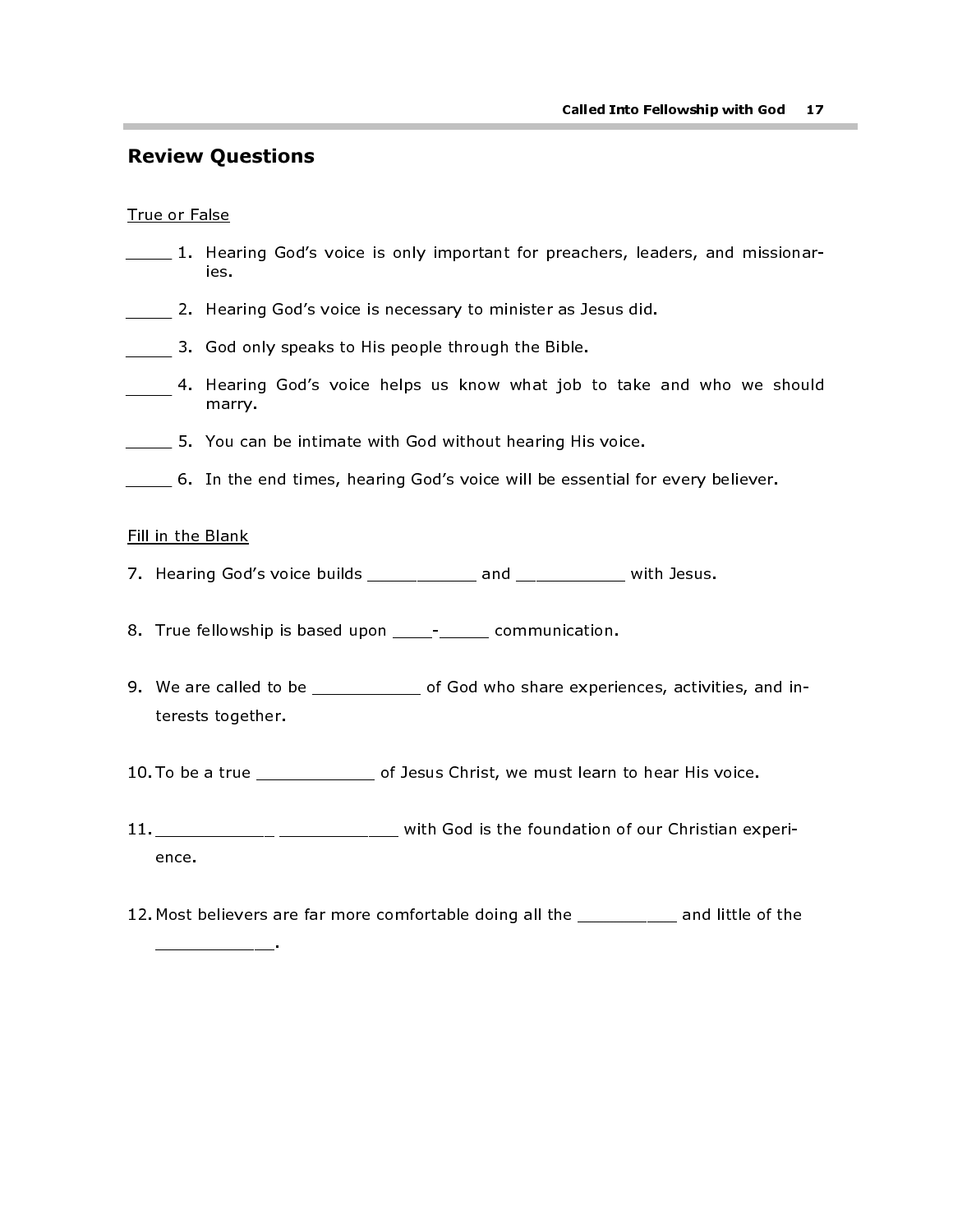## Review Questions

True or False

_____ 1. Hearing God's voice is only important for preachers, leaders, and missionaries.

_____ 2. Hearing God's voice is necessary to minister as Jesus did.

_____ 3. God only speaks to His people through the Bible.

_____ 4. Hearing God's voice helps us know what job to take and who we should marry.

_____ 5. You can be intimate with God without hearing His voice.

_____ 6. In the end times, hearing God's voice will be essential for every believer.

Fill in the Blank

7. Hearing God's voice builds ___________ and ___________ with Jesus.

8. True fellowship is based upon ____-_____ communication.

9. We are called to be ___________ of God who share experiences, activities, and interests together.

10. To be a true ____________ of Jesus Christ, we must learn to hear His voice.

11. ____________ ____________ with God is the foundation of our Christian experience.

12. Most believers are far more comfortable doing all the __________ and little of the ____________.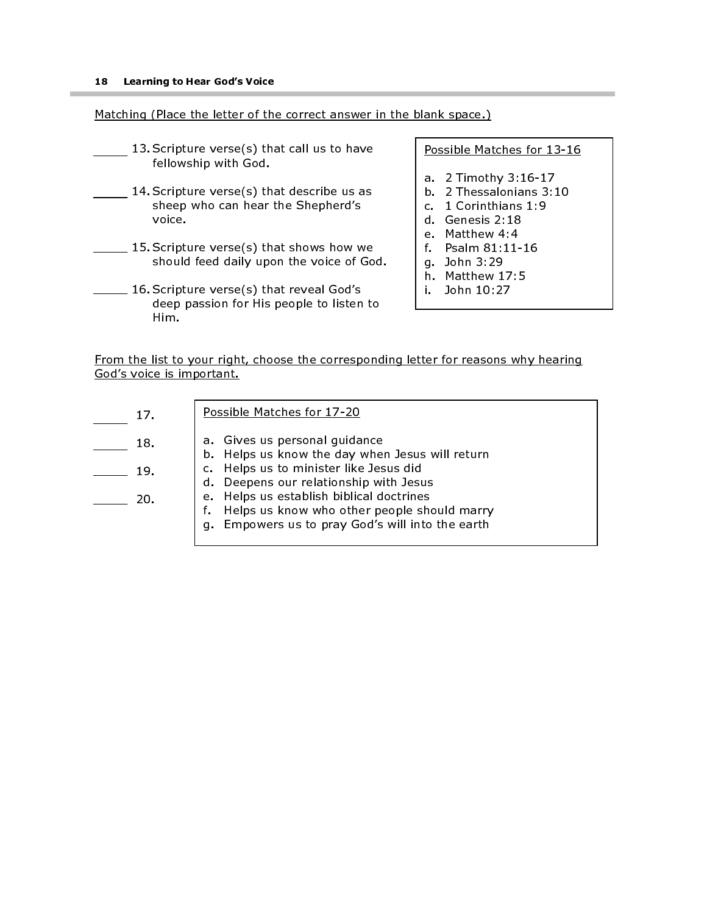Matching (Place the letter of the correct answer in the blank space.)

_____ 13. Scripture verse(s) that call us to have fellowship with God.

_____ 14. Scripture verse(s) that describe us as sheep who can hear the Shepherd's voice.

_____ 15. Scripture verse(s) that shows how we should feed daily upon the voice of God.

_____ 16. Scripture verse(s) that reveal God's deep passion for His people to listen to Him.

Possible Matches for 13-16

a. 2 Timothy 3:16-17
b. 2 Thessalonians 3:10
c. 1 Corinthians 1:9
d. Genesis 2:18
e. Matthew 4:4
f. Psalm 81:11-16
g. John 3:29
h. Matthew 17:5
i. John 10:27

From the list to your right, choose the corresponding letter for reasons why hearing God's voice is important.

_____ 17.

_____ 18.

_____ 19.

_____ 20.

Possible Matches for 17-20

a. Gives us personal guidance
b. Helps us know the day when Jesus will return
c. Helps us to minister like Jesus did
d. Deepens our relationship with Jesus
e. Helps us establish biblical doctrines
f. Helps us know who other people should marry
g. Empowers us to pray God's will into the earth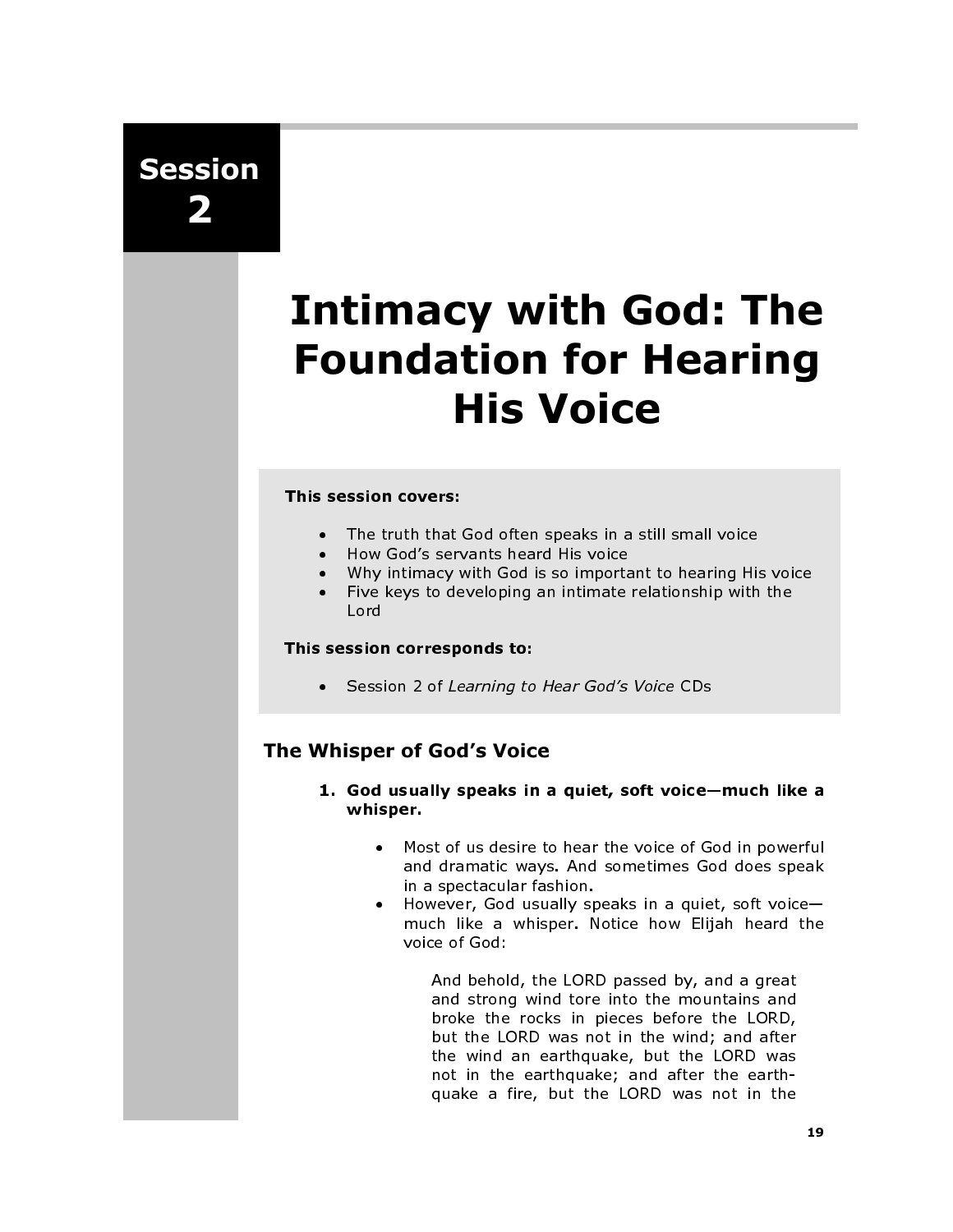Session 2

# Intimacy with God: The Foundation for Hearing His Voice

**This session covers:**

- The truth that God often speaks in a still small voice
- How God's servants heard His voice
- Why intimacy with God is so important to hearing His voice
- Five keys to developing an intimate relationship with the Lord

**This session corresponds to:**

- Session 2 of *Learning to Hear God's Voice* CDs

## The Whisper of God's Voice

1. **God usually speaks in a quiet, soft voice—much like a whisper.**

   - Most of us desire to hear the voice of God in powerful and dramatic ways. And sometimes God does speak in a spectacular fashion.
   - However, God usually speaks in a quiet, soft voice—much like a whisper. Notice how Elijah heard the voice of God:

     > And behold, the LORD passed by, and a great and strong wind tore into the mountains and broke the rocks in pieces before the LORD, but the LORD was not in the wind; and after the wind an earthquake, but the LORD was not in the earthquake; and after the earthquake a fire, but the LORD was not in the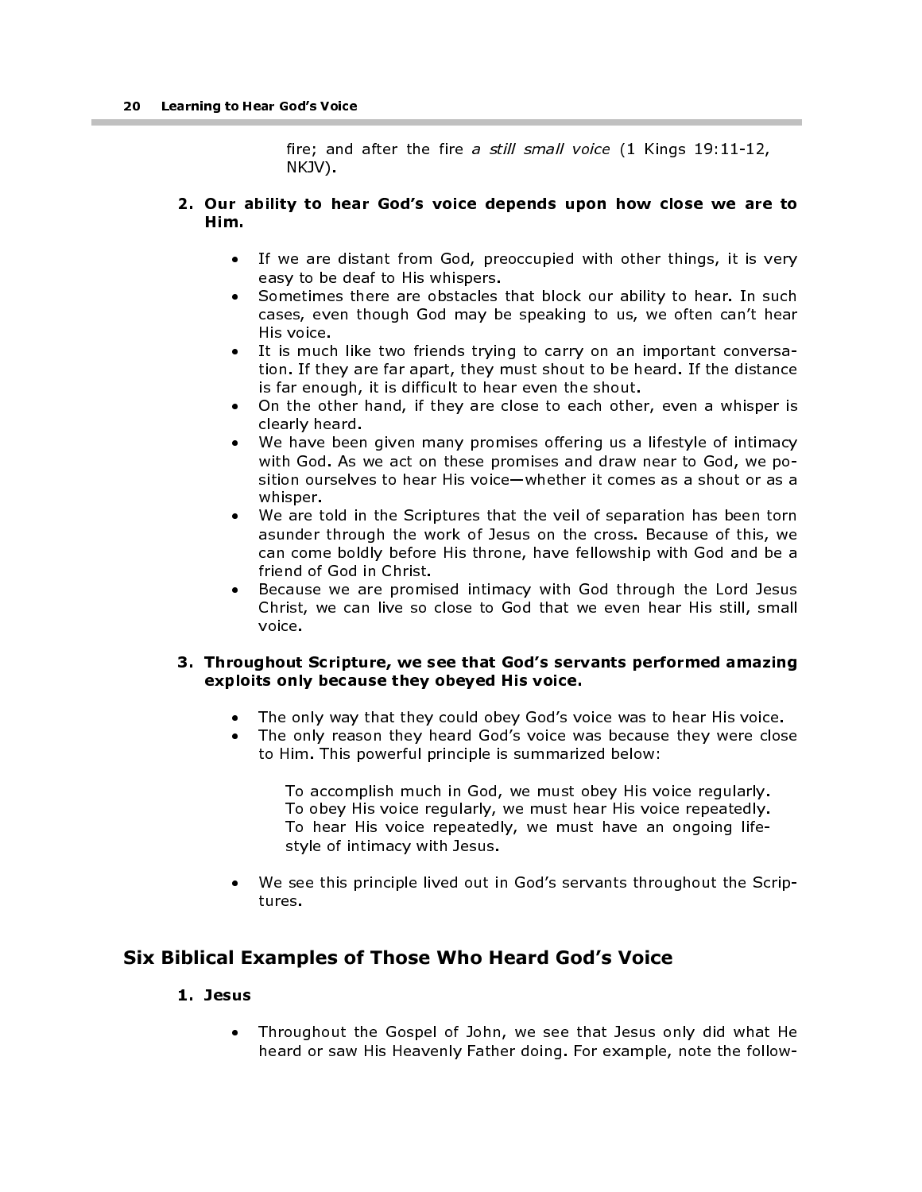fire; and after the fire *a still small voice* (1 Kings 19:11-12, NKJV).

2. **Our ability to hear God's voice depends upon how close we are to Him.**

   - If we are distant from God, preoccupied with other things, it is very easy to be deaf to His whispers.
   - Sometimes there are obstacles that block our ability to hear. In such cases, even though God may be speaking to us, we often can't hear His voice.
   - It is much like two friends trying to carry on an important conversation. If they are far apart, they must shout to be heard. If the distance is far enough, it is difficult to hear even the shout.
   - On the other hand, if they are close to each other, even a whisper is clearly heard.
   - We have been given many promises offering us a lifestyle of intimacy with God. As we act on these promises and draw near to God, we position ourselves to hear His voice—whether it comes as a shout or as a whisper.
   - We are told in the Scriptures that the veil of separation has been torn asunder through the work of Jesus on the cross. Because of this, we can come boldly before His throne, have fellowship with God and be a friend of God in Christ.
   - Because we are promised intimacy with God through the Lord Jesus Christ, we can live so close to God that we even hear His still, small voice.

3. **Throughout Scripture, we see that God's servants performed amazing exploits only because they obeyed His voice.**

   - The only way that they could obey God's voice was to hear His voice.
   - The only reason they heard God's voice was because they were close to Him. This powerful principle is summarized below:

     To accomplish much in God, we must obey His voice regularly.
     To obey His voice regularly, we must hear His voice repeatedly.
     To hear His voice repeatedly, we must have an ongoing lifestyle of intimacy with Jesus.

   - We see this principle lived out in God's servants throughout the Scriptures.

## Six Biblical Examples of Those Who Heard God's Voice

1. **Jesus**

   - Throughout the Gospel of John, we see that Jesus only did what He heard or saw His Heavenly Father doing. For example, note the follow-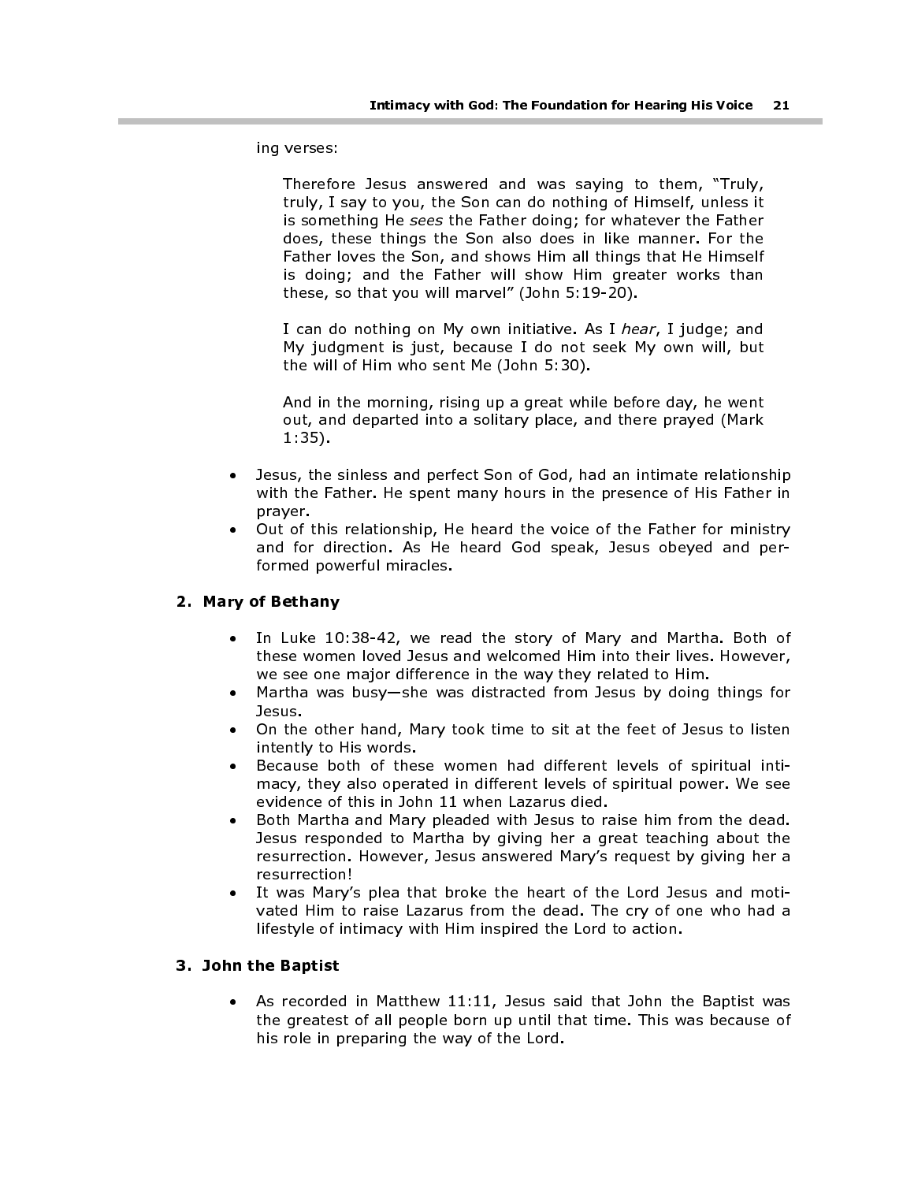ing verses:

> Therefore Jesus answered and was saying to them, "Truly, truly, I say to you, the Son can do nothing of Himself, unless it is something He *sees* the Father doing; for whatever the Father does, these things the Son also does in like manner. For the Father loves the Son, and shows Him all things that He Himself is doing; and the Father will show Him greater works than these, so that you will marvel" (John 5:19-20).
>
> I can do nothing on My own initiative. As I *hear*, I judge; and My judgment is just, because I do not seek My own will, but the will of Him who sent Me (John 5:30).
>
> And in the morning, rising up a great while before day, he went out, and departed into a solitary place, and there prayed (Mark 1:35).

- Jesus, the sinless and perfect Son of God, had an intimate relationship with the Father. He spent many hours in the presence of His Father in prayer.
- Out of this relationship, He heard the voice of the Father for ministry and for direction. As He heard God speak, Jesus obeyed and performed powerful miracles.

### 2. Mary of Bethany

- In Luke 10:38-42, we read the story of Mary and Martha. Both of these women loved Jesus and welcomed Him into their lives. However, we see one major difference in the way they related to Him.
- Martha was busy—she was distracted from Jesus by doing things for Jesus.
- On the other hand, Mary took time to sit at the feet of Jesus to listen intently to His words.
- Because both of these women had different levels of spiritual intimacy, they also operated in different levels of spiritual power. We see evidence of this in John 11 when Lazarus died.
- Both Martha and Mary pleaded with Jesus to raise him from the dead. Jesus responded to Martha by giving her a great teaching about the resurrection. However, Jesus answered Mary's request by giving her a resurrection!
- It was Mary's plea that broke the heart of the Lord Jesus and motivated Him to raise Lazarus from the dead. The cry of one who had a lifestyle of intimacy with Him inspired the Lord to action.

### 3. John the Baptist

- As recorded in Matthew 11:11, Jesus said that John the Baptist was the greatest of all people born up until that time. This was because of his role in preparing the way of the Lord.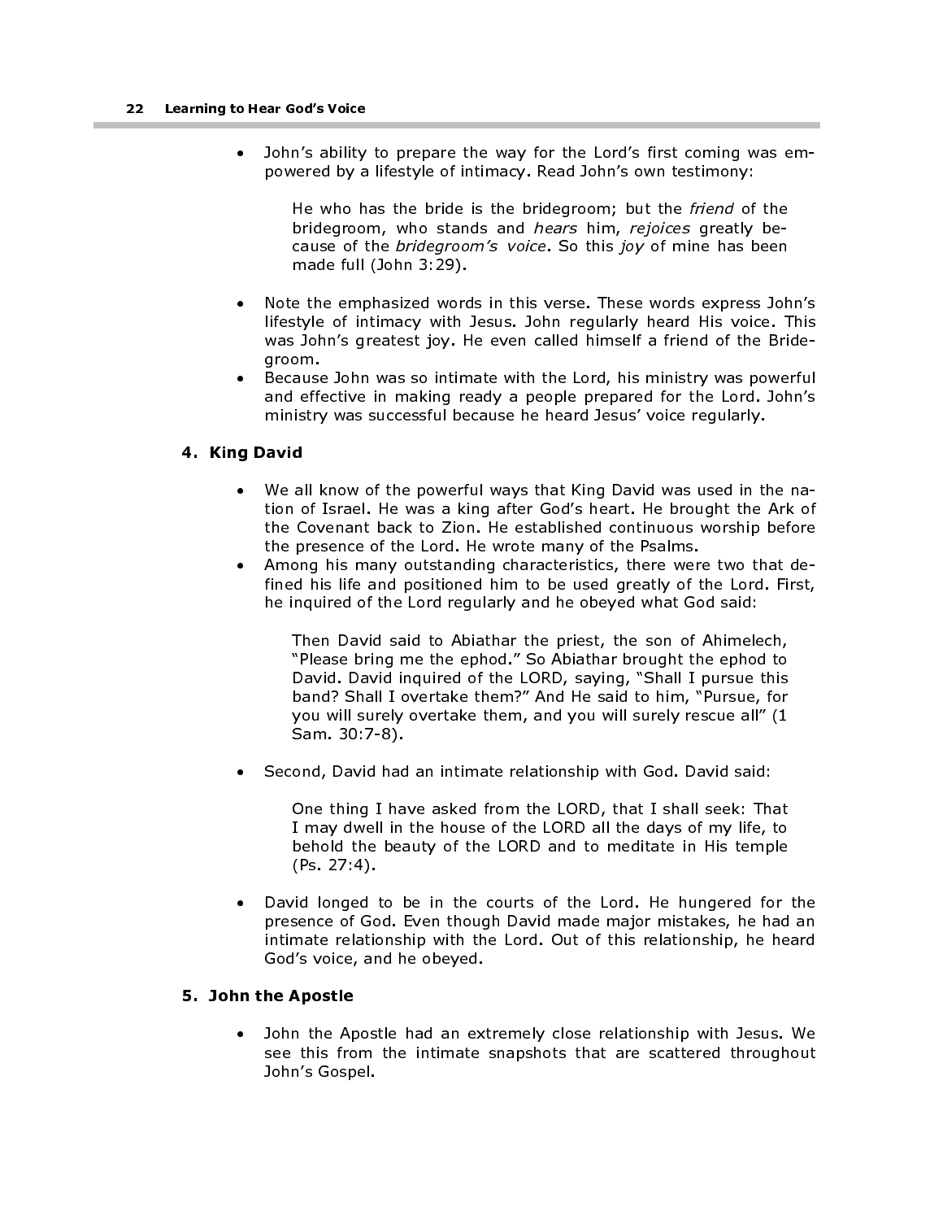- John's ability to prepare the way for the Lord's first coming was empowered by a lifestyle of intimacy. Read John's own testimony:

  > He who has the bride is the bridegroom; but the *friend* of the bridegroom, who stands and *hears* him, *rejoices* greatly because of the *bridegroom's voice*. So this *joy* of mine has been made full (John 3:29).

- Note the emphasized words in this verse. These words express John's lifestyle of intimacy with Jesus. John regularly heard His voice. This was John's greatest joy. He even called himself a friend of the Bridegroom.
- Because John was so intimate with the Lord, his ministry was powerful and effective in making ready a people prepared for the Lord. John's ministry was successful because he heard Jesus' voice regularly.

### 4. King David

- We all know of the powerful ways that King David was used in the nation of Israel. He was a king after God's heart. He brought the Ark of the Covenant back to Zion. He established continuous worship before the presence of the Lord. He wrote many of the Psalms.
- Among his many outstanding characteristics, there were two that defined his life and positioned him to be used greatly of the Lord. First, he inquired of the Lord regularly and he obeyed what God said:

  > Then David said to Abiathar the priest, the son of Ahimelech, "Please bring me the ephod." So Abiathar brought the ephod to David. David inquired of the LORD, saying, "Shall I pursue this band? Shall I overtake them?" And He said to him, "Pursue, for you will surely overtake them, and you will surely rescue all" (1 Sam. 30:7-8).

- Second, David had an intimate relationship with God. David said:

  > One thing I have asked from the LORD, that I shall seek: That I may dwell in the house of the LORD all the days of my life, to behold the beauty of the LORD and to meditate in His temple (Ps. 27:4).

- David longed to be in the courts of the Lord. He hungered for the presence of God. Even though David made major mistakes, he had an intimate relationship with the Lord. Out of this relationship, he heard God's voice, and he obeyed.

### 5. John the Apostle

- John the Apostle had an extremely close relationship with Jesus. We see this from the intimate snapshots that are scattered throughout John's Gospel.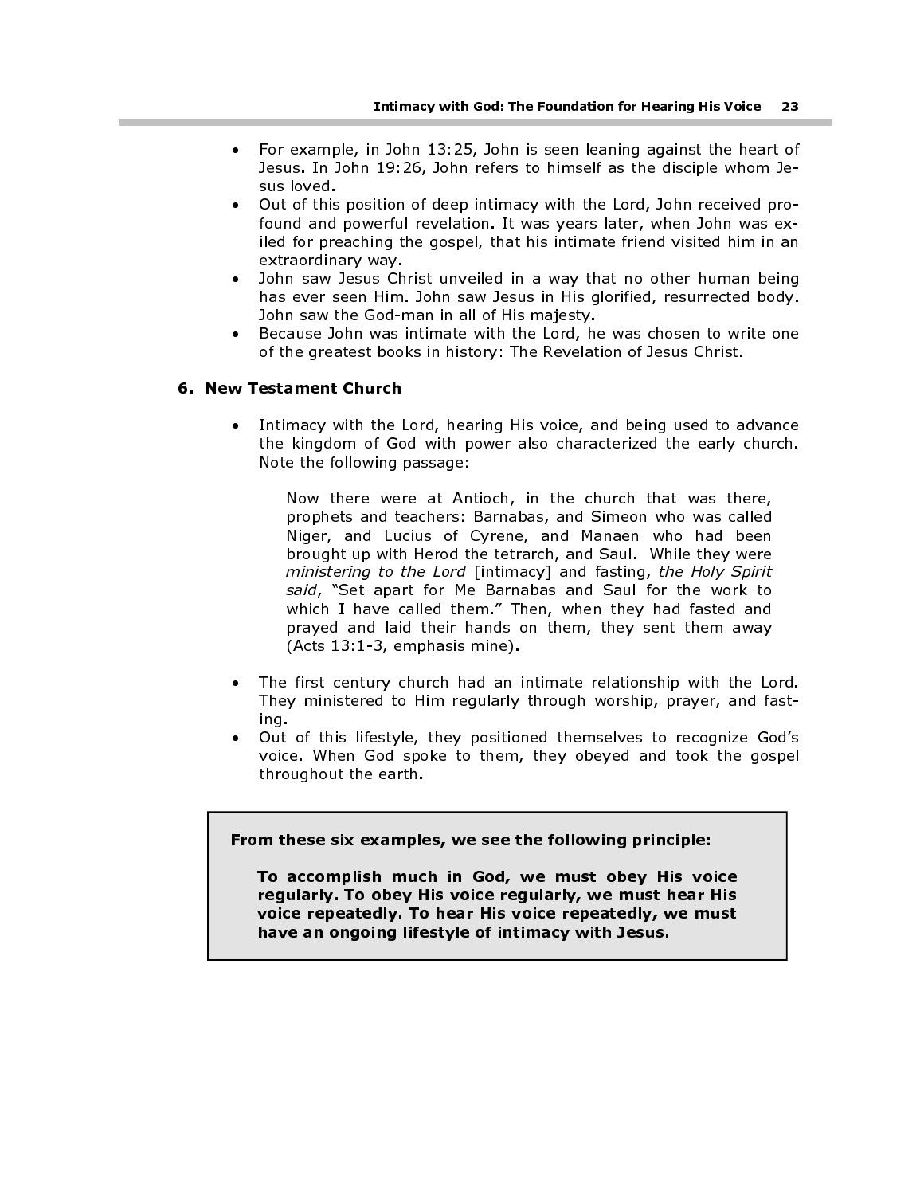- For example, in John 13:25, John is seen leaning against the heart of Jesus. In John 19:26, John refers to himself as the disciple whom Jesus loved.
- Out of this position of deep intimacy with the Lord, John received profound and powerful revelation. It was years later, when John was exiled for preaching the gospel, that his intimate friend visited him in an extraordinary way.
- John saw Jesus Christ unveiled in a way that no other human being has ever seen Him. John saw Jesus in His glorified, resurrected body. John saw the God-man in all of His majesty.
- Because John was intimate with the Lord, he was chosen to write one of the greatest books in history: The Revelation of Jesus Christ.

## 6. New Testament Church

- Intimacy with the Lord, hearing His voice, and being used to advance the kingdom of God with power also characterized the early church. Note the following passage:

> Now there were at Antioch, in the church that was there, prophets and teachers: Barnabas, and Simeon who was called Niger, and Lucius of Cyrene, and Manaen who had been brought up with Herod the tetrarch, and Saul. While they were *ministering to the Lord* [intimacy] and fasting, *the Holy Spirit said*, "Set apart for Me Barnabas and Saul for the work to which I have called them." Then, when they had fasted and prayed and laid their hands on them, they sent them away (Acts 13:1-3, emphasis mine).

- The first century church had an intimate relationship with the Lord. They ministered to Him regularly through worship, prayer, and fasting.
- Out of this lifestyle, they positioned themselves to recognize God's voice. When God spoke to them, they obeyed and took the gospel throughout the earth.

**From these six examples, we see the following principle:**

> **To accomplish much in God, we must obey His voice regularly. To obey His voice regularly, we must hear His voice repeatedly. To hear His voice repeatedly, we must have an ongoing lifestyle of intimacy with Jesus.**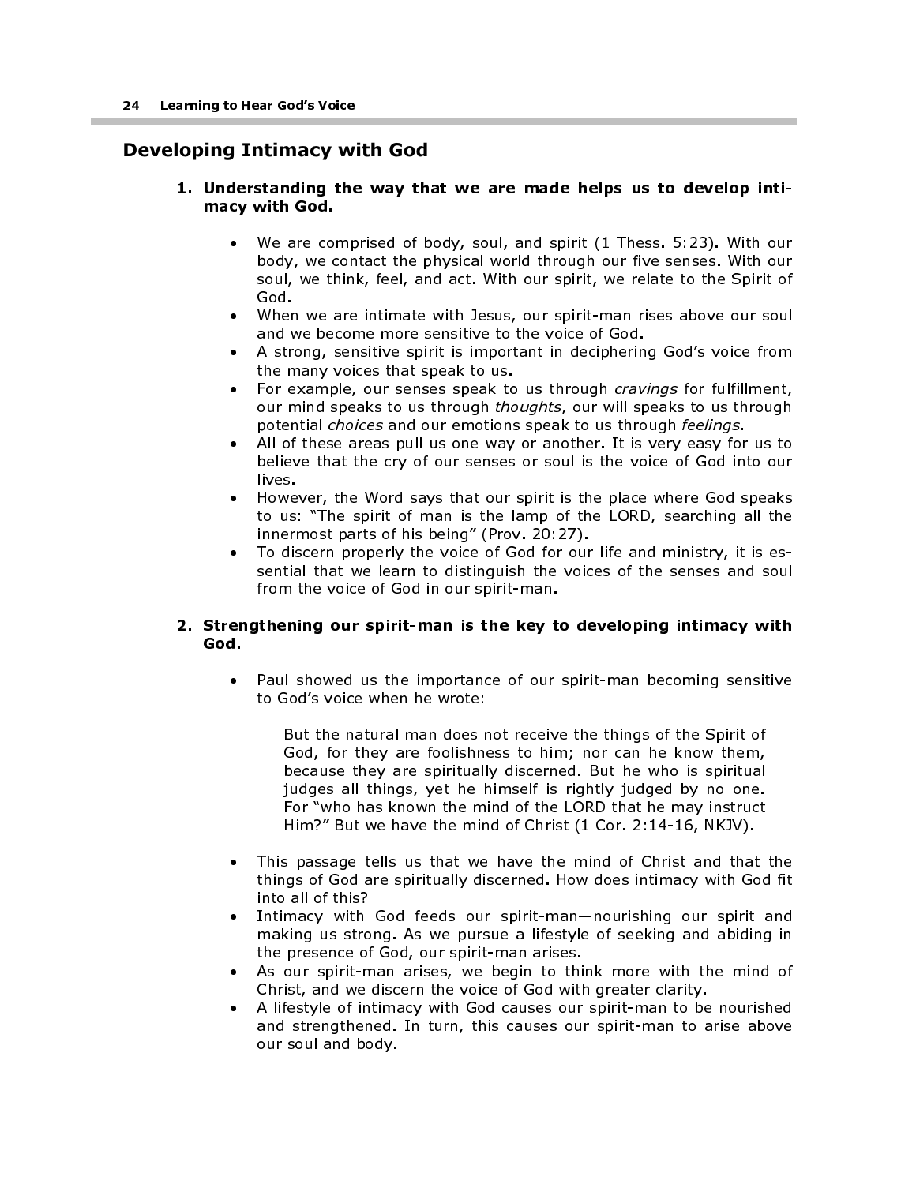## Developing Intimacy with God

1. **Understanding the way that we are made helps us to develop intimacy with God.**

    - We are comprised of body, soul, and spirit (1 Thess. 5:23). With our body, we contact the physical world through our five senses. With our soul, we think, feel, and act. With our spirit, we relate to the Spirit of God.
    - When we are intimate with Jesus, our spirit-man rises above our soul and we become more sensitive to the voice of God.
    - A strong, sensitive spirit is important in deciphering God's voice from the many voices that speak to us.
    - For example, our senses speak to us through *cravings* for fulfillment, our mind speaks to us through *thoughts*, our will speaks to us through potential *choices* and our emotions speak to us through *feelings*.
    - All of these areas pull us one way or another. It is very easy for us to believe that the cry of our senses or soul is the voice of God into our lives.
    - However, the Word says that our spirit is the place where God speaks to us: "The spirit of man is the lamp of the LORD, searching all the innermost parts of his being" (Prov. 20:27).
    - To discern properly the voice of God for our life and ministry, it is essential that we learn to distinguish the voices of the senses and soul from the voice of God in our spirit-man.

2. **Strengthening our spirit-man is the key to developing intimacy with God.**

    - Paul showed us the importance of our spirit-man becoming sensitive to God's voice when he wrote:

        > But the natural man does not receive the things of the Spirit of God, for they are foolishness to him; nor can he know them, because they are spiritually discerned. But he who is spiritual judges all things, yet he himself is rightly judged by no one. For "who has known the mind of the LORD that he may instruct Him?" But we have the mind of Christ (1 Cor. 2:14-16, NKJV).

    - This passage tells us that we have the mind of Christ and that the things of God are spiritually discerned. How does intimacy with God fit into all of this?
    - Intimacy with God feeds our spirit-man—nourishing our spirit and making us strong. As we pursue a lifestyle of seeking and abiding in the presence of God, our spirit-man arises.
    - As our spirit-man arises, we begin to think more with the mind of Christ, and we discern the voice of God with greater clarity.
    - A lifestyle of intimacy with God causes our spirit-man to be nourished and strengthened. In turn, this causes our spirit-man to arise above our soul and body.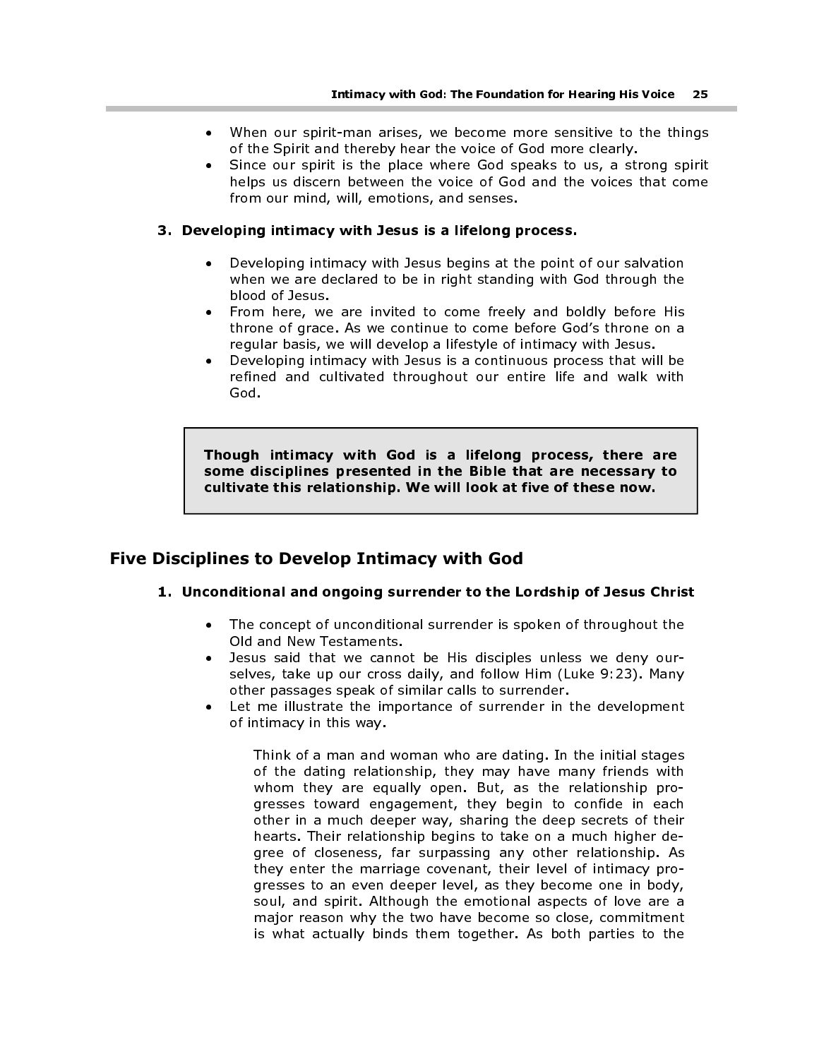- When our spirit-man arises, we become more sensitive to the things of the Spirit and thereby hear the voice of God more clearly.
- Since our spirit is the place where God speaks to us, a strong spirit helps us discern between the voice of God and the voices that come from our mind, will, emotions, and senses.

**3. Developing intimacy with Jesus is a lifelong process.**

- Developing intimacy with Jesus begins at the point of our salvation when we are declared to be in right standing with God through the blood of Jesus.
- From here, we are invited to come freely and boldly before His throne of grace. As we continue to come before God's throne on a regular basis, we will develop a lifestyle of intimacy with Jesus.
- Developing intimacy with Jesus is a continuous process that will be refined and cultivated throughout our entire life and walk with God.

> **Though intimacy with God is a lifelong process, there are some disciplines presented in the Bible that are necessary to cultivate this relationship. We will look at five of these now.**

## Five Disciplines to Develop Intimacy with God

**1. Unconditional and ongoing surrender to the Lordship of Jesus Christ**

- The concept of unconditional surrender is spoken of throughout the Old and New Testaments.
- Jesus said that we cannot be His disciples unless we deny ourselves, take up our cross daily, and follow Him (Luke 9:23). Many other passages speak of similar calls to surrender.
- Let me illustrate the importance of surrender in the development of intimacy in this way.

  Think of a man and woman who are dating. In the initial stages of the dating relationship, they may have many friends with whom they are equally open. But, as the relationship progresses toward engagement, they begin to confide in each other in a much deeper way, sharing the deep secrets of their hearts. Their relationship begins to take on a much higher degree of closeness, far surpassing any other relationship. As they enter the marriage covenant, their level of intimacy progresses to an even deeper level, as they become one in body, soul, and spirit. Although the emotional aspects of love are a major reason why the two have become so close, commitment is what actually binds them together. As both parties to the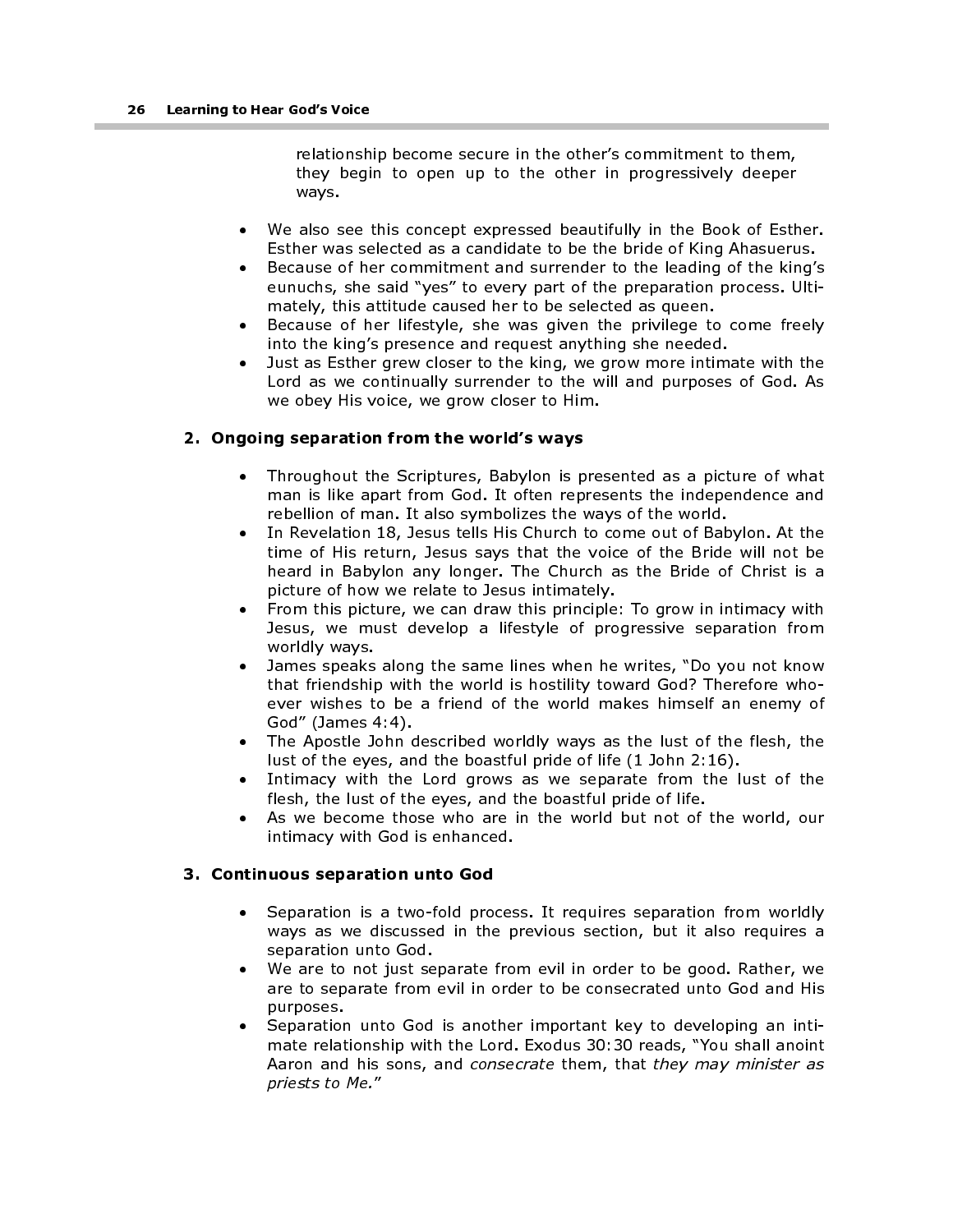relationship become secure in the other's commitment to them, they begin to open up to the other in progressively deeper ways.

- We also see this concept expressed beautifully in the Book of Esther. Esther was selected as a candidate to be the bride of King Ahasuerus.
- Because of her commitment and surrender to the leading of the king's eunuchs, she said "yes" to every part of the preparation process. Ultimately, this attitude caused her to be selected as queen.
- Because of her lifestyle, she was given the privilege to come freely into the king's presence and request anything she needed.
- Just as Esther grew closer to the king, we grow more intimate with the Lord as we continually surrender to the will and purposes of God. As we obey His voice, we grow closer to Him.

### 2. Ongoing separation from the world's ways

- Throughout the Scriptures, Babylon is presented as a picture of what man is like apart from God. It often represents the independence and rebellion of man. It also symbolizes the ways of the world.
- In Revelation 18, Jesus tells His Church to come out of Babylon. At the time of His return, Jesus says that the voice of the Bride will not be heard in Babylon any longer. The Church as the Bride of Christ is a picture of how we relate to Jesus intimately.
- From this picture, we can draw this principle: To grow in intimacy with Jesus, we must develop a lifestyle of progressive separation from worldly ways.
- James speaks along the same lines when he writes, "Do you not know that friendship with the world is hostility toward God? Therefore whoever wishes to be a friend of the world makes himself an enemy of God" (James 4:4).
- The Apostle John described worldly ways as the lust of the flesh, the lust of the eyes, and the boastful pride of life (1 John 2:16).
- Intimacy with the Lord grows as we separate from the lust of the flesh, the lust of the eyes, and the boastful pride of life.
- As we become those who are in the world but not of the world, our intimacy with God is enhanced.

### 3. Continuous separation unto God

- Separation is a two-fold process. It requires separation from worldly ways as we discussed in the previous section, but it also requires a separation unto God.
- We are to not just separate from evil in order to be good. Rather, we are to separate from evil in order to be consecrated unto God and His purposes.
- Separation unto God is another important key to developing an intimate relationship with the Lord. Exodus 30:30 reads, "You shall anoint Aaron and his sons, and *consecrate* them, that *they may minister as priests to Me.*"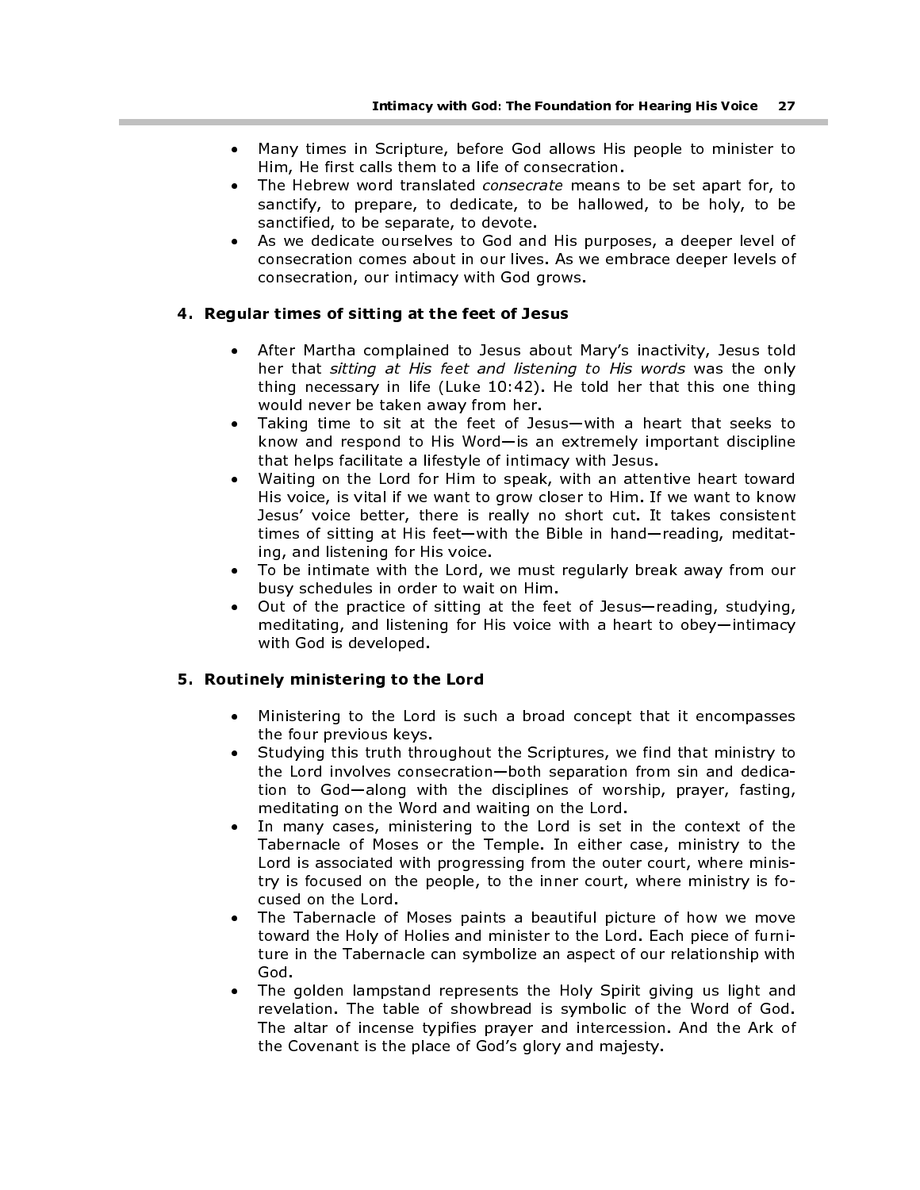- Many times in Scripture, before God allows His people to minister to Him, He first calls them to a life of consecration.
- The Hebrew word translated *consecrate* means to be set apart for, to sanctify, to prepare, to dedicate, to be hallowed, to be holy, to be sanctified, to be separate, to devote.
- As we dedicate ourselves to God and His purposes, a deeper level of consecration comes about in our lives. As we embrace deeper levels of consecration, our intimacy with God grows.

### 4. Regular times of sitting at the feet of Jesus

- After Martha complained to Jesus about Mary's inactivity, Jesus told her that *sitting at His feet and listening to His words* was the only thing necessary in life (Luke 10:42). He told her that this one thing would never be taken away from her.
- Taking time to sit at the feet of Jesus—with a heart that seeks to know and respond to His Word—is an extremely important discipline that helps facilitate a lifestyle of intimacy with Jesus.
- Waiting on the Lord for Him to speak, with an attentive heart toward His voice, is vital if we want to grow closer to Him. If we want to know Jesus' voice better, there is really no short cut. It takes consistent times of sitting at His feet—with the Bible in hand—reading, meditating, and listening for His voice.
- To be intimate with the Lord, we must regularly break away from our busy schedules in order to wait on Him.
- Out of the practice of sitting at the feet of Jesus—reading, studying, meditating, and listening for His voice with a heart to obey—intimacy with God is developed.

### 5. Routinely ministering to the Lord

- Ministering to the Lord is such a broad concept that it encompasses the four previous keys.
- Studying this truth throughout the Scriptures, we find that ministry to the Lord involves consecration—both separation from sin and dedication to God—along with the disciplines of worship, prayer, fasting, meditating on the Word and waiting on the Lord.
- In many cases, ministering to the Lord is set in the context of the Tabernacle of Moses or the Temple. In either case, ministry to the Lord is associated with progressing from the outer court, where ministry is focused on the people, to the inner court, where ministry is focused on the Lord.
- The Tabernacle of Moses paints a beautiful picture of how we move toward the Holy of Holies and minister to the Lord. Each piece of furniture in the Tabernacle can symbolize an aspect of our relationship with God.
- The golden lampstand represents the Holy Spirit giving us light and revelation. The table of showbread is symbolic of the Word of God. The altar of incense typifies prayer and intercession. And the Ark of the Covenant is the place of God's glory and majesty.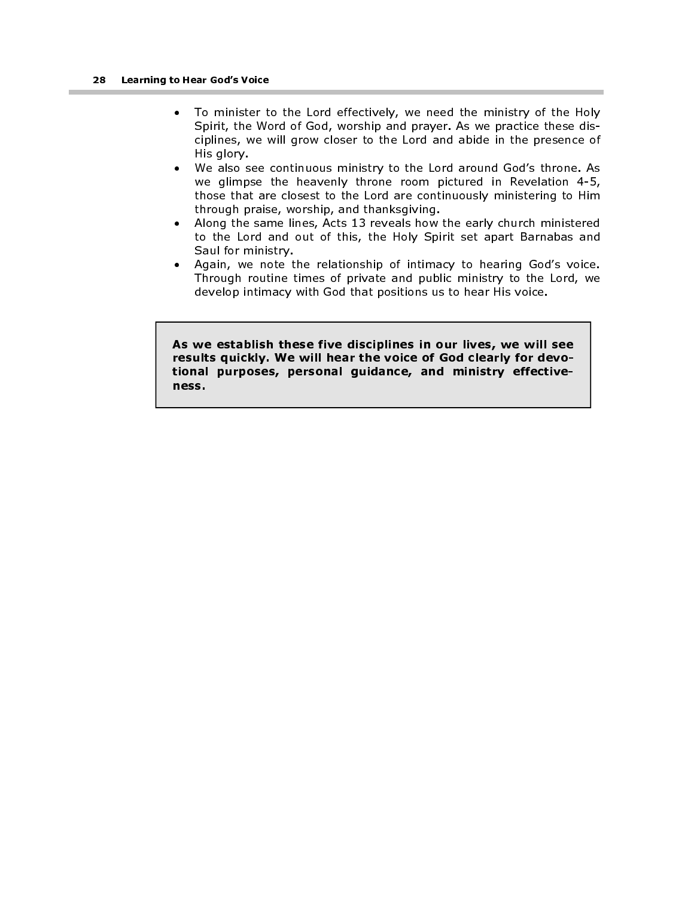- To minister to the Lord effectively, we need the ministry of the Holy Spirit, the Word of God, worship and prayer. As we practice these disciplines, we will grow closer to the Lord and abide in the presence of His glory.
- We also see continuous ministry to the Lord around God's throne. As we glimpse the heavenly throne room pictured in Revelation 4-5, those that are closest to the Lord are continuously ministering to Him through praise, worship, and thanksgiving.
- Along the same lines, Acts 13 reveals how the early church ministered to the Lord and out of this, the Holy Spirit set apart Barnabas and Saul for ministry.
- Again, we note the relationship of intimacy to hearing God's voice. Through routine times of private and public ministry to the Lord, we develop intimacy with God that positions us to hear His voice.

**As we establish these five disciplines in our lives, we will see results quickly. We will hear the voice of God clearly for devotional purposes, personal guidance, and ministry effectiveness.**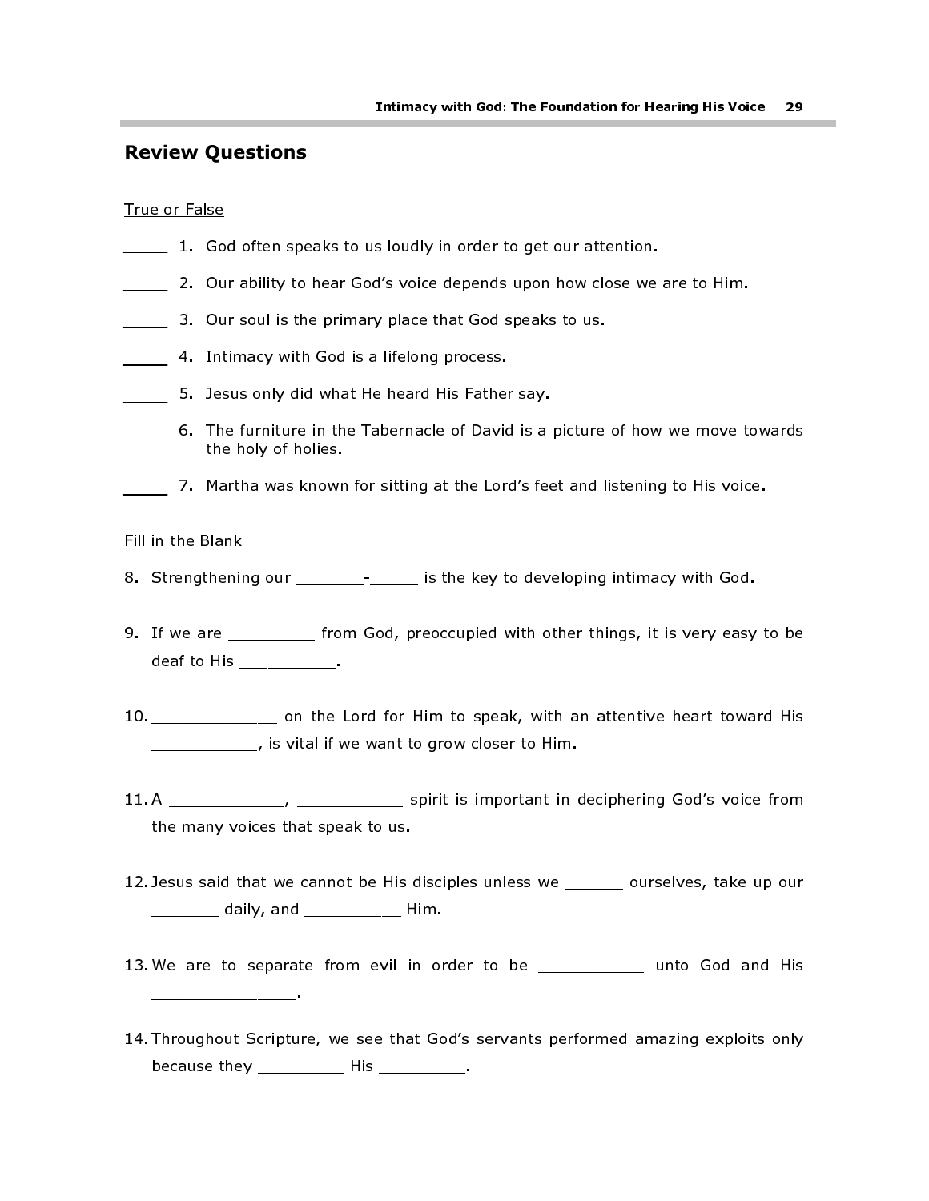## Review Questions

True or False

_____ 1. God often speaks to us loudly in order to get our attention.

_____ 2. Our ability to hear God's voice depends upon how close we are to Him.

_____ 3. Our soul is the primary place that God speaks to us.

_____ 4. Intimacy with God is a lifelong process.

_____ 5. Jesus only did what He heard His Father say.

_____ 6. The furniture in the Tabernacle of David is a picture of how we move towards the holy of holies.

_____ 7. Martha was known for sitting at the Lord's feet and listening to His voice.

Fill in the Blank

8. Strengthening our _______-_____ is the key to developing intimacy with God.

9. If we are _________ from God, preoccupied with other things, it is very easy to be deaf to His __________.

10. _____________ on the Lord for Him to speak, with an attentive heart toward His ___________, is vital if we want to grow closer to Him.

11. A ____________, ___________ spirit is important in deciphering God's voice from the many voices that speak to us.

12. Jesus said that we cannot be His disciples unless we ______ ourselves, take up our _______ daily, and _________ Him.

13. We are to separate from evil in order to be ___________ unto God and His _______________.

14. Throughout Scripture, we see that God's servants performed amazing exploits only because they _________ His _________.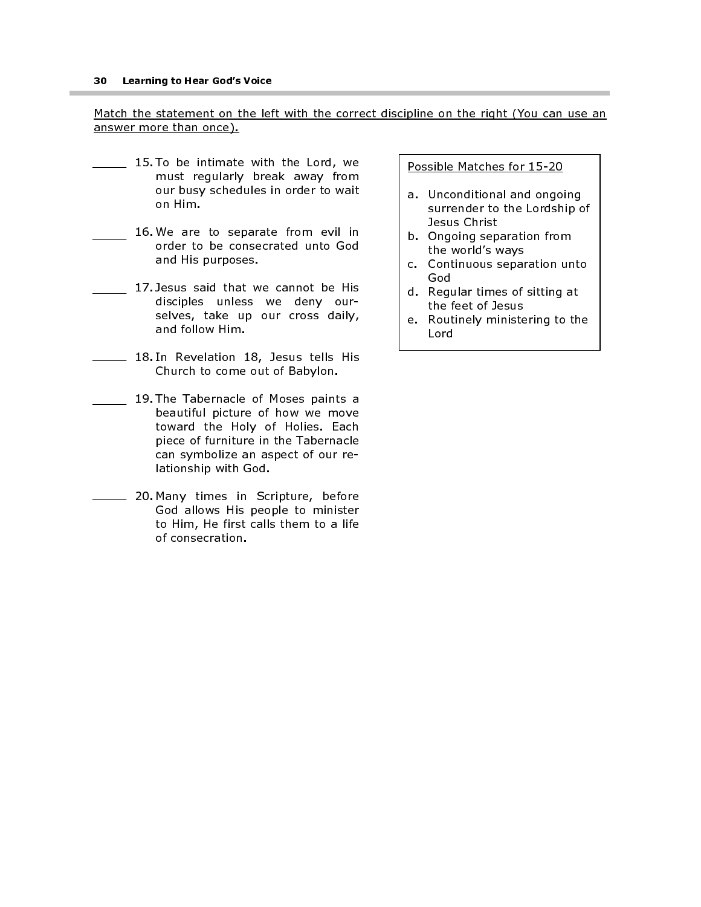Match the statement on the left with the correct discipline on the right (You can use an answer more than once).

_____ 15. To be intimate with the Lord, we must regularly break away from our busy schedules in order to wait on Him.

_____ 16. We are to separate from evil in order to be consecrated unto God and His purposes.

_____ 17. Jesus said that we cannot be His disciples unless we deny ourselves, take up our cross daily, and follow Him.

_____ 18. In Revelation 18, Jesus tells His Church to come out of Babylon.

_____ 19. The Tabernacle of Moses paints a beautiful picture of how we move toward the Holy of Holies. Each piece of furniture in the Tabernacle can symbolize an aspect of our relationship with God.

_____ 20. Many times in Scripture, before God allows His people to minister to Him, He first calls them to a life of consecration.

Possible Matches for 15-20

a. Unconditional and ongoing surrender to the Lordship of Jesus Christ
b. Ongoing separation from the world's ways
c. Continuous separation unto God
d. Regular times of sitting at the feet of Jesus
e. Routinely ministering to the Lord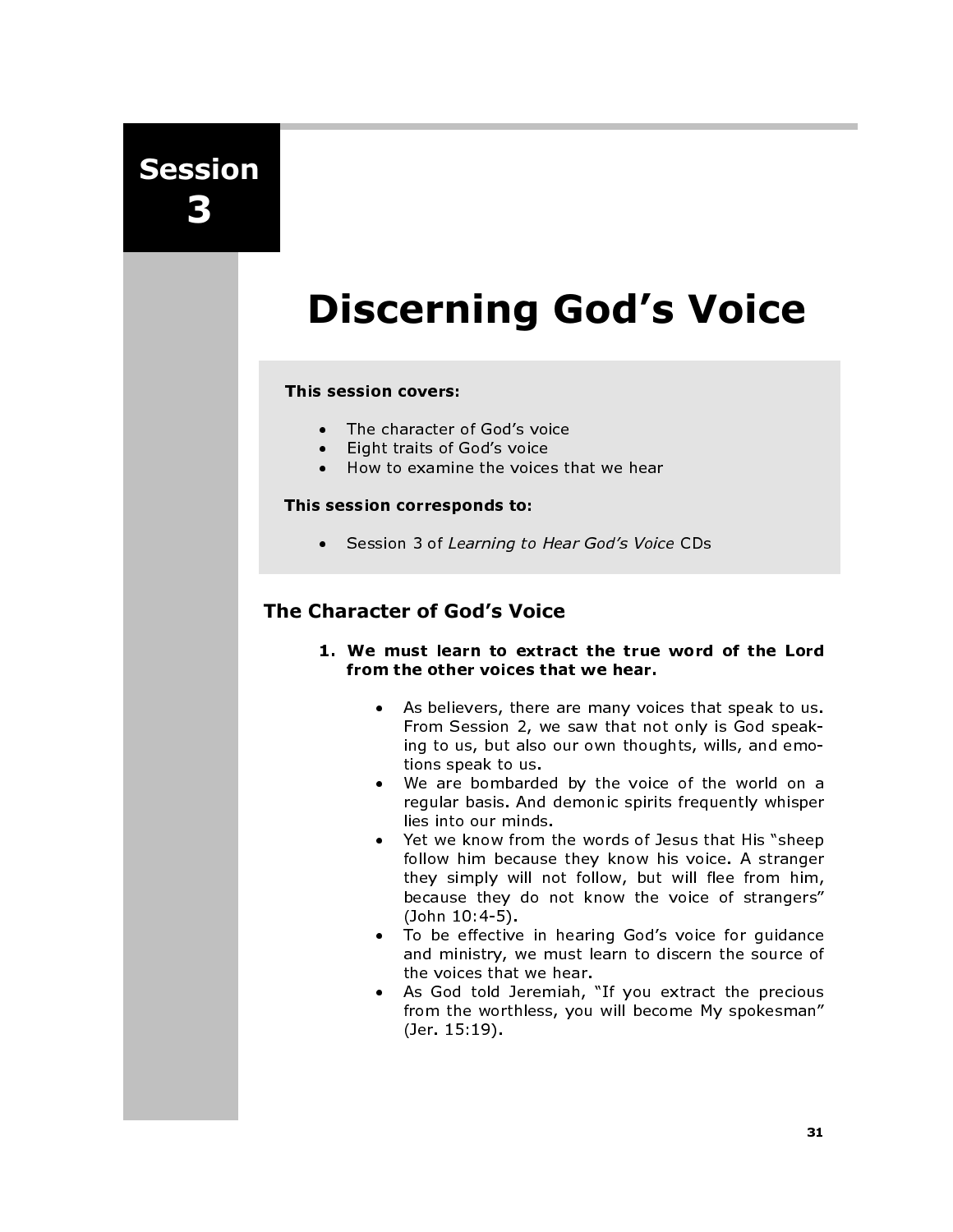# Session 3

# Discerning God's Voice

**This session covers:**

- The character of God's voice
- Eight traits of God's voice
- How to examine the voices that we hear

**This session corresponds to:**

- Session 3 of *Learning to Hear God's Voice* CDs

## The Character of God's Voice

1. **We must learn to extract the true word of the Lord from the other voices that we hear.**

   - As believers, there are many voices that speak to us. From Session 2, we saw that not only is God speaking to us, but also our own thoughts, wills, and emotions speak to us.
   - We are bombarded by the voice of the world on a regular basis. And demonic spirits frequently whisper lies into our minds.
   - Yet we know from the words of Jesus that His "sheep follow him because they know his voice. A stranger they simply will not follow, but will flee from him, because they do not know the voice of strangers" (John 10:4-5).
   - To be effective in hearing God's voice for guidance and ministry, we must learn to discern the source of the voices that we hear.
   - As God told Jeremiah, "If you extract the precious from the worthless, you will become My spokesman" (Jer. 15:19).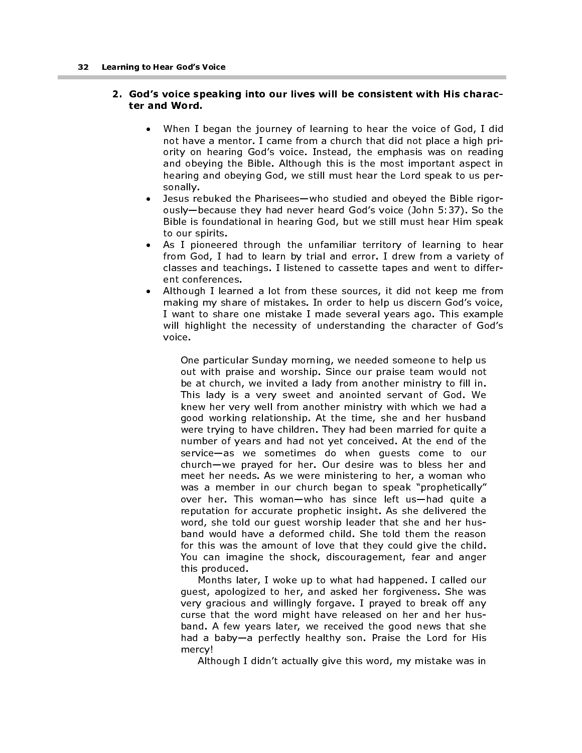2. **God's voice speaking into our lives will be consistent with His character and Word.**

- When I began the journey of learning to hear the voice of God, I did not have a mentor. I came from a church that did not place a high priority on hearing God's voice. Instead, the emphasis was on reading and obeying the Bible. Although this is the most important aspect in hearing and obeying God, we still must hear the Lord speak to us personally.
- Jesus rebuked the Pharisees—who studied and obeyed the Bible rigorously—because they had never heard God's voice (John 5:37). So the Bible is foundational in hearing God, but we still must hear Him speak to our spirits.
- As I pioneered through the unfamiliar territory of learning to hear from God, I had to learn by trial and error. I drew from a variety of classes and teachings. I listened to cassette tapes and went to different conferences.
- Although I learned a lot from these sources, it did not keep me from making my share of mistakes. In order to help us discern God's voice, I want to share one mistake I made several years ago. This example will highlight the necessity of understanding the character of God's voice.

> One particular Sunday morning, we needed someone to help us out with praise and worship. Since our praise team would not be at church, we invited a lady from another ministry to fill in. This lady is a very sweet and anointed servant of God. We knew her very well from another ministry with which we had a good working relationship. At the time, she and her husband were trying to have children. They had been married for quite a number of years and had not yet conceived. At the end of the service—as we sometimes do when guests come to our church—we prayed for her. Our desire was to bless her and meet her needs. As we were ministering to her, a woman who was a member in our church began to speak "prophetically" over her. This woman—who has since left us—had quite a reputation for accurate prophetic insight. As she delivered the word, she told our guest worship leader that she and her husband would have a deformed child. She told them the reason for this was the amount of love that they could give the child. You can imagine the shock, discouragement, fear and anger this produced.
>
> Months later, I woke up to what had happened. I called our guest, apologized to her, and asked her forgiveness. She was very gracious and willingly forgave. I prayed to break off any curse that the word might have released on her and her husband. A few years later, we received the good news that she had a baby—a perfectly healthy son. Praise the Lord for His mercy!
>
> Although I didn't actually give this word, my mistake was in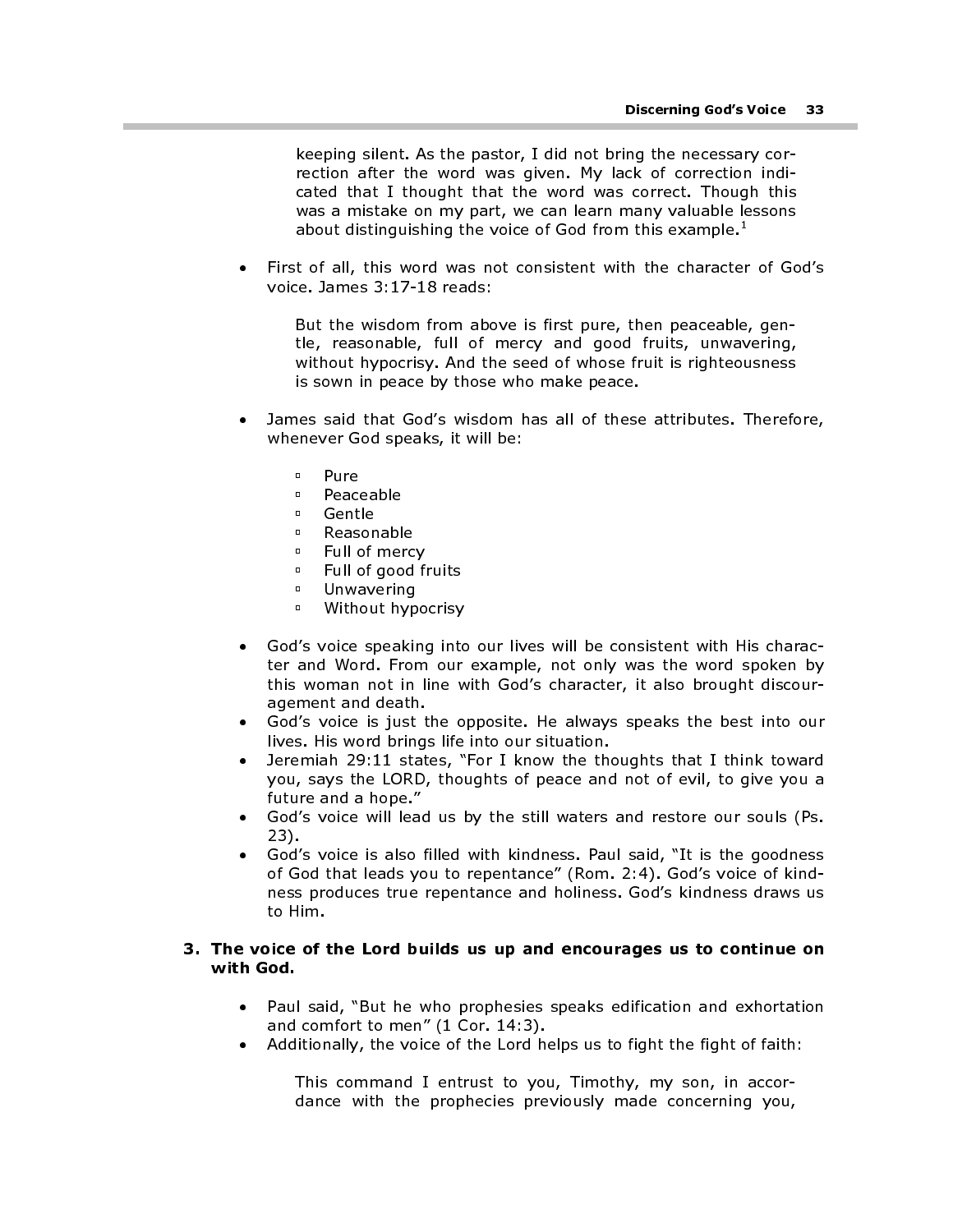keeping silent. As the pastor, I did not bring the necessary correction after the word was given. My lack of correction indicated that I thought that the word was correct. Though this was a mistake on my part, we can learn many valuable lessons about distinguishing the voice of God from this example.[1]

- First of all, this word was not consistent with the character of God's voice. James 3:17-18 reads:

  > But the wisdom from above is first pure, then peaceable, gentle, reasonable, full of mercy and good fruits, unwavering, without hypocrisy. And the seed of whose fruit is righteousness is sown in peace by those who make peace.

- James said that God's wisdom has all of these attributes. Therefore, whenever God speaks, it will be:

  - Pure
  - Peaceable
  - Gentle
  - Reasonable
  - Full of mercy
  - Full of good fruits
  - Unwavering
  - Without hypocrisy

- God's voice speaking into our lives will be consistent with His character and Word. From our example, not only was the word spoken by this woman not in line with God's character, it also brought discouragement and death.
- God's voice is just the opposite. He always speaks the best into our lives. His word brings life into our situation.
- Jeremiah 29:11 states, "For I know the thoughts that I think toward you, says the LORD, thoughts of peace and not of evil, to give you a future and a hope."
- God's voice will lead us by the still waters and restore our souls (Ps. 23).
- God's voice is also filled with kindness. Paul said, "It is the goodness of God that leads you to repentance" (Rom. 2:4). God's voice of kindness produces true repentance and holiness. God's kindness draws us to Him.

**3. The voice of the Lord builds us up and encourages us to continue on with God.**

- Paul said, "But he who prophesies speaks edification and exhortation and comfort to men" (1 Cor. 14:3).
- Additionally, the voice of the Lord helps us to fight the fight of faith:

  > This command I entrust to you, Timothy, my son, in accordance with the prophecies previously made concerning you,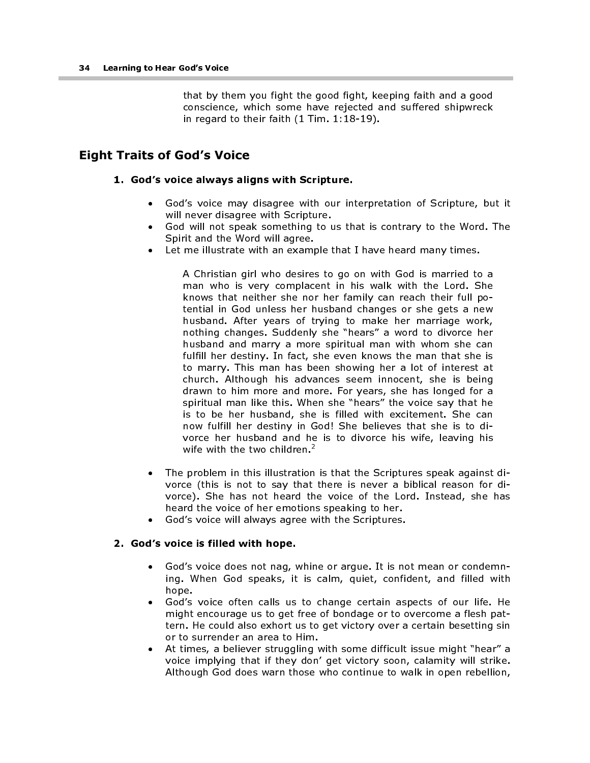that by them you fight the good fight, keeping faith and a good conscience, which some have rejected and suffered shipwreck in regard to their faith (1 Tim. 1:18-19).

## Eight Traits of God's Voice

### 1. God's voice always aligns with Scripture.

- God's voice may disagree with our interpretation of Scripture, but it will never disagree with Scripture.
- God will not speak something to us that is contrary to the Word. The Spirit and the Word will agree.
- Let me illustrate with an example that I have heard many times.

> A Christian girl who desires to go on with God is married to a man who is very complacent in his walk with the Lord. She knows that neither she nor her family can reach their full potential in God unless her husband changes or she gets a new husband. After years of trying to make her marriage work, nothing changes. Suddenly she "hears" a word to divorce her husband and marry a more spiritual man with whom she can fulfill her destiny. In fact, she even knows the man that she is to marry. This man has been showing her a lot of interest at church. Although his advances seem innocent, she is being drawn to him more and more. For years, she has longed for a spiritual man like this. When she "hears" the voice say that he is to be her husband, she is filled with excitement. She can now fulfill her destiny in God! She believes that she is to divorce her husband and he is to divorce his wife, leaving his wife with the two children.[2]

- The problem in this illustration is that the Scriptures speak against divorce (this is not to say that there is never a biblical reason for divorce). She has not heard the voice of the Lord. Instead, she has heard the voice of her emotions speaking to her.
- God's voice will always agree with the Scriptures.

### 2. God's voice is filled with hope.

- God's voice does not nag, whine or argue. It is not mean or condemning. When God speaks, it is calm, quiet, confident, and filled with hope.
- God's voice often calls us to change certain aspects of our life. He might encourage us to get free of bondage or to overcome a flesh pattern. He could also exhort us to get victory over a certain besetting sin or to surrender an area to Him.
- At times, a believer struggling with some difficult issue might "hear" a voice implying that if they don' get victory soon, calamity will strike. Although God does warn those who continue to walk in open rebellion,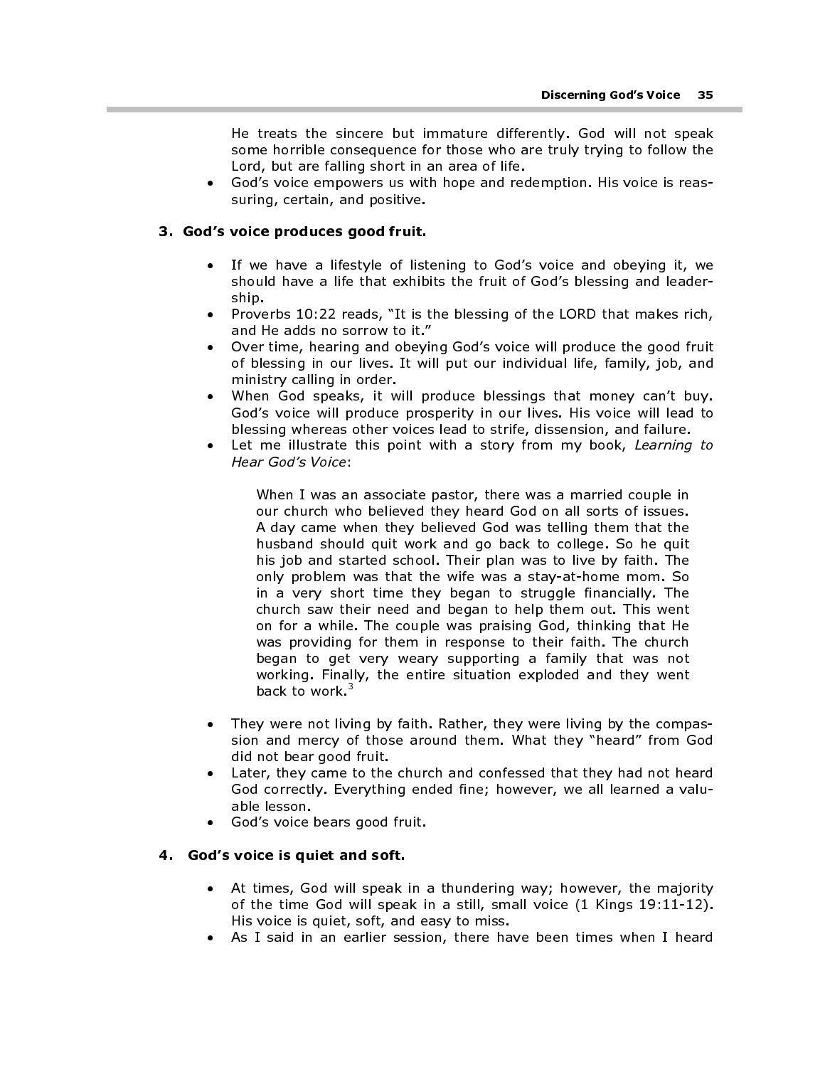He treats the sincere but immature differently. God will not speak some horrible consequence for those who are truly trying to follow the Lord, but are falling short in an area of life.

- God's voice empowers us with hope and redemption. His voice is reassuring, certain, and positive.

**3. God's voice produces good fruit.**

- If we have a lifestyle of listening to God's voice and obeying it, we should have a life that exhibits the fruit of God's blessing and leadership.
- Proverbs 10:22 reads, "It is the blessing of the LORD that makes rich, and He adds no sorrow to it."
- Over time, hearing and obeying God's voice will produce the good fruit of blessing in our lives. It will put our individual life, family, job, and ministry calling in order.
- When God speaks, it will produce blessings that money can't buy. God's voice will produce prosperity in our lives. His voice will lead to blessing whereas other voices lead to strife, dissension, and failure.
- Let me illustrate this point with a story from my book, *Learning to Hear God's Voice*:

> When I was an associate pastor, there was a married couple in our church who believed they heard God on all sorts of issues. A day came when they believed God was telling them that the husband should quit work and go back to college. So he quit his job and started school. Their plan was to live by faith. The only problem was that the wife was a stay-at-home mom. So in a very short time they began to struggle financially. The church saw their need and began to help them out. This went on for a while. The couple was praising God, thinking that He was providing for them in response to their faith. The church began to get very weary supporting a family that was not working. Finally, the entire situation exploded and they went back to work.[3]

- They were not living by faith. Rather, they were living by the compassion and mercy of those around them. What they "heard" from God did not bear good fruit.
- Later, they came to the church and confessed that they had not heard God correctly. Everything ended fine; however, we all learned a valuable lesson.
- God's voice bears good fruit.

**4. God's voice is quiet and soft.**

- At times, God will speak in a thundering way; however, the majority of the time God will speak in a still, small voice (1 Kings 19:11-12). His voice is quiet, soft, and easy to miss.
- As I said in an earlier session, there have been times when I heard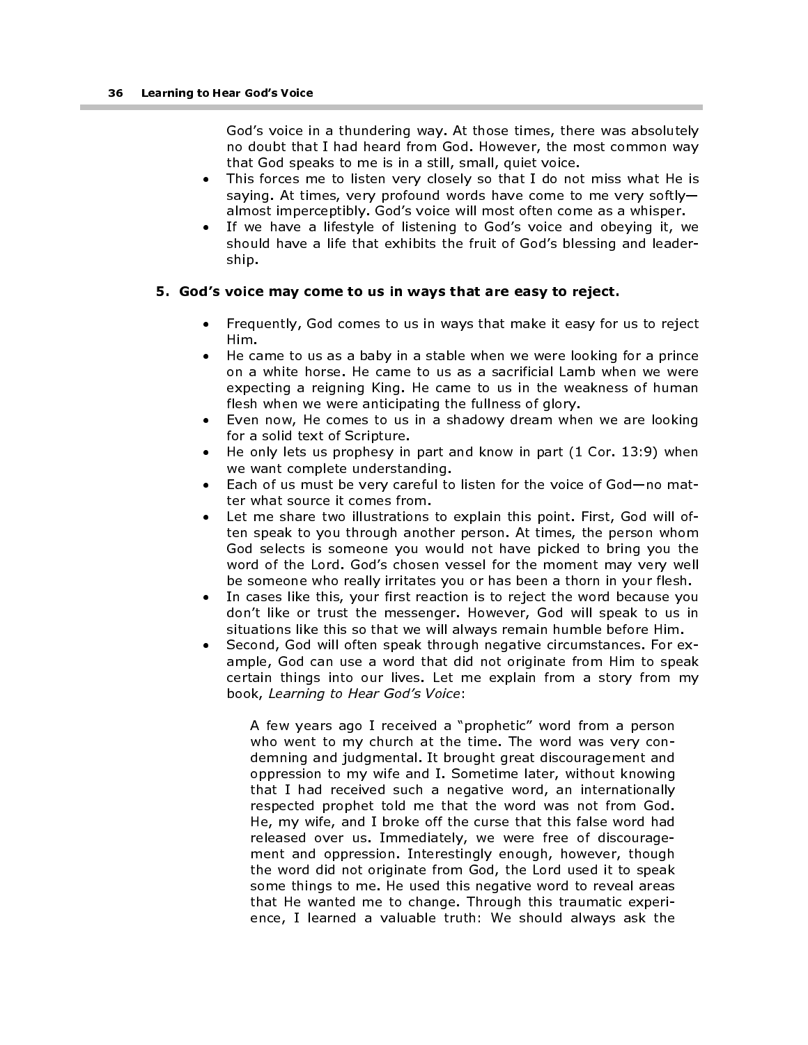God's voice in a thundering way. At those times, there was absolutely no doubt that I had heard from God. However, the most common way that God speaks to me is in a still, small, quiet voice.

- This forces me to listen very closely so that I do not miss what He is saying. At times, very profound words have come to me very softly—almost imperceptibly. God's voice will most often come as a whisper.
- If we have a lifestyle of listening to God's voice and obeying it, we should have a life that exhibits the fruit of God's blessing and leadership.

**5. God's voice may come to us in ways that are easy to reject.**

- Frequently, God comes to us in ways that make it easy for us to reject Him.
- He came to us as a baby in a stable when we were looking for a prince on a white horse. He came to us as a sacrificial Lamb when we were expecting a reigning King. He came to us in the weakness of human flesh when we were anticipating the fullness of glory.
- Even now, He comes to us in a shadowy dream when we are looking for a solid text of Scripture.
- He only lets us prophesy in part and know in part (1 Cor. 13:9) when we want complete understanding.
- Each of us must be very careful to listen for the voice of God—no matter what source it comes from.
- Let me share two illustrations to explain this point. First, God will often speak to you through another person. At times, the person whom God selects is someone you would not have picked to bring you the word of the Lord. God's chosen vessel for the moment may very well be someone who really irritates you or has been a thorn in your flesh.
- In cases like this, your first reaction is to reject the word because you don't like or trust the messenger. However, God will speak to us in situations like this so that we will always remain humble before Him.
- Second, God will often speak through negative circumstances. For example, God can use a word that did not originate from Him to speak certain things into our lives. Let me explain from a story from my book, *Learning to Hear God's Voice*:

> A few years ago I received a "prophetic" word from a person who went to my church at the time. The word was very condemning and judgmental. It brought great discouragement and oppression to my wife and I. Sometime later, without knowing that I had received such a negative word, an internationally respected prophet told me that the word was not from God. He, my wife, and I broke off the curse that this false word had released over us. Immediately, we were free of discouragement and oppression. Interestingly enough, however, though the word did not originate from God, the Lord used it to speak some things to me. He used this negative word to reveal areas that He wanted me to change. Through this traumatic experience, I learned a valuable truth: We should always ask the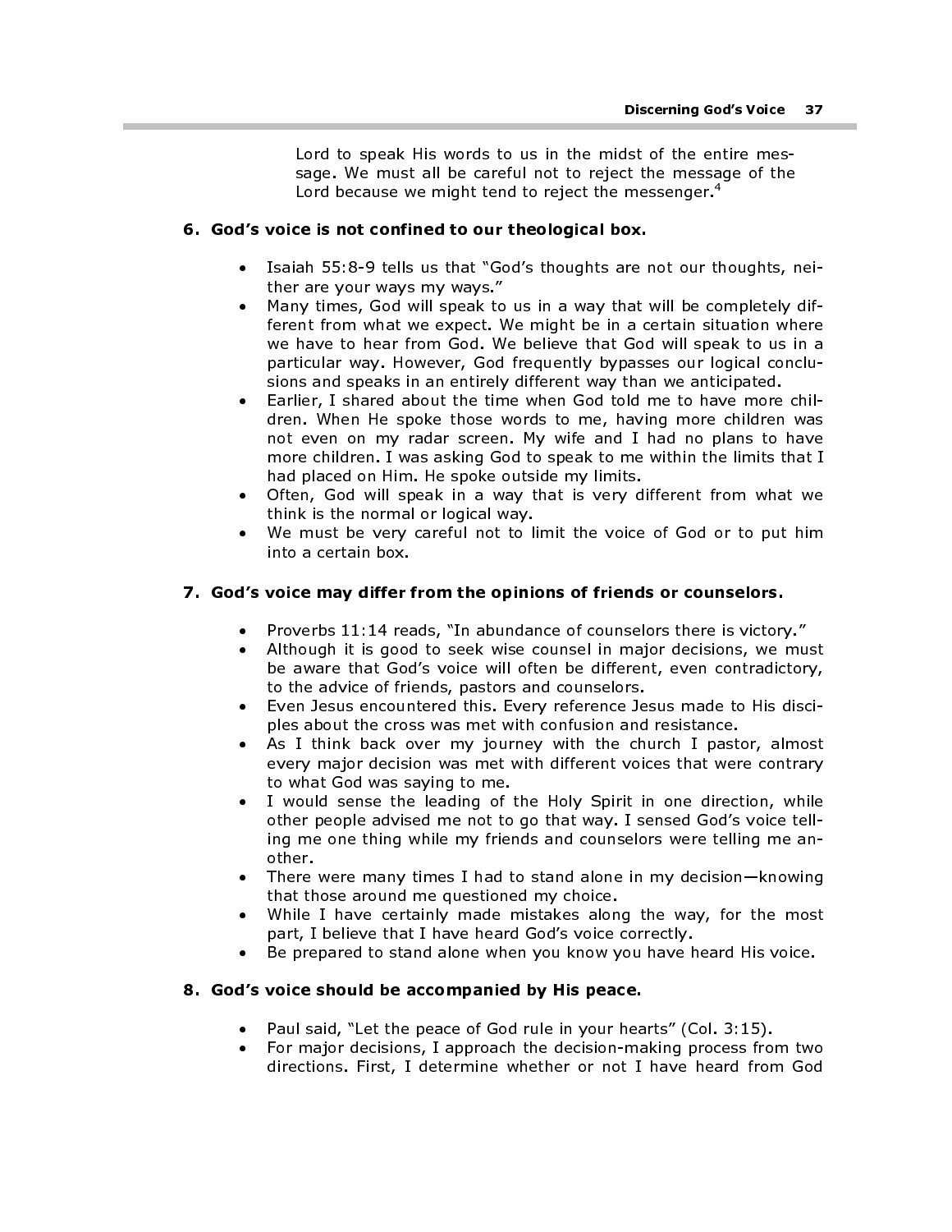Lord to speak His words to us in the midst of the entire message. We must all be careful not to reject the message of the Lord because we might tend to reject the messenger.[4]

**6. God's voice is not confined to our theological box.**

- Isaiah 55:8-9 tells us that "God's thoughts are not our thoughts, neither are your ways my ways."
- Many times, God will speak to us in a way that will be completely different from what we expect. We might be in a certain situation where we have to hear from God. We believe that God will speak to us in a particular way. However, God frequently bypasses our logical conclusions and speaks in an entirely different way than we anticipated.
- Earlier, I shared about the time when God told me to have more children. When He spoke those words to me, having more children was not even on my radar screen. My wife and I had no plans to have more children. I was asking God to speak to me within the limits that I had placed on Him. He spoke outside my limits.
- Often, God will speak in a way that is very different from what we think is the normal or logical way.
- We must be very careful not to limit the voice of God or to put him into a certain box.

**7. God's voice may differ from the opinions of friends or counselors.**

- Proverbs 11:14 reads, "In abundance of counselors there is victory."
- Although it is good to seek wise counsel in major decisions, we must be aware that God's voice will often be different, even contradictory, to the advice of friends, pastors and counselors.
- Even Jesus encountered this. Every reference Jesus made to His disciples about the cross was met with confusion and resistance.
- As I think back over my journey with the church I pastor, almost every major decision was met with different voices that were contrary to what God was saying to me.
- I would sense the leading of the Holy Spirit in one direction, while other people advised me not to go that way. I sensed God's voice telling me one thing while my friends and counselors were telling me another.
- There were many times I had to stand alone in my decision—knowing that those around me questioned my choice.
- While I have certainly made mistakes along the way, for the most part, I believe that I have heard God's voice correctly.
- Be prepared to stand alone when you know you have heard His voice.

**8. God's voice should be accompanied by His peace.**

- Paul said, "Let the peace of God rule in your hearts" (Col. 3:15).
- For major decisions, I approach the decision-making process from two directions. First, I determine whether or not I have heard from God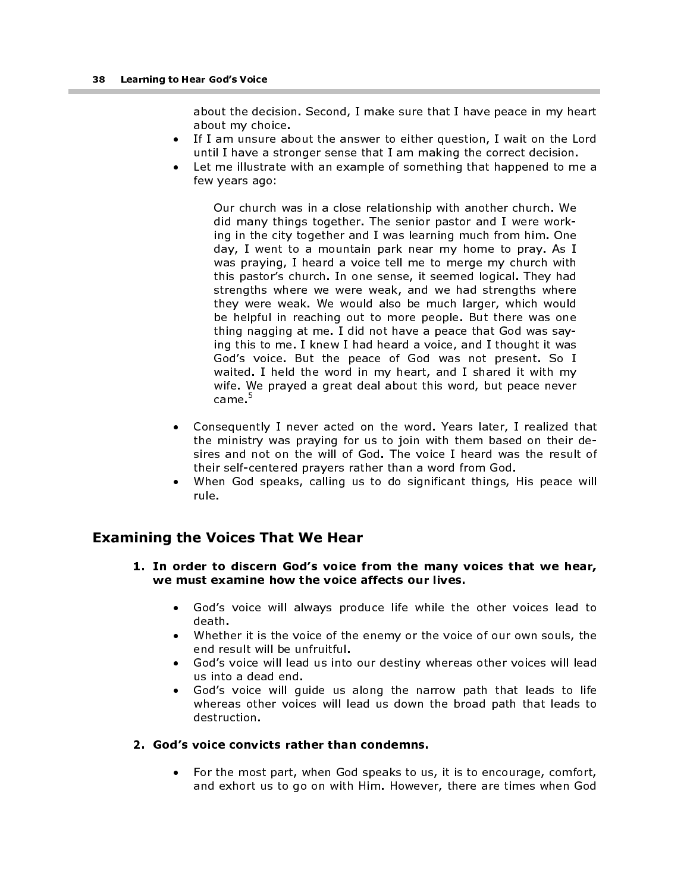about the decision. Second, I make sure that I have peace in my heart about my choice.

- If I am unsure about the answer to either question, I wait on the Lord until I have a stronger sense that I am making the correct decision.
- Let me illustrate with an example of something that happened to me a few years ago:

> Our church was in a close relationship with another church. We did many things together. The senior pastor and I were working in the city together and I was learning much from him. One day, I went to a mountain park near my home to pray. As I was praying, I heard a voice tell me to merge my church with this pastor's church. In one sense, it seemed logical. They had strengths where we were weak, and we had strengths where they were weak. We would also be much larger, which would be helpful in reaching out to more people. But there was one thing nagging at me. I did not have a peace that God was saying this to me. I knew I had heard a voice, and I thought it was God's voice. But the peace of God was not present. So I waited. I held the word in my heart, and I shared it with my wife. We prayed a great deal about this word, but peace never came.[5]

- Consequently I never acted on the word. Years later, I realized that the ministry was praying for us to join with them based on their desires and not on the will of God. The voice I heard was the result of their self-centered prayers rather than a word from God.
- When God speaks, calling us to do significant things, His peace will rule.

## Examining the Voices That We Hear

**1. In order to discern God's voice from the many voices that we hear, we must examine how the voice affects our lives.**

- God's voice will always produce life while the other voices lead to death.
- Whether it is the voice of the enemy or the voice of our own souls, the end result will be unfruitful.
- God's voice will lead us into our destiny whereas other voices will lead us into a dead end.
- God's voice will guide us along the narrow path that leads to life whereas other voices will lead us down the broad path that leads to destruction.

**2. God's voice convicts rather than condemns.**

- For the most part, when God speaks to us, it is to encourage, comfort, and exhort us to go on with Him. However, there are times when God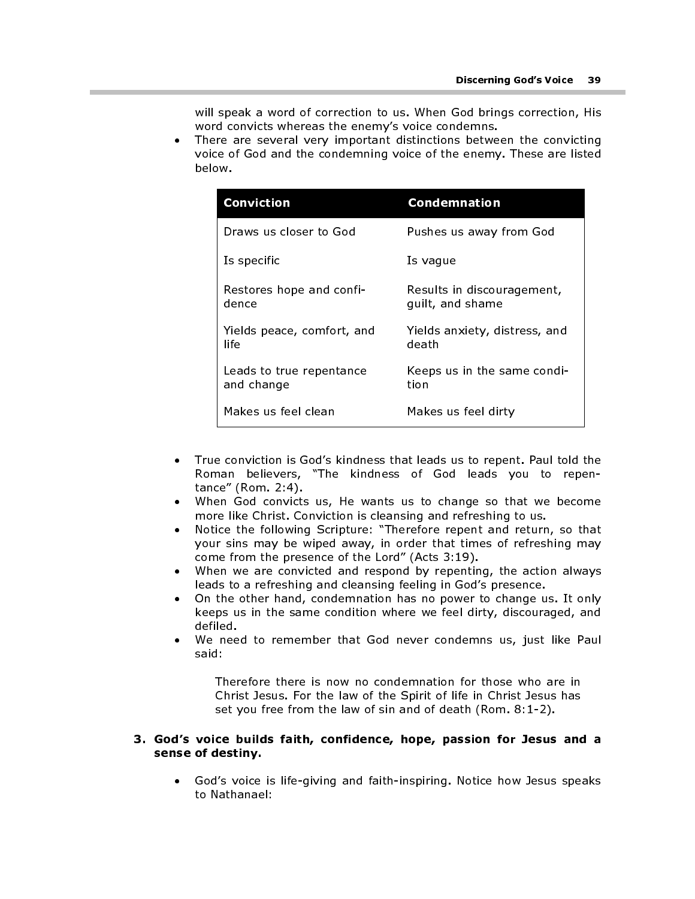will speak a word of correction to us. When God brings correction, His word convicts whereas the enemy's voice condemns.

- There are several very important distinctions between the convicting voice of God and the condemning voice of the enemy. These are listed below.

| Conviction | Condemnation |
|---|---|
| Draws us closer to God | Pushes us away from God |
| Is specific | Is vague |
| Restores hope and confidence | Results in discouragement, guilt, and shame |
| Yields peace, comfort, and life | Yields anxiety, distress, and death |
| Leads to true repentance and change | Keeps us in the same condition |
| Makes us feel clean | Makes us feel dirty |

- True conviction is God's kindness that leads us to repent. Paul told the Roman believers, "The kindness of God leads you to repentance" (Rom. 2:4).
- When God convicts us, He wants us to change so that we become more like Christ. Conviction is cleansing and refreshing to us.
- Notice the following Scripture: "Therefore repent and return, so that your sins may be wiped away, in order that times of refreshing may come from the presence of the Lord" (Acts 3:19).
- When we are convicted and respond by repenting, the action always leads to a refreshing and cleansing feeling in God's presence.
- On the other hand, condemnation has no power to change us. It only keeps us in the same condition where we feel dirty, discouraged, and defiled.
- We need to remember that God never condemns us, just like Paul said:

> Therefore there is now no condemnation for those who are in Christ Jesus. For the law of the Spirit of life in Christ Jesus has set you free from the law of sin and of death (Rom. 8:1-2).

**3. God's voice builds faith, confidence, hope, passion for Jesus and a sense of destiny.**

- God's voice is life-giving and faith-inspiring. Notice how Jesus speaks to Nathanael: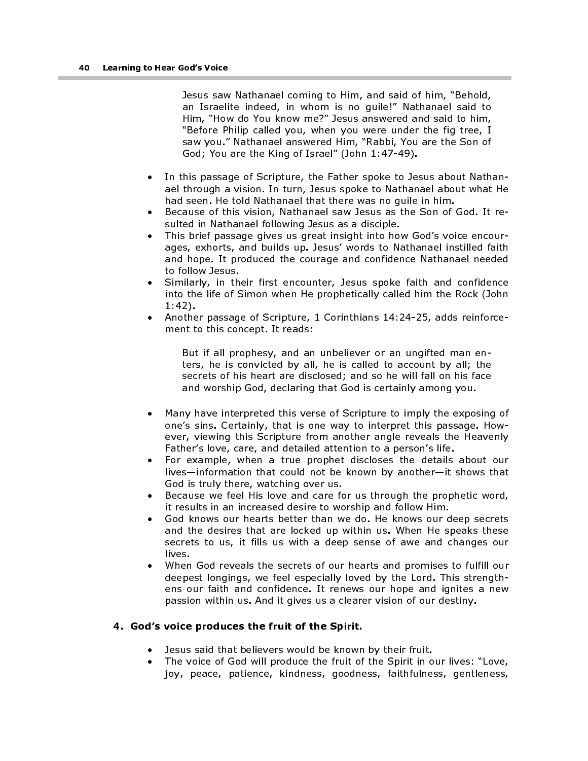> Jesus saw Nathanael coming to Him, and said of him, "Behold, an Israelite indeed, in whom is no guile!" Nathanael said to Him, "How do You know me?" Jesus answered and said to him, "Before Philip called you, when you were under the fig tree, I saw you." Nathanael answered Him, "Rabbi, You are the Son of God; You are the King of Israel" (John 1:47-49).

- In this passage of Scripture, the Father spoke to Jesus about Nathanael through a vision. In turn, Jesus spoke to Nathanael about what He had seen. He told Nathanael that there was no guile in him.
- Because of this vision, Nathanael saw Jesus as the Son of God. It resulted in Nathanael following Jesus as a disciple.
- This brief passage gives us great insight into how God's voice encourages, exhorts, and builds up. Jesus' words to Nathanael instilled faith and hope. It produced the courage and confidence Nathanael needed to follow Jesus.
- Similarly, in their first encounter, Jesus spoke faith and confidence into the life of Simon when He prophetically called him the Rock (John 1:42).
- Another passage of Scripture, 1 Corinthians 14:24-25, adds reinforcement to this concept. It reads:

> But if all prophesy, and an unbeliever or an ungifted man enters, he is convicted by all, he is called to account by all; the secrets of his heart are disclosed; and so he will fall on his face and worship God, declaring that God is certainly among you.

- Many have interpreted this verse of Scripture to imply the exposing of one's sins. Certainly, that is one way to interpret this passage. However, viewing this Scripture from another angle reveals the Heavenly Father's love, care, and detailed attention to a person's life.
- For example, when a true prophet discloses the details about our lives—information that could not be known by another—it shows that God is truly there, watching over us.
- Because we feel His love and care for us through the prophetic word, it results in an increased desire to worship and follow Him.
- God knows our hearts better than we do. He knows our deep secrets and the desires that are locked up within us. When He speaks these secrets to us, it fills us with a deep sense of awe and changes our lives.
- When God reveals the secrets of our hearts and promises to fulfill our deepest longings, we feel especially loved by the Lord. This strengthens our faith and confidence. It renews our hope and ignites a new passion within us. And it gives us a clearer vision of our destiny.

**4. God's voice produces the fruit of the Spirit.**

- Jesus said that believers would be known by their fruit.
- The voice of God will produce the fruit of the Spirit in our lives: "Love, joy, peace, patience, kindness, goodness, faithfulness, gentleness,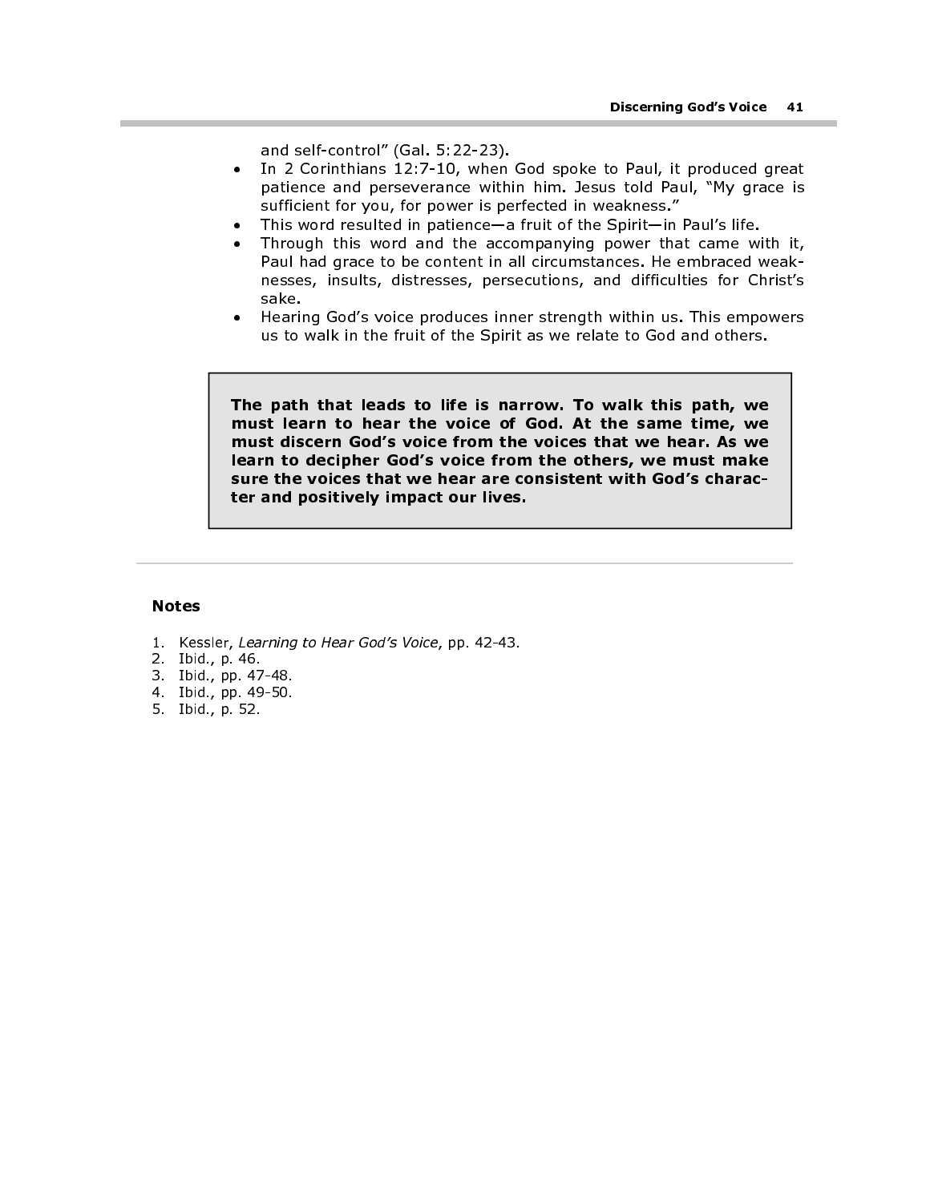and self-control" (Gal. 5:22-23).

- In 2 Corinthians 12:7-10, when God spoke to Paul, it produced great patience and perseverance within him. Jesus told Paul, "My grace is sufficient for you, for power is perfected in weakness."
- This word resulted in patience—a fruit of the Spirit—in Paul's life.
- Through this word and the accompanying power that came with it, Paul had grace to be content in all circumstances. He embraced weaknesses, insults, distresses, persecutions, and difficulties for Christ's sake.
- Hearing God's voice produces inner strength within us. This empowers us to walk in the fruit of the Spirit as we relate to God and others.

> **The path that leads to life is narrow. To walk this path, we must learn to hear the voice of God. At the same time, we must discern God's voice from the voices that we hear. As we learn to decipher God's voice from the others, we must make sure the voices that we hear are consistent with God's character and positively impact our lives.**

---

### Notes

1. Kessler, *Learning to Hear God's Voice*, pp. 42-43.
2. Ibid., p. 46.
3. Ibid., pp. 47-48.
4. Ibid., pp. 49-50.
5. Ibid., p. 52.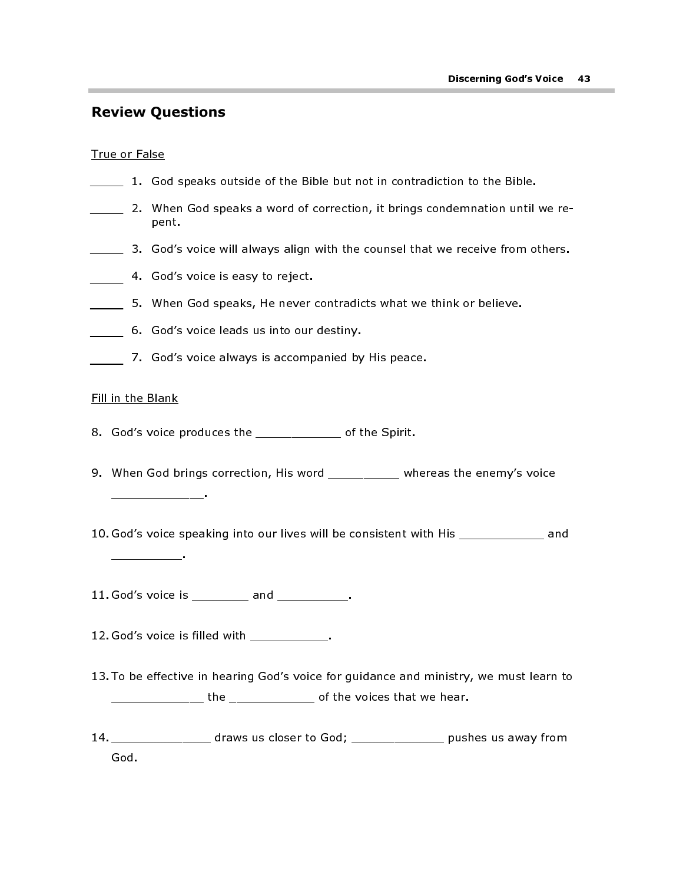## Review Questions

True or False

_____ 1. God speaks outside of the Bible but not in contradiction to the Bible.

_____ 2. When God speaks a word of correction, it brings condemnation until we repent.

_____ 3. God's voice will always align with the counsel that we receive from others.

_____ 4. God's voice is easy to reject.

_____ 5. When God speaks, He never contradicts what we think or believe.

_____ 6. God's voice leads us into our destiny.

_____ 7. God's voice always is accompanied by His peace.

Fill in the Blank

8. God's voice produces the ____________ of the Spirit.

9. When God brings correction, His word __________ whereas the enemy's voice ____________.

10. God's voice speaking into our lives will be consistent with His ____________ and __________.

11. God's voice is ________ and __________.

12. God's voice is filled with ___________.

13. To be effective in hearing God's voice for guidance and ministry, we must learn to ____________ the ____________ of the voices that we hear.

14. ______________ draws us closer to God; _____________ pushes us away from God.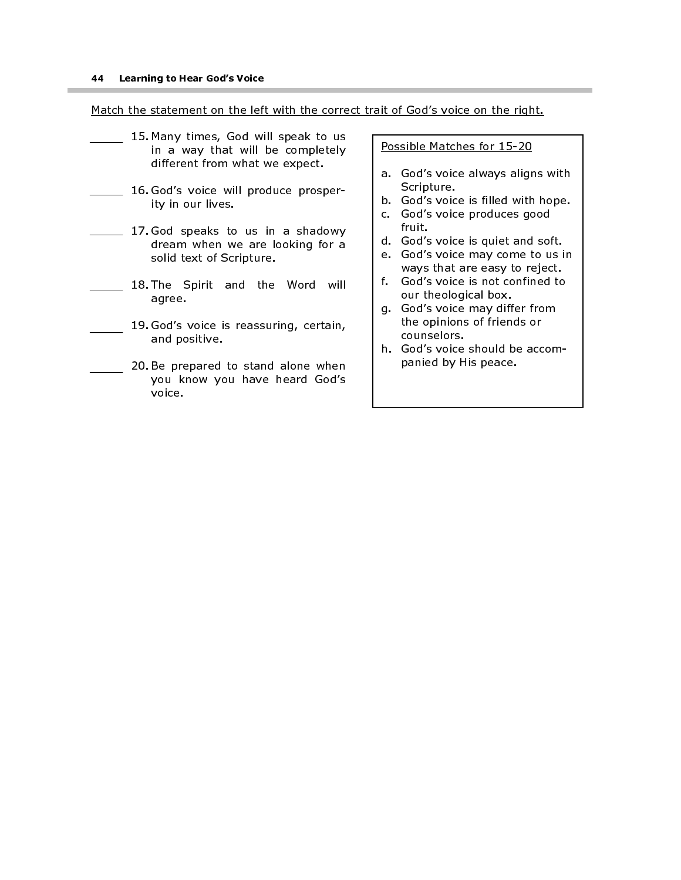Match the statement on the left with the correct trait of God's voice on the right.

_____ 15. Many times, God will speak to us in a way that will be completely different from what we expect.

_____ 16. God's voice will produce prosperity in our lives.

_____ 17. God speaks to us in a shadowy dream when we are looking for a solid text of Scripture.

_____ 18. The Spirit and the Word will agree.

_____ 19. God's voice is reassuring, certain, and positive.

_____ 20. Be prepared to stand alone when you know you have heard God's voice.

Possible Matches for 15-20

a. God's voice always aligns with Scripture.
b. God's voice is filled with hope.
c. God's voice produces good fruit.
d. God's voice is quiet and soft.
e. God's voice may come to us in ways that are easy to reject.
f. God's voice is not confined to our theological box.
g. God's voice may differ from the opinions of friends or counselors.
h. God's voice should be accompanied by His peace.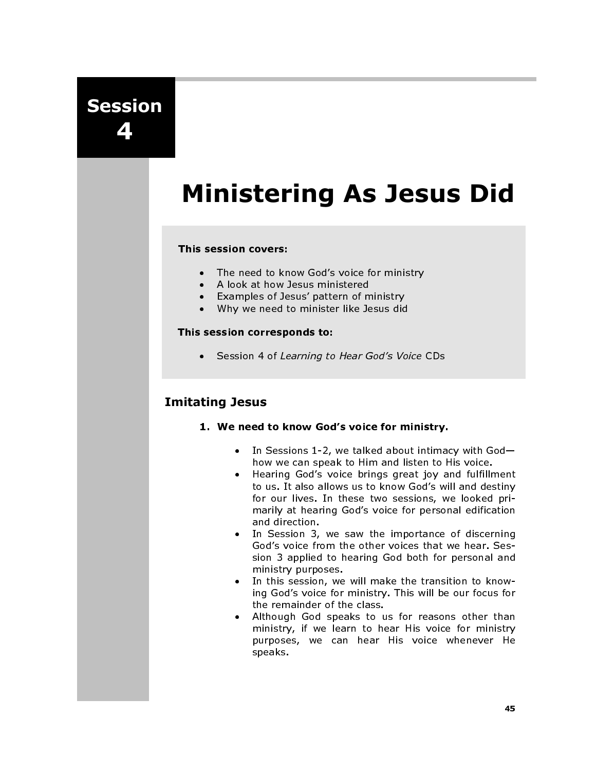# Session 4

# Ministering As Jesus Did

**This session covers:**

- The need to know God's voice for ministry
- A look at how Jesus ministered
- Examples of Jesus' pattern of ministry
- Why we need to minister like Jesus did

**This session corresponds to:**

- Session 4 of *Learning to Hear God's Voice* CDs

## Imitating Jesus

1. **We need to know God's voice for ministry.**

   - In Sessions 1-2, we talked about intimacy with God—how we can speak to Him and listen to His voice.
   - Hearing God's voice brings great joy and fulfillment to us. It also allows us to know God's will and destiny for our lives. In these two sessions, we looked primarily at hearing God's voice for personal edification and direction.
   - In Session 3, we saw the importance of discerning God's voice from the other voices that we hear. Session 3 applied to hearing God both for personal and ministry purposes.
   - In this session, we will make the transition to knowing God's voice for ministry. This will be our focus for the remainder of the class.
   - Although God speaks to us for reasons other than ministry, if we learn to hear His voice for ministry purposes, we can hear His voice whenever He speaks.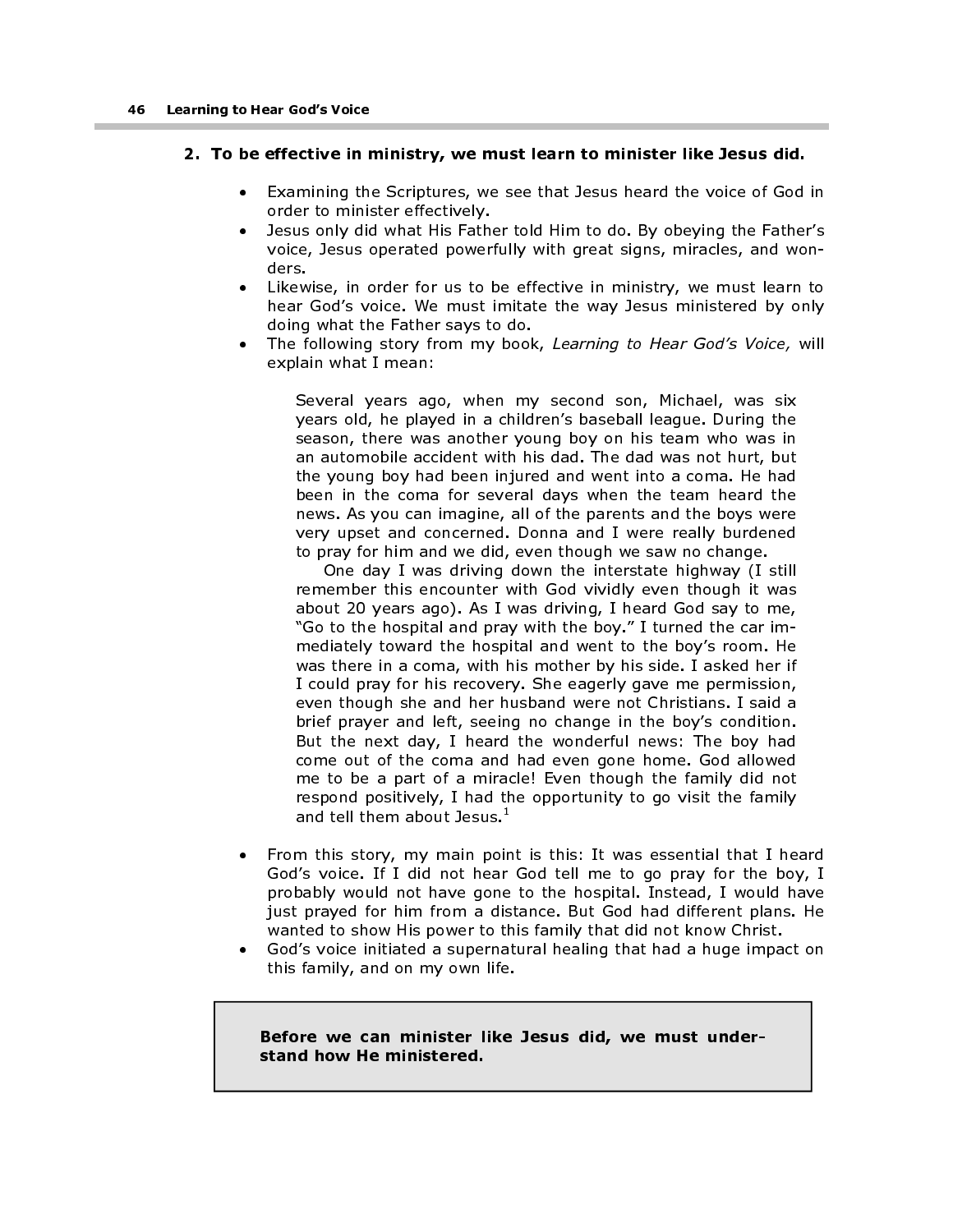## 2. To be effective in ministry, we must learn to minister like Jesus did.

- Examining the Scriptures, we see that Jesus heard the voice of God in order to minister effectively.
- Jesus only did what His Father told Him to do. By obeying the Father's voice, Jesus operated powerfully with great signs, miracles, and wonders.
- Likewise, in order for us to be effective in ministry, we must learn to hear God's voice. We must imitate the way Jesus ministered by only doing what the Father says to do.
- The following story from my book, *Learning to Hear God's Voice,* will explain what I mean:

> Several years ago, when my second son, Michael, was six years old, he played in a children's baseball league. During the season, there was another young boy on his team who was in an automobile accident with his dad. The dad was not hurt, but the young boy had been injured and went into a coma. He had been in the coma for several days when the team heard the news. As you can imagine, all of the parents and the boys were very upset and concerned. Donna and I were really burdened to pray for him and we did, even though we saw no change.
>
> One day I was driving down the interstate highway (I still remember this encounter with God vividly even though it was about 20 years ago). As I was driving, I heard God say to me, "Go to the hospital and pray with the boy." I turned the car immediately toward the hospital and went to the boy's room. He was there in a coma, with his mother by his side. I asked her if I could pray for his recovery. She eagerly gave me permission, even though she and her husband were not Christians. I said a brief prayer and left, seeing no change in the boy's condition. But the next day, I heard the wonderful news: The boy had come out of the coma and had even gone home. God allowed me to be a part of a miracle! Even though the family did not respond positively, I had the opportunity to go visit the family and tell them about Jesus.[1]

- From this story, my main point is this: It was essential that I heard God's voice. If I did not hear God tell me to go pray for the boy, I probably would not have gone to the hospital. Instead, I would have just prayed for him from a distance. But God had different plans. He wanted to show His power to this family that did not know Christ.
- God's voice initiated a supernatural healing that had a huge impact on this family, and on my own life.

> **Before we can minister like Jesus did, we must understand how He ministered.**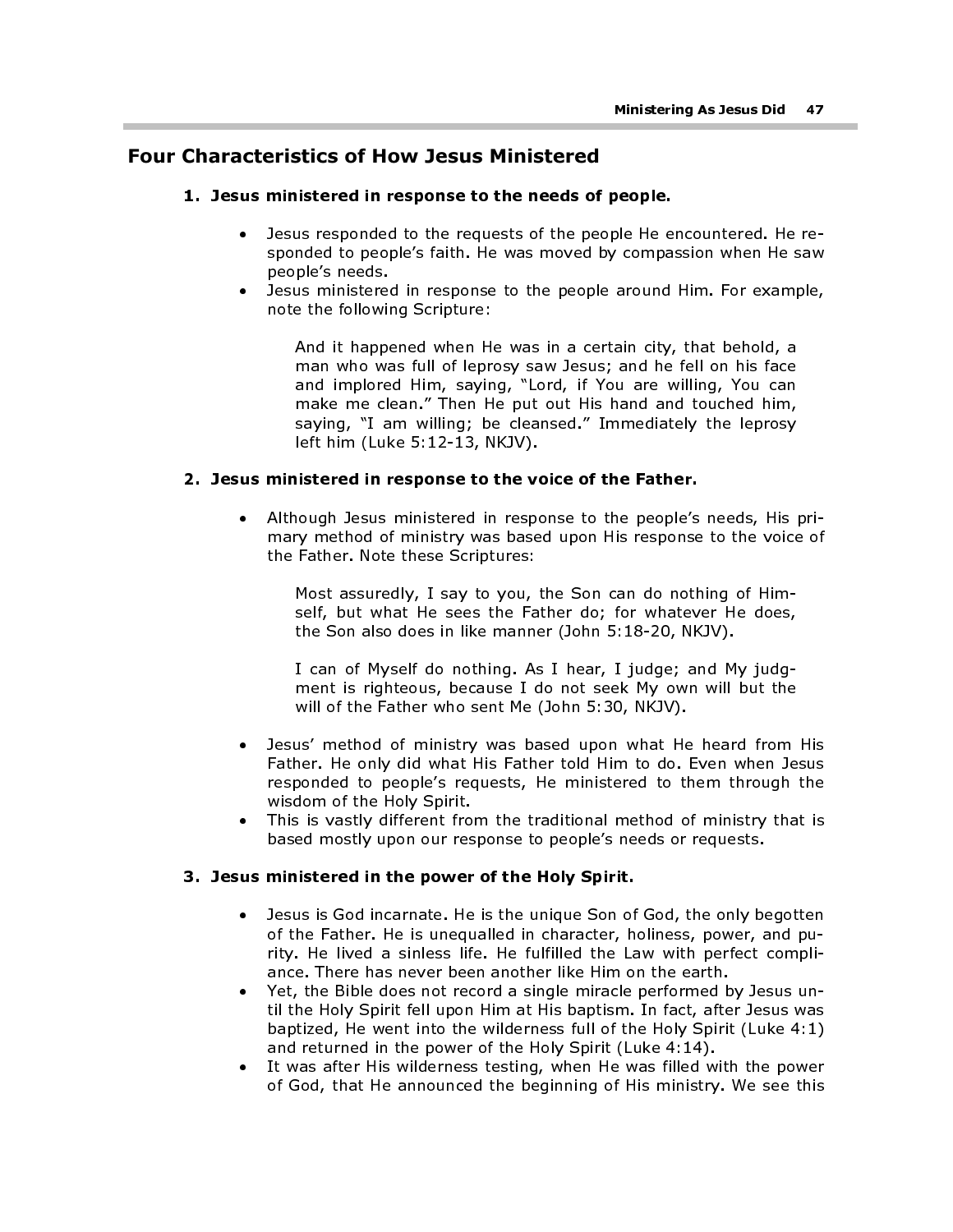## Four Characteristics of How Jesus Ministered

### 1. Jesus ministered in response to the needs of people.

- Jesus responded to the requests of the people He encountered. He responded to people's faith. He was moved by compassion when He saw people's needs.
- Jesus ministered in response to the people around Him. For example, note the following Scripture:

> And it happened when He was in a certain city, that behold, a man who was full of leprosy saw Jesus; and he fell on his face and implored Him, saying, "Lord, if You are willing, You can make me clean." Then He put out His hand and touched him, saying, "I am willing; be cleansed." Immediately the leprosy left him (Luke 5:12-13, NKJV).

### 2. Jesus ministered in response to the voice of the Father.

- Although Jesus ministered in response to the people's needs, His primary method of ministry was based upon His response to the voice of the Father. Note these Scriptures:

> Most assuredly, I say to you, the Son can do nothing of Himself, but what He sees the Father do; for whatever He does, the Son also does in like manner (John 5:18-20, NKJV).

> I can of Myself do nothing. As I hear, I judge; and My judgment is righteous, because I do not seek My own will but the will of the Father who sent Me (John 5:30, NKJV).

- Jesus' method of ministry was based upon what He heard from His Father. He only did what His Father told Him to do. Even when Jesus responded to people's requests, He ministered to them through the wisdom of the Holy Spirit.
- This is vastly different from the traditional method of ministry that is based mostly upon our response to people's needs or requests.

### 3. Jesus ministered in the power of the Holy Spirit.

- Jesus is God incarnate. He is the unique Son of God, the only begotten of the Father. He is unequalled in character, holiness, power, and purity. He lived a sinless life. He fulfilled the Law with perfect compliance. There has never been another like Him on the earth.
- Yet, the Bible does not record a single miracle performed by Jesus until the Holy Spirit fell upon Him at His baptism. In fact, after Jesus was baptized, He went into the wilderness full of the Holy Spirit (Luke 4:1) and returned in the power of the Holy Spirit (Luke 4:14).
- It was after His wilderness testing, when He was filled with the power of God, that He announced the beginning of His ministry. We see this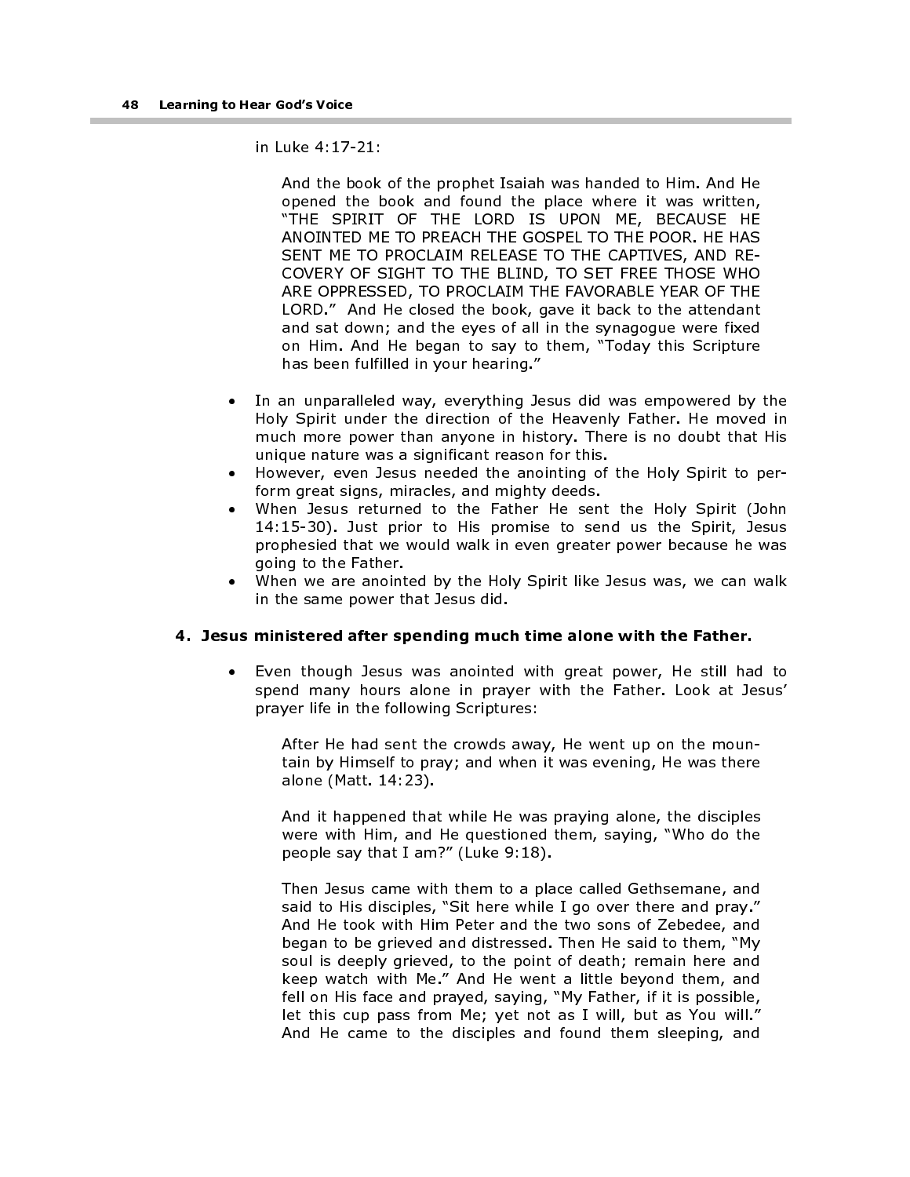in Luke 4:17-21:

> And the book of the prophet Isaiah was handed to Him. And He opened the book and found the place where it was written, "THE SPIRIT OF THE LORD IS UPON ME, BECAUSE HE ANOINTED ME TO PREACH THE GOSPEL TO THE POOR. HE HAS SENT ME TO PROCLAIM RELEASE TO THE CAPTIVES, AND RECOVERY OF SIGHT TO THE BLIND, TO SET FREE THOSE WHO ARE OPPRESSED, TO PROCLAIM THE FAVORABLE YEAR OF THE LORD." And He closed the book, gave it back to the attendant and sat down; and the eyes of all in the synagogue were fixed on Him. And He began to say to them, "Today this Scripture has been fulfilled in your hearing."

- In an unparalleled way, everything Jesus did was empowered by the Holy Spirit under the direction of the Heavenly Father. He moved in much more power than anyone in history. There is no doubt that His unique nature was a significant reason for this.
- However, even Jesus needed the anointing of the Holy Spirit to perform great signs, miracles, and mighty deeds.
- When Jesus returned to the Father He sent the Holy Spirit (John 14:15-30). Just prior to His promise to send us the Spirit, Jesus prophesied that we would walk in even greater power because he was going to the Father.
- When we are anointed by the Holy Spirit like Jesus was, we can walk in the same power that Jesus did.

**4. Jesus ministered after spending much time alone with the Father.**

- Even though Jesus was anointed with great power, He still had to spend many hours alone in prayer with the Father. Look at Jesus' prayer life in the following Scriptures:

> After He had sent the crowds away, He went up on the mountain by Himself to pray; and when it was evening, He was there alone (Matt. 14:23).
>
> And it happened that while He was praying alone, the disciples were with Him, and He questioned them, saying, "Who do the people say that I am?" (Luke 9:18).
>
> Then Jesus came with them to a place called Gethsemane, and said to His disciples, "Sit here while I go over there and pray." And He took with Him Peter and the two sons of Zebedee, and began to be grieved and distressed. Then He said to them, "My soul is deeply grieved, to the point of death; remain here and keep watch with Me." And He went a little beyond them, and fell on His face and prayed, saying, "My Father, if it is possible, let this cup pass from Me; yet not as I will, but as You will." And He came to the disciples and found them sleeping, and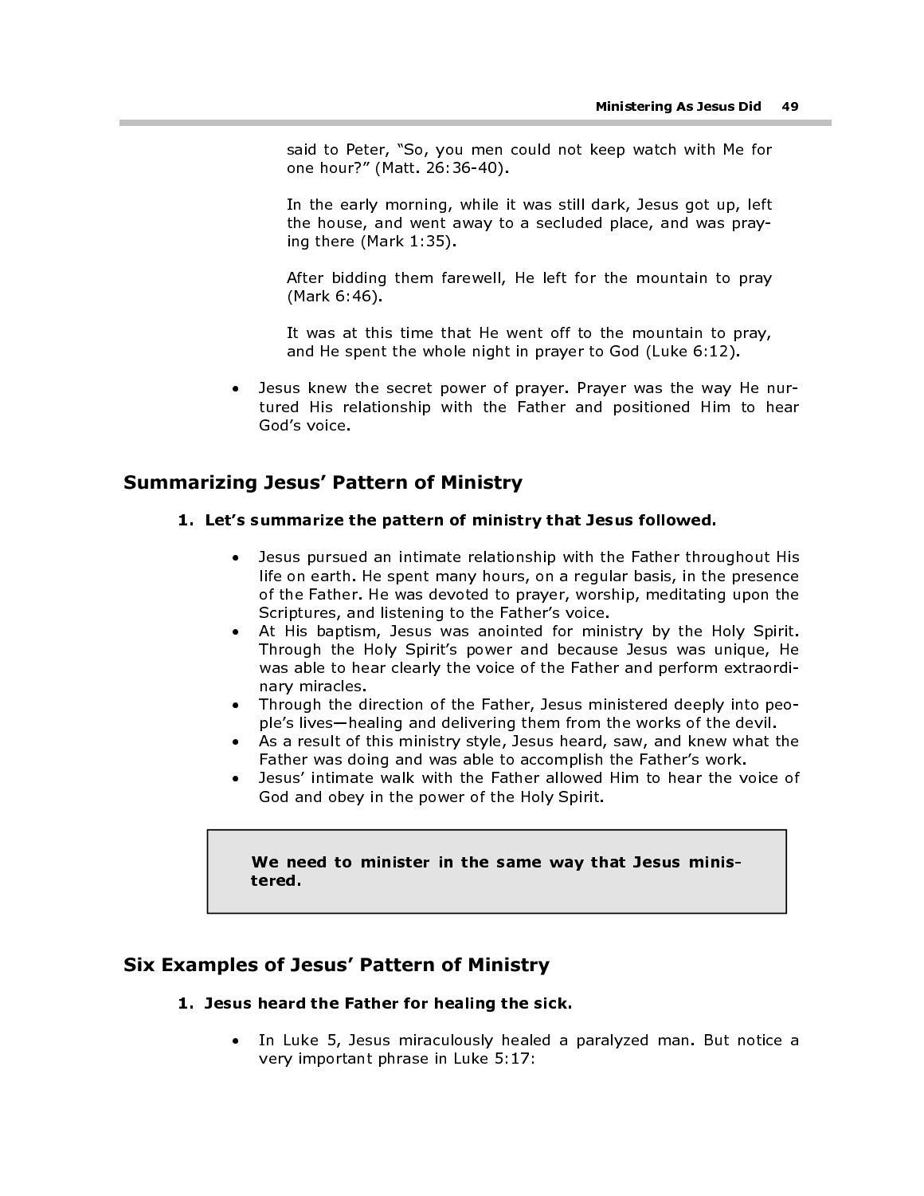said to Peter, "So, you men could not keep watch with Me for one hour?" (Matt. 26:36-40).

In the early morning, while it was still dark, Jesus got up, left the house, and went away to a secluded place, and was praying there (Mark 1:35).

After bidding them farewell, He left for the mountain to pray (Mark 6:46).

It was at this time that He went off to the mountain to pray, and He spent the whole night in prayer to God (Luke 6:12).

- Jesus knew the secret power of prayer. Prayer was the way He nurtured His relationship with the Father and positioned Him to hear God's voice.

## Summarizing Jesus' Pattern of Ministry

**1. Let's summarize the pattern of ministry that Jesus followed.**

- Jesus pursued an intimate relationship with the Father throughout His life on earth. He spent many hours, on a regular basis, in the presence of the Father. He was devoted to prayer, worship, meditating upon the Scriptures, and listening to the Father's voice.
- At His baptism, Jesus was anointed for ministry by the Holy Spirit. Through the Holy Spirit's power and because Jesus was unique, He was able to hear clearly the voice of the Father and perform extraordinary miracles.
- Through the direction of the Father, Jesus ministered deeply into people's lives—healing and delivering them from the works of the devil.
- As a result of this ministry style, Jesus heard, saw, and knew what the Father was doing and was able to accomplish the Father's work.
- Jesus' intimate walk with the Father allowed Him to hear the voice of God and obey in the power of the Holy Spirit.

> **We need to minister in the same way that Jesus ministered.**

## Six Examples of Jesus' Pattern of Ministry

**1. Jesus heard the Father for healing the sick.**

- In Luke 5, Jesus miraculously healed a paralyzed man. But notice a very important phrase in Luke 5:17: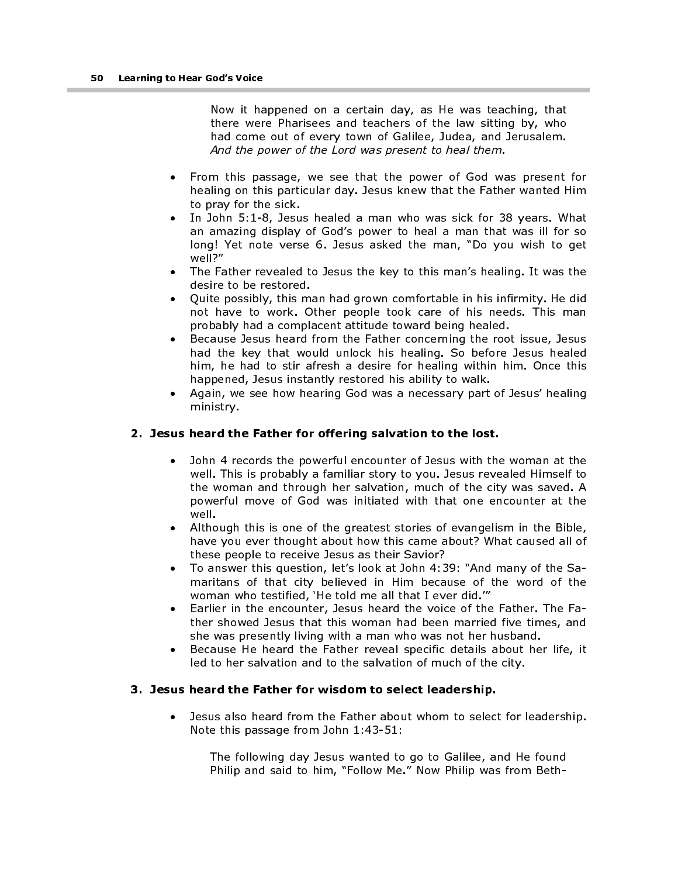> Now it happened on a certain day, as He was teaching, that there were Pharisees and teachers of the law sitting by, who had come out of every town of Galilee, Judea, and Jerusalem. *And the power of the Lord was present to heal them.*

- From this passage, we see that the power of God was present for healing on this particular day. Jesus knew that the Father wanted Him to pray for the sick.
- In John 5:1-8, Jesus healed a man who was sick for 38 years. What an amazing display of God's power to heal a man that was ill for so long! Yet note verse 6. Jesus asked the man, "Do you wish to get well?"
- The Father revealed to Jesus the key to this man's healing. It was the desire to be restored.
- Quite possibly, this man had grown comfortable in his infirmity. He did not have to work. Other people took care of his needs. This man probably had a complacent attitude toward being healed.
- Because Jesus heard from the Father concerning the root issue, Jesus had the key that would unlock his healing. So before Jesus healed him, he had to stir afresh a desire for healing within him. Once this happened, Jesus instantly restored his ability to walk.
- Again, we see how hearing God was a necessary part of Jesus' healing ministry.

**2. Jesus heard the Father for offering salvation to the lost.**

- John 4 records the powerful encounter of Jesus with the woman at the well. This is probably a familiar story to you. Jesus revealed Himself to the woman and through her salvation, much of the city was saved. A powerful move of God was initiated with that one encounter at the well.
- Although this is one of the greatest stories of evangelism in the Bible, have you ever thought about how this came about? What caused all of these people to receive Jesus as their Savior?
- To answer this question, let's look at John 4:39: "And many of the Samaritans of that city believed in Him because of the word of the woman who testified, 'He told me all that I ever did.'"
- Earlier in the encounter, Jesus heard the voice of the Father. The Father showed Jesus that this woman had been married five times, and she was presently living with a man who was not her husband.
- Because He heard the Father reveal specific details about her life, it led to her salvation and to the salvation of much of the city.

**3. Jesus heard the Father for wisdom to select leadership.**

- Jesus also heard from the Father about whom to select for leadership. Note this passage from John 1:43-51:

> The following day Jesus wanted to go to Galilee, and He found Philip and said to him, "Follow Me." Now Philip was from Beth-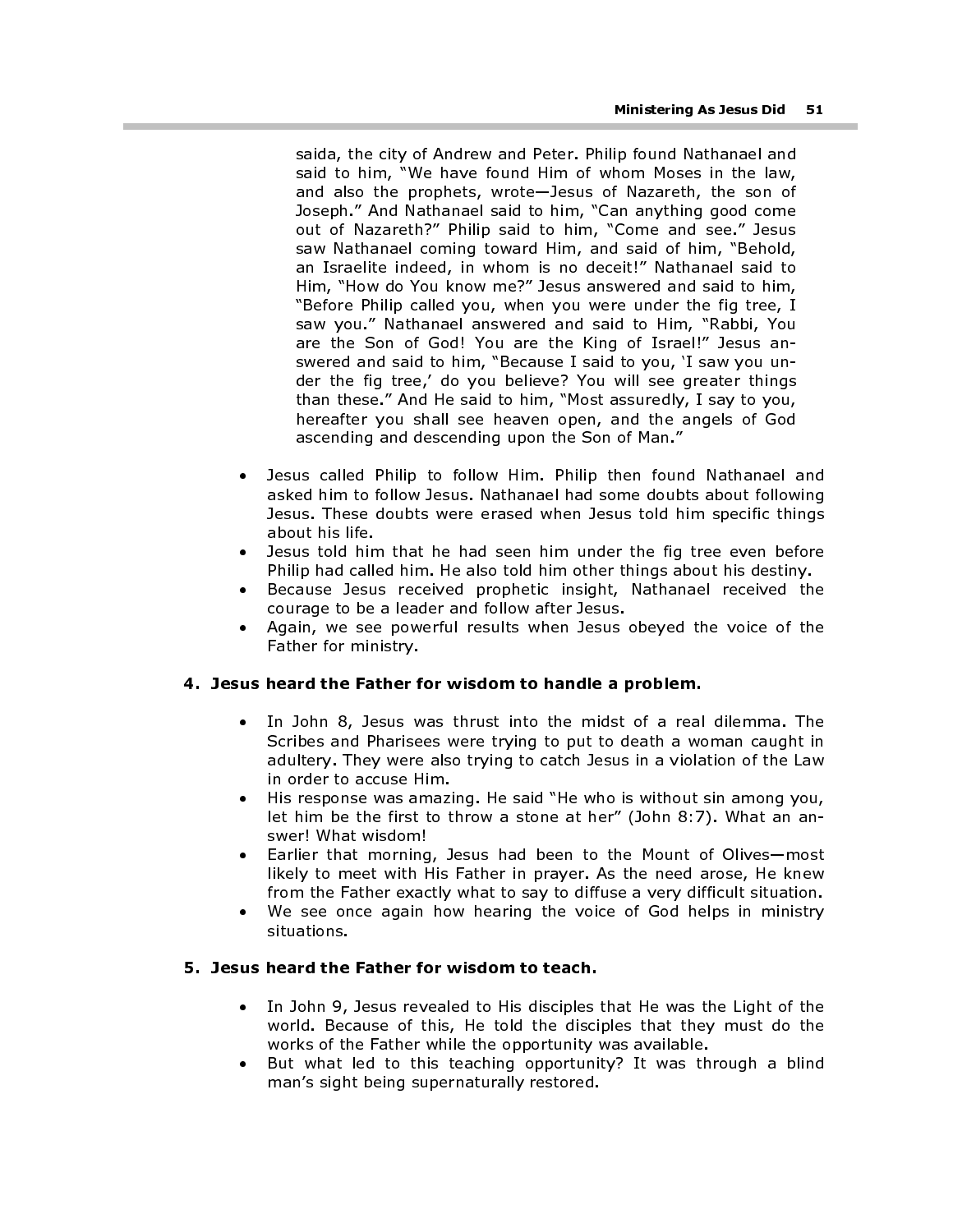saida, the city of Andrew and Peter. Philip found Nathanael and said to him, "We have found Him of whom Moses in the law, and also the prophets, wrote—Jesus of Nazareth, the son of Joseph." And Nathanael said to him, "Can anything good come out of Nazareth?" Philip said to him, "Come and see." Jesus saw Nathanael coming toward Him, and said of him, "Behold, an Israelite indeed, in whom is no deceit!" Nathanael said to Him, "How do You know me?" Jesus answered and said to him, "Before Philip called you, when you were under the fig tree, I saw you." Nathanael answered and said to Him, "Rabbi, You are the Son of God! You are the King of Israel!" Jesus answered and said to him, "Because I said to you, 'I saw you under the fig tree,' do you believe? You will see greater things than these." And He said to him, "Most assuredly, I say to you, hereafter you shall see heaven open, and the angels of God ascending and descending upon the Son of Man."

- Jesus called Philip to follow Him. Philip then found Nathanael and asked him to follow Jesus. Nathanael had some doubts about following Jesus. These doubts were erased when Jesus told him specific things about his life.
- Jesus told him that he had seen him under the fig tree even before Philip had called him. He also told him other things about his destiny.
- Because Jesus received prophetic insight, Nathanael received the courage to be a leader and follow after Jesus.
- Again, we see powerful results when Jesus obeyed the voice of the Father for ministry.

**4. Jesus heard the Father for wisdom to handle a problem.**

- In John 8, Jesus was thrust into the midst of a real dilemma. The Scribes and Pharisees were trying to put to death a woman caught in adultery. They were also trying to catch Jesus in a violation of the Law in order to accuse Him.
- His response was amazing. He said "He who is without sin among you, let him be the first to throw a stone at her" (John 8:7). What an answer! What wisdom!
- Earlier that morning, Jesus had been to the Mount of Olives—most likely to meet with His Father in prayer. As the need arose, He knew from the Father exactly what to say to diffuse a very difficult situation.
- We see once again how hearing the voice of God helps in ministry situations.

**5. Jesus heard the Father for wisdom to teach.**

- In John 9, Jesus revealed to His disciples that He was the Light of the world. Because of this, He told the disciples that they must do the works of the Father while the opportunity was available.
- But what led to this teaching opportunity? It was through a blind man's sight being supernaturally restored.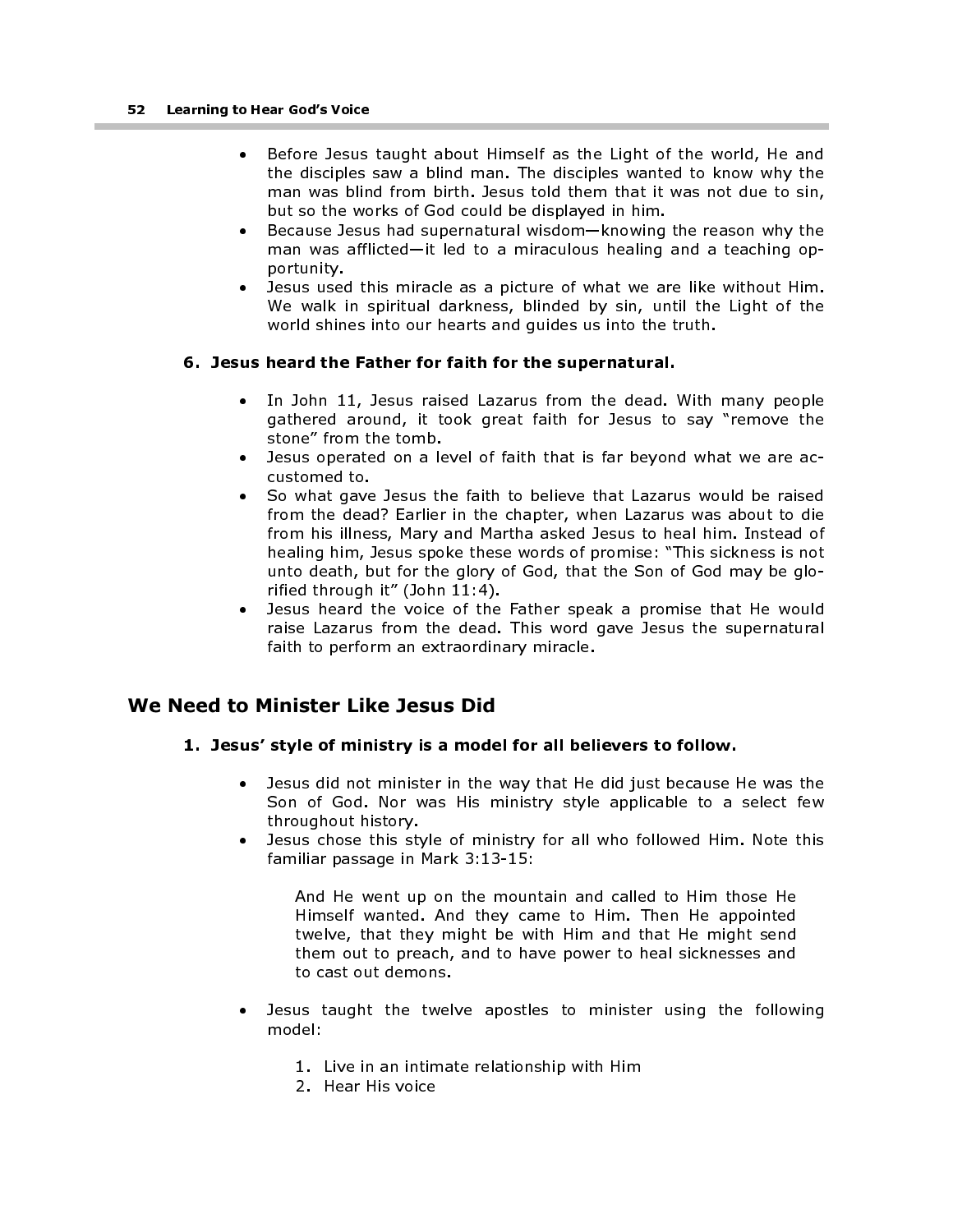- Before Jesus taught about Himself as the Light of the world, He and the disciples saw a blind man. The disciples wanted to know why the man was blind from birth. Jesus told them that it was not due to sin, but so the works of God could be displayed in him.
- Because Jesus had supernatural wisdom—knowing the reason why the man was afflicted—it led to a miraculous healing and a teaching opportunity.
- Jesus used this miracle as a picture of what we are like without Him. We walk in spiritual darkness, blinded by sin, until the Light of the world shines into our hearts and guides us into the truth.

**6. Jesus heard the Father for faith for the supernatural.**

- In John 11, Jesus raised Lazarus from the dead. With many people gathered around, it took great faith for Jesus to say "remove the stone" from the tomb.
- Jesus operated on a level of faith that is far beyond what we are accustomed to.
- So what gave Jesus the faith to believe that Lazarus would be raised from the dead? Earlier in the chapter, when Lazarus was about to die from his illness, Mary and Martha asked Jesus to heal him. Instead of healing him, Jesus spoke these words of promise: "This sickness is not unto death, but for the glory of God, that the Son of God may be glorified through it" (John 11:4).
- Jesus heard the voice of the Father speak a promise that He would raise Lazarus from the dead. This word gave Jesus the supernatural faith to perform an extraordinary miracle.

## We Need to Minister Like Jesus Did

**1. Jesus' style of ministry is a model for all believers to follow.**

- Jesus did not minister in the way that He did just because He was the Son of God. Nor was His ministry style applicable to a select few throughout history.
- Jesus chose this style of ministry for all who followed Him. Note this familiar passage in Mark 3:13-15:

> And He went up on the mountain and called to Him those He Himself wanted. And they came to Him. Then He appointed twelve, that they might be with Him and that He might send them out to preach, and to have power to heal sicknesses and to cast out demons.

- Jesus taught the twelve apostles to minister using the following model:

  1. Live in an intimate relationship with Him
  2. Hear His voice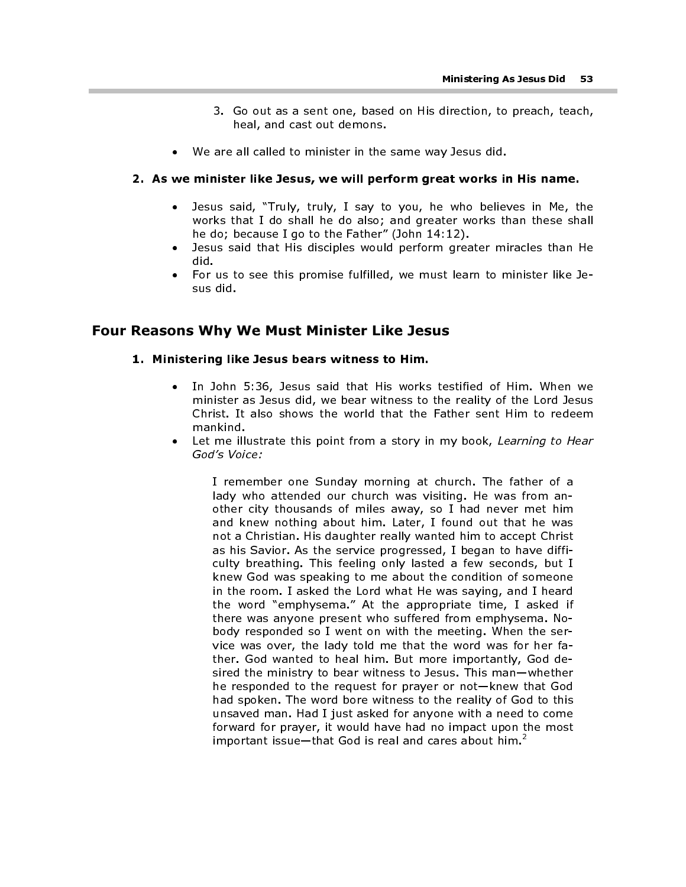3. Go out as a sent one, based on His direction, to preach, teach, heal, and cast out demons.

- We are all called to minister in the same way Jesus did.

**2. As we minister like Jesus, we will perform great works in His name.**

- Jesus said, "Truly, truly, I say to you, he who believes in Me, the works that I do shall he do also; and greater works than these shall he do; because I go to the Father" (John 14:12).
- Jesus said that His disciples would perform greater miracles than He did.
- For us to see this promise fulfilled, we must learn to minister like Jesus did.

## Four Reasons Why We Must Minister Like Jesus

**1. Ministering like Jesus bears witness to Him.**

- In John 5:36, Jesus said that His works testified of Him. When we minister as Jesus did, we bear witness to the reality of the Lord Jesus Christ. It also shows the world that the Father sent Him to redeem mankind.
- Let me illustrate this point from a story in my book, *Learning to Hear God's Voice:*

> I remember one Sunday morning at church. The father of a lady who attended our church was visiting. He was from another city thousands of miles away, so I had never met him and knew nothing about him. Later, I found out that he was not a Christian. His daughter really wanted him to accept Christ as his Savior. As the service progressed, I began to have difficulty breathing. This feeling only lasted a few seconds, but I knew God was speaking to me about the condition of someone in the room. I asked the Lord what He was saying, and I heard the word "emphysema." At the appropriate time, I asked if there was anyone present who suffered from emphysema. Nobody responded so I went on with the meeting. When the service was over, the lady told me that the word was for her father. God wanted to heal him. But more importantly, God desired the ministry to bear witness to Jesus. This man—whether he responded to the request for prayer or not—knew that God had spoken. The word bore witness to the reality of God to this unsaved man. Had I just asked for anyone with a need to come forward for prayer, it would have had no impact upon the most important issue—that God is real and cares about him.[2]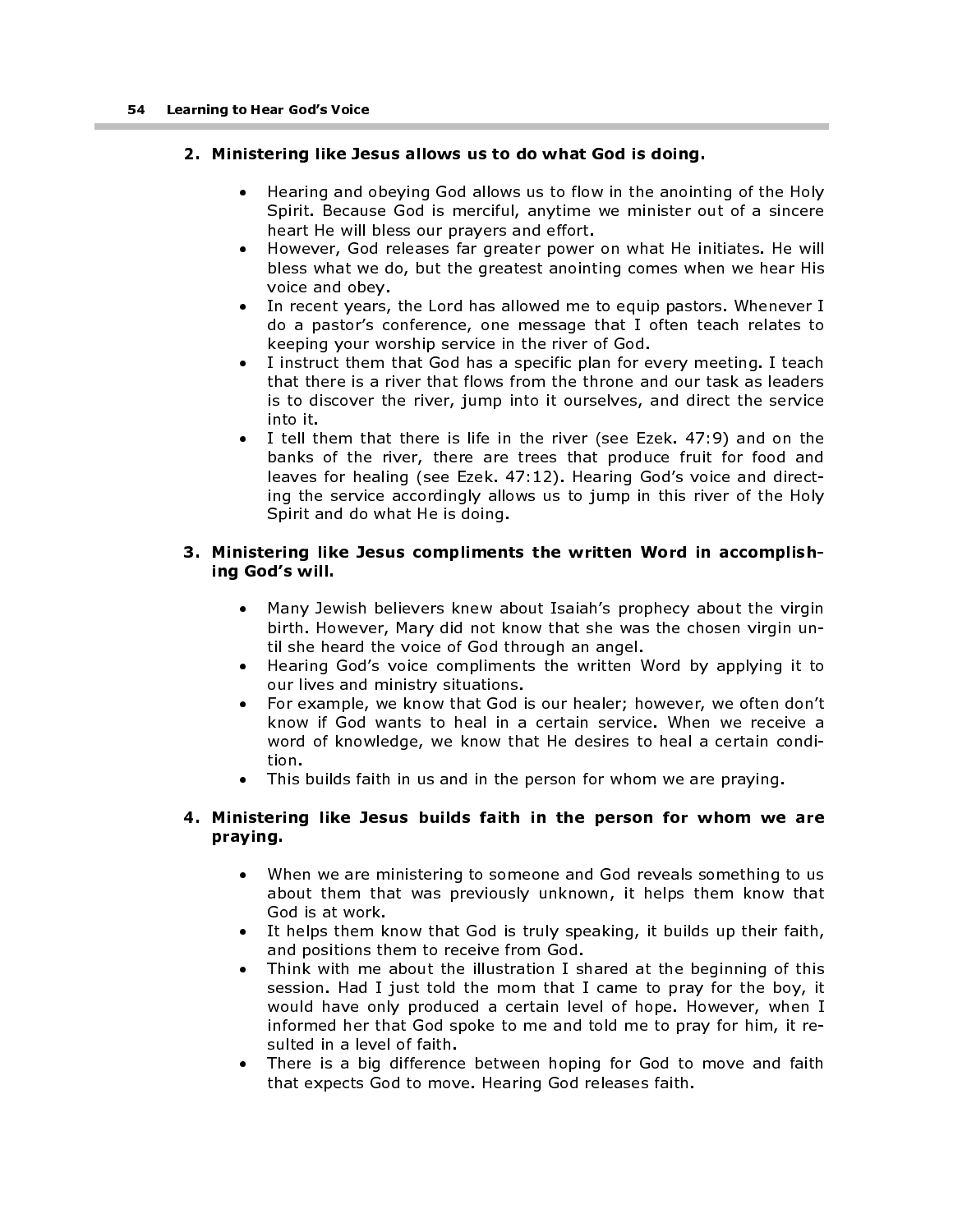**2. Ministering like Jesus allows us to do what God is doing.**

- Hearing and obeying God allows us to flow in the anointing of the Holy Spirit. Because God is merciful, anytime we minister out of a sincere heart He will bless our prayers and effort.
- However, God releases far greater power on what He initiates. He will bless what we do, but the greatest anointing comes when we hear His voice and obey.
- In recent years, the Lord has allowed me to equip pastors. Whenever I do a pastor's conference, one message that I often teach relates to keeping your worship service in the river of God.
- I instruct them that God has a specific plan for every meeting. I teach that there is a river that flows from the throne and our task as leaders is to discover the river, jump into it ourselves, and direct the service into it.
- I tell them that there is life in the river (see Ezek. 47:9) and on the banks of the river, there are trees that produce fruit for food and leaves for healing (see Ezek. 47:12). Hearing God's voice and directing the service accordingly allows us to jump in this river of the Holy Spirit and do what He is doing.

**3. Ministering like Jesus compliments the written Word in accomplishing God's will.**

- Many Jewish believers knew about Isaiah's prophecy about the virgin birth. However, Mary did not know that she was the chosen virgin until she heard the voice of God through an angel.
- Hearing God's voice compliments the written Word by applying it to our lives and ministry situations.
- For example, we know that God is our healer; however, we often don't know if God wants to heal in a certain service. When we receive a word of knowledge, we know that He desires to heal a certain condition.
- This builds faith in us and in the person for whom we are praying.

**4. Ministering like Jesus builds faith in the person for whom we are praying.**

- When we are ministering to someone and God reveals something to us about them that was previously unknown, it helps them know that God is at work.
- It helps them know that God is truly speaking, it builds up their faith, and positions them to receive from God.
- Think with me about the illustration I shared at the beginning of this session. Had I just told the mom that I came to pray for the boy, it would have only produced a certain level of hope. However, when I informed her that God spoke to me and told me to pray for him, it resulted in a level of faith.
- There is a big difference between hoping for God to move and faith that expects God to move. Hearing God releases faith.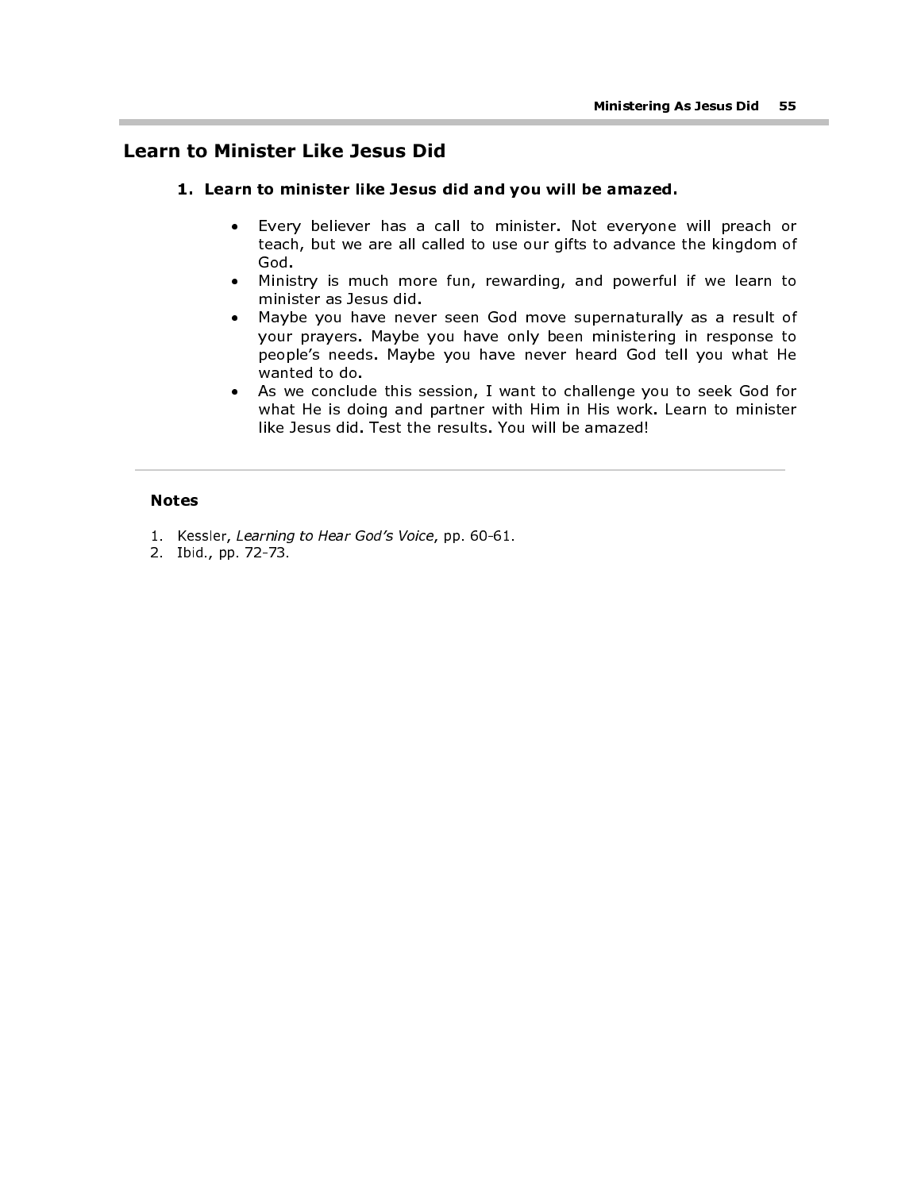## Learn to Minister Like Jesus Did

### 1. Learn to minister like Jesus did and you will be amazed.

- Every believer has a call to minister. Not everyone will preach or teach, but we are all called to use our gifts to advance the kingdom of God.
- Ministry is much more fun, rewarding, and powerful if we learn to minister as Jesus did.
- Maybe you have never seen God move supernaturally as a result of your prayers. Maybe you have only been ministering in response to people's needs. Maybe you have never heard God tell you what He wanted to do.
- As we conclude this session, I want to challenge you to seek God for what He is doing and partner with Him in His work. Learn to minister like Jesus did. Test the results. You will be amazed!

---

**Notes**

1. Kessler, *Learning to Hear God's Voice*, pp. 60-61.
2. Ibid., pp. 72-73.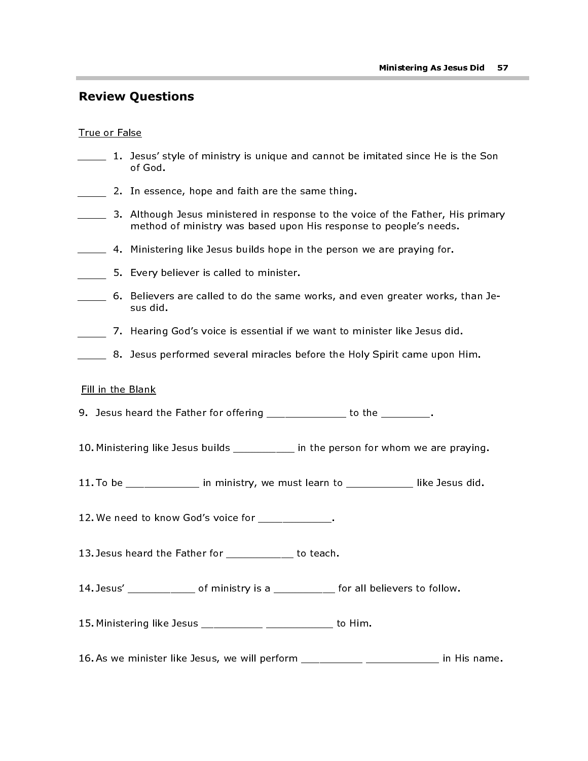## Review Questions

True or False

_____ 1. Jesus' style of ministry is unique and cannot be imitated since He is the Son of God.

_____ 2. In essence, hope and faith are the same thing.

_____ 3. Although Jesus ministered in response to the voice of the Father, His primary method of ministry was based upon His response to people's needs.

_____ 4. Ministering like Jesus builds hope in the person we are praying for.

_____ 5. Every believer is called to minister.

_____ 6. Believers are called to do the same works, and even greater works, than Jesus did.

_____ 7. Hearing God's voice is essential if we want to minister like Jesus did.

_____ 8. Jesus performed several miracles before the Holy Spirit came upon Him.

Fill in the Blank

9. Jesus heard the Father for offering _____________ to the ________.

10. Ministering like Jesus builds __________ in the person for whom we are praying.

11. To be ____________ in ministry, we must learn to ___________ like Jesus did.

12. We need to know God's voice for ____________.

13. Jesus heard the Father for ___________ to teach.

14. Jesus' ___________ of ministry is a __________ for all believers to follow.

15. Ministering like Jesus __________ ___________ to Him.

16. As we minister like Jesus, we will perform __________ ____________ in His name.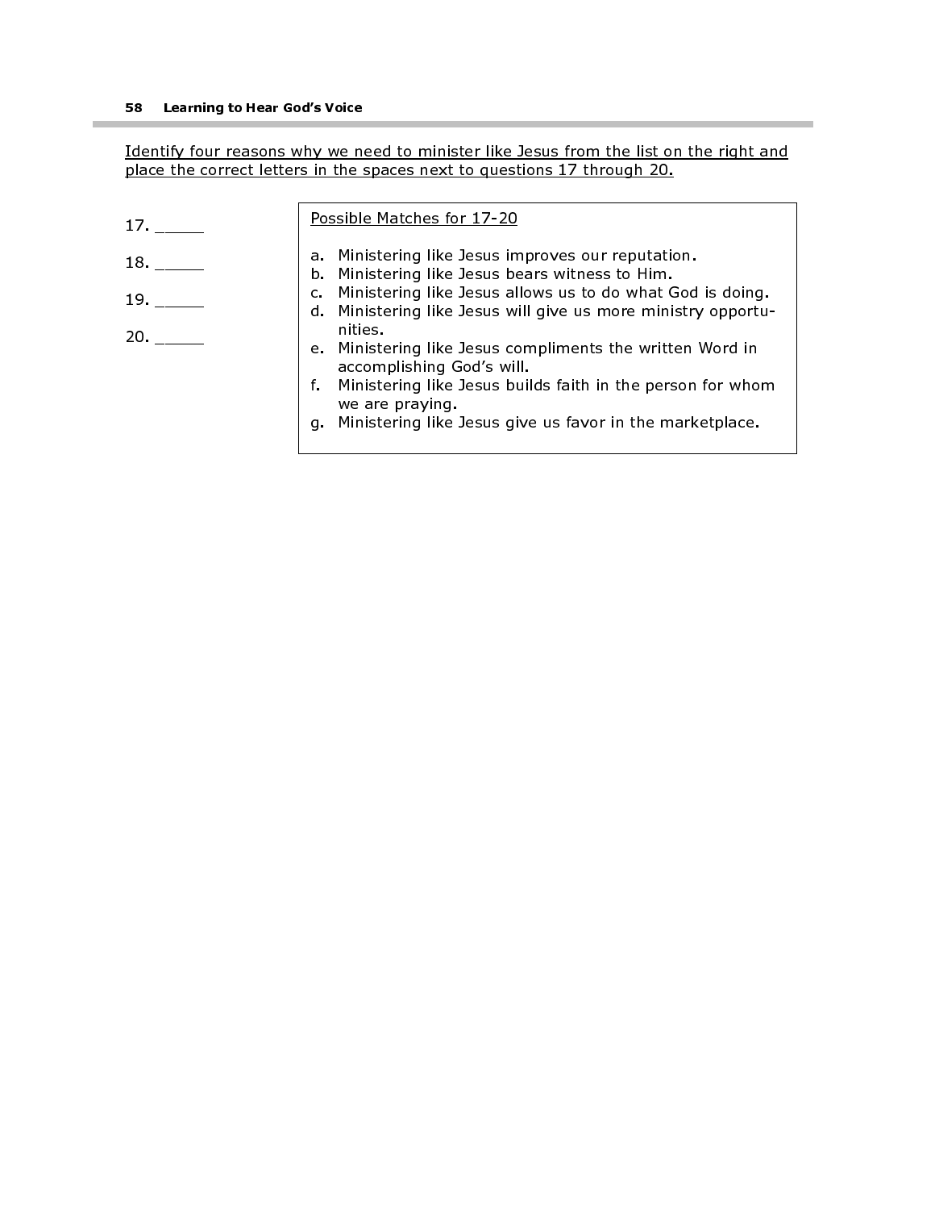Identify four reasons why we need to minister like Jesus from the list on the right and place the correct letters in the spaces next to questions 17 through 20.

17. _____

18. _____

19. _____

20. _____

Possible Matches for 17-20

a. Ministering like Jesus improves our reputation.
b. Ministering like Jesus bears witness to Him.
c. Ministering like Jesus allows us to do what God is doing.
d. Ministering like Jesus will give us more ministry opportunities.
e. Ministering like Jesus compliments the written Word in accomplishing God's will.
f. Ministering like Jesus builds faith in the person for whom we are praying.
g. Ministering like Jesus give us favor in the marketplace.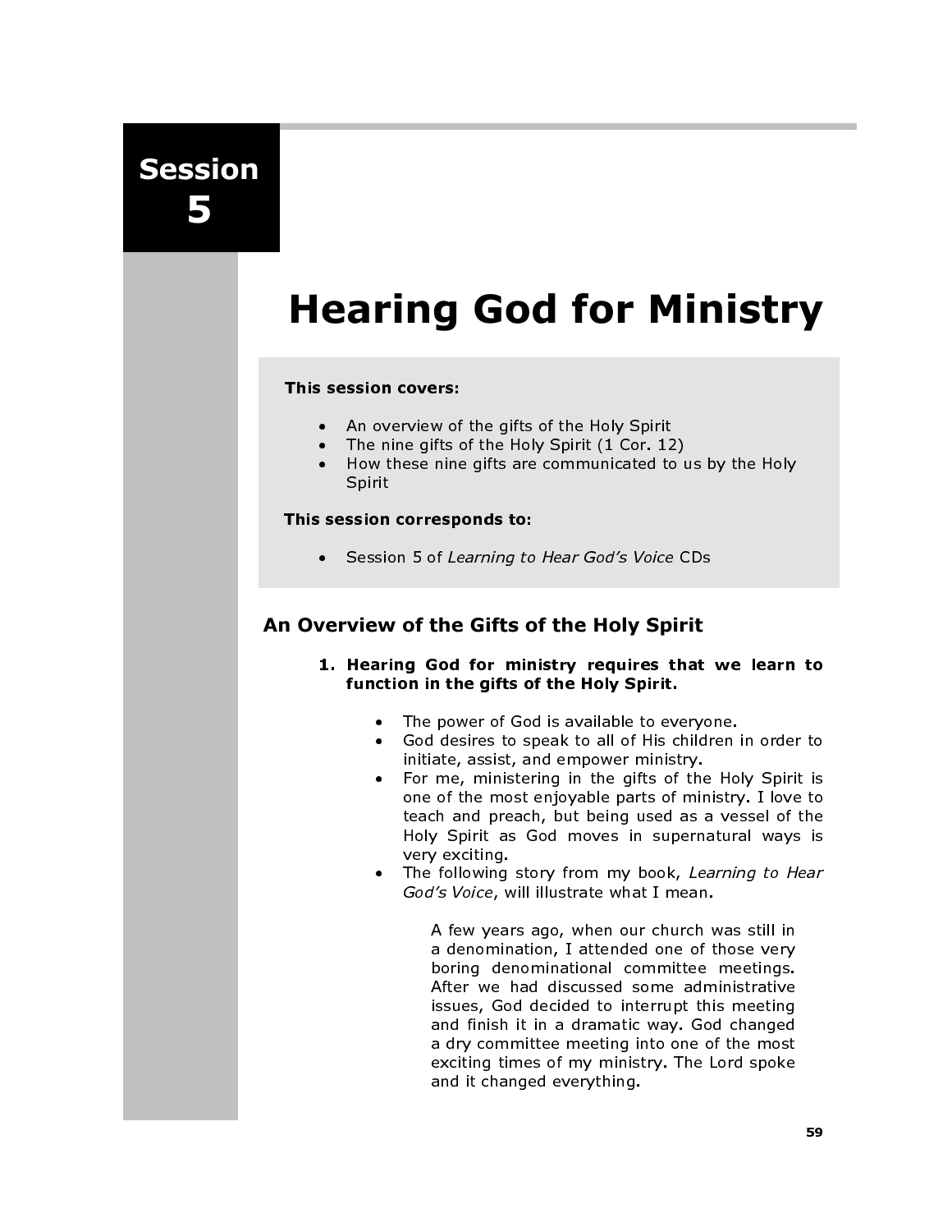# Session 5

# Hearing God for Ministry

**This session covers:**

- An overview of the gifts of the Holy Spirit
- The nine gifts of the Holy Spirit (1 Cor. 12)
- How these nine gifts are communicated to us by the Holy Spirit

**This session corresponds to:**

- Session 5 of *Learning to Hear God's Voice* CDs

## An Overview of the Gifts of the Holy Spirit

1. **Hearing God for ministry requires that we learn to function in the gifts of the Holy Spirit.**

   - The power of God is available to everyone.
   - God desires to speak to all of His children in order to initiate, assist, and empower ministry.
   - For me, ministering in the gifts of the Holy Spirit is one of the most enjoyable parts of ministry. I love to teach and preach, but being used as a vessel of the Holy Spirit as God moves in supernatural ways is very exciting.
   - The following story from my book, *Learning to Hear God's Voice*, will illustrate what I mean.

     > A few years ago, when our church was still in a denomination, I attended one of those very boring denominational committee meetings. After we had discussed some administrative issues, God decided to interrupt this meeting and finish it in a dramatic way. God changed a dry committee meeting into one of the most exciting times of my ministry. The Lord spoke and it changed everything.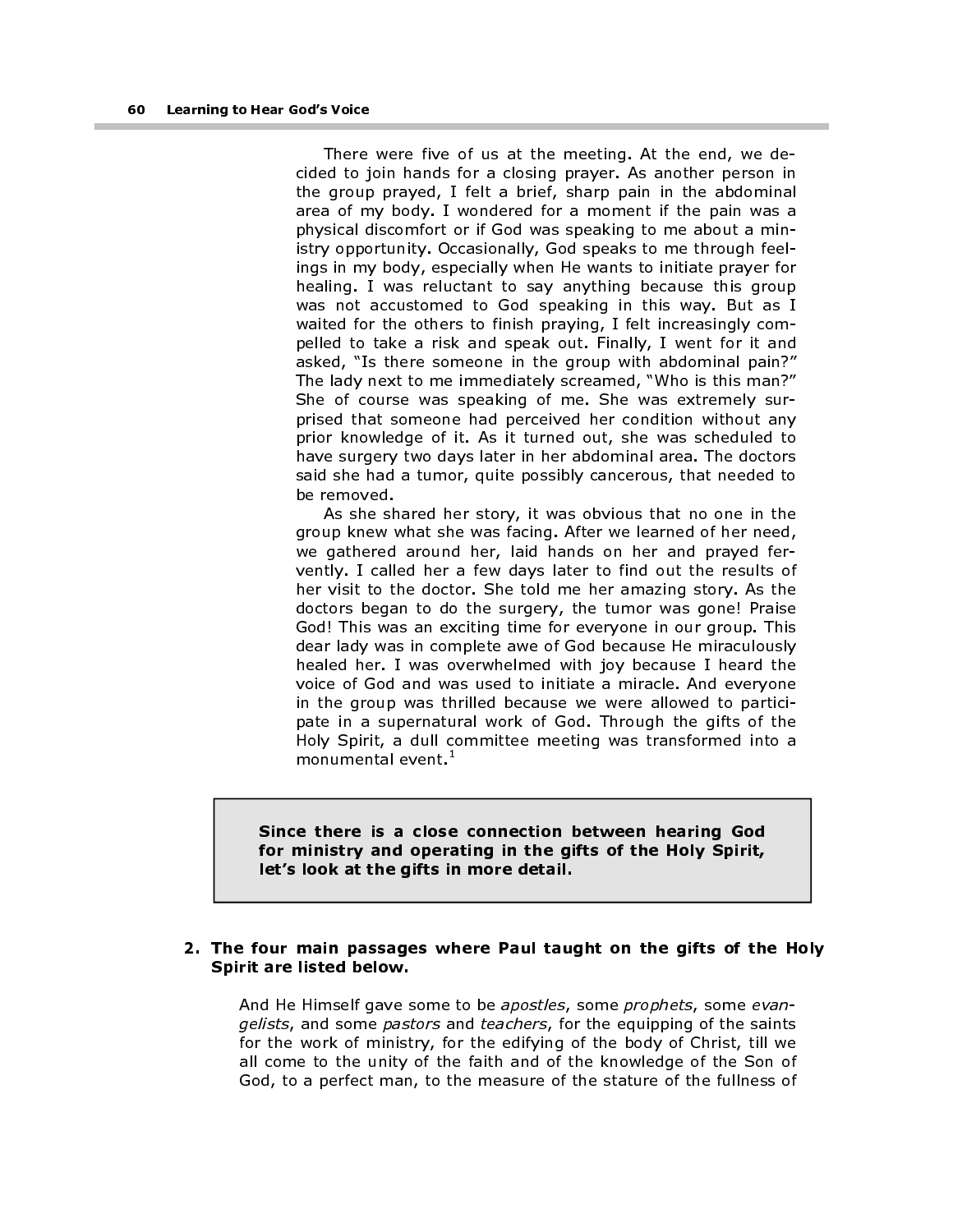There were five of us at the meeting. At the end, we decided to join hands for a closing prayer. As another person in the group prayed, I felt a brief, sharp pain in the abdominal area of my body. I wondered for a moment if the pain was a physical discomfort or if God was speaking to me about a ministry opportunity. Occasionally, God speaks to me through feelings in my body, especially when He wants to initiate prayer for healing. I was reluctant to say anything because this group was not accustomed to God speaking in this way. But as I waited for the others to finish praying, I felt increasingly compelled to take a risk and speak out. Finally, I went for it and asked, "Is there someone in the group with abdominal pain?" The lady next to me immediately screamed, "Who is this man?" She of course was speaking of me. She was extremely surprised that someone had perceived her condition without any prior knowledge of it. As it turned out, she was scheduled to have surgery two days later in her abdominal area. The doctors said she had a tumor, quite possibly cancerous, that needed to be removed.

As she shared her story, it was obvious that no one in the group knew what she was facing. After we learned of her need, we gathered around her, laid hands on her and prayed fervently. I called her a few days later to find out the results of her visit to the doctor. She told me her amazing story. As the doctors began to do the surgery, the tumor was gone! Praise God! This was an exciting time for everyone in our group. This dear lady was in complete awe of God because He miraculously healed her. I was overwhelmed with joy because I heard the voice of God and was used to initiate a miracle. And everyone in the group was thrilled because we were allowed to participate in a supernatural work of God. Through the gifts of the Holy Spirit, a dull committee meeting was transformed into a monumental event.[1]

> **Since there is a close connection between hearing God for ministry and operating in the gifts of the Holy Spirit, let's look at the gifts in more detail.**

**2. The four main passages where Paul taught on the gifts of the Holy Spirit are listed below.**

And He Himself gave some to be *apostles*, some *prophets*, some *evangelists*, and some *pastors* and *teachers*, for the equipping of the saints for the work of ministry, for the edifying of the body of Christ, till we all come to the unity of the faith and of the knowledge of the Son of God, to a perfect man, to the measure of the stature of the fullness of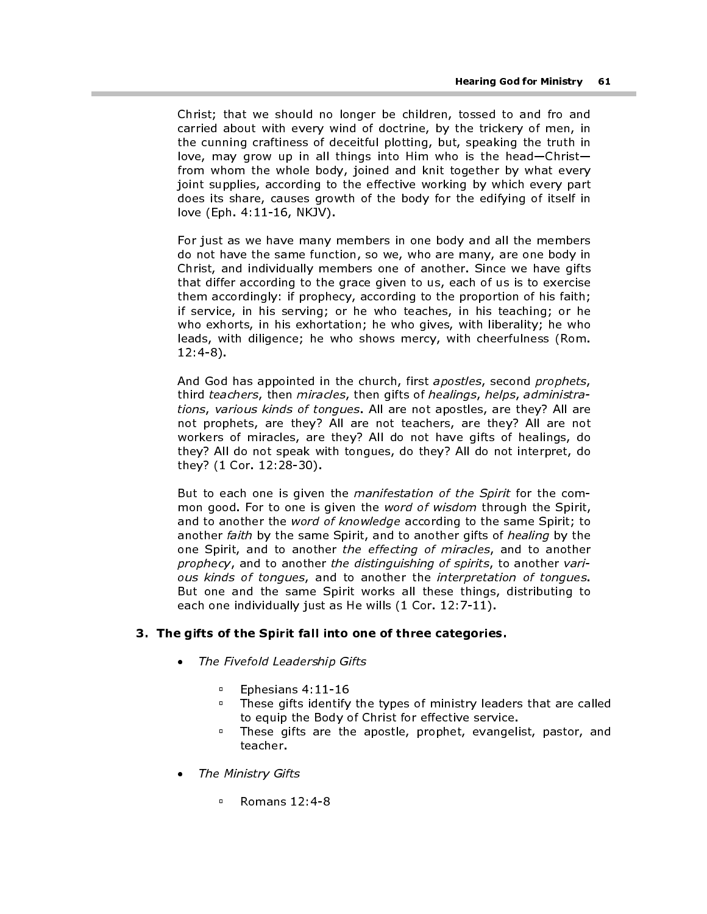Christ; that we should no longer be children, tossed to and fro and carried about with every wind of doctrine, by the trickery of men, in the cunning craftiness of deceitful plotting, but, speaking the truth in love, may grow up in all things into Him who is the head—Christ—from whom the whole body, joined and knit together by what every joint supplies, according to the effective working by which every part does its share, causes growth of the body for the edifying of itself in love (Eph. 4:11-16, NKJV).

For just as we have many members in one body and all the members do not have the same function, so we, who are many, are one body in Christ, and individually members one of another. Since we have gifts that differ according to the grace given to us, each of us is to exercise them accordingly: if prophecy, according to the proportion of his faith; if service, in his serving; or he who teaches, in his teaching; or he who exhorts, in his exhortation; he who gives, with liberality; he who leads, with diligence; he who shows mercy, with cheerfulness (Rom. 12:4-8).

And God has appointed in the church, first *apostles*, second *prophets*, third *teachers*, then *miracles*, then gifts of *healings*, *helps*, *administrations*, *various kinds of tongues*. All are not apostles, are they? All are not prophets, are they? All are not teachers, are they? All are not workers of miracles, are they? All do not have gifts of healings, do they? All do not speak with tongues, do they? All do not interpret, do they? (1 Cor. 12:28-30).

But to each one is given the *manifestation of the Spirit* for the common good. For to one is given the *word of wisdom* through the Spirit, and to another the *word of knowledge* according to the same Spirit; to another *faith* by the same Spirit, and to another gifts of *healing* by the one Spirit, and to another *the effecting of miracles*, and to another *prophecy*, and to another *the distinguishing of spirits*, to another *various kinds of tongues*, and to another the *interpretation of tongues*. But one and the same Spirit works all these things, distributing to each one individually just as He wills (1 Cor. 12:7-11).

**3. The gifts of the Spirit fall into one of three categories.**

- *The Fivefold Leadership Gifts*
  - Ephesians 4:11-16
  - These gifts identify the types of ministry leaders that are called to equip the Body of Christ for effective service.
  - These gifts are the apostle, prophet, evangelist, pastor, and teacher.

- *The Ministry Gifts*
  - Romans 12:4-8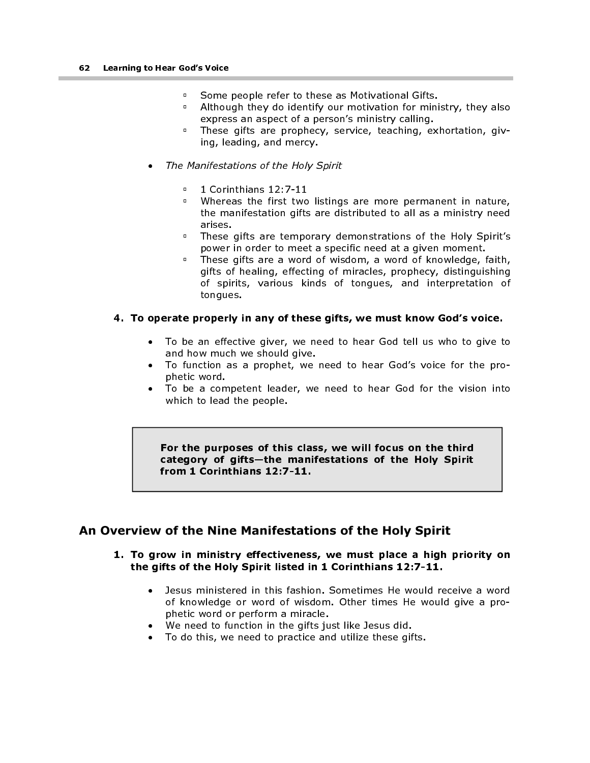- Some people refer to these as Motivational Gifts.
    - Although they do identify our motivation for ministry, they also express an aspect of a person's ministry calling.
    - These gifts are prophecy, service, teaching, exhortation, giving, leading, and mercy.

- *The Manifestations of the Holy Spirit*

    - 1 Corinthians 12:7-11
    - Whereas the first two listings are more permanent in nature, the manifestation gifts are distributed to all as a ministry need arises.
    - These gifts are temporary demonstrations of the Holy Spirit's power in order to meet a specific need at a given moment.
    - These gifts are a word of wisdom, a word of knowledge, faith, gifts of healing, effecting of miracles, prophecy, distinguishing of spirits, various kinds of tongues, and interpretation of tongues.

**4. To operate properly in any of these gifts, we must know God's voice.**

- To be an effective giver, we need to hear God tell us who to give to and how much we should give.
- To function as a prophet, we need to hear God's voice for the prophetic word.
- To be a competent leader, we need to hear God for the vision into which to lead the people.

> **For the purposes of this class, we will focus on the third category of gifts—the manifestations of the Holy Spirit from 1 Corinthians 12:7-11.**

## An Overview of the Nine Manifestations of the Holy Spirit

**1. To grow in ministry effectiveness, we must place a high priority on the gifts of the Holy Spirit listed in 1 Corinthians 12:7-11.**

- Jesus ministered in this fashion. Sometimes He would receive a word of knowledge or word of wisdom. Other times He would give a prophetic word or perform a miracle.
- We need to function in the gifts just like Jesus did.
- To do this, we need to practice and utilize these gifts.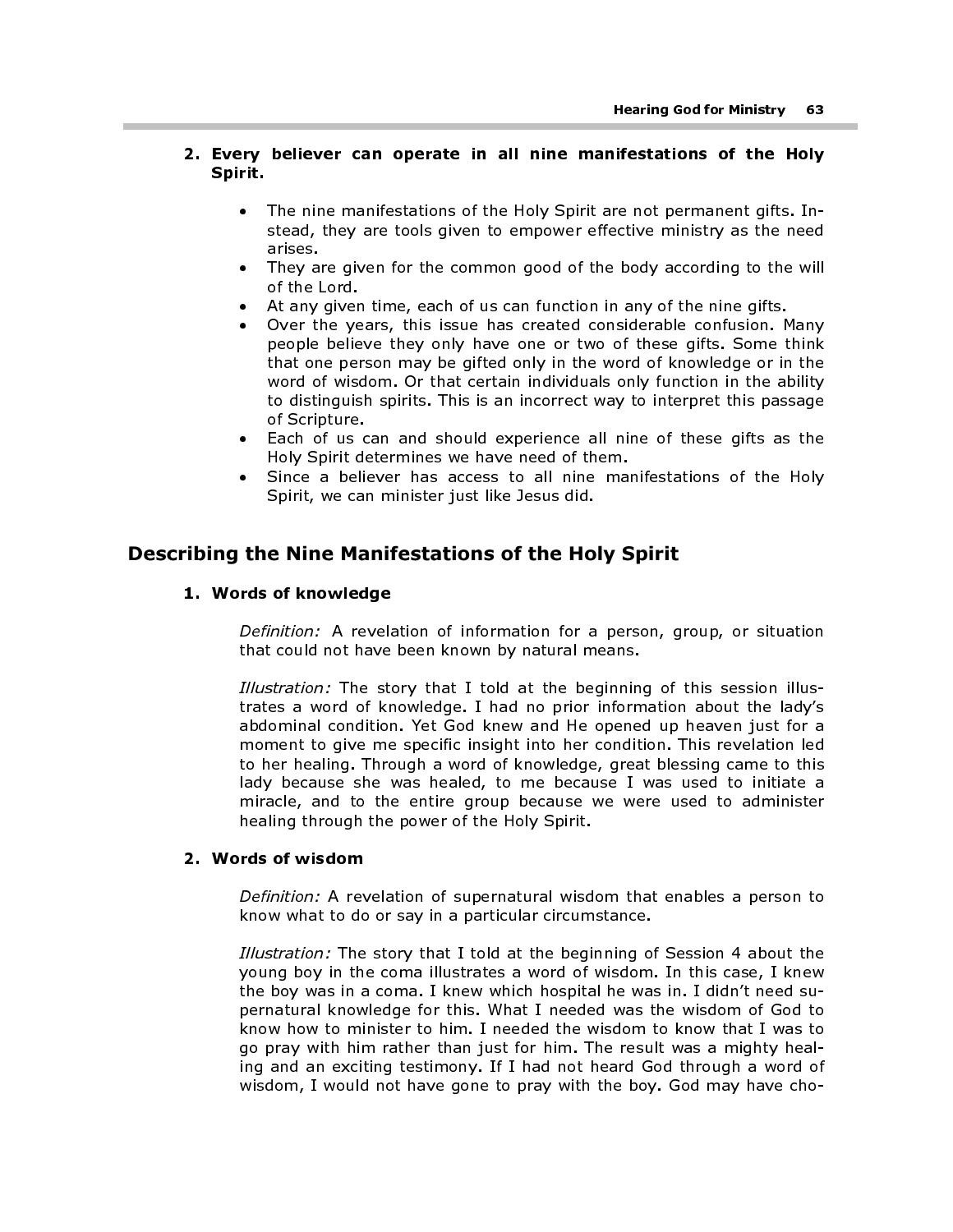2. **Every believer can operate in all nine manifestations of the Holy Spirit.**

   - The nine manifestations of the Holy Spirit are not permanent gifts. Instead, they are tools given to empower effective ministry as the need arises.
   - They are given for the common good of the body according to the will of the Lord.
   - At any given time, each of us can function in any of the nine gifts.
   - Over the years, this issue has created considerable confusion. Many people believe they only have one or two of these gifts. Some think that one person may be gifted only in the word of knowledge or in the word of wisdom. Or that certain individuals only function in the ability to distinguish spirits. This is an incorrect way to interpret this passage of Scripture.
   - Each of us can and should experience all nine of these gifts as the Holy Spirit determines we have need of them.
   - Since a believer has access to all nine manifestations of the Holy Spirit, we can minister just like Jesus did.

## Describing the Nine Manifestations of the Holy Spirit

1. **Words of knowledge**

   *Definition:* A revelation of information for a person, group, or situation that could not have been known by natural means.

   *Illustration:* The story that I told at the beginning of this session illustrates a word of knowledge. I had no prior information about the lady's abdominal condition. Yet God knew and He opened up heaven just for a moment to give me specific insight into her condition. This revelation led to her healing. Through a word of knowledge, great blessing came to this lady because she was healed, to me because I was used to initiate a miracle, and to the entire group because we were used to administer healing through the power of the Holy Spirit.

2. **Words of wisdom**

   *Definition:* A revelation of supernatural wisdom that enables a person to know what to do or say in a particular circumstance.

   *Illustration:* The story that I told at the beginning of Session 4 about the young boy in the coma illustrates a word of wisdom. In this case, I knew the boy was in a coma. I knew which hospital he was in. I didn't need supernatural knowledge for this. What I needed was the wisdom of God to know how to minister to him. I needed the wisdom to know that I was to go pray with him rather than just for him. The result was a mighty healing and an exciting testimony. If I had not heard God through a word of wisdom, I would not have gone to pray with the boy. God may have cho-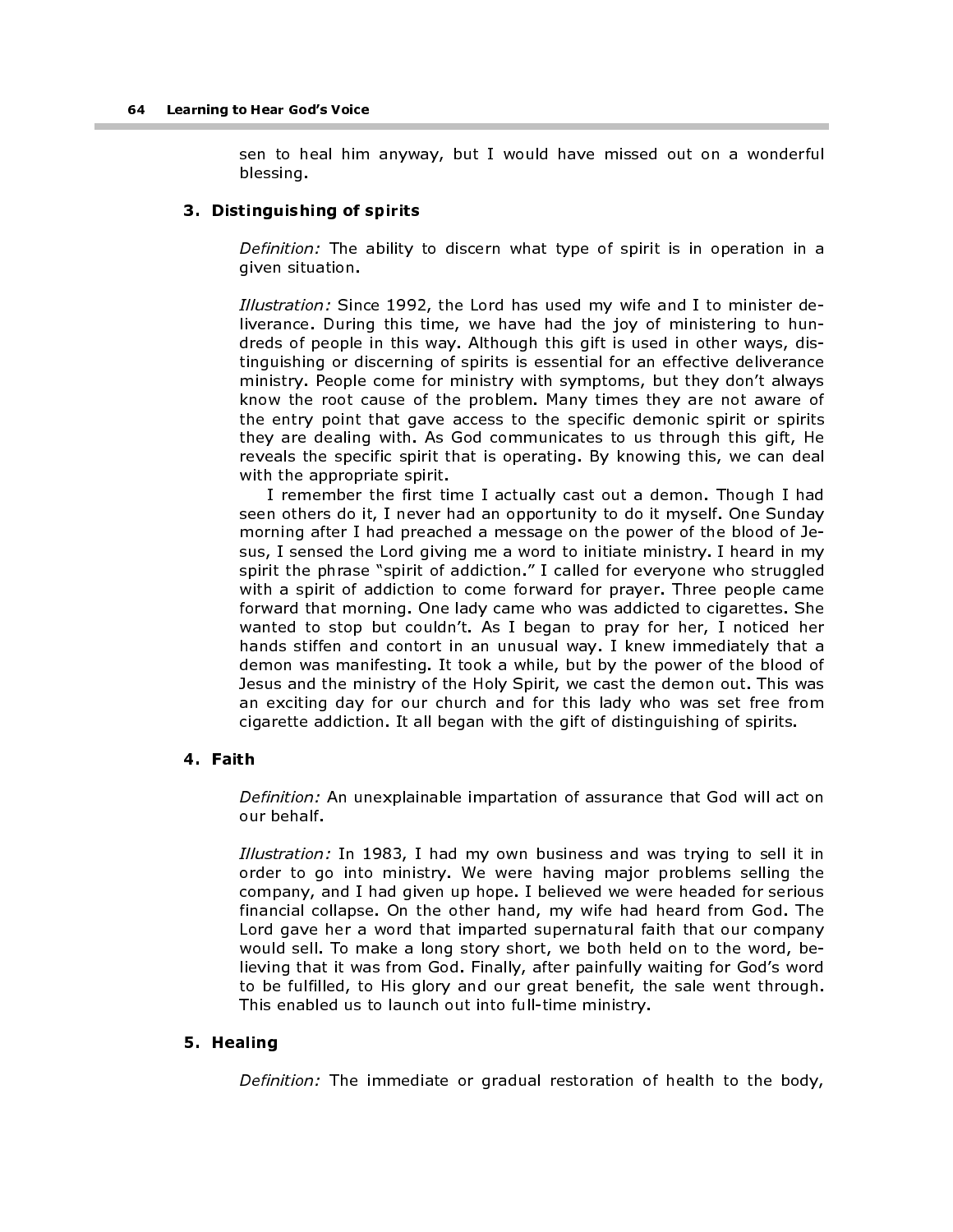sen to heal him anyway, but I would have missed out on a wonderful blessing.

### 3. Distinguishing of spirits

*Definition:* The ability to discern what type of spirit is in operation in a given situation.

*Illustration:* Since 1992, the Lord has used my wife and I to minister deliverance. During this time, we have had the joy of ministering to hundreds of people in this way. Although this gift is used in other ways, distinguishing or discerning of spirits is essential for an effective deliverance ministry. People come for ministry with symptoms, but they don't always know the root cause of the problem. Many times they are not aware of the entry point that gave access to the specific demonic spirit or spirits they are dealing with. As God communicates to us through this gift, He reveals the specific spirit that is operating. By knowing this, we can deal with the appropriate spirit.

I remember the first time I actually cast out a demon. Though I had seen others do it, I never had an opportunity to do it myself. One Sunday morning after I had preached a message on the power of the blood of Jesus, I sensed the Lord giving me a word to initiate ministry. I heard in my spirit the phrase "spirit of addiction." I called for everyone who struggled with a spirit of addiction to come forward for prayer. Three people came forward that morning. One lady came who was addicted to cigarettes. She wanted to stop but couldn't. As I began to pray for her, I noticed her hands stiffen and contort in an unusual way. I knew immediately that a demon was manifesting. It took a while, but by the power of the blood of Jesus and the ministry of the Holy Spirit, we cast the demon out. This was an exciting day for our church and for this lady who was set free from cigarette addiction. It all began with the gift of distinguishing of spirits.

### 4. Faith

*Definition:* An unexplainable impartation of assurance that God will act on our behalf.

*Illustration:* In 1983, I had my own business and was trying to sell it in order to go into ministry. We were having major problems selling the company, and I had given up hope. I believed we were headed for serious financial collapse. On the other hand, my wife had heard from God. The Lord gave her a word that imparted supernatural faith that our company would sell. To make a long story short, we both held on to the word, believing that it was from God. Finally, after painfully waiting for God's word to be fulfilled, to His glory and our great benefit, the sale went through. This enabled us to launch out into full-time ministry.

### 5. Healing

*Definition:* The immediate or gradual restoration of health to the body,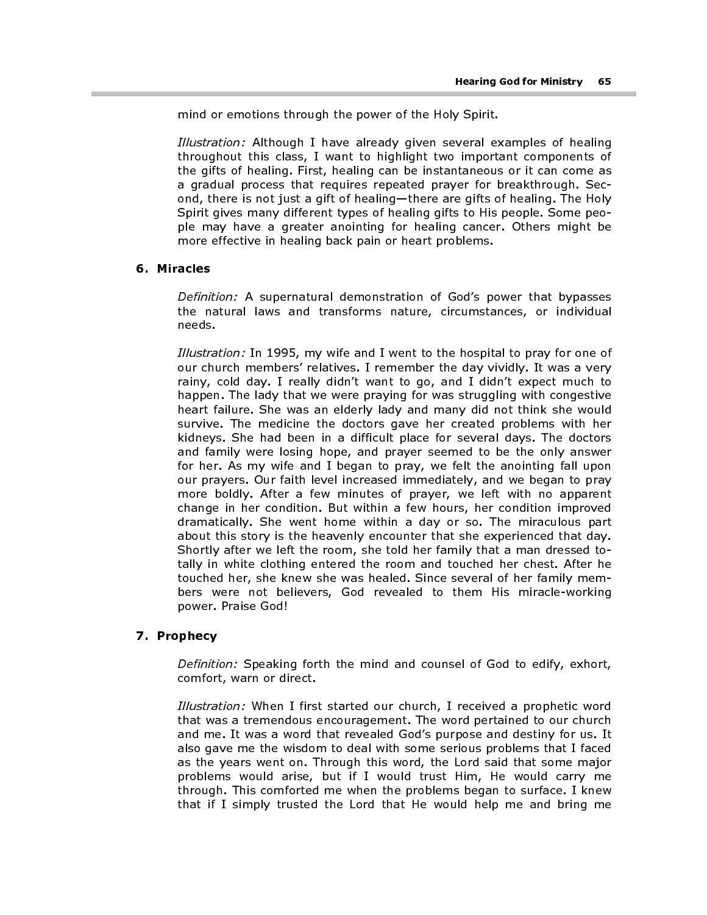mind or emotions through the power of the Holy Spirit.

*Illustration:* Although I have already given several examples of healing throughout this class, I want to highlight two important components of the gifts of healing. First, healing can be instantaneous or it can come as a gradual process that requires repeated prayer for breakthrough. Second, there is not just a gift of healing—there are gifts of healing. The Holy Spirit gives many different types of healing gifts to His people. Some people may have a greater anointing for healing cancer. Others might be more effective in healing back pain or heart problems.

### 6. Miracles

*Definition:* A supernatural demonstration of God's power that bypasses the natural laws and transforms nature, circumstances, or individual needs.

*Illustration:* In 1995, my wife and I went to the hospital to pray for one of our church members' relatives. I remember the day vividly. It was a very rainy, cold day. I really didn't want to go, and I didn't expect much to happen. The lady that we were praying for was struggling with congestive heart failure. She was an elderly lady and many did not think she would survive. The medicine the doctors gave her created problems with her kidneys. She had been in a difficult place for several days. The doctors and family were losing hope, and prayer seemed to be the only answer for her. As my wife and I began to pray, we felt the anointing fall upon our prayers. Our faith level increased immediately, and we began to pray more boldly. After a few minutes of prayer, we left with no apparent change in her condition. But within a few hours, her condition improved dramatically. She went home within a day or so. The miraculous part about this story is the heavenly encounter that she experienced that day. Shortly after we left the room, she told her family that a man dressed totally in white clothing entered the room and touched her chest. After he touched her, she knew she was healed. Since several of her family members were not believers, God revealed to them His miracle-working power. Praise God!

### 7. Prophecy

*Definition:* Speaking forth the mind and counsel of God to edify, exhort, comfort, warn or direct.

*Illustration:* When I first started our church, I received a prophetic word that was a tremendous encouragement. The word pertained to our church and me. It was a word that revealed God's purpose and destiny for us. It also gave me the wisdom to deal with some serious problems that I faced as the years went on. Through this word, the Lord said that some major problems would arise, but if I would trust Him, He would carry me through. This comforted me when the problems began to surface. I knew that if I simply trusted the Lord that He would help me and bring me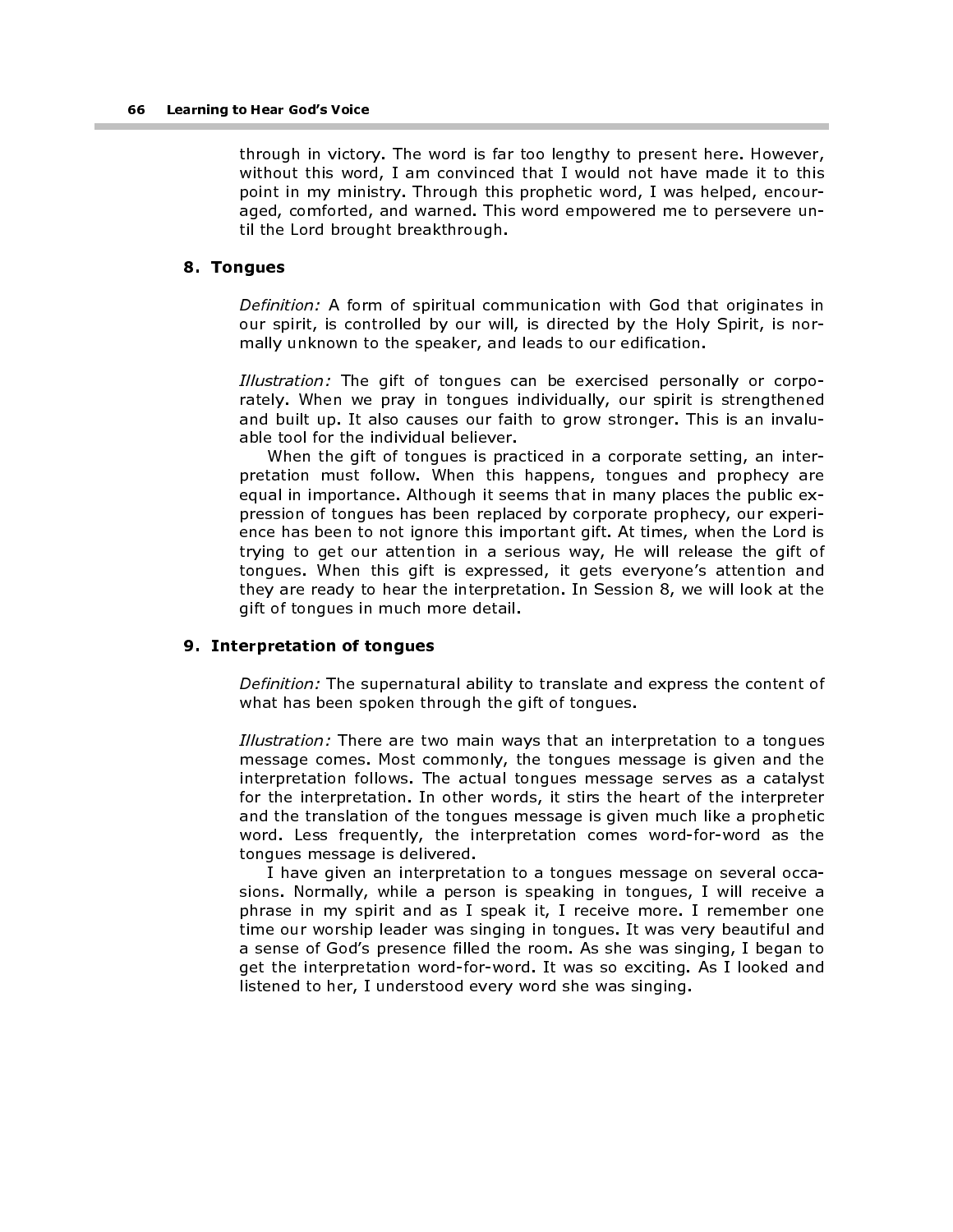through in victory. The word is far too lengthy to present here. However, without this word, I am convinced that I would not have made it to this point in my ministry. Through this prophetic word, I was helped, encouraged, comforted, and warned. This word empowered me to persevere until the Lord brought breakthrough.

### 8. Tongues

*Definition:* A form of spiritual communication with God that originates in our spirit, is controlled by our will, is directed by the Holy Spirit, is normally unknown to the speaker, and leads to our edification.

*Illustration:* The gift of tongues can be exercised personally or corporately. When we pray in tongues individually, our spirit is strengthened and built up. It also causes our faith to grow stronger. This is an invaluable tool for the individual believer.

When the gift of tongues is practiced in a corporate setting, an interpretation must follow. When this happens, tongues and prophecy are equal in importance. Although it seems that in many places the public expression of tongues has been replaced by corporate prophecy, our experience has been to not ignore this important gift. At times, when the Lord is trying to get our attention in a serious way, He will release the gift of tongues. When this gift is expressed, it gets everyone's attention and they are ready to hear the interpretation. In Session 8, we will look at the gift of tongues in much more detail.

### 9. Interpretation of tongues

*Definition:* The supernatural ability to translate and express the content of what has been spoken through the gift of tongues.

*Illustration:* There are two main ways that an interpretation to a tongues message comes. Most commonly, the tongues message is given and the interpretation follows. The actual tongues message serves as a catalyst for the interpretation. In other words, it stirs the heart of the interpreter and the translation of the tongues message is given much like a prophetic word. Less frequently, the interpretation comes word-for-word as the tongues message is delivered.

I have given an interpretation to a tongues message on several occasions. Normally, while a person is speaking in tongues, I will receive a phrase in my spirit and as I speak it, I receive more. I remember one time our worship leader was singing in tongues. It was very beautiful and a sense of God's presence filled the room. As she was singing, I began to get the interpretation word-for-word. It was so exciting. As I looked and listened to her, I understood every word she was singing.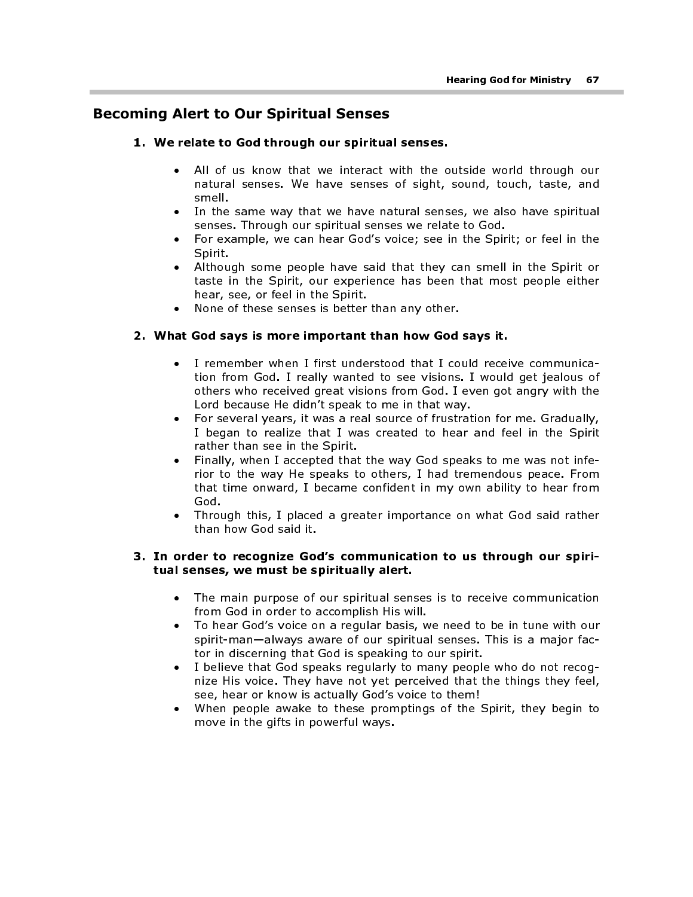## Becoming Alert to Our Spiritual Senses

1. **We relate to God through our spiritual senses.**

   - All of us know that we interact with the outside world through our natural senses. We have senses of sight, sound, touch, taste, and smell.
   - In the same way that we have natural senses, we also have spiritual senses. Through our spiritual senses we relate to God.
   - For example, we can hear God's voice; see in the Spirit; or feel in the Spirit.
   - Although some people have said that they can smell in the Spirit or taste in the Spirit, our experience has been that most people either hear, see, or feel in the Spirit.
   - None of these senses is better than any other.

2. **What God says is more important than how God says it.**

   - I remember when I first understood that I could receive communication from God. I really wanted to see visions. I would get jealous of others who received great visions from God. I even got angry with the Lord because He didn't speak to me in that way.
   - For several years, it was a real source of frustration for me. Gradually, I began to realize that I was created to hear and feel in the Spirit rather than see in the Spirit.
   - Finally, when I accepted that the way God speaks to me was not inferior to the way He speaks to others, I had tremendous peace. From that time onward, I became confident in my own ability to hear from God.
   - Through this, I placed a greater importance on what God said rather than how God said it.

3. **In order to recognize God's communication to us through our spiritual senses, we must be spiritually alert.**

   - The main purpose of our spiritual senses is to receive communication from God in order to accomplish His will.
   - To hear God's voice on a regular basis, we need to be in tune with our spirit-man—always aware of our spiritual senses. This is a major factor in discerning that God is speaking to our spirit.
   - I believe that God speaks regularly to many people who do not recognize His voice. They have not yet perceived that the things they feel, see, hear or know is actually God's voice to them!
   - When people awake to these promptings of the Spirit, they begin to move in the gifts in powerful ways.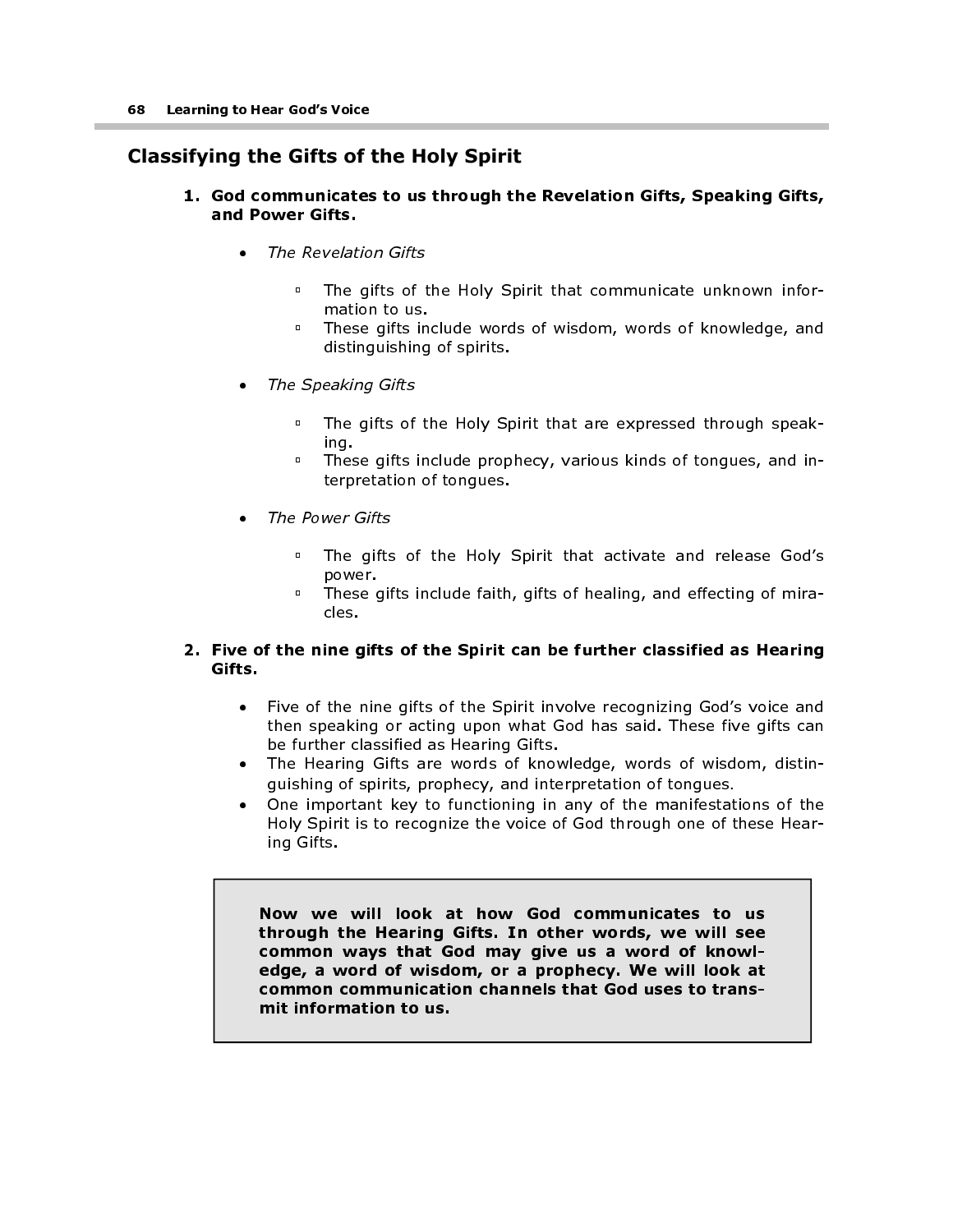## Classifying the Gifts of the Holy Spirit

1. **God communicates to us through the Revelation Gifts, Speaking Gifts, and Power Gifts.**

   - *The Revelation Gifts*
     - The gifts of the Holy Spirit that communicate unknown information to us.
     - These gifts include words of wisdom, words of knowledge, and distinguishing of spirits.

   - *The Speaking Gifts*
     - The gifts of the Holy Spirit that are expressed through speaking.
     - These gifts include prophecy, various kinds of tongues, and interpretation of tongues.

   - *The Power Gifts*
     - The gifts of the Holy Spirit that activate and release God's power.
     - These gifts include faith, gifts of healing, and effecting of miracles.

2. **Five of the nine gifts of the Spirit can be further classified as Hearing Gifts.**

   - Five of the nine gifts of the Spirit involve recognizing God's voice and then speaking or acting upon what God has said. These five gifts can be further classified as Hearing Gifts.
   - The Hearing Gifts are words of knowledge, words of wisdom, distinguishing of spirits, prophecy, and interpretation of tongues.
   - One important key to functioning in any of the manifestations of the Holy Spirit is to recognize the voice of God through one of these Hearing Gifts.

> **Now we will look at how God communicates to us through the Hearing Gifts. In other words, we will see common ways that God may give us a word of knowledge, a word of wisdom, or a prophecy. We will look at common communication channels that God uses to transmit information to us.**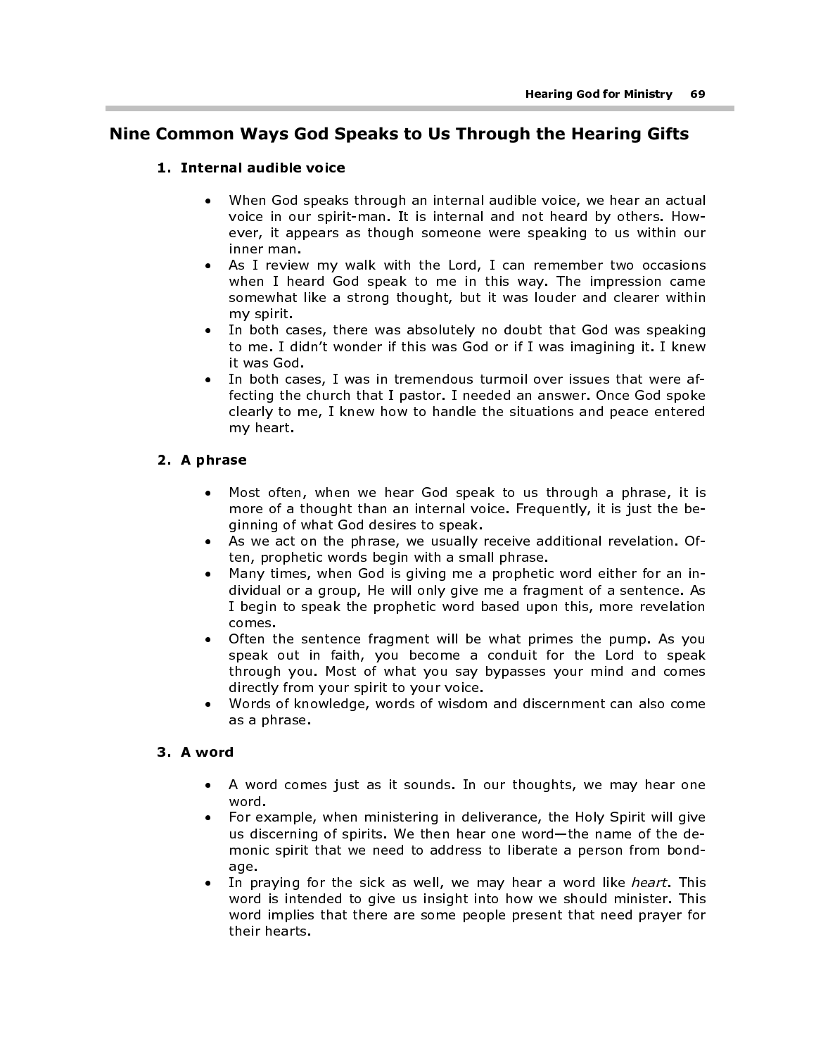## Nine Common Ways God Speaks to Us Through the Hearing Gifts

### 1. Internal audible voice

- When God speaks through an internal audible voice, we hear an actual voice in our spirit-man. It is internal and not heard by others. However, it appears as though someone were speaking to us within our inner man.
- As I review my walk with the Lord, I can remember two occasions when I heard God speak to me in this way. The impression came somewhat like a strong thought, but it was louder and clearer within my spirit.
- In both cases, there was absolutely no doubt that God was speaking to me. I didn't wonder if this was God or if I was imagining it. I knew it was God.
- In both cases, I was in tremendous turmoil over issues that were affecting the church that I pastor. I needed an answer. Once God spoke clearly to me, I knew how to handle the situations and peace entered my heart.

### 2. A phrase

- Most often, when we hear God speak to us through a phrase, it is more of a thought than an internal voice. Frequently, it is just the beginning of what God desires to speak.
- As we act on the phrase, we usually receive additional revelation. Often, prophetic words begin with a small phrase.
- Many times, when God is giving me a prophetic word either for an individual or a group, He will only give me a fragment of a sentence. As I begin to speak the prophetic word based upon this, more revelation comes.
- Often the sentence fragment will be what primes the pump. As you speak out in faith, you become a conduit for the Lord to speak through you. Most of what you say bypasses your mind and comes directly from your spirit to your voice.
- Words of knowledge, words of wisdom and discernment can also come as a phrase.

### 3. A word

- A word comes just as it sounds. In our thoughts, we may hear one word.
- For example, when ministering in deliverance, the Holy Spirit will give us discerning of spirits. We then hear one word—the name of the demonic spirit that we need to address to liberate a person from bondage.
- In praying for the sick as well, we may hear a word like *heart*. This word is intended to give us insight into how we should minister. This word implies that there are some people present that need prayer for their hearts.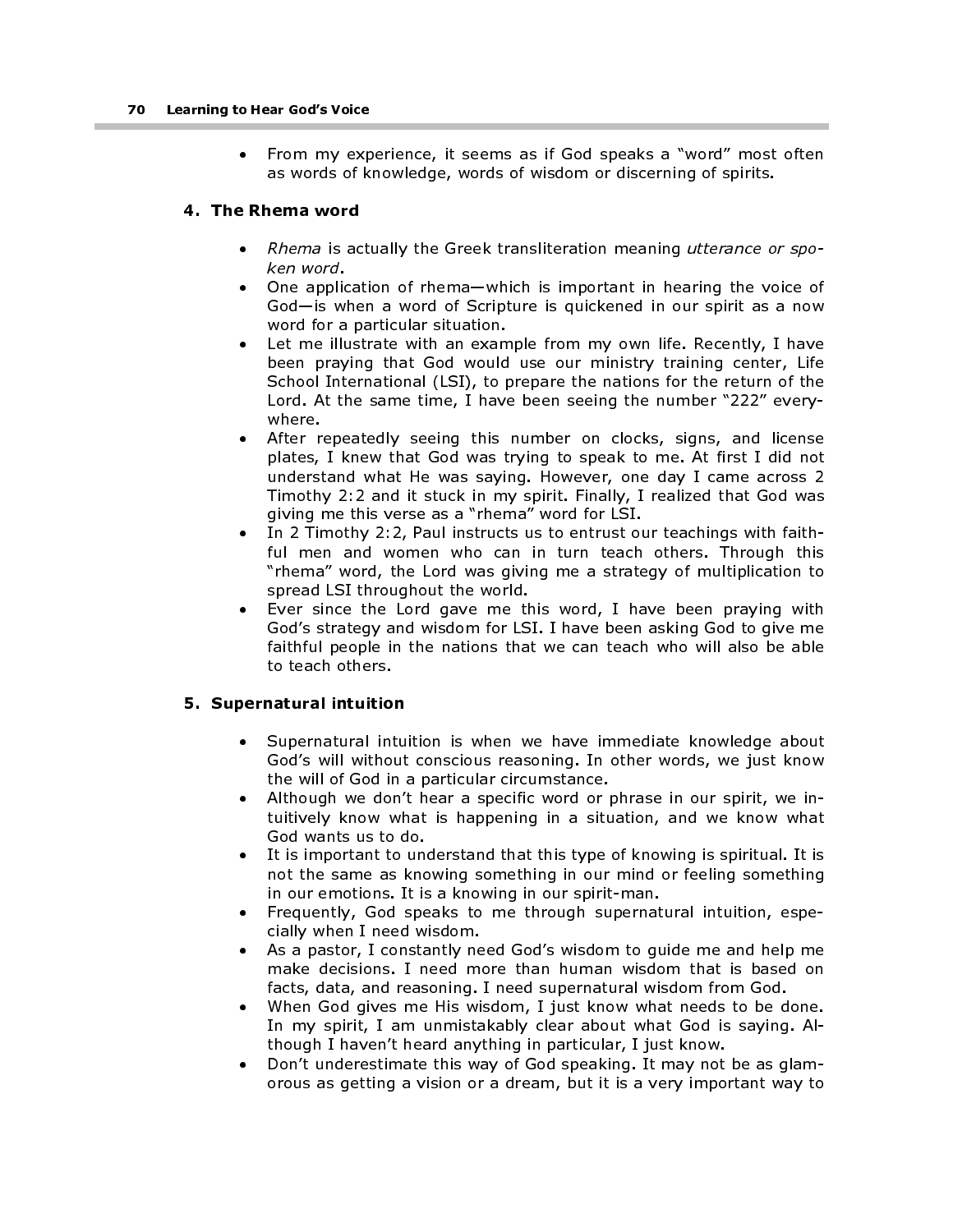- From my experience, it seems as if God speaks a "word" most often as words of knowledge, words of wisdom or discerning of spirits.

### 4. The Rhema word

- *Rhema* is actually the Greek transliteration meaning *utterance or spoken word*.
- One application of rhema—which is important in hearing the voice of God—is when a word of Scripture is quickened in our spirit as a now word for a particular situation.
- Let me illustrate with an example from my own life. Recently, I have been praying that God would use our ministry training center, Life School International (LSI), to prepare the nations for the return of the Lord. At the same time, I have been seeing the number "222" everywhere.
- After repeatedly seeing this number on clocks, signs, and license plates, I knew that God was trying to speak to me. At first I did not understand what He was saying. However, one day I came across 2 Timothy 2:2 and it stuck in my spirit. Finally, I realized that God was giving me this verse as a "rhema" word for LSI.
- In 2 Timothy 2:2, Paul instructs us to entrust our teachings with faithful men and women who can in turn teach others. Through this "rhema" word, the Lord was giving me a strategy of multiplication to spread LSI throughout the world.
- Ever since the Lord gave me this word, I have been praying with God's strategy and wisdom for LSI. I have been asking God to give me faithful people in the nations that we can teach who will also be able to teach others.

### 5. Supernatural intuition

- Supernatural intuition is when we have immediate knowledge about God's will without conscious reasoning. In other words, we just know the will of God in a particular circumstance.
- Although we don't hear a specific word or phrase in our spirit, we intuitively know what is happening in a situation, and we know what God wants us to do.
- It is important to understand that this type of knowing is spiritual. It is not the same as knowing something in our mind or feeling something in our emotions. It is a knowing in our spirit-man.
- Frequently, God speaks to me through supernatural intuition, especially when I need wisdom.
- As a pastor, I constantly need God's wisdom to guide me and help me make decisions. I need more than human wisdom that is based on facts, data, and reasoning. I need supernatural wisdom from God.
- When God gives me His wisdom, I just know what needs to be done. In my spirit, I am unmistakably clear about what God is saying. Although I haven't heard anything in particular, I just know.
- Don't underestimate this way of God speaking. It may not be as glamorous as getting a vision or a dream, but it is a very important way to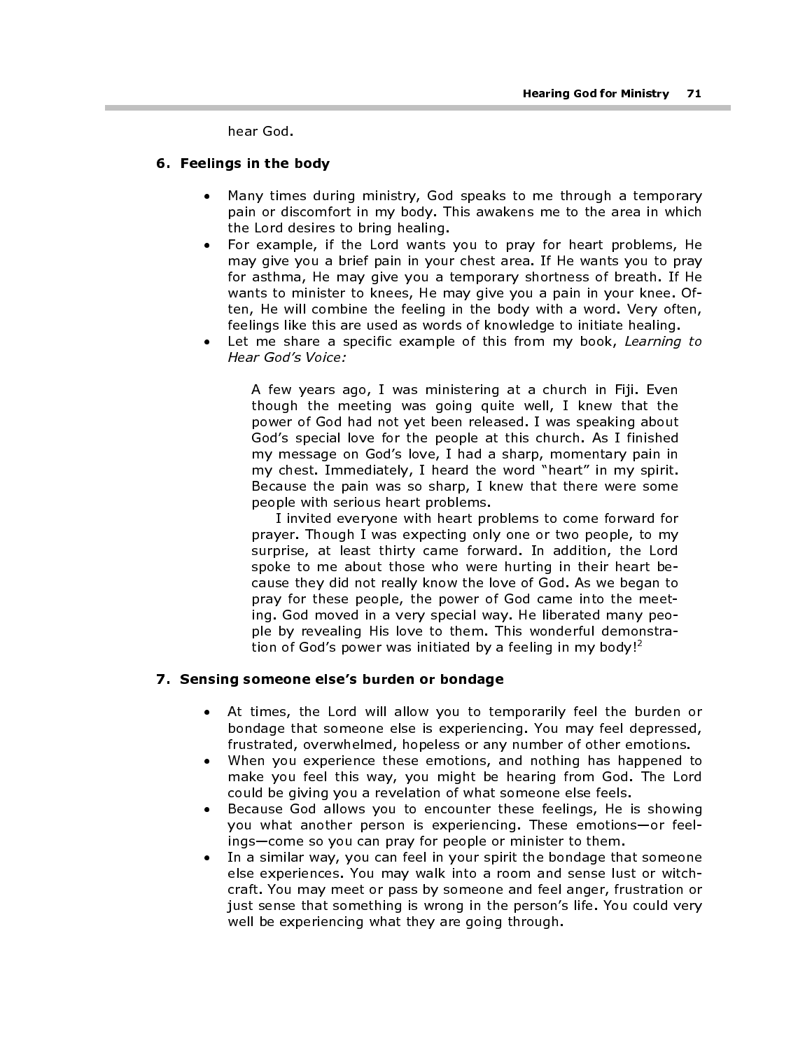hear God.

## 6. Feelings in the body

- Many times during ministry, God speaks to me through a temporary pain or discomfort in my body. This awakens me to the area in which the Lord desires to bring healing.
- For example, if the Lord wants you to pray for heart problems, He may give you a brief pain in your chest area. If He wants you to pray for asthma, He may give you a temporary shortness of breath. If He wants to minister to knees, He may give you a pain in your knee. Often, He will combine the feeling in the body with a word. Very often, feelings like this are used as words of knowledge to initiate healing.
- Let me share a specific example of this from my book, *Learning to Hear God's Voice:*

> A few years ago, I was ministering at a church in Fiji. Even though the meeting was going quite well, I knew that the power of God had not yet been released. I was speaking about God's special love for the people at this church. As I finished my message on God's love, I had a sharp, momentary pain in my chest. Immediately, I heard the word "heart" in my spirit. Because the pain was so sharp, I knew that there were some people with serious heart problems.
>
> I invited everyone with heart problems to come forward for prayer. Though I was expecting only one or two people, to my surprise, at least thirty came forward. In addition, the Lord spoke to me about those who were hurting in their heart because they did not really know the love of God. As we began to pray for these people, the power of God came into the meeting. God moved in a very special way. He liberated many people by revealing His love to them. This wonderful demonstration of God's power was initiated by a feeling in my body![2]

## 7. Sensing someone else's burden or bondage

- At times, the Lord will allow you to temporarily feel the burden or bondage that someone else is experiencing. You may feel depressed, frustrated, overwhelmed, hopeless or any number of other emotions.
- When you experience these emotions, and nothing has happened to make you feel this way, you might be hearing from God. The Lord could be giving you a revelation of what someone else feels.
- Because God allows you to encounter these feelings, He is showing you what another person is experiencing. These emotions—or feelings—come so you can pray for people or minister to them.
- In a similar way, you can feel in your spirit the bondage that someone else experiences. You may walk into a room and sense lust or witchcraft. You may meet or pass by someone and feel anger, frustration or just sense that something is wrong in the person's life. You could very well be experiencing what they are going through.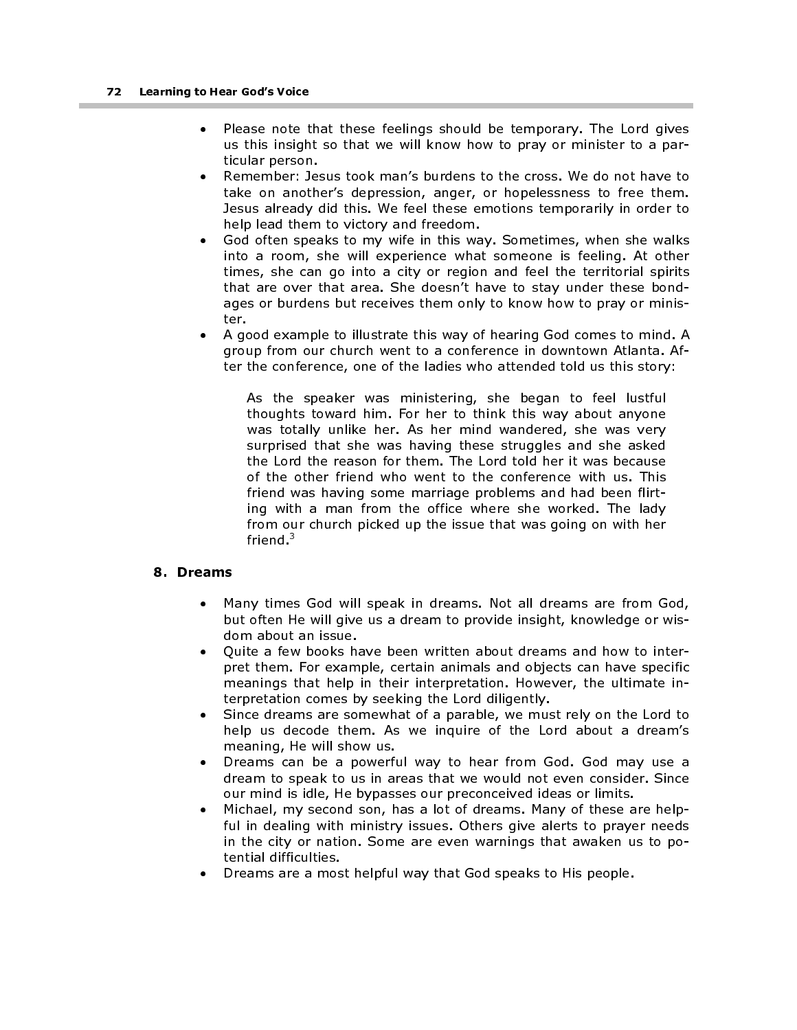- Please note that these feelings should be temporary. The Lord gives us this insight so that we will know how to pray or minister to a particular person.
- Remember: Jesus took man's burdens to the cross. We do not have to take on another's depression, anger, or hopelessness to free them. Jesus already did this. We feel these emotions temporarily in order to help lead them to victory and freedom.
- God often speaks to my wife in this way. Sometimes, when she walks into a room, she will experience what someone is feeling. At other times, she can go into a city or region and feel the territorial spirits that are over that area. She doesn't have to stay under these bondages or burdens but receives them only to know how to pray or minister.
- A good example to illustrate this way of hearing God comes to mind. A group from our church went to a conference in downtown Atlanta. After the conference, one of the ladies who attended told us this story:

> As the speaker was ministering, she began to feel lustful thoughts toward him. For her to think this way about anyone was totally unlike her. As her mind wandered, she was very surprised that she was having these struggles and she asked the Lord the reason for them. The Lord told her it was because of the other friend who went to the conference with us. This friend was having some marriage problems and had been flirting with a man from the office where she worked. The lady from our church picked up the issue that was going on with her friend.[3]

## 8. Dreams

- Many times God will speak in dreams. Not all dreams are from God, but often He will give us a dream to provide insight, knowledge or wisdom about an issue.
- Quite a few books have been written about dreams and how to interpret them. For example, certain animals and objects can have specific meanings that help in their interpretation. However, the ultimate interpretation comes by seeking the Lord diligently.
- Since dreams are somewhat of a parable, we must rely on the Lord to help us decode them. As we inquire of the Lord about a dream's meaning, He will show us.
- Dreams can be a powerful way to hear from God. God may use a dream to speak to us in areas that we would not even consider. Since our mind is idle, He bypasses our preconceived ideas or limits.
- Michael, my second son, has a lot of dreams. Many of these are helpful in dealing with ministry issues. Others give alerts to prayer needs in the city or nation. Some are even warnings that awaken us to potential difficulties.
- Dreams are a most helpful way that God speaks to His people.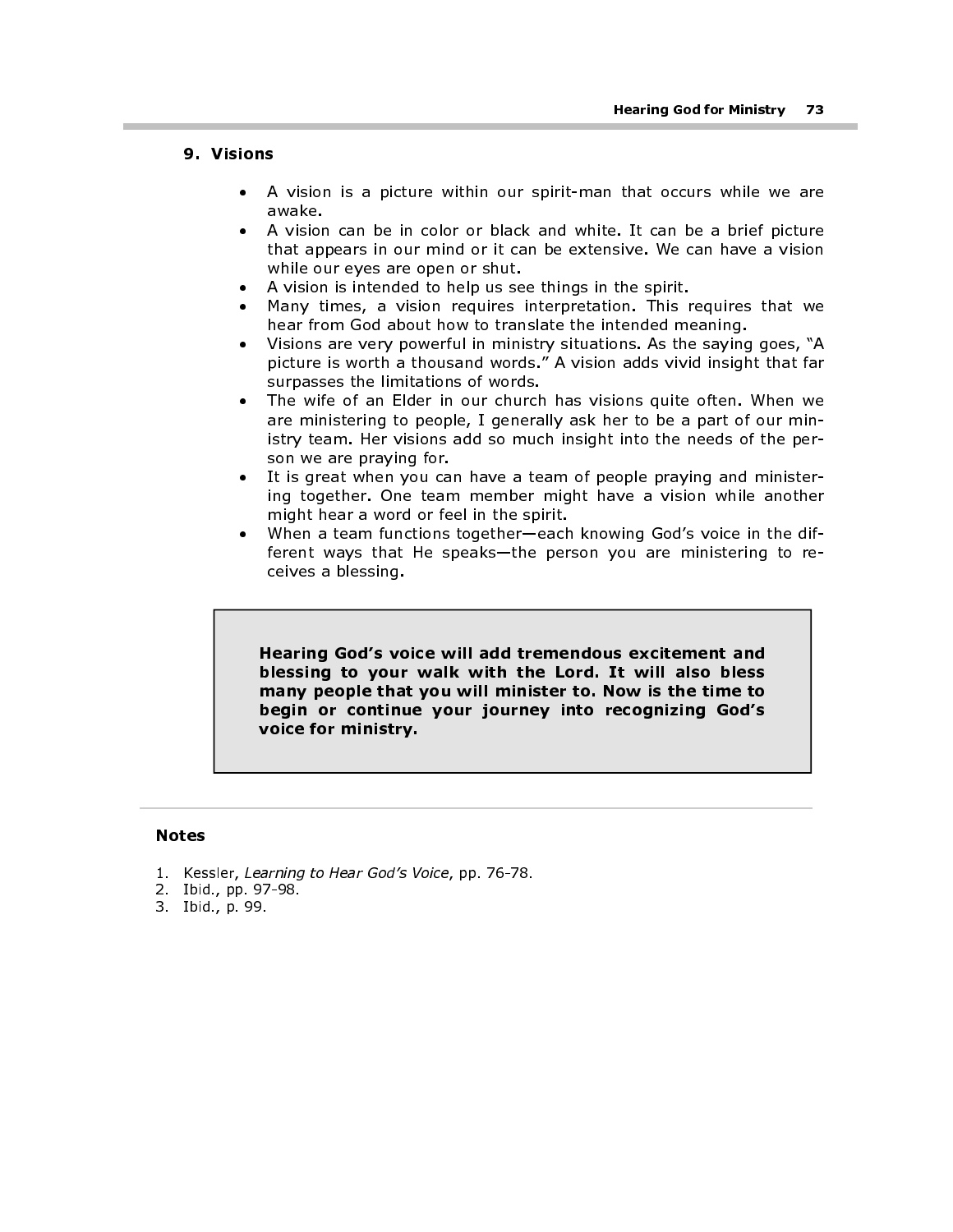## 9. Visions

- A vision is a picture within our spirit-man that occurs while we are awake.
- A vision can be in color or black and white. It can be a brief picture that appears in our mind or it can be extensive. We can have a vision while our eyes are open or shut.
- A vision is intended to help us see things in the spirit.
- Many times, a vision requires interpretation. This requires that we hear from God about how to translate the intended meaning.
- Visions are very powerful in ministry situations. As the saying goes, "A picture is worth a thousand words." A vision adds vivid insight that far surpasses the limitations of words.
- The wife of an Elder in our church has visions quite often. When we are ministering to people, I generally ask her to be a part of our ministry team. Her visions add so much insight into the needs of the person we are praying for.
- It is great when you can have a team of people praying and ministering together. One team member might have a vision while another might hear a word or feel in the spirit.
- When a team functions together—each knowing God's voice in the different ways that He speaks—the person you are ministering to receives a blessing.

> **Hearing God's voice will add tremendous excitement and blessing to your walk with the Lord. It will also bless many people that you will minister to. Now is the time to begin or continue your journey into recognizing God's voice for ministry.**

---

### Notes

1. Kessler, *Learning to Hear God's Voice*, pp. 76-78.
2. Ibid., pp. 97-98.
3. Ibid., p. 99.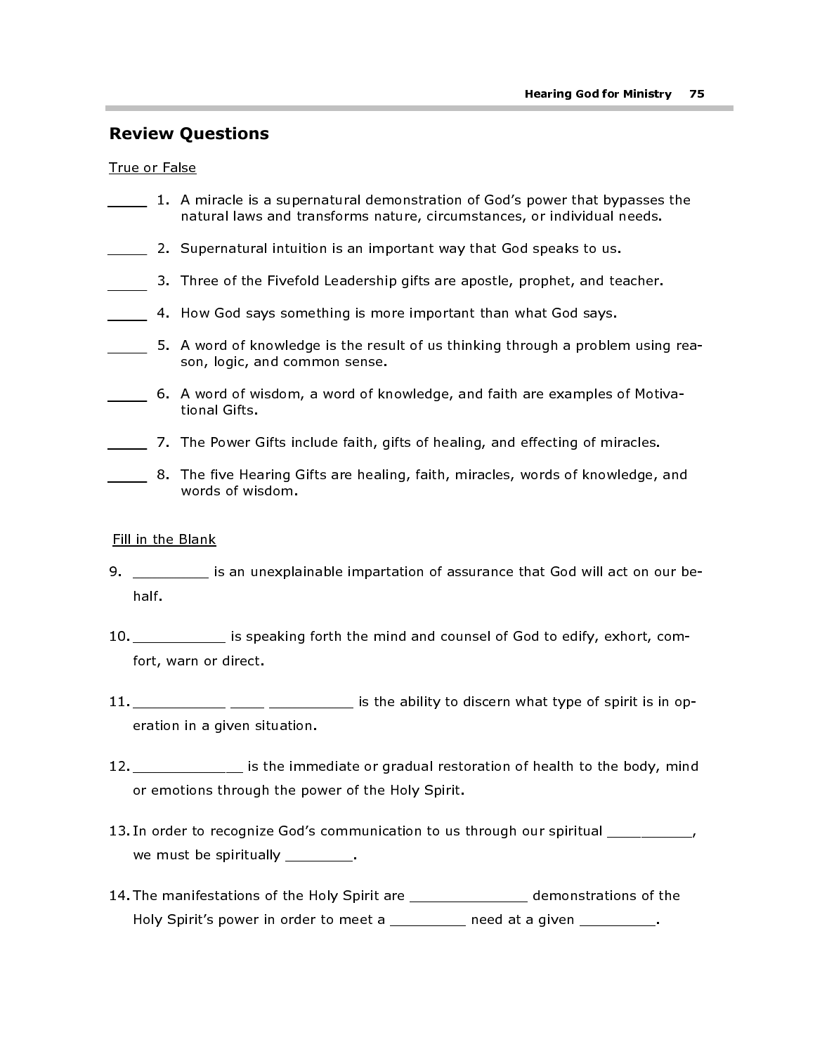## Review Questions

True or False

_____ 1. A miracle is a supernatural demonstration of God's power that bypasses the natural laws and transforms nature, circumstances, or individual needs.

_____ 2. Supernatural intuition is an important way that God speaks to us.

_____ 3. Three of the Fivefold Leadership gifts are apostle, prophet, and teacher.

_____ 4. How God says something is more important than what God says.

_____ 5. A word of knowledge is the result of us thinking through a problem using reason, logic, and common sense.

_____ 6. A word of wisdom, a word of knowledge, and faith are examples of Motivational Gifts.

_____ 7. The Power Gifts include faith, gifts of healing, and effecting of miracles.

_____ 8. The five Hearing Gifts are healing, faith, miracles, words of knowledge, and words of wisdom.

Fill in the Blank

9. _________ is an unexplainable impartation of assurance that God will act on our behalf.

10. ___________ is speaking forth the mind and counsel of God to edify, exhort, comfort, warn or direct.

11. ___________ ____ __________ is the ability to discern what type of spirit is in operation in a given situation.

12. _____________ is the immediate or gradual restoration of health to the body, mind or emotions through the power of the Holy Spirit.

13. In order to recognize God's communication to us through our spiritual __________, we must be spiritually ________.

14. The manifestations of the Holy Spirit are ______________ demonstrations of the Holy Spirit's power in order to meet a _________ need at a given _________.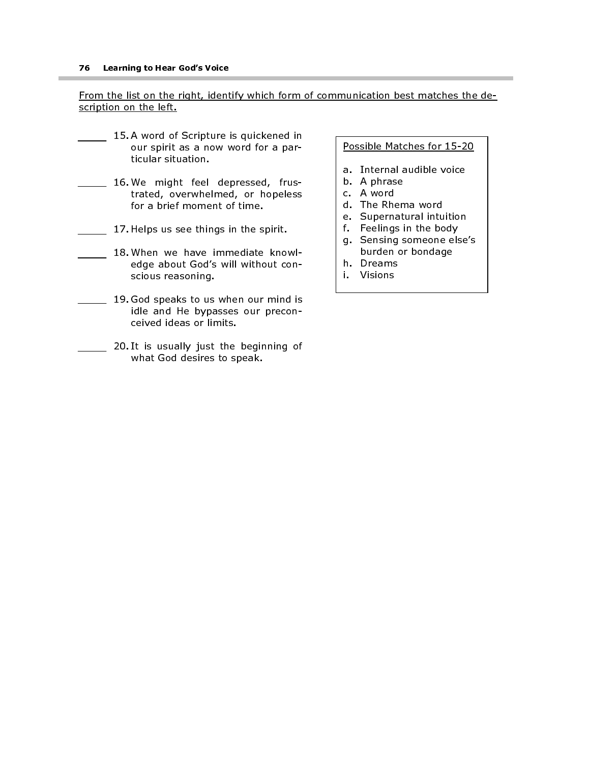From the list on the right, identify which form of communication best matches the description on the left.

_____ 15. A word of Scripture is quickened in our spirit as a now word for a particular situation.

_____ 16. We might feel depressed, frustrated, overwhelmed, or hopeless for a brief moment of time.

_____ 17. Helps us see things in the spirit.

_____ 18. When we have immediate knowledge about God's will without conscious reasoning.

_____ 19. God speaks to us when our mind is idle and He bypasses our preconceived ideas or limits.

_____ 20. It is usually just the beginning of what God desires to speak.

Possible Matches for 15-20

a. Internal audible voice
b. A phrase
c. A word
d. The Rhema word
e. Supernatural intuition
f. Feelings in the body
g. Sensing someone else's burden or bondage
h. Dreams
i. Visions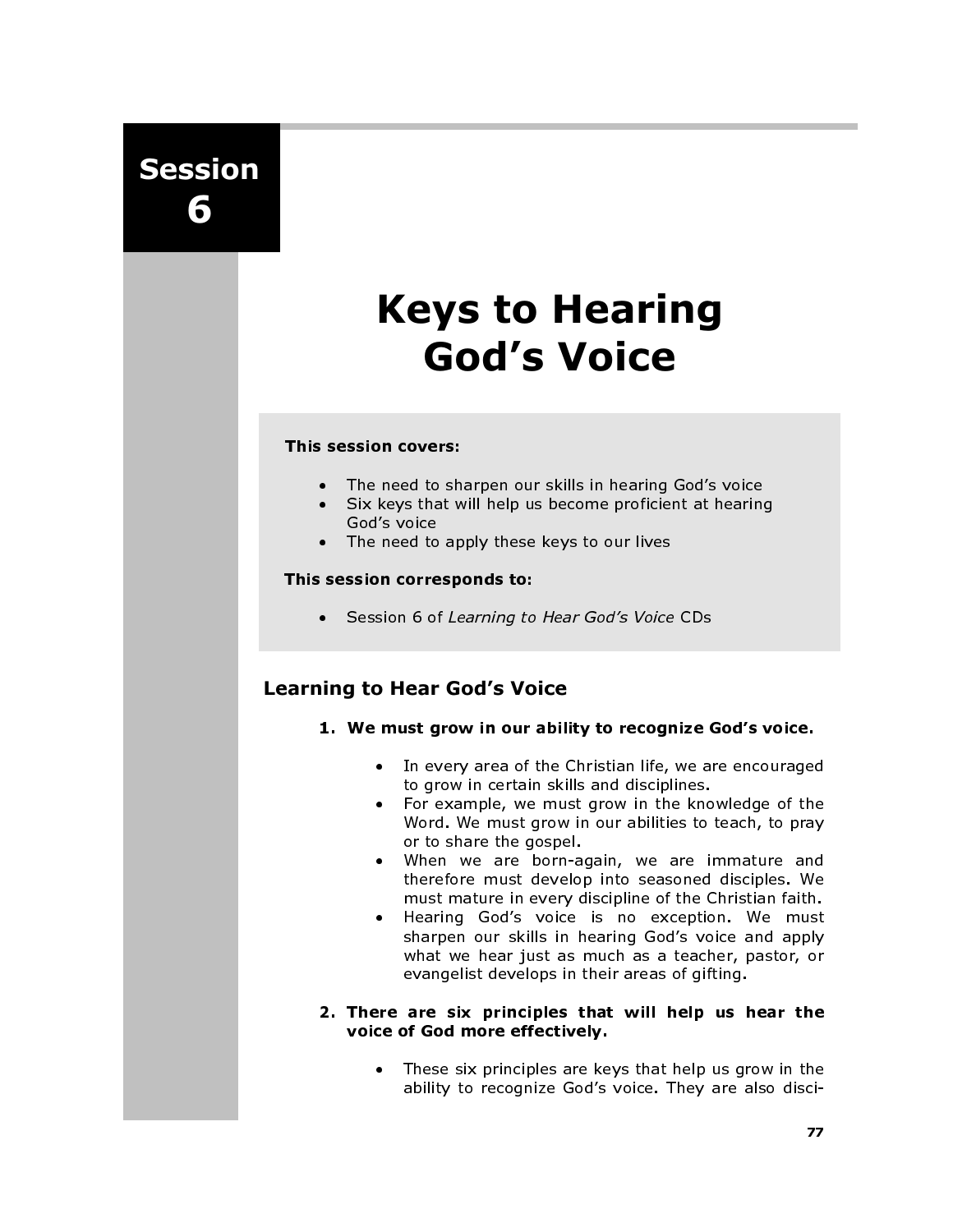# Session 6

# Keys to Hearing God's Voice

**This session covers:**

- The need to sharpen our skills in hearing God's voice
- Six keys that will help us become proficient at hearing God's voice
- The need to apply these keys to our lives

**This session corresponds to:**

- Session 6 of *Learning to Hear God's Voice* CDs

## Learning to Hear God's Voice

1. **We must grow in our ability to recognize God's voice.**

   - In every area of the Christian life, we are encouraged to grow in certain skills and disciplines.
   - For example, we must grow in the knowledge of the Word. We must grow in our abilities to teach, to pray or to share the gospel.
   - When we are born-again, we are immature and therefore must develop into seasoned disciples. We must mature in every discipline of the Christian faith.
   - Hearing God's voice is no exception. We must sharpen our skills in hearing God's voice and apply what we hear just as much as a teacher, pastor, or evangelist develops in their areas of gifting.

2. **There are six principles that will help us hear the voice of God more effectively.**

   - These six principles are keys that help us grow in the ability to recognize God's voice. They are also disci-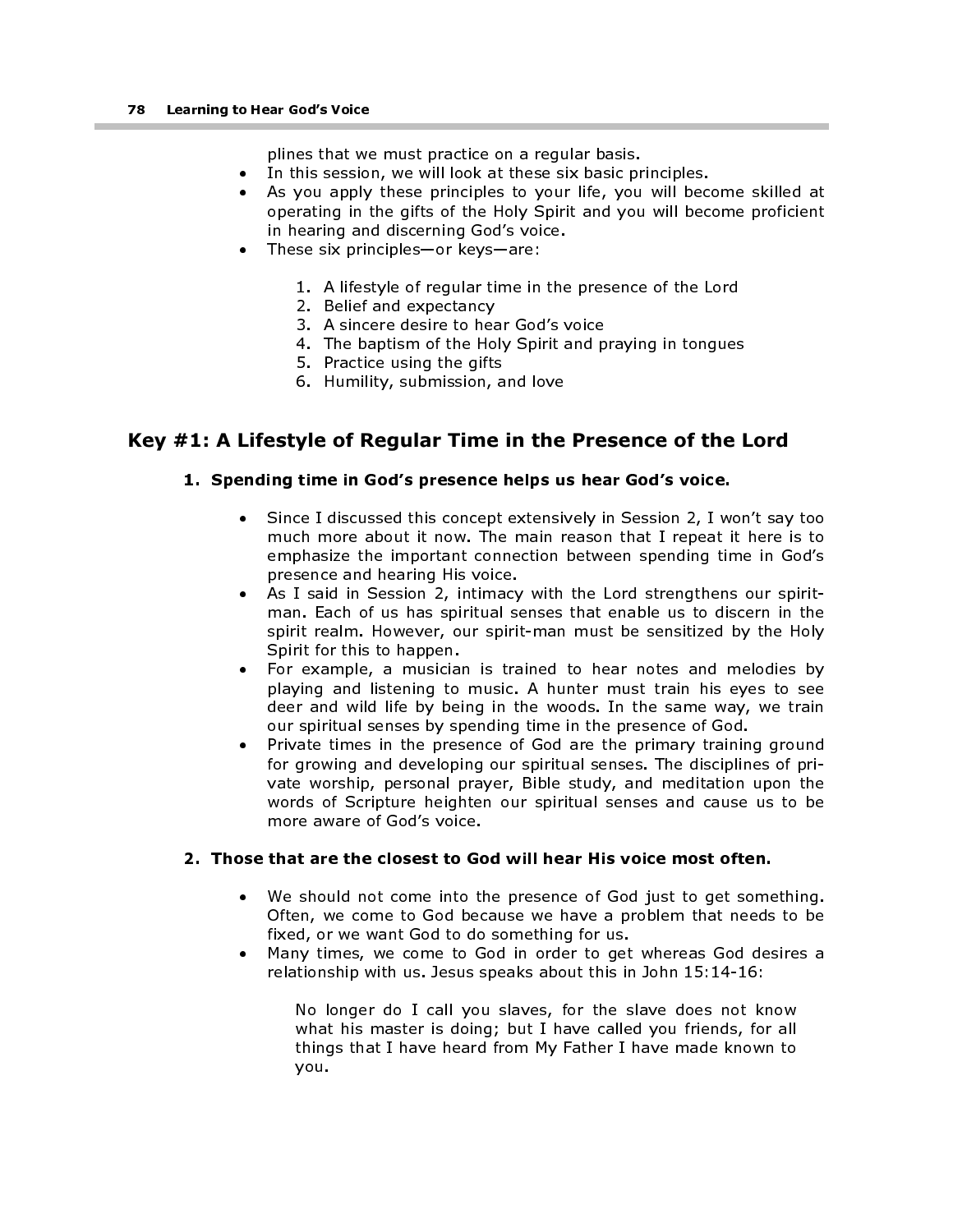plines that we must practice on a regular basis.

- In this session, we will look at these six basic principles.
- As you apply these principles to your life, you will become skilled at operating in the gifts of the Holy Spirit and you will become proficient in hearing and discerning God's voice.
- These six principles—or keys—are:

    1. A lifestyle of regular time in the presence of the Lord
    2. Belief and expectancy
    3. A sincere desire to hear God's voice
    4. The baptism of the Holy Spirit and praying in tongues
    5. Practice using the gifts
    6. Humility, submission, and love

## Key #1: A Lifestyle of Regular Time in the Presence of the Lord

### 1. Spending time in God's presence helps us hear God's voice.

- Since I discussed this concept extensively in Session 2, I won't say too much more about it now. The main reason that I repeat it here is to emphasize the important connection between spending time in God's presence and hearing His voice.
- As I said in Session 2, intimacy with the Lord strengthens our spirit-man. Each of us has spiritual senses that enable us to discern in the spirit realm. However, our spirit-man must be sensitized by the Holy Spirit for this to happen.
- For example, a musician is trained to hear notes and melodies by playing and listening to music. A hunter must train his eyes to see deer and wild life by being in the woods. In the same way, we train our spiritual senses by spending time in the presence of God.
- Private times in the presence of God are the primary training ground for growing and developing our spiritual senses. The disciplines of private worship, personal prayer, Bible study, and meditation upon the words of Scripture heighten our spiritual senses and cause us to be more aware of God's voice.

### 2. Those that are the closest to God will hear His voice most often.

- We should not come into the presence of God just to get something. Often, we come to God because we have a problem that needs to be fixed, or we want God to do something for us.
- Many times, we come to God in order to get whereas God desires a relationship with us. Jesus speaks about this in John 15:14-16:

> No longer do I call you slaves, for the slave does not know what his master is doing; but I have called you friends, for all things that I have heard from My Father I have made known to you.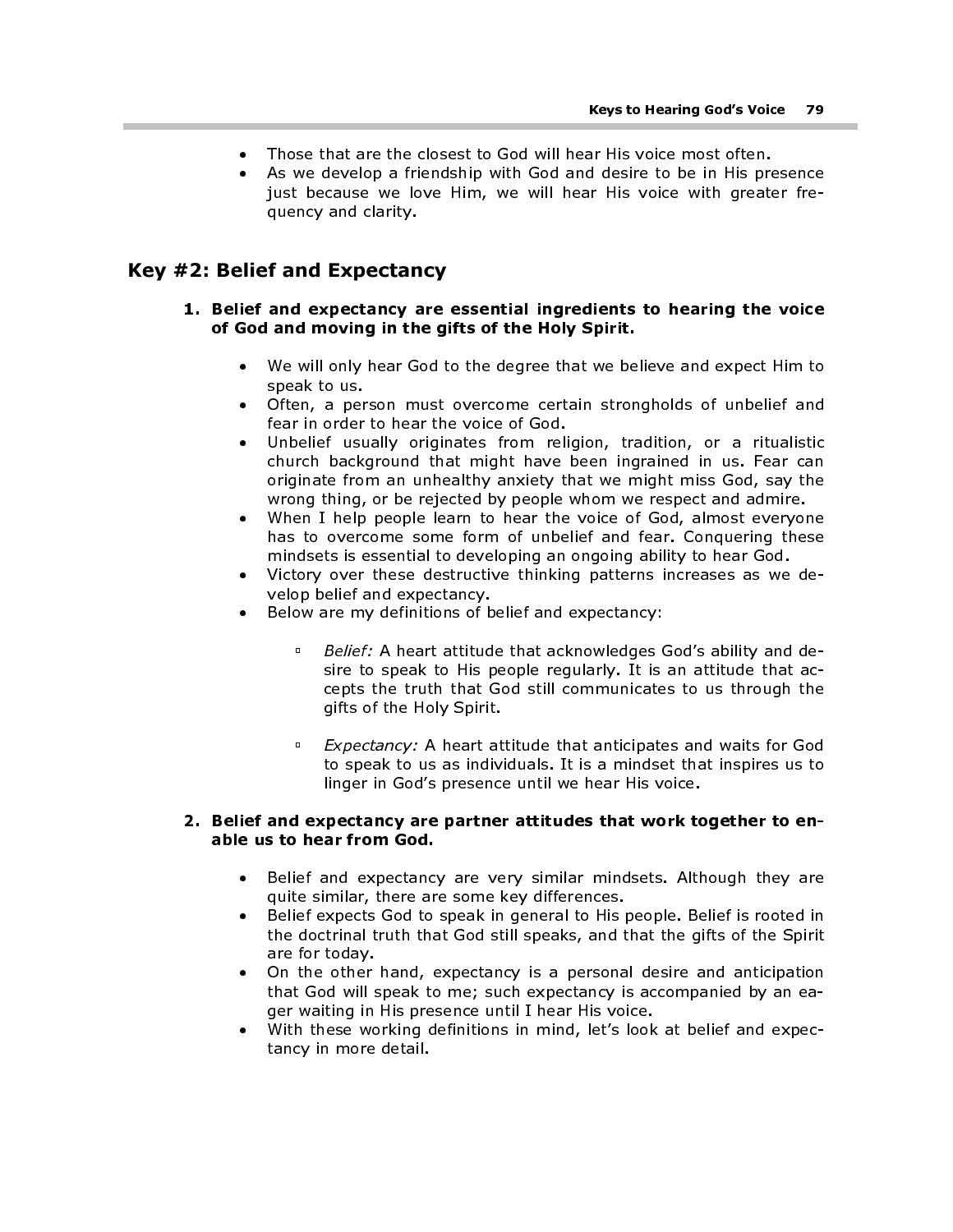- Those that are the closest to God will hear His voice most often.
- As we develop a friendship with God and desire to be in His presence just because we love Him, we will hear His voice with greater frequency and clarity.

## Key #2: Belief and Expectancy

**1. Belief and expectancy are essential ingredients to hearing the voice of God and moving in the gifts of the Holy Spirit.**

- We will only hear God to the degree that we believe and expect Him to speak to us.
- Often, a person must overcome certain strongholds of unbelief and fear in order to hear the voice of God.
- Unbelief usually originates from religion, tradition, or a ritualistic church background that might have been ingrained in us. Fear can originate from an unhealthy anxiety that we might miss God, say the wrong thing, or be rejected by people whom we respect and admire.
- When I help people learn to hear the voice of God, almost everyone has to overcome some form of unbelief and fear. Conquering these mindsets is essential to developing an ongoing ability to hear God.
- Victory over these destructive thinking patterns increases as we develop belief and expectancy.
- Below are my definitions of belief and expectancy:
    - *Belief:* A heart attitude that acknowledges God's ability and desire to speak to His people regularly. It is an attitude that accepts the truth that God still communicates to us through the gifts of the Holy Spirit.
    - *Expectancy:* A heart attitude that anticipates and waits for God to speak to us as individuals. It is a mindset that inspires us to linger in God's presence until we hear His voice.

**2. Belief and expectancy are partner attitudes that work together to enable us to hear from God.**

- Belief and expectancy are very similar mindsets. Although they are quite similar, there are some key differences.
- Belief expects God to speak in general to His people. Belief is rooted in the doctrinal truth that God still speaks, and that the gifts of the Spirit are for today.
- On the other hand, expectancy is a personal desire and anticipation that God will speak to me; such expectancy is accompanied by an eager waiting in His presence until I hear His voice.
- With these working definitions in mind, let's look at belief and expectancy in more detail.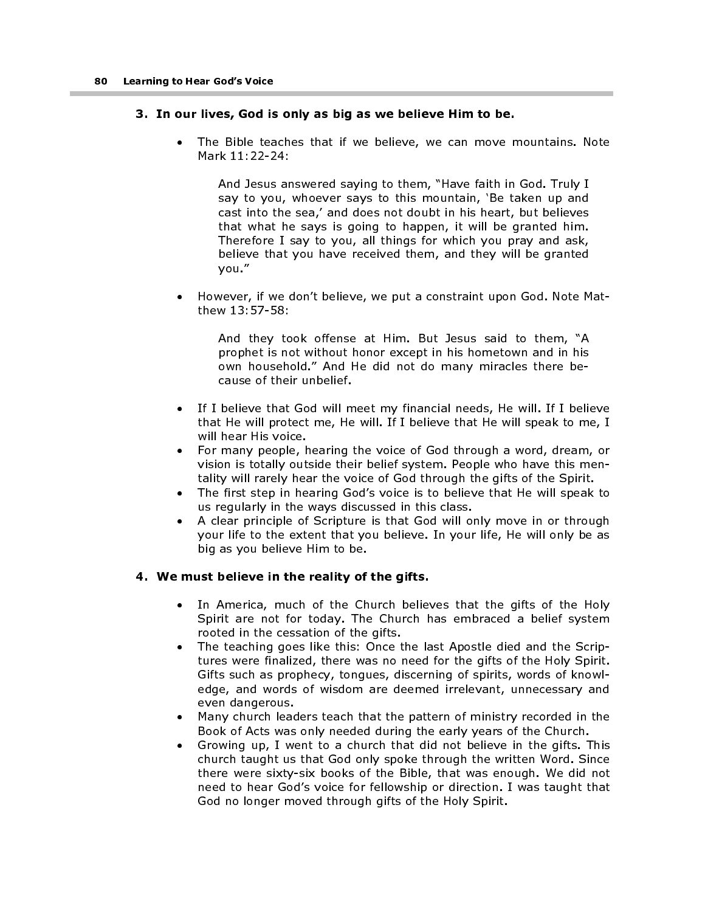**3. In our lives, God is only as big as we believe Him to be.**

- The Bible teaches that if we believe, we can move mountains. Note Mark 11:22-24:

> And Jesus answered saying to them, "Have faith in God. Truly I say to you, whoever says to this mountain, 'Be taken up and cast into the sea,' and does not doubt in his heart, but believes that what he says is going to happen, it will be granted him. Therefore I say to you, all things for which you pray and ask, believe that you have received them, and they will be granted you."

- However, if we don't believe, we put a constraint upon God. Note Matthew 13:57-58:

> And they took offense at Him. But Jesus said to them, "A prophet is not without honor except in his hometown and in his own household." And He did not do many miracles there because of their unbelief.

- If I believe that God will meet my financial needs, He will. If I believe that He will protect me, He will. If I believe that He will speak to me, I will hear His voice.
- For many people, hearing the voice of God through a word, dream, or vision is totally outside their belief system. People who have this mentality will rarely hear the voice of God through the gifts of the Spirit.
- The first step in hearing God's voice is to believe that He will speak to us regularly in the ways discussed in this class.
- A clear principle of Scripture is that God will only move in or through your life to the extent that you believe. In your life, He will only be as big as you believe Him to be.

**4. We must believe in the reality of the gifts.**

- In America, much of the Church believes that the gifts of the Holy Spirit are not for today. The Church has embraced a belief system rooted in the cessation of the gifts.
- The teaching goes like this: Once the last Apostle died and the Scriptures were finalized, there was no need for the gifts of the Holy Spirit. Gifts such as prophecy, tongues, discerning of spirits, words of knowledge, and words of wisdom are deemed irrelevant, unnecessary and even dangerous.
- Many church leaders teach that the pattern of ministry recorded in the Book of Acts was only needed during the early years of the Church.
- Growing up, I went to a church that did not believe in the gifts. This church taught us that God only spoke through the written Word. Since there were sixty-six books of the Bible, that was enough. We did not need to hear God's voice for fellowship or direction. I was taught that God no longer moved through gifts of the Holy Spirit.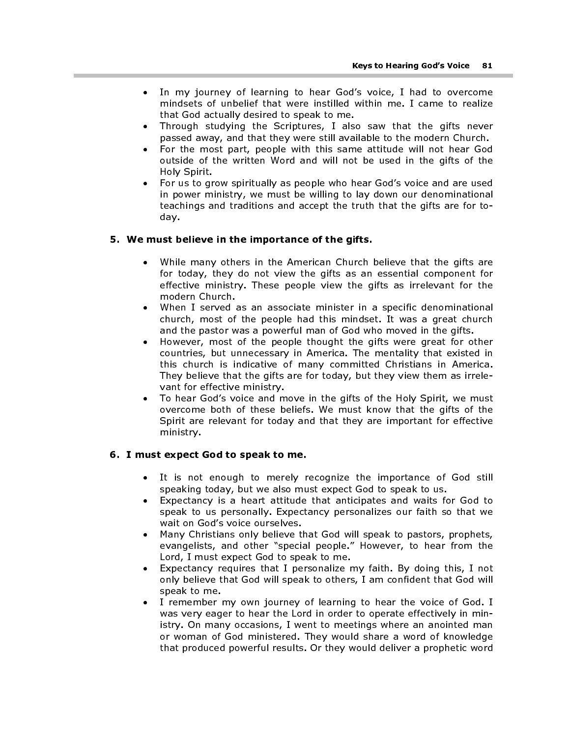- In my journey of learning to hear God's voice, I had to overcome mindsets of unbelief that were instilled within me. I came to realize that God actually desired to speak to me.
- Through studying the Scriptures, I also saw that the gifts never passed away, and that they were still available to the modern Church.
- For the most part, people with this same attitude will not hear God outside of the written Word and will not be used in the gifts of the Holy Spirit.
- For us to grow spiritually as people who hear God's voice and are used in power ministry, we must be willing to lay down our denominational teachings and traditions and accept the truth that the gifts are for today.

**5. We must believe in the importance of the gifts.**

- While many others in the American Church believe that the gifts are for today, they do not view the gifts as an essential component for effective ministry. These people view the gifts as irrelevant for the modern Church.
- When I served as an associate minister in a specific denominational church, most of the people had this mindset. It was a great church and the pastor was a powerful man of God who moved in the gifts.
- However, most of the people thought the gifts were great for other countries, but unnecessary in America. The mentality that existed in this church is indicative of many committed Christians in America. They believe that the gifts are for today, but they view them as irrelevant for effective ministry.
- To hear God's voice and move in the gifts of the Holy Spirit, we must overcome both of these beliefs. We must know that the gifts of the Spirit are relevant for today and that they are important for effective ministry.

**6. I must expect God to speak to me.**

- It is not enough to merely recognize the importance of God still speaking today, but we also must expect God to speak to us.
- Expectancy is a heart attitude that anticipates and waits for God to speak to us personally. Expectancy personalizes our faith so that we wait on God's voice ourselves.
- Many Christians only believe that God will speak to pastors, prophets, evangelists, and other "special people." However, to hear from the Lord, I must expect God to speak to me.
- Expectancy requires that I personalize my faith. By doing this, I not only believe that God will speak to others, I am confident that God will speak to me.
- I remember my own journey of learning to hear the voice of God. I was very eager to hear the Lord in order to operate effectively in ministry. On many occasions, I went to meetings where an anointed man or woman of God ministered. They would share a word of knowledge that produced powerful results. Or they would deliver a prophetic word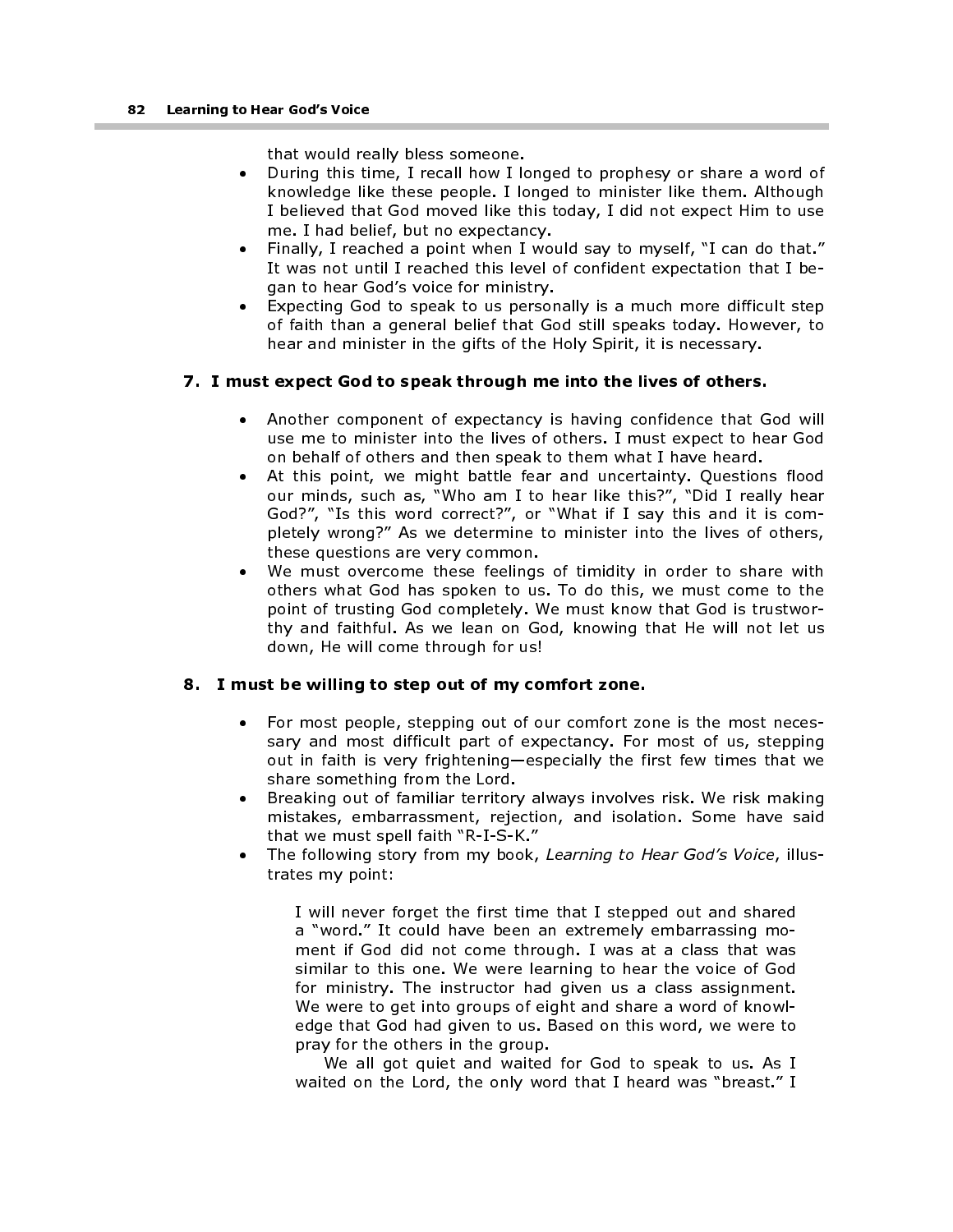that would really bless someone.

- During this time, I recall how I longed to prophesy or share a word of knowledge like these people. I longed to minister like them. Although I believed that God moved like this today, I did not expect Him to use me. I had belief, but no expectancy.
- Finally, I reached a point when I would say to myself, "I can do that." It was not until I reached this level of confident expectation that I began to hear God's voice for ministry.
- Expecting God to speak to us personally is a much more difficult step of faith than a general belief that God still speaks today. However, to hear and minister in the gifts of the Holy Spirit, it is necessary.

**7. I must expect God to speak through me into the lives of others.**

- Another component of expectancy is having confidence that God will use me to minister into the lives of others. I must expect to hear God on behalf of others and then speak to them what I have heard.
- At this point, we might battle fear and uncertainty. Questions flood our minds, such as, "Who am I to hear like this?", "Did I really hear God?", "Is this word correct?", or "What if I say this and it is completely wrong?" As we determine to minister into the lives of others, these questions are very common.
- We must overcome these feelings of timidity in order to share with others what God has spoken to us. To do this, we must come to the point of trusting God completely. We must know that God is trustworthy and faithful. As we lean on God, knowing that He will not let us down, He will come through for us!

**8. I must be willing to step out of my comfort zone.**

- For most people, stepping out of our comfort zone is the most necessary and most difficult part of expectancy. For most of us, stepping out in faith is very frightening—especially the first few times that we share something from the Lord.
- Breaking out of familiar territory always involves risk. We risk making mistakes, embarrassment, rejection, and isolation. Some have said that we must spell faith "R-I-S-K."
- The following story from my book, *Learning to Hear God's Voice*, illustrates my point:

> I will never forget the first time that I stepped out and shared a "word." It could have been an extremely embarrassing moment if God did not come through. I was at a class that was similar to this one. We were learning to hear the voice of God for ministry. The instructor had given us a class assignment. We were to get into groups of eight and share a word of knowledge that God had given to us. Based on this word, we were to pray for the others in the group.
>
> We all got quiet and waited for God to speak to us. As I waited on the Lord, the only word that I heard was "breast." I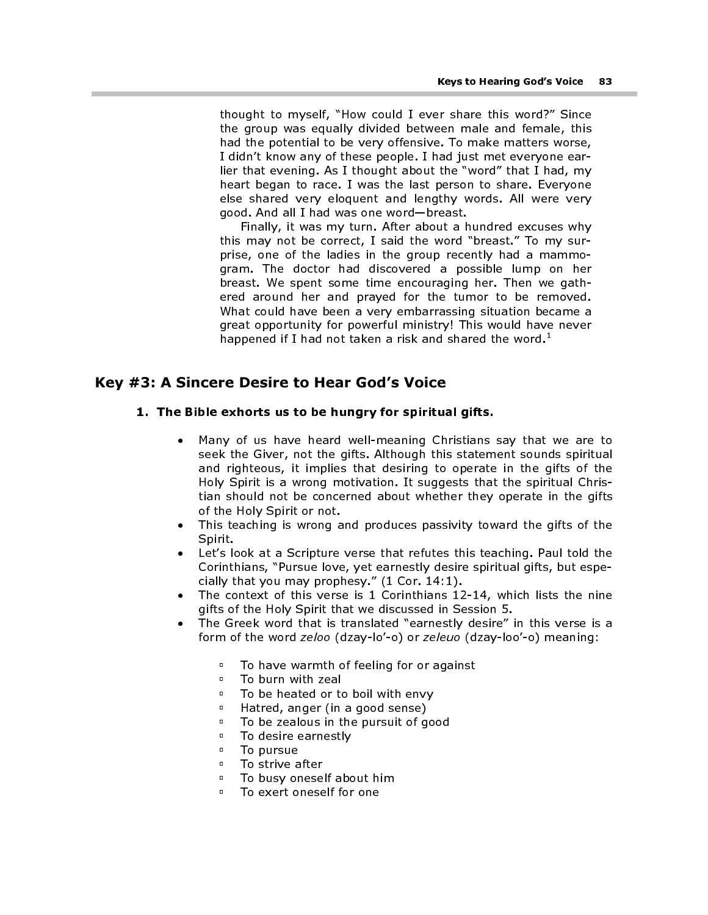thought to myself, "How could I ever share this word?" Since the group was equally divided between male and female, this had the potential to be very offensive. To make matters worse, I didn't know any of these people. I had just met everyone earlier that evening. As I thought about the "word" that I had, my heart began to race. I was the last person to share. Everyone else shared very eloquent and lengthy words. All were very good. And all I had was one word—breast.

Finally, it was my turn. After about a hundred excuses why this may not be correct, I said the word "breast." To my surprise, one of the ladies in the group recently had a mammogram. The doctor had discovered a possible lump on her breast. We spent some time encouraging her. Then we gathered around her and prayed for the tumor to be removed. What could have been a very embarrassing situation became a great opportunity for powerful ministry! This would have never happened if I had not taken a risk and shared the word.[1]

## Key #3: A Sincere Desire to Hear God's Voice

**1. The Bible exhorts us to be hungry for spiritual gifts.**

- Many of us have heard well-meaning Christians say that we are to seek the Giver, not the gifts. Although this statement sounds spiritual and righteous, it implies that desiring to operate in the gifts of the Holy Spirit is a wrong motivation. It suggests that the spiritual Christian should not be concerned about whether they operate in the gifts of the Holy Spirit or not.
- This teaching is wrong and produces passivity toward the gifts of the Spirit.
- Let's look at a Scripture verse that refutes this teaching. Paul told the Corinthians, "Pursue love, yet earnestly desire spiritual gifts, but especially that you may prophesy." (1 Cor. 14:1).
- The context of this verse is 1 Corinthians 12-14, which lists the nine gifts of the Holy Spirit that we discussed in Session 5.
- The Greek word that is translated "earnestly desire" in this verse is a form of the word *zeloo* (dzay-lo'-o) or *zeleuo* (dzay-loo'-o) meaning:
  - To have warmth of feeling for or against
  - To burn with zeal
  - To be heated or to boil with envy
  - Hatred, anger (in a good sense)
  - To be zealous in the pursuit of good
  - To desire earnestly
  - To pursue
  - To strive after
  - To busy oneself about him
  - To exert oneself for one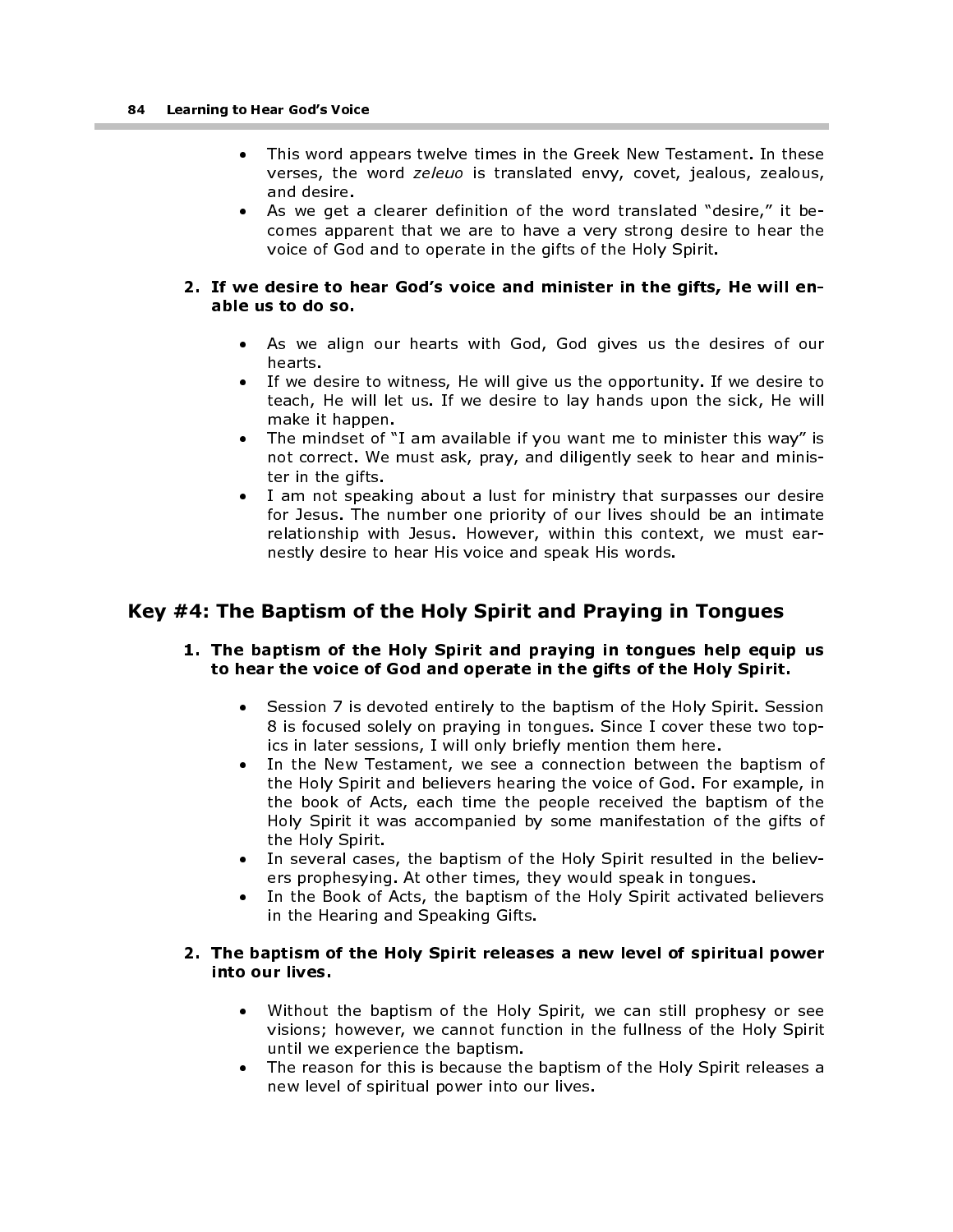- This word appears twelve times in the Greek New Testament. In these verses, the word *zeleuo* is translated envy, covet, jealous, zealous, and desire.
- As we get a clearer definition of the word translated "desire," it becomes apparent that we are to have a very strong desire to hear the voice of God and to operate in the gifts of the Holy Spirit.

**2. If we desire to hear God's voice and minister in the gifts, He will enable us to do so.**

- As we align our hearts with God, God gives us the desires of our hearts.
- If we desire to witness, He will give us the opportunity. If we desire to teach, He will let us. If we desire to lay hands upon the sick, He will make it happen.
- The mindset of "I am available if you want me to minister this way" is not correct. We must ask, pray, and diligently seek to hear and minister in the gifts.
- I am not speaking about a lust for ministry that surpasses our desire for Jesus. The number one priority of our lives should be an intimate relationship with Jesus. However, within this context, we must earnestly desire to hear His voice and speak His words.

## Key #4: The Baptism of the Holy Spirit and Praying in Tongues

**1. The baptism of the Holy Spirit and praying in tongues help equip us to hear the voice of God and operate in the gifts of the Holy Spirit.**

- Session 7 is devoted entirely to the baptism of the Holy Spirit. Session 8 is focused solely on praying in tongues. Since I cover these two topics in later sessions, I will only briefly mention them here.
- In the New Testament, we see a connection between the baptism of the Holy Spirit and believers hearing the voice of God. For example, in the book of Acts, each time the people received the baptism of the Holy Spirit it was accompanied by some manifestation of the gifts of the Holy Spirit.
- In several cases, the baptism of the Holy Spirit resulted in the believers prophesying. At other times, they would speak in tongues.
- In the Book of Acts, the baptism of the Holy Spirit activated believers in the Hearing and Speaking Gifts.

**2. The baptism of the Holy Spirit releases a new level of spiritual power into our lives.**

- Without the baptism of the Holy Spirit, we can still prophesy or see visions; however, we cannot function in the fullness of the Holy Spirit until we experience the baptism.
- The reason for this is because the baptism of the Holy Spirit releases a new level of spiritual power into our lives.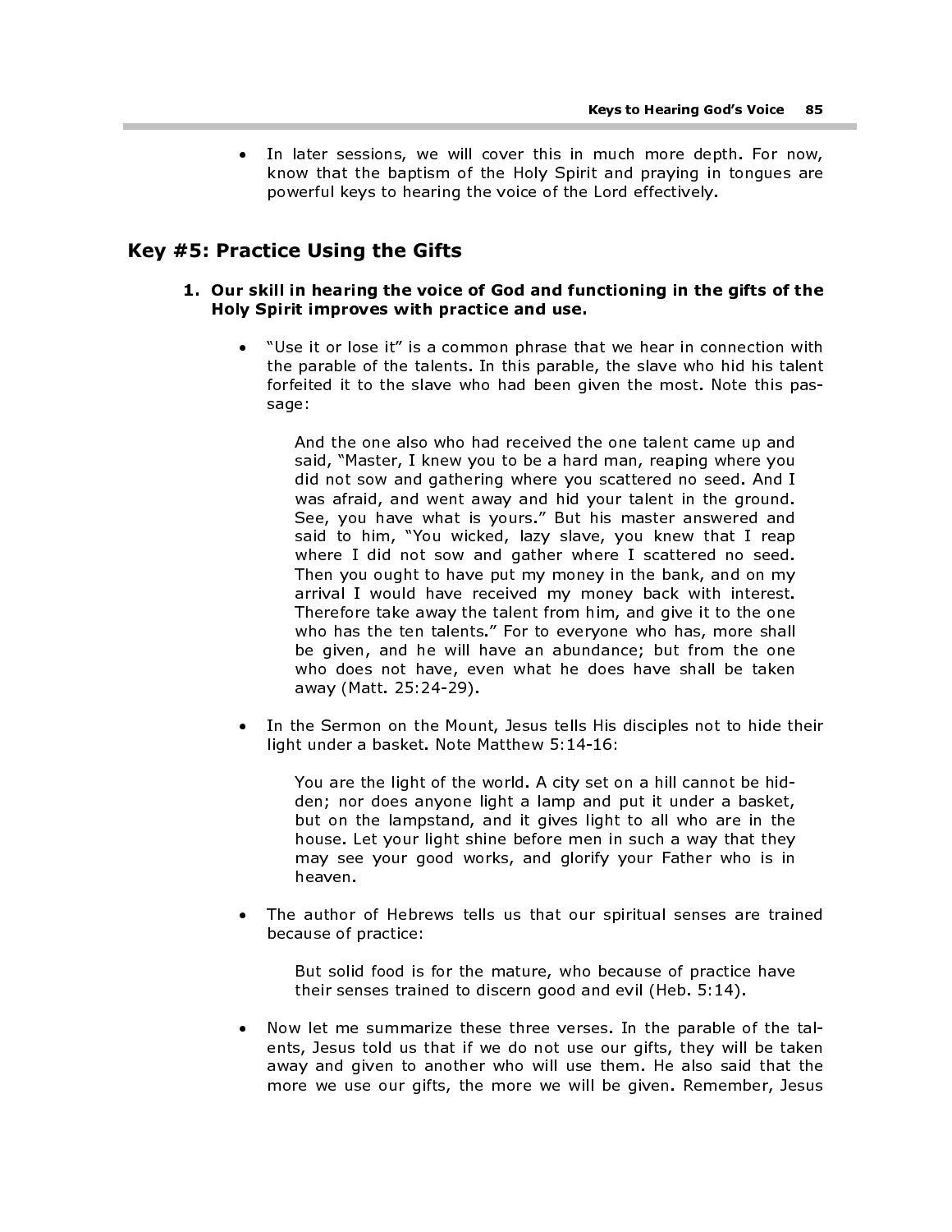- In later sessions, we will cover this in much more depth. For now, know that the baptism of the Holy Spirit and praying in tongues are powerful keys to hearing the voice of the Lord effectively.

## Key #5: Practice Using the Gifts

1. **Our skill in hearing the voice of God and functioning in the gifts of the Holy Spirit improves with practice and use.**

   - "Use it or lose it" is a common phrase that we hear in connection with the parable of the talents. In this parable, the slave who hid his talent forfeited it to the slave who had been given the most. Note this passage:

     > And the one also who had received the one talent came up and said, "Master, I knew you to be a hard man, reaping where you did not sow and gathering where you scattered no seed. And I was afraid, and went away and hid your talent in the ground. See, you have what is yours." But his master answered and said to him, "You wicked, lazy slave, you knew that I reap where I did not sow and gather where I scattered no seed. Then you ought to have put my money in the bank, and on my arrival I would have received my money back with interest. Therefore take away the talent from him, and give it to the one who has the ten talents." For to everyone who has, more shall be given, and he will have an abundance; but from the one who does not have, even what he does have shall be taken away (Matt. 25:24-29).

   - In the Sermon on the Mount, Jesus tells His disciples not to hide their light under a basket. Note Matthew 5:14-16:

     > You are the light of the world. A city set on a hill cannot be hidden; nor does anyone light a lamp and put it under a basket, but on the lampstand, and it gives light to all who are in the house. Let your light shine before men in such a way that they may see your good works, and glorify your Father who is in heaven.

   - The author of Hebrews tells us that our spiritual senses are trained because of practice:

     > But solid food is for the mature, who because of practice have their senses trained to discern good and evil (Heb. 5:14).

   - Now let me summarize these three verses. In the parable of the talents, Jesus told us that if we do not use our gifts, they will be taken away and given to another who will use them. He also said that the more we use our gifts, the more we will be given. Remember, Jesus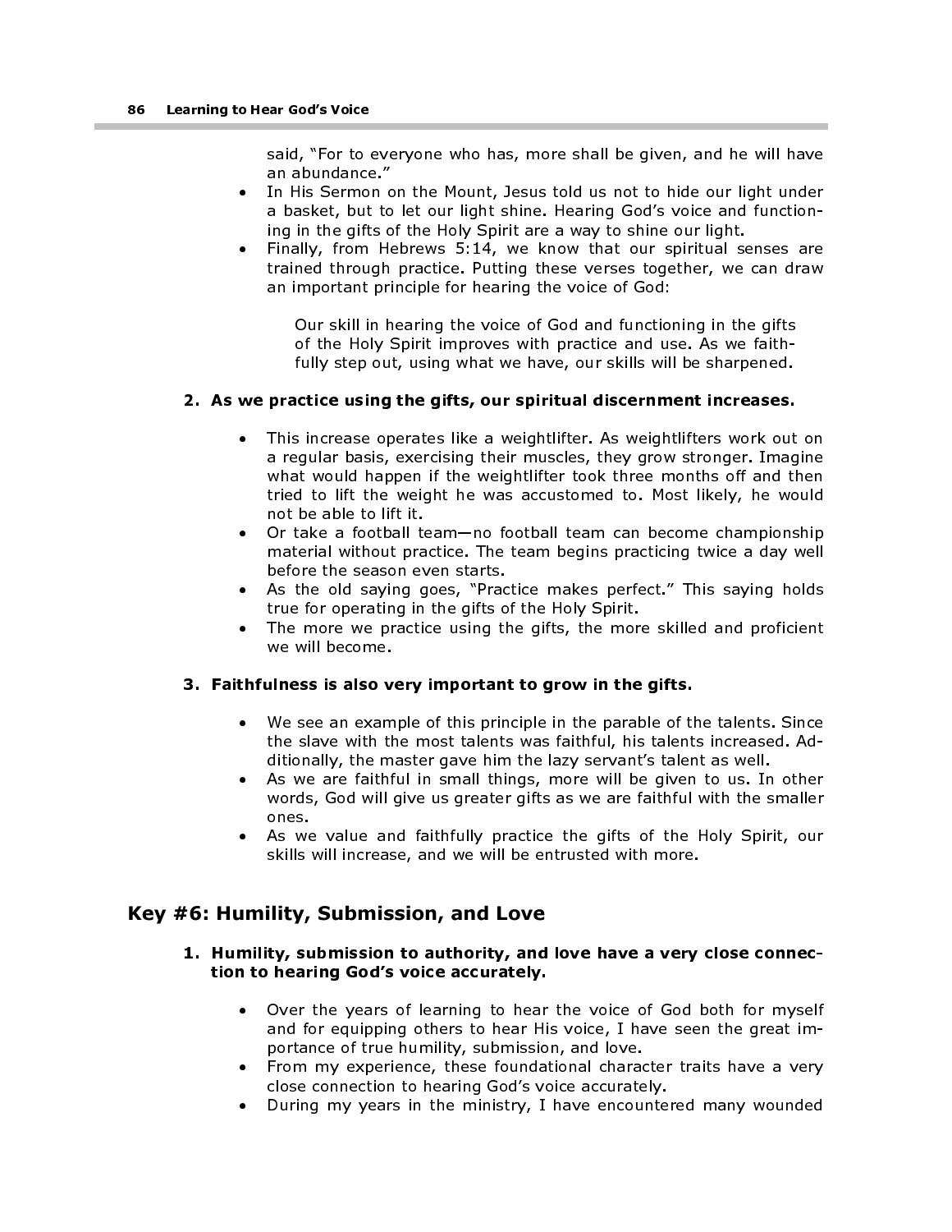said, "For to everyone who has, more shall be given, and he will have an abundance."

- In His Sermon on the Mount, Jesus told us not to hide our light under a basket, but to let our light shine. Hearing God's voice and functioning in the gifts of the Holy Spirit are a way to shine our light.
- Finally, from Hebrews 5:14, we know that our spiritual senses are trained through practice. Putting these verses together, we can draw an important principle for hearing the voice of God:

  > Our skill in hearing the voice of God and functioning in the gifts of the Holy Spirit improves with practice and use. As we faithfully step out, using what we have, our skills will be sharpened.

**2. As we practice using the gifts, our spiritual discernment increases.**

- This increase operates like a weightlifter. As weightlifters work out on a regular basis, exercising their muscles, they grow stronger. Imagine what would happen if the weightlifter took three months off and then tried to lift the weight he was accustomed to. Most likely, he would not be able to lift it.
- Or take a football team—no football team can become championship material without practice. The team begins practicing twice a day well before the season even starts.
- As the old saying goes, "Practice makes perfect." This saying holds true for operating in the gifts of the Holy Spirit.
- The more we practice using the gifts, the more skilled and proficient we will become.

**3. Faithfulness is also very important to grow in the gifts.**

- We see an example of this principle in the parable of the talents. Since the slave with the most talents was faithful, his talents increased. Additionally, the master gave him the lazy servant's talent as well.
- As we are faithful in small things, more will be given to us. In other words, God will give us greater gifts as we are faithful with the smaller ones.
- As we value and faithfully practice the gifts of the Holy Spirit, our skills will increase, and we will be entrusted with more.

## Key #6: Humility, Submission, and Love

**1. Humility, submission to authority, and love have a very close connection to hearing God's voice accurately.**

- Over the years of learning to hear the voice of God both for myself and for equipping others to hear His voice, I have seen the great importance of true humility, submission, and love.
- From my experience, these foundational character traits have a very close connection to hearing God's voice accurately.
- During my years in the ministry, I have encountered many wounded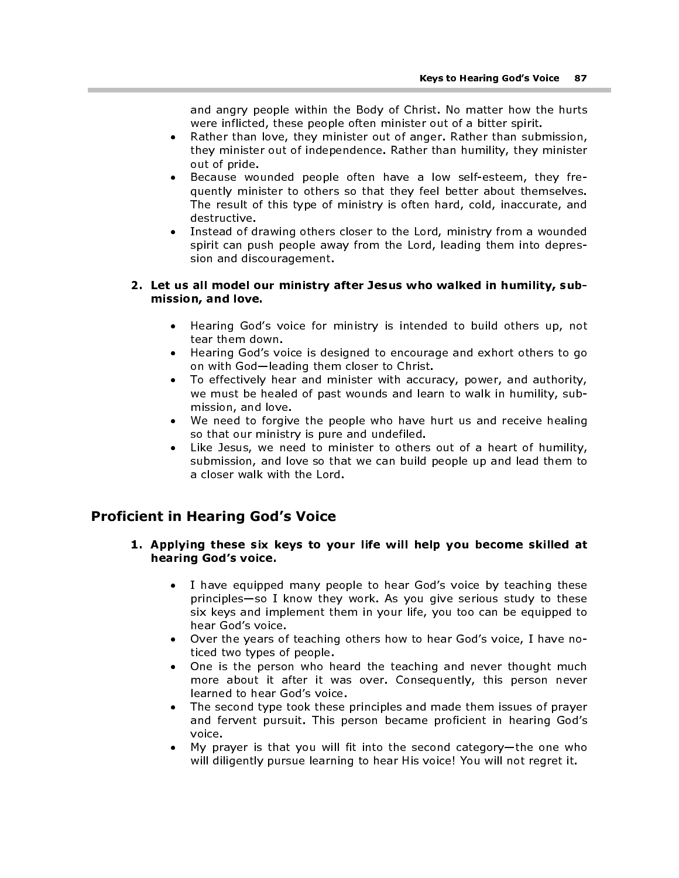and angry people within the Body of Christ. No matter how the hurts were inflicted, these people often minister out of a bitter spirit.

- Rather than love, they minister out of anger. Rather than submission, they minister out of independence. Rather than humility, they minister out of pride.
- Because wounded people often have a low self-esteem, they frequently minister to others so that they feel better about themselves. The result of this type of ministry is often hard, cold, inaccurate, and destructive.
- Instead of drawing others closer to the Lord, ministry from a wounded spirit can push people away from the Lord, leading them into depression and discouragement.

**2. Let us all model our ministry after Jesus who walked in humility, submission, and love.**

- Hearing God's voice for ministry is intended to build others up, not tear them down.
- Hearing God's voice is designed to encourage and exhort others to go on with God—leading them closer to Christ.
- To effectively hear and minister with accuracy, power, and authority, we must be healed of past wounds and learn to walk in humility, submission, and love.
- We need to forgive the people who have hurt us and receive healing so that our ministry is pure and undefiled.
- Like Jesus, we need to minister to others out of a heart of humility, submission, and love so that we can build people up and lead them to a closer walk with the Lord.

## Proficient in Hearing God's Voice

**1. Applying these six keys to your life will help you become skilled at hearing God's voice.**

- I have equipped many people to hear God's voice by teaching these principles—so I know they work. As you give serious study to these six keys and implement them in your life, you too can be equipped to hear God's voice.
- Over the years of teaching others how to hear God's voice, I have noticed two types of people.
- One is the person who heard the teaching and never thought much more about it after it was over. Consequently, this person never learned to hear God's voice.
- The second type took these principles and made them issues of prayer and fervent pursuit. This person became proficient in hearing God's voice.
- My prayer is that you will fit into the second category—the one who will diligently pursue learning to hear His voice! You will not regret it.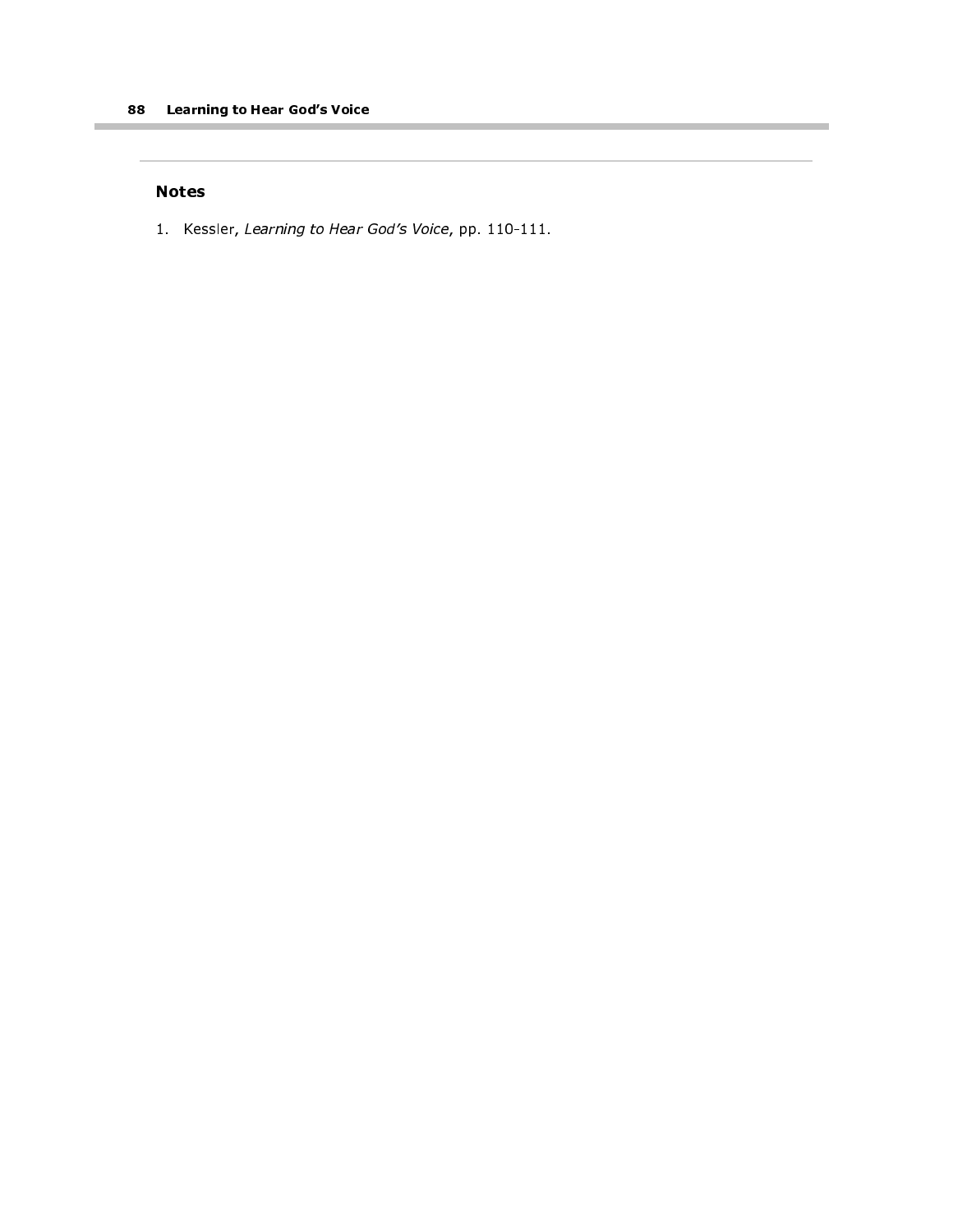## Notes

1. Kessler, *Learning to Hear God's Voice*, pp. 110-111.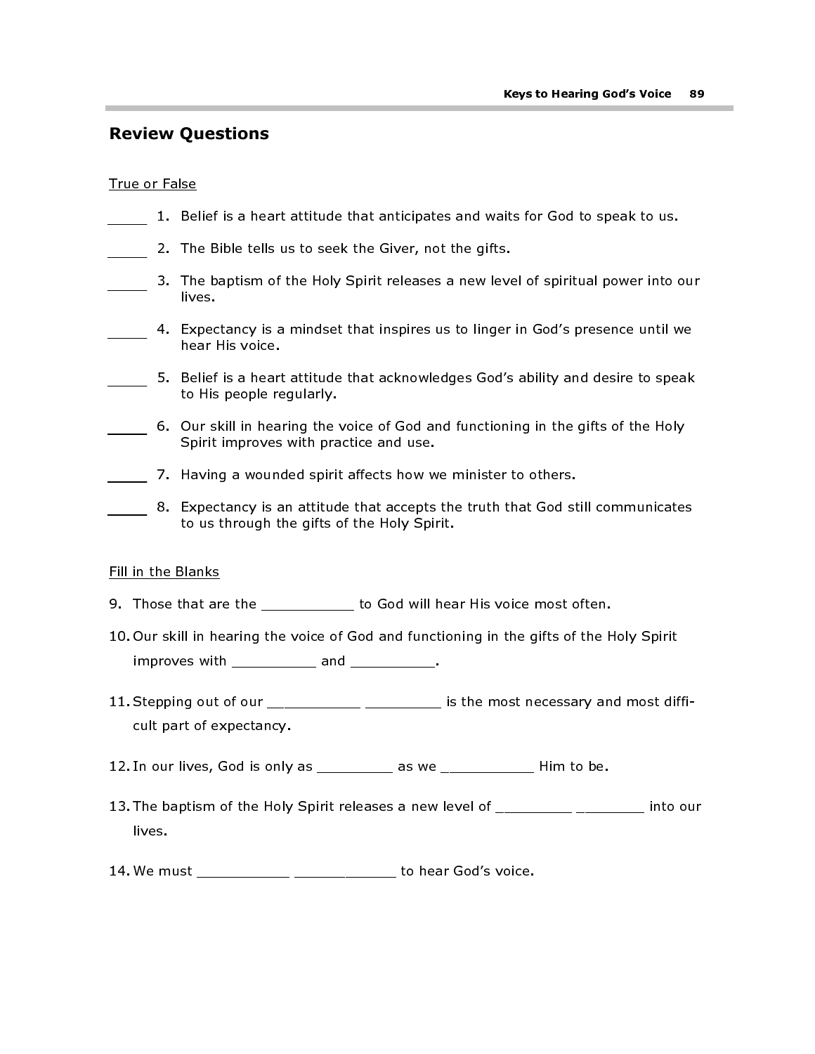## Review Questions

True or False

_____ 1. Belief is a heart attitude that anticipates and waits for God to speak to us.

_____ 2. The Bible tells us to seek the Giver, not the gifts.

_____ 3. The baptism of the Holy Spirit releases a new level of spiritual power into our lives.

_____ 4. Expectancy is a mindset that inspires us to linger in God's presence until we hear His voice.

_____ 5. Belief is a heart attitude that acknowledges God's ability and desire to speak to His people regularly.

_____ 6. Our skill in hearing the voice of God and functioning in the gifts of the Holy Spirit improves with practice and use.

_____ 7. Having a wounded spirit affects how we minister to others.

_____ 8. Expectancy is an attitude that accepts the truth that God still communicates to us through the gifts of the Holy Spirit.

Fill in the Blanks

9. Those that are the ___________ to God will hear His voice most often.

10. Our skill in hearing the voice of God and functioning in the gifts of the Holy Spirit improves with __________ and __________.

11. Stepping out of our ___________ _________ is the most necessary and most difficult part of expectancy.

12. In our lives, God is only as _________ as we ___________ Him to be.

13. The baptism of the Holy Spirit releases a new level of _________ ________ into our lives.

14. We must ___________ ____________ to hear God's voice.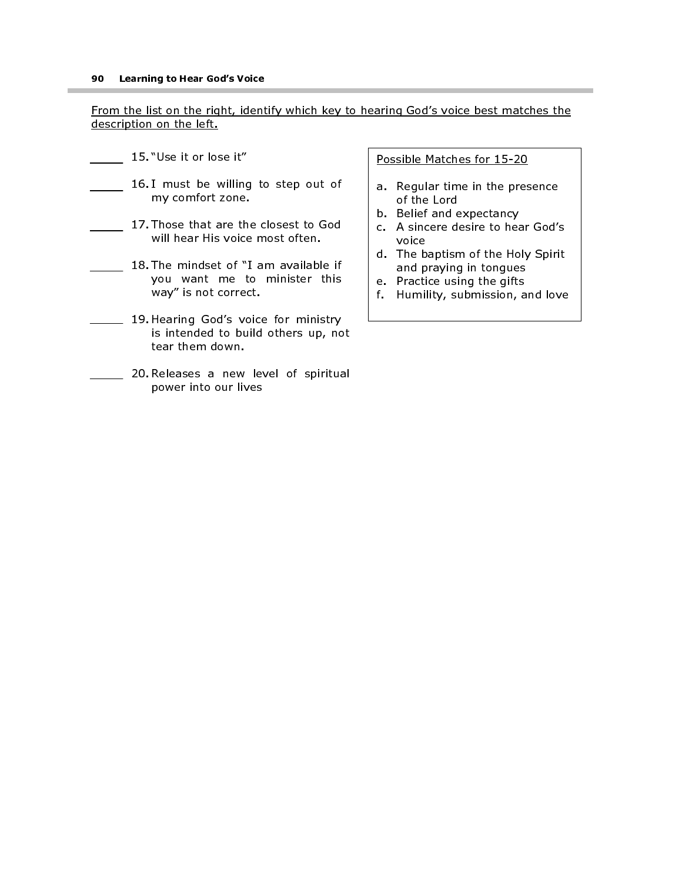<u>From the list on the right, identify which key to hearing God's voice best matches the description on the left.</u>

_____ 15. "Use it or lose it"

_____ 16. I must be willing to step out of my comfort zone.

_____ 17. Those that are the closest to God will hear His voice most often.

_____ 18. The mindset of "I am available if you want me to minister this way" is not correct.

_____ 19. Hearing God's voice for ministry is intended to build others up, not tear them down.

_____ 20. Releases a new level of spiritual power into our lives

<u>Possible Matches for 15-20</u>

a. Regular time in the presence of the Lord
b. Belief and expectancy
c. A sincere desire to hear God's voice
d. The baptism of the Holy Spirit and praying in tongues
e. Practice using the gifts
f. Humility, submission, and love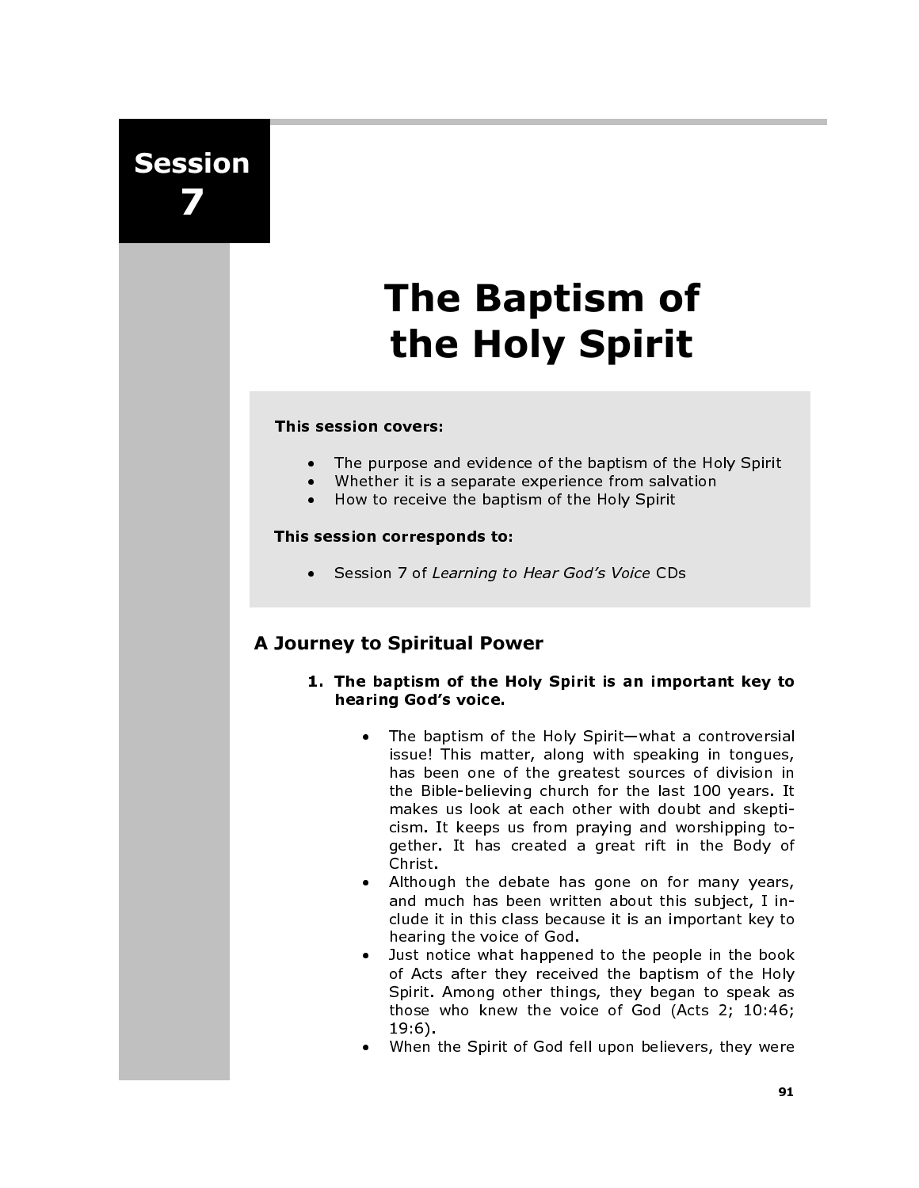# Session 7

# The Baptism of the Holy Spirit

**This session covers:**

- The purpose and evidence of the baptism of the Holy Spirit
- Whether it is a separate experience from salvation
- How to receive the baptism of the Holy Spirit

**This session corresponds to:**

- Session 7 of *Learning to Hear God's Voice* CDs

## A Journey to Spiritual Power

1. **The baptism of the Holy Spirit is an important key to hearing God's voice.**

   - The baptism of the Holy Spirit—what a controversial issue! This matter, along with speaking in tongues, has been one of the greatest sources of division in the Bible-believing church for the last 100 years. It makes us look at each other with doubt and skepticism. It keeps us from praying and worshipping together. It has created a great rift in the Body of Christ.
   - Although the debate has gone on for many years, and much has been written about this subject, I include it in this class because it is an important key to hearing the voice of God.
   - Just notice what happened to the people in the book of Acts after they received the baptism of the Holy Spirit. Among other things, they began to speak as those who knew the voice of God (Acts 2; 10:46; 19:6).
   - When the Spirit of God fell upon believers, they were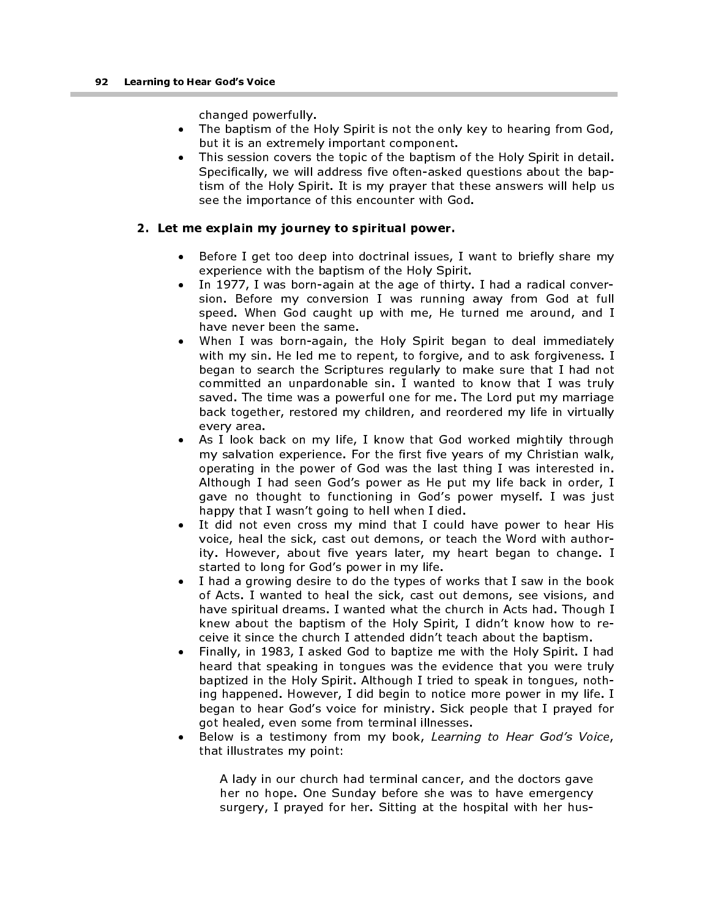changed powerfully.

- The baptism of the Holy Spirit is not the only key to hearing from God, but it is an extremely important component.
- This session covers the topic of the baptism of the Holy Spirit in detail. Specifically, we will address five often-asked questions about the baptism of the Holy Spirit. It is my prayer that these answers will help us see the importance of this encounter with God.

**2. Let me explain my journey to spiritual power.**

- Before I get too deep into doctrinal issues, I want to briefly share my experience with the baptism of the Holy Spirit.
- In 1977, I was born-again at the age of thirty. I had a radical conversion. Before my conversion I was running away from God at full speed. When God caught up with me, He turned me around, and I have never been the same.
- When I was born-again, the Holy Spirit began to deal immediately with my sin. He led me to repent, to forgive, and to ask forgiveness. I began to search the Scriptures regularly to make sure that I had not committed an unpardonable sin. I wanted to know that I was truly saved. The time was a powerful one for me. The Lord put my marriage back together, restored my children, and reordered my life in virtually every area.
- As I look back on my life, I know that God worked mightily through my salvation experience. For the first five years of my Christian walk, operating in the power of God was the last thing I was interested in. Although I had seen God's power as He put my life back in order, I gave no thought to functioning in God's power myself. I was just happy that I wasn't going to hell when I died.
- It did not even cross my mind that I could have power to hear His voice, heal the sick, cast out demons, or teach the Word with authority. However, about five years later, my heart began to change. I started to long for God's power in my life.
- I had a growing desire to do the types of works that I saw in the book of Acts. I wanted to heal the sick, cast out demons, see visions, and have spiritual dreams. I wanted what the church in Acts had. Though I knew about the baptism of the Holy Spirit, I didn't know how to receive it since the church I attended didn't teach about the baptism.
- Finally, in 1983, I asked God to baptize me with the Holy Spirit. I had heard that speaking in tongues was the evidence that you were truly baptized in the Holy Spirit. Although I tried to speak in tongues, nothing happened. However, I did begin to notice more power in my life. I began to hear God's voice for ministry. Sick people that I prayed for got healed, even some from terminal illnesses.
- Below is a testimony from my book, *Learning to Hear God's Voice*, that illustrates my point:

> A lady in our church had terminal cancer, and the doctors gave her no hope. One Sunday before she was to have emergency surgery, I prayed for her. Sitting at the hospital with her hus-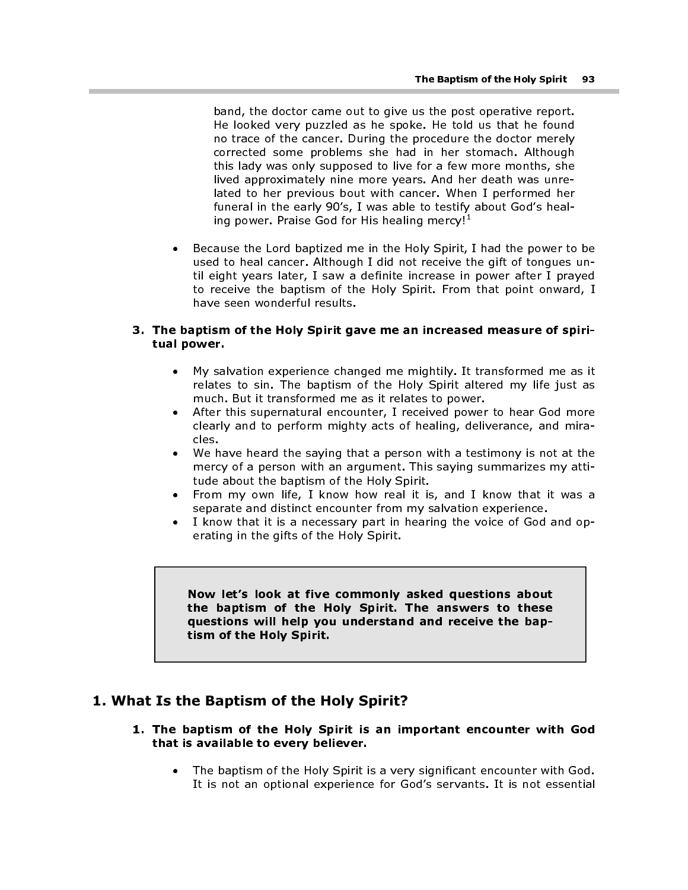band, the doctor came out to give us the post operative report. He looked very puzzled as he spoke. He told us that he found no trace of the cancer. During the procedure the doctor merely corrected some problems she had in her stomach. Although this lady was only supposed to live for a few more months, she lived approximately nine more years. And her death was unrelated to her previous bout with cancer. When I performed her funeral in the early 90's, I was able to testify about God's healing power. Praise God for His healing mercy![1]

- Because the Lord baptized me in the Holy Spirit, I had the power to be used to heal cancer. Although I did not receive the gift of tongues until eight years later, I saw a definite increase in power after I prayed to receive the baptism of the Holy Spirit. From that point onward, I have seen wonderful results.

**3. The baptism of the Holy Spirit gave me an increased measure of spiritual power.**

- My salvation experience changed me mightily. It transformed me as it relates to sin. The baptism of the Holy Spirit altered my life just as much. But it transformed me as it relates to power.
- After this supernatural encounter, I received power to hear God more clearly and to perform mighty acts of healing, deliverance, and miracles.
- We have heard the saying that a person with a testimony is not at the mercy of a person with an argument. This saying summarizes my attitude about the baptism of the Holy Spirit.
- From my own life, I know how real it is, and I know that it was a separate and distinct encounter from my salvation experience.
- I know that it is a necessary part in hearing the voice of God and operating in the gifts of the Holy Spirit.

> **Now let's look at five commonly asked questions about the baptism of the Holy Spirit. The answers to these questions will help you understand and receive the baptism of the Holy Spirit.**

## 1. What Is the Baptism of the Holy Spirit?

**1. The baptism of the Holy Spirit is an important encounter with God that is available to every believer.**

- The baptism of the Holy Spirit is a very significant encounter with God. It is not an optional experience for God's servants. It is not essential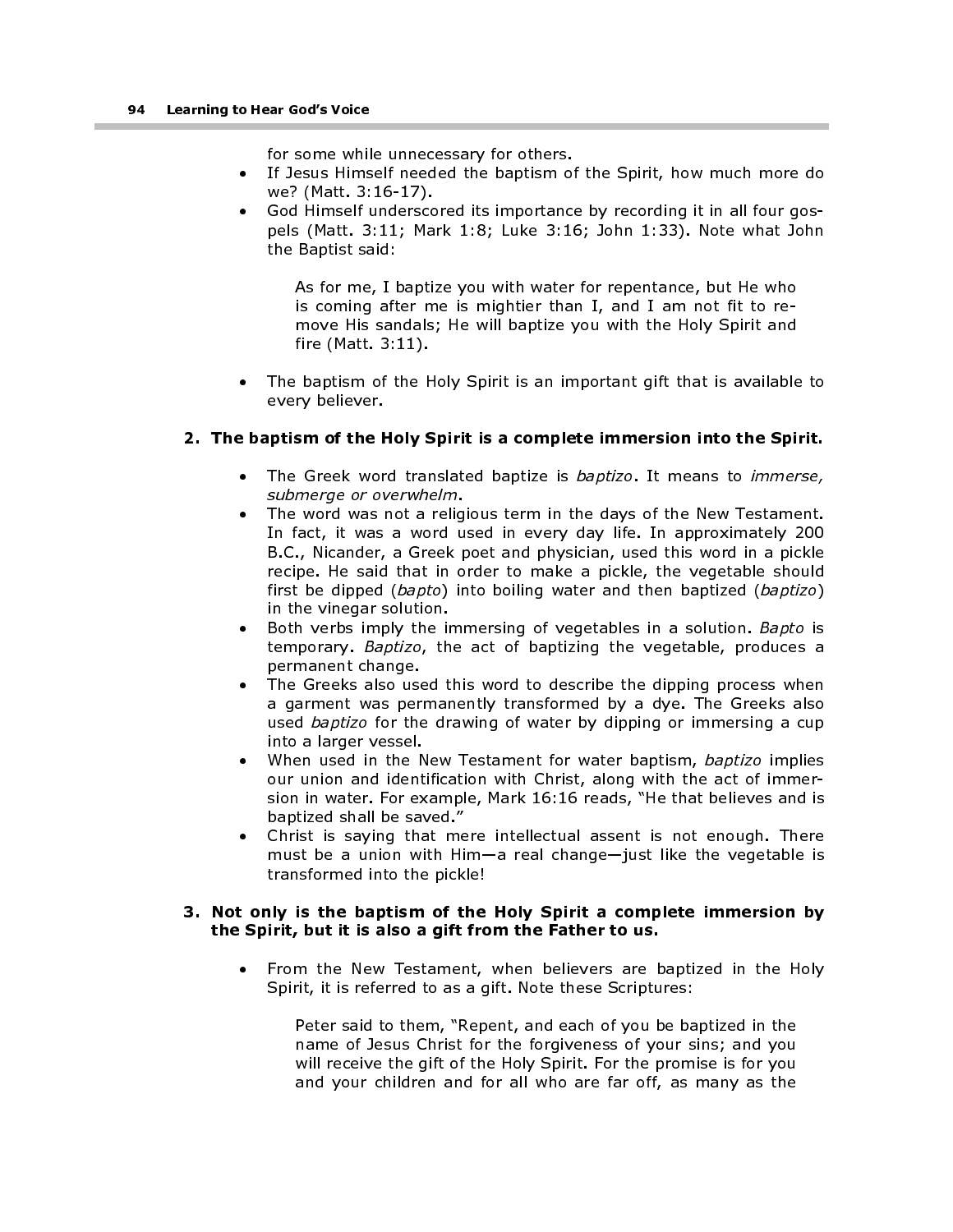for some while unnecessary for others.

- If Jesus Himself needed the baptism of the Spirit, how much more do we? (Matt. 3:16-17).
- God Himself underscored its importance by recording it in all four gospels (Matt. 3:11; Mark 1:8; Luke 3:16; John 1:33). Note what John the Baptist said:

> As for me, I baptize you with water for repentance, but He who is coming after me is mightier than I, and I am not fit to remove His sandals; He will baptize you with the Holy Spirit and fire (Matt. 3:11).

- The baptism of the Holy Spirit is an important gift that is available to every believer.

**2. The baptism of the Holy Spirit is a complete immersion into the Spirit.**

- The Greek word translated baptize is *baptizo*. It means to *immerse, submerge or overwhelm*.
- The word was not a religious term in the days of the New Testament. In fact, it was a word used in every day life. In approximately 200 B.C., Nicander, a Greek poet and physician, used this word in a pickle recipe. He said that in order to make a pickle, the vegetable should first be dipped (*bapto*) into boiling water and then baptized (*baptizo*) in the vinegar solution.
- Both verbs imply the immersing of vegetables in a solution. *Bapto* is temporary. *Baptizo*, the act of baptizing the vegetable, produces a permanent change.
- The Greeks also used this word to describe the dipping process when a garment was permanently transformed by a dye. The Greeks also used *baptizo* for the drawing of water by dipping or immersing a cup into a larger vessel.
- When used in the New Testament for water baptism, *baptizo* implies our union and identification with Christ, along with the act of immersion in water. For example, Mark 16:16 reads, "He that believes and is baptized shall be saved."
- Christ is saying that mere intellectual assent is not enough. There must be a union with Him—a real change—just like the vegetable is transformed into the pickle!

**3. Not only is the baptism of the Holy Spirit a complete immersion by the Spirit, but it is also a gift from the Father to us.**

- From the New Testament, when believers are baptized in the Holy Spirit, it is referred to as a gift. Note these Scriptures:

> Peter said to them, "Repent, and each of you be baptized in the name of Jesus Christ for the forgiveness of your sins; and you will receive the gift of the Holy Spirit. For the promise is for you and your children and for all who are far off, as many as the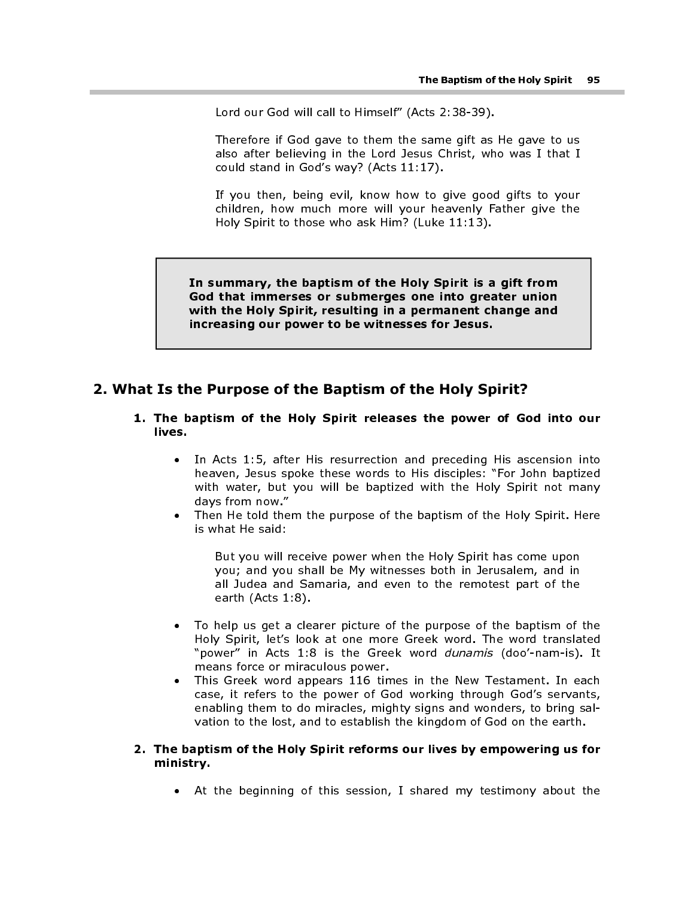> Lord our God will call to Himself" (Acts 2:38-39).
>
> Therefore if God gave to them the same gift as He gave to us also after believing in the Lord Jesus Christ, who was I that I could stand in God's way? (Acts 11:17).
>
> If you then, being evil, know how to give good gifts to your children, how much more will your heavenly Father give the Holy Spirit to those who ask Him? (Luke 11:13).

**In summary, the baptism of the Holy Spirit is a gift from God that immerses or submerges one into greater union with the Holy Spirit, resulting in a permanent change and increasing our power to be witnesses for Jesus.**

## 2. What Is the Purpose of the Baptism of the Holy Spirit?

1. **The baptism of the Holy Spirit releases the power of God into our lives.**

    - In Acts 1:5, after His resurrection and preceding His ascension into heaven, Jesus spoke these words to His disciples: "For John baptized with water, but you will be baptized with the Holy Spirit not many days from now."
    - Then He told them the purpose of the baptism of the Holy Spirit. Here is what He said:

      > But you will receive power when the Holy Spirit has come upon you; and you shall be My witnesses both in Jerusalem, and in all Judea and Samaria, and even to the remotest part of the earth (Acts 1:8).

    - To help us get a clearer picture of the purpose of the baptism of the Holy Spirit, let's look at one more Greek word. The word translated "power" in Acts 1:8 is the Greek word *dunamis* (doo'-nam-is). It means force or miraculous power.
    - This Greek word appears 116 times in the New Testament. In each case, it refers to the power of God working through God's servants, enabling them to do miracles, mighty signs and wonders, to bring salvation to the lost, and to establish the kingdom of God on the earth.

2. **The baptism of the Holy Spirit reforms our lives by empowering us for ministry.**

    - At the beginning of this session, I shared my testimony about the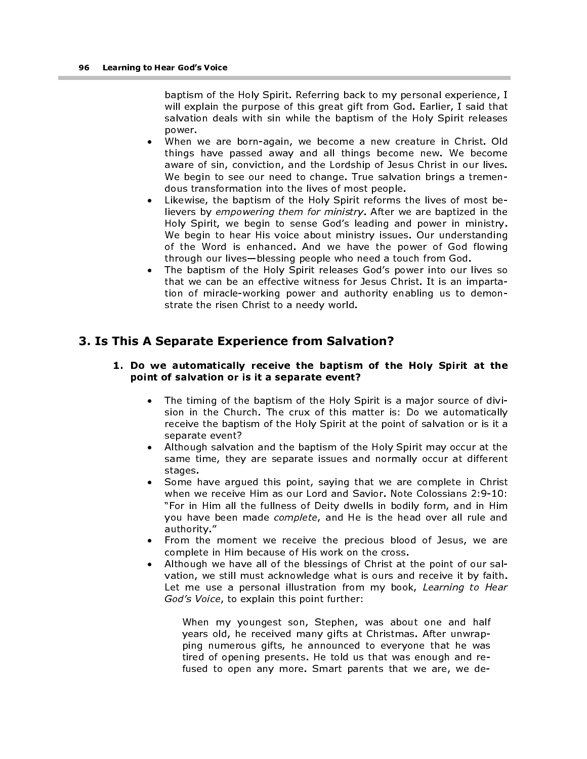baptism of the Holy Spirit. Referring back to my personal experience, I will explain the purpose of this great gift from God. Earlier, I said that salvation deals with sin while the baptism of the Holy Spirit releases power.

- When we are born-again, we become a new creature in Christ. Old things have passed away and all things become new. We become aware of sin, conviction, and the Lordship of Jesus Christ in our lives. We begin to see our need to change. True salvation brings a tremendous transformation into the lives of most people.
- Likewise, the baptism of the Holy Spirit reforms the lives of most believers by *empowering them for ministry*. After we are baptized in the Holy Spirit, we begin to sense God's leading and power in ministry. We begin to hear His voice about ministry issues. Our understanding of the Word is enhanced. And we have the power of God flowing through our lives—blessing people who need a touch from God.
- The baptism of the Holy Spirit releases God's power into our lives so that we can be an effective witness for Jesus Christ. It is an impartation of miracle-working power and authority enabling us to demonstrate the risen Christ to a needy world.

## 3. Is This A Separate Experience from Salvation?

**1. Do we automatically receive the baptism of the Holy Spirit at the point of salvation or is it a separate event?**

- The timing of the baptism of the Holy Spirit is a major source of division in the Church. The crux of this matter is: Do we automatically receive the baptism of the Holy Spirit at the point of salvation or is it a separate event?
- Although salvation and the baptism of the Holy Spirit may occur at the same time, they are separate issues and normally occur at different stages.
- Some have argued this point, saying that we are complete in Christ when we receive Him as our Lord and Savior. Note Colossians 2:9-10: "For in Him all the fullness of Deity dwells in bodily form, and in Him you have been made *complete*, and He is the head over all rule and authority."
- From the moment we receive the precious blood of Jesus, we are complete in Him because of His work on the cross.
- Although we have all of the blessings of Christ at the point of our salvation, we still must acknowledge what is ours and receive it by faith. Let me use a personal illustration from my book, *Learning to Hear God's Voice*, to explain this point further:

> When my youngest son, Stephen, was about one and half years old, he received many gifts at Christmas. After unwrapping numerous gifts, he announced to everyone that he was tired of opening presents. He told us that was enough and refused to open any more. Smart parents that we are, we de-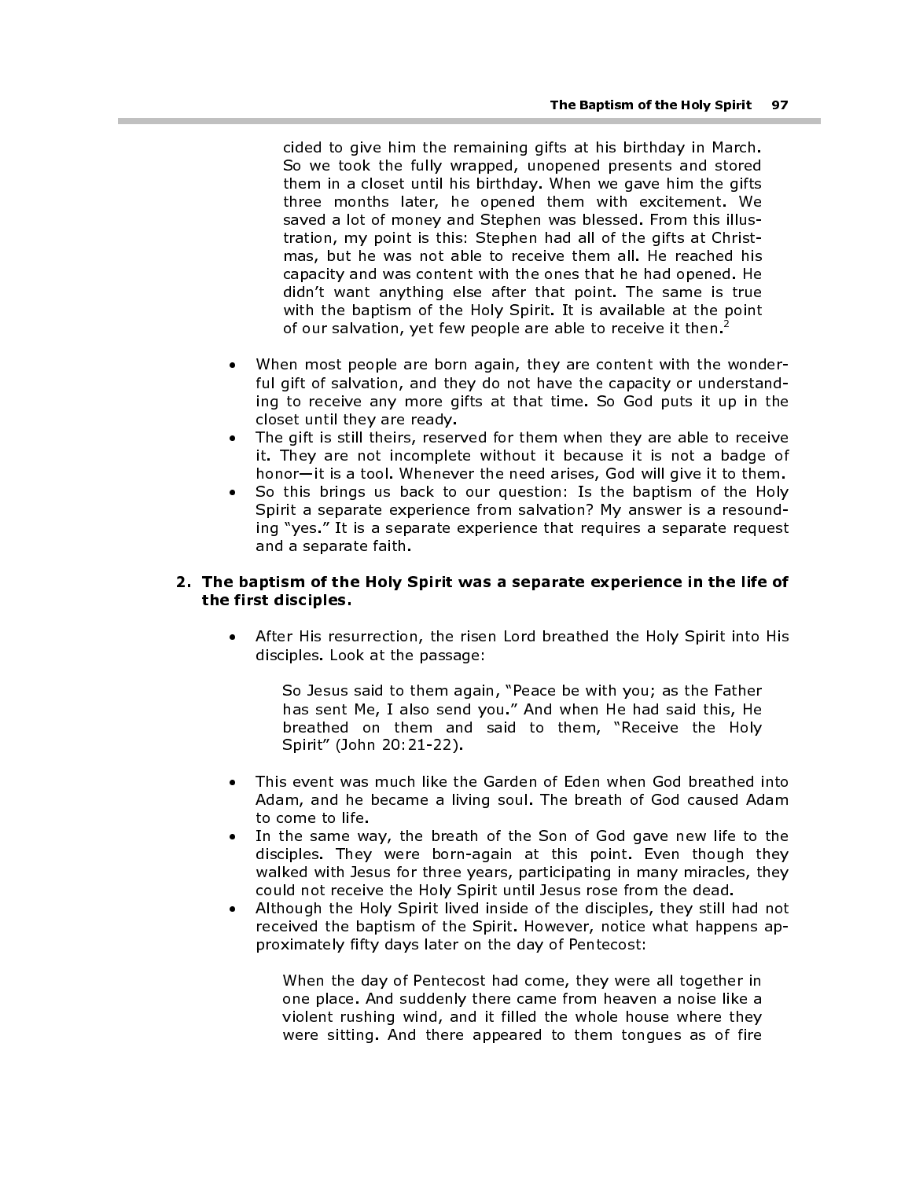cided to give him the remaining gifts at his birthday in March. So we took the fully wrapped, unopened presents and stored them in a closet until his birthday. When we gave him the gifts three months later, he opened them with excitement. We saved a lot of money and Stephen was blessed. From this illustration, my point is this: Stephen had all of the gifts at Christmas, but he was not able to receive them all. He reached his capacity and was content with the ones that he had opened. He didn't want anything else after that point. The same is true with the baptism of the Holy Spirit. It is available at the point of our salvation, yet few people are able to receive it then.[2]

- When most people are born again, they are content with the wonderful gift of salvation, and they do not have the capacity or understanding to receive any more gifts at that time. So God puts it up in the closet until they are ready.
- The gift is still theirs, reserved for them when they are able to receive it. They are not incomplete without it because it is not a badge of honor—it is a tool. Whenever the need arises, God will give it to them.
- So this brings us back to our question: Is the baptism of the Holy Spirit a separate experience from salvation? My answer is a resounding "yes." It is a separate experience that requires a separate request and a separate faith.

**2. The baptism of the Holy Spirit was a separate experience in the life of the first disciples.**

- After His resurrection, the risen Lord breathed the Holy Spirit into His disciples. Look at the passage:

> So Jesus said to them again, "Peace be with you; as the Father has sent Me, I also send you." And when He had said this, He breathed on them and said to them, "Receive the Holy Spirit" (John 20:21-22).

- This event was much like the Garden of Eden when God breathed into Adam, and he became a living soul. The breath of God caused Adam to come to life.
- In the same way, the breath of the Son of God gave new life to the disciples. They were born-again at this point. Even though they walked with Jesus for three years, participating in many miracles, they could not receive the Holy Spirit until Jesus rose from the dead.
- Although the Holy Spirit lived inside of the disciples, they still had not received the baptism of the Spirit. However, notice what happens approximately fifty days later on the day of Pentecost:

> When the day of Pentecost had come, they were all together in one place. And suddenly there came from heaven a noise like a violent rushing wind, and it filled the whole house where they were sitting. And there appeared to them tongues as of fire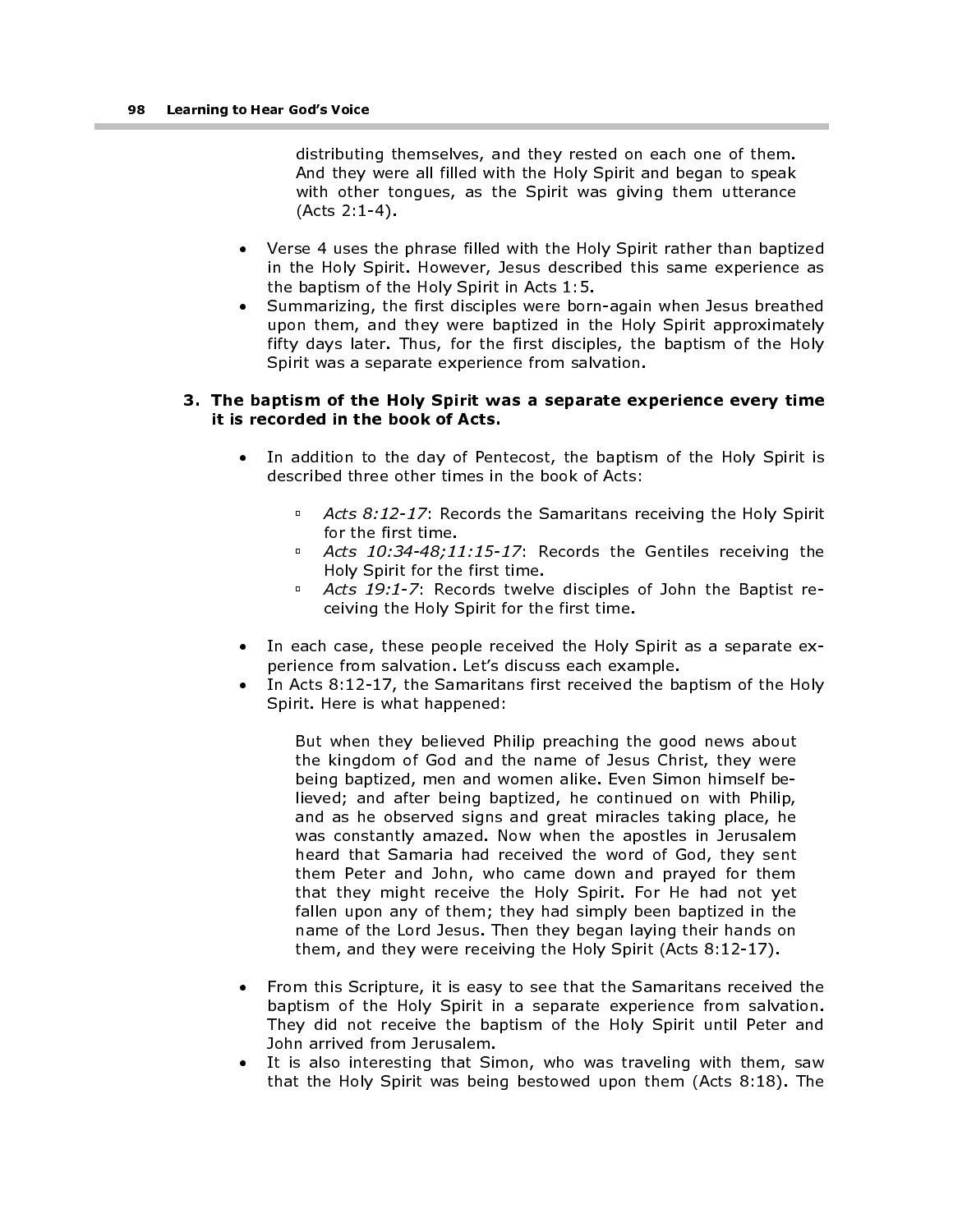> distributing themselves, and they rested on each one of them. And they were all filled with the Holy Spirit and began to speak with other tongues, as the Spirit was giving them utterance (Acts 2:1-4).

- Verse 4 uses the phrase filled with the Holy Spirit rather than baptized in the Holy Spirit. However, Jesus described this same experience as the baptism of the Holy Spirit in Acts 1:5.
- Summarizing, the first disciples were born-again when Jesus breathed upon them, and they were baptized in the Holy Spirit approximately fifty days later. Thus, for the first disciples, the baptism of the Holy Spirit was a separate experience from salvation.

**3. The baptism of the Holy Spirit was a separate experience every time it is recorded in the book of Acts.**

- In addition to the day of Pentecost, the baptism of the Holy Spirit is described three other times in the book of Acts:
  - *Acts 8:12-17*: Records the Samaritans receiving the Holy Spirit for the first time.
  - *Acts 10:34-48;11:15-17*: Records the Gentiles receiving the Holy Spirit for the first time.
  - *Acts 19:1-7*: Records twelve disciples of John the Baptist receiving the Holy Spirit for the first time.
- In each case, these people received the Holy Spirit as a separate experience from salvation. Let's discuss each example.
- In Acts 8:12-17, the Samaritans first received the baptism of the Holy Spirit. Here is what happened:

> But when they believed Philip preaching the good news about the kingdom of God and the name of Jesus Christ, they were being baptized, men and women alike. Even Simon himself believed; and after being baptized, he continued on with Philip, and as he observed signs and great miracles taking place, he was constantly amazed. Now when the apostles in Jerusalem heard that Samaria had received the word of God, they sent them Peter and John, who came down and prayed for them that they might receive the Holy Spirit. For He had not yet fallen upon any of them; they had simply been baptized in the name of the Lord Jesus. Then they began laying their hands on them, and they were receiving the Holy Spirit (Acts 8:12-17).

- From this Scripture, it is easy to see that the Samaritans received the baptism of the Holy Spirit in a separate experience from salvation. They did not receive the baptism of the Holy Spirit until Peter and John arrived from Jerusalem.
- It is also interesting that Simon, who was traveling with them, saw that the Holy Spirit was being bestowed upon them (Acts 8:18). The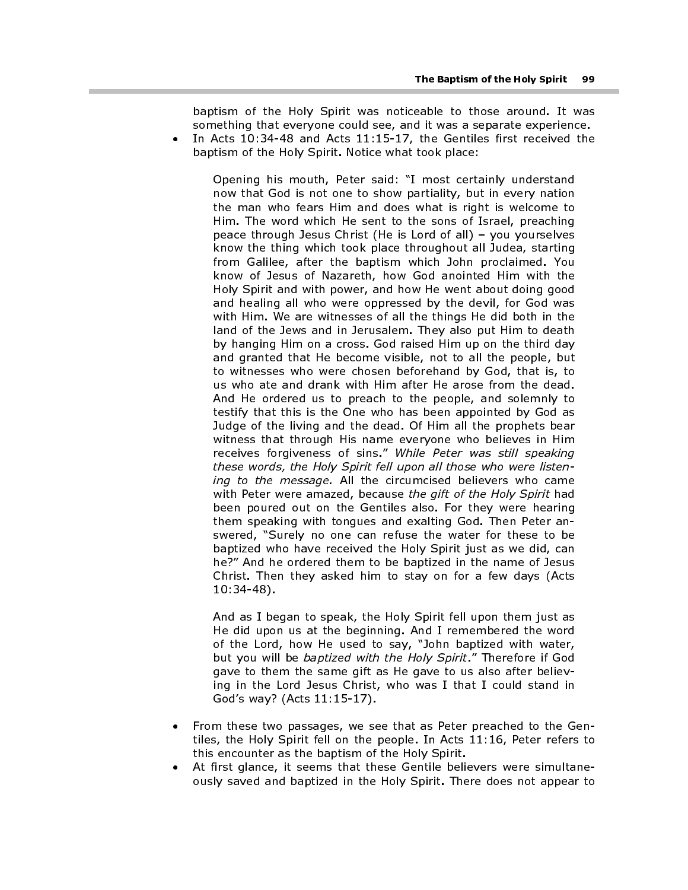baptism of the Holy Spirit was noticeable to those around. It was something that everyone could see, and it was a separate experience.

- In Acts 10:34-48 and Acts 11:15-17, the Gentiles first received the baptism of the Holy Spirit. Notice what took place:

> Opening his mouth, Peter said: "I most certainly understand now that God is not one to show partiality, but in every nation the man who fears Him and does what is right is welcome to Him. The word which He sent to the sons of Israel, preaching peace through Jesus Christ (He is Lord of all) – you yourselves know the thing which took place throughout all Judea, starting from Galilee, after the baptism which John proclaimed. You know of Jesus of Nazareth, how God anointed Him with the Holy Spirit and with power, and how He went about doing good and healing all who were oppressed by the devil, for God was with Him. We are witnesses of all the things He did both in the land of the Jews and in Jerusalem. They also put Him to death by hanging Him on a cross. God raised Him up on the third day and granted that He become visible, not to all the people, but to witnesses who were chosen beforehand by God, that is, to us who ate and drank with Him after He arose from the dead. And He ordered us to preach to the people, and solemnly to testify that this is the One who has been appointed by God as Judge of the living and the dead. Of Him all the prophets bear witness that through His name everyone who believes in Him receives forgiveness of sins." *While Peter was still speaking these words, the Holy Spirit fell upon all those who were listening to the message.* All the circumcised believers who came with Peter were amazed, because *the gift of the Holy Spirit* had been poured out on the Gentiles also. For they were hearing them speaking with tongues and exalting God. Then Peter answered, "Surely no one can refuse the water for these to be baptized who have received the Holy Spirit just as we did, can he?" And he ordered them to be baptized in the name of Jesus Christ. Then they asked him to stay on for a few days (Acts 10:34-48).
>
> And as I began to speak, the Holy Spirit fell upon them just as He did upon us at the beginning. And I remembered the word of the Lord, how He used to say, "John baptized with water, but you will be *baptized with the Holy Spirit*." Therefore if God gave to them the same gift as He gave to us also after believing in the Lord Jesus Christ, who was I that I could stand in God's way? (Acts 11:15-17).

- From these two passages, we see that as Peter preached to the Gentiles, the Holy Spirit fell on the people. In Acts 11:16, Peter refers to this encounter as the baptism of the Holy Spirit.
- At first glance, it seems that these Gentile believers were simultaneously saved and baptized in the Holy Spirit. There does not appear to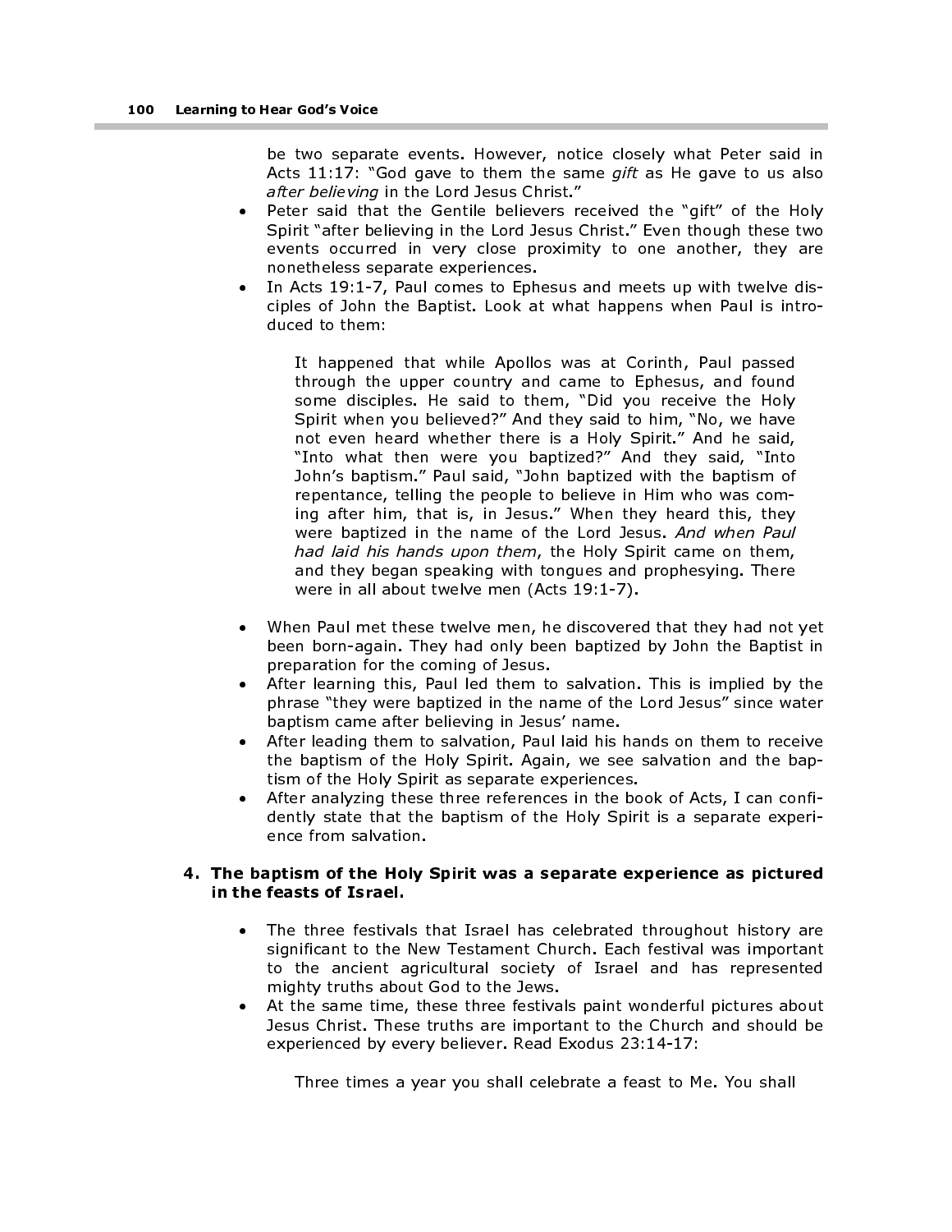be two separate events. However, notice closely what Peter said in Acts 11:17: "God gave to them the same *gift* as He gave to us also *after believing* in the Lord Jesus Christ."

- Peter said that the Gentile believers received the "gift" of the Holy Spirit "after believing in the Lord Jesus Christ." Even though these two events occurred in very close proximity to one another, they are nonetheless separate experiences.
- In Acts 19:1-7, Paul comes to Ephesus and meets up with twelve disciples of John the Baptist. Look at what happens when Paul is introduced to them:

> It happened that while Apollos was at Corinth, Paul passed through the upper country and came to Ephesus, and found some disciples. He said to them, "Did you receive the Holy Spirit when you believed?" And they said to him, "No, we have not even heard whether there is a Holy Spirit." And he said, "Into what then were you baptized?" And they said, "Into John's baptism." Paul said, "John baptized with the baptism of repentance, telling the people to believe in Him who was coming after him, that is, in Jesus." When they heard this, they were baptized in the name of the Lord Jesus. *And when Paul had laid his hands upon them*, the Holy Spirit came on them, and they began speaking with tongues and prophesying. There were in all about twelve men (Acts 19:1-7).

- When Paul met these twelve men, he discovered that they had not yet been born-again. They had only been baptized by John the Baptist in preparation for the coming of Jesus.
- After learning this, Paul led them to salvation. This is implied by the phrase "they were baptized in the name of the Lord Jesus" since water baptism came after believing in Jesus' name.
- After leading them to salvation, Paul laid his hands on them to receive the baptism of the Holy Spirit. Again, we see salvation and the baptism of the Holy Spirit as separate experiences.
- After analyzing these three references in the book of Acts, I can confidently state that the baptism of the Holy Spirit is a separate experience from salvation.

**4. The baptism of the Holy Spirit was a separate experience as pictured in the feasts of Israel.**

- The three festivals that Israel has celebrated throughout history are significant to the New Testament Church. Each festival was important to the ancient agricultural society of Israel and has represented mighty truths about God to the Jews.
- At the same time, these three festivals paint wonderful pictures about Jesus Christ. These truths are important to the Church and should be experienced by every believer. Read Exodus 23:14-17:

> Three times a year you shall celebrate a feast to Me. You shall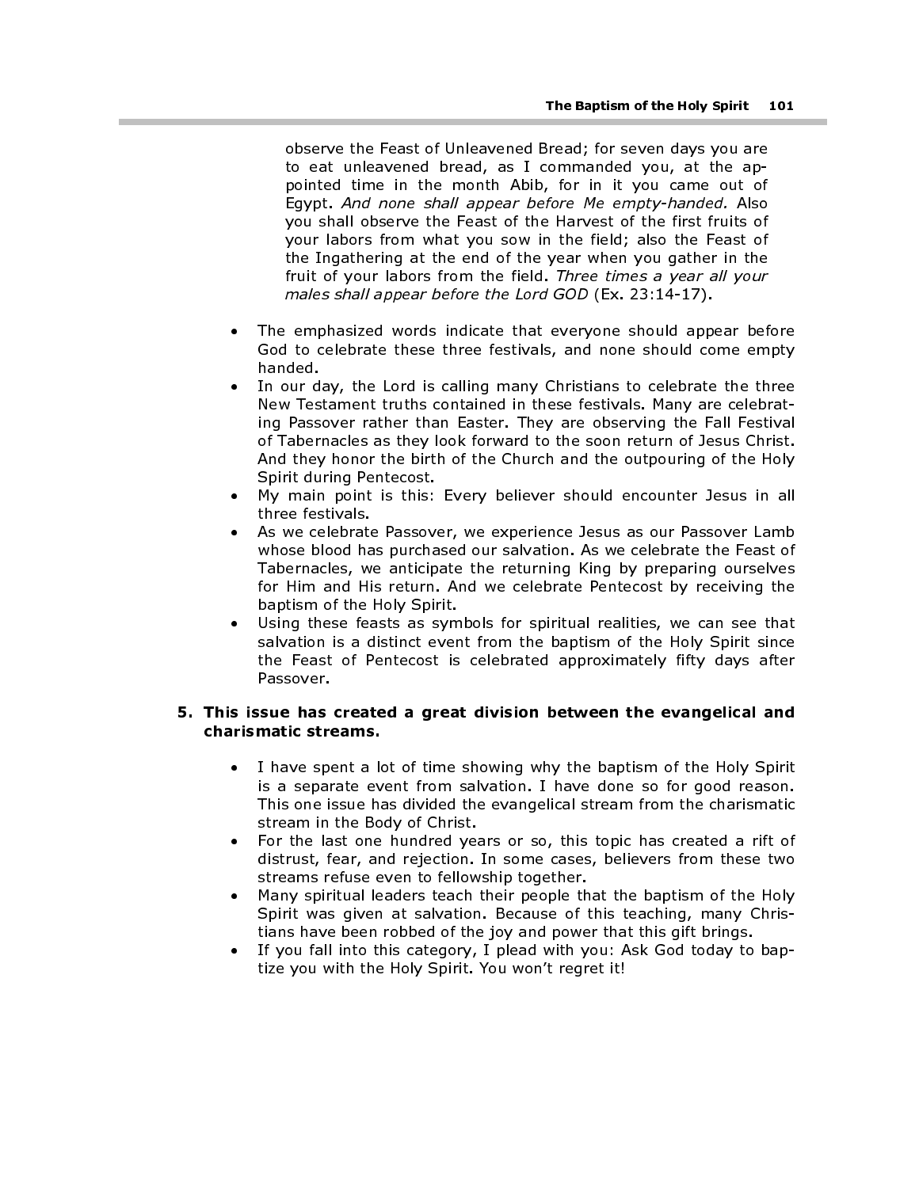observe the Feast of Unleavened Bread; for seven days you are to eat unleavened bread, as I commanded you, at the appointed time in the month Abib, for in it you came out of Egypt. *And none shall appear before Me empty-handed.* Also you shall observe the Feast of the Harvest of the first fruits of your labors from what you sow in the field; also the Feast of the Ingathering at the end of the year when you gather in the fruit of your labors from the field. *Three times a year all your males shall appear before the Lord GOD* (Ex. 23:14-17).

- The emphasized words indicate that everyone should appear before God to celebrate these three festivals, and none should come empty handed.
- In our day, the Lord is calling many Christians to celebrate the three New Testament truths contained in these festivals. Many are celebrating Passover rather than Easter. They are observing the Fall Festival of Tabernacles as they look forward to the soon return of Jesus Christ. And they honor the birth of the Church and the outpouring of the Holy Spirit during Pentecost.
- My main point is this: Every believer should encounter Jesus in all three festivals.
- As we celebrate Passover, we experience Jesus as our Passover Lamb whose blood has purchased our salvation. As we celebrate the Feast of Tabernacles, we anticipate the returning King by preparing ourselves for Him and His return. And we celebrate Pentecost by receiving the baptism of the Holy Spirit.
- Using these feasts as symbols for spiritual realities, we can see that salvation is a distinct event from the baptism of the Holy Spirit since the Feast of Pentecost is celebrated approximately fifty days after Passover.

**5. This issue has created a great division between the evangelical and charismatic streams.**

- I have spent a lot of time showing why the baptism of the Holy Spirit is a separate event from salvation. I have done so for good reason. This one issue has divided the evangelical stream from the charismatic stream in the Body of Christ.
- For the last one hundred years or so, this topic has created a rift of distrust, fear, and rejection. In some cases, believers from these two streams refuse even to fellowship together.
- Many spiritual leaders teach their people that the baptism of the Holy Spirit was given at salvation. Because of this teaching, many Christians have been robbed of the joy and power that this gift brings.
- If you fall into this category, I plead with you: Ask God today to baptize you with the Holy Spirit. You won't regret it!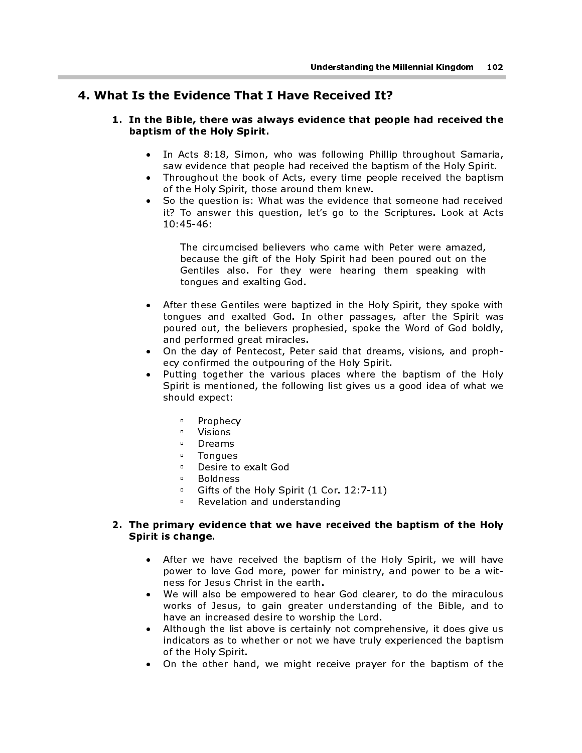## 4. What Is the Evidence That I Have Received It?

1. **In the Bible, there was always evidence that people had received the baptism of the Holy Spirit.**

   - In Acts 8:18, Simon, who was following Phillip throughout Samaria, saw evidence that people had received the baptism of the Holy Spirit.
   - Throughout the book of Acts, every time people received the baptism of the Holy Spirit, those around them knew.
   - So the question is: What was the evidence that someone had received it? To answer this question, let's go to the Scriptures. Look at Acts 10:45-46:

     > The circumcised believers who came with Peter were amazed, because the gift of the Holy Spirit had been poured out on the Gentiles also. For they were hearing them speaking with tongues and exalting God.

   - After these Gentiles were baptized in the Holy Spirit, they spoke with tongues and exalted God. In other passages, after the Spirit was poured out, the believers prophesied, spoke the Word of God boldly, and performed great miracles.
   - On the day of Pentecost, Peter said that dreams, visions, and prophecy confirmed the outpouring of the Holy Spirit.
   - Putting together the various places where the baptism of the Holy Spirit is mentioned, the following list gives us a good idea of what we should expect:
     - Prophecy
     - Visions
     - Dreams
     - Tongues
     - Desire to exalt God
     - Boldness
     - Gifts of the Holy Spirit (1 Cor. 12:7-11)
     - Revelation and understanding

2. **The primary evidence that we have received the baptism of the Holy Spirit is change.**

   - After we have received the baptism of the Holy Spirit, we will have power to love God more, power for ministry, and power to be a witness for Jesus Christ in the earth.
   - We will also be empowered to hear God clearer, to do the miraculous works of Jesus, to gain greater understanding of the Bible, and to have an increased desire to worship the Lord.
   - Although the list above is certainly not comprehensive, it does give us indicators as to whether or not we have truly experienced the baptism of the Holy Spirit.
   - On the other hand, we might receive prayer for the baptism of the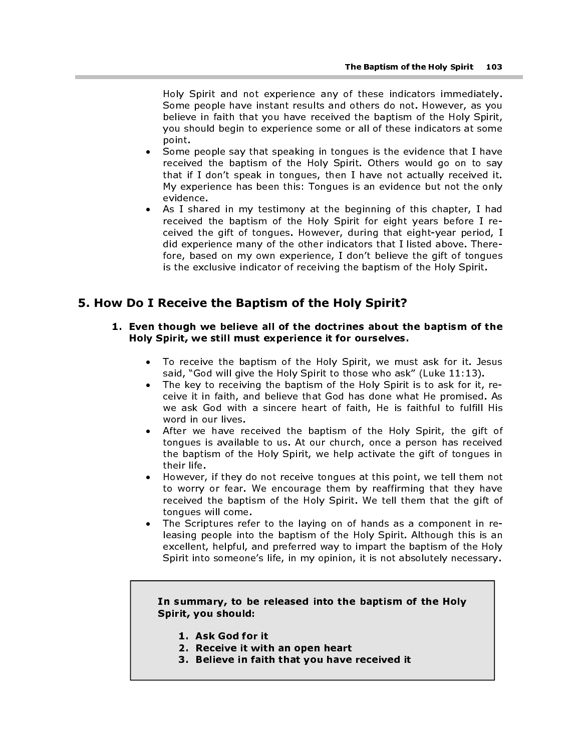Holy Spirit and not experience any of these indicators immediately. Some people have instant results and others do not. However, as you believe in faith that you have received the baptism of the Holy Spirit, you should begin to experience some or all of these indicators at some point.

- Some people say that speaking in tongues is the evidence that I have received the baptism of the Holy Spirit. Others would go on to say that if I don't speak in tongues, then I have not actually received it. My experience has been this: Tongues is an evidence but not the only evidence.
- As I shared in my testimony at the beginning of this chapter, I had received the baptism of the Holy Spirit for eight years before I received the gift of tongues. However, during that eight-year period, I did experience many of the other indicators that I listed above. Therefore, based on my own experience, I don't believe the gift of tongues is the exclusive indicator of receiving the baptism of the Holy Spirit.

## 5. How Do I Receive the Baptism of the Holy Spirit?

**1. Even though we believe all of the doctrines about the baptism of the Holy Spirit, we still must experience it for ourselves.**

- To receive the baptism of the Holy Spirit, we must ask for it. Jesus said, "God will give the Holy Spirit to those who ask" (Luke 11:13).
- The key to receiving the baptism of the Holy Spirit is to ask for it, receive it in faith, and believe that God has done what He promised. As we ask God with a sincere heart of faith, He is faithful to fulfill His word in our lives.
- After we have received the baptism of the Holy Spirit, the gift of tongues is available to us. At our church, once a person has received the baptism of the Holy Spirit, we help activate the gift of tongues in their life.
- However, if they do not receive tongues at this point, we tell them not to worry or fear. We encourage them by reaffirming that they have received the baptism of the Holy Spirit. We tell them that the gift of tongues will come.
- The Scriptures refer to the laying on of hands as a component in releasing people into the baptism of the Holy Spirit. Although this is an excellent, helpful, and preferred way to impart the baptism of the Holy Spirit into someone's life, in my opinion, it is not absolutely necessary.

**In summary, to be released into the baptism of the Holy Spirit, you should:**

1. **Ask God for it**
2. **Receive it with an open heart**
3. **Believe in faith that you have received it**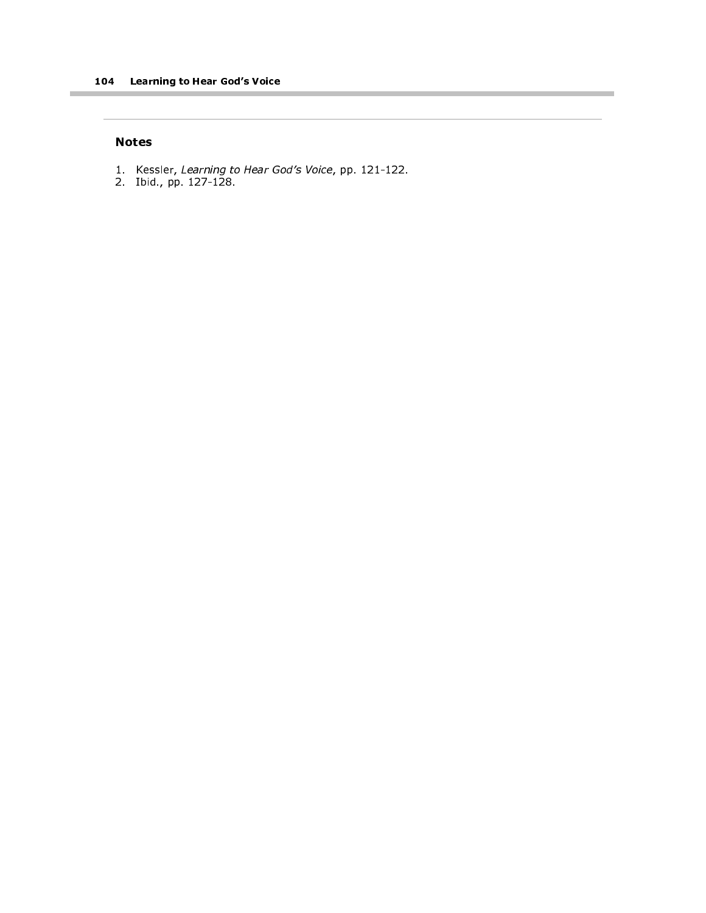## Notes

1. Kessler, *Learning to Hear God's Voice*, pp. 121-122.
2. Ibid., pp. 127-128.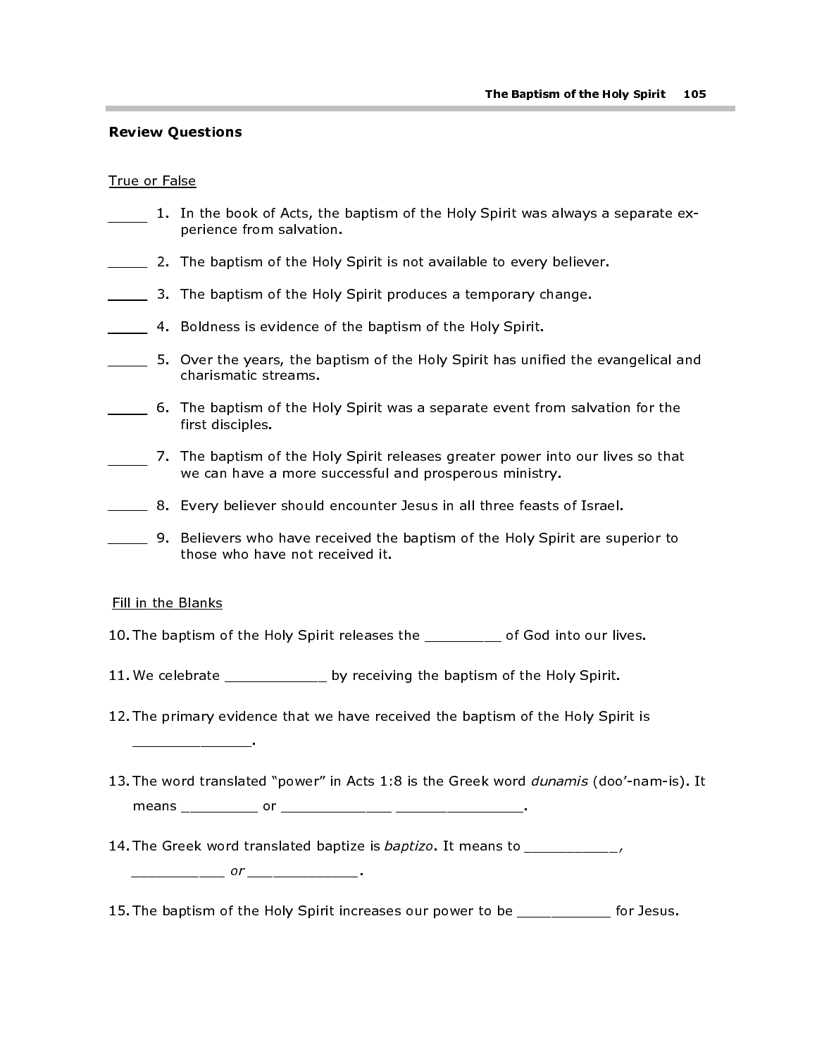## Review Questions

True or False

_____ 1. In the book of Acts, the baptism of the Holy Spirit was always a separate experience from salvation.

_____ 2. The baptism of the Holy Spirit is not available to every believer.

_____ 3. The baptism of the Holy Spirit produces a temporary change.

_____ 4. Boldness is evidence of the baptism of the Holy Spirit.

_____ 5. Over the years, the baptism of the Holy Spirit has unified the evangelical and charismatic streams.

_____ 6. The baptism of the Holy Spirit was a separate event from salvation for the first disciples.

_____ 7. The baptism of the Holy Spirit releases greater power into our lives so that we can have a more successful and prosperous ministry.

_____ 8. Every believer should encounter Jesus in all three feasts of Israel.

_____ 9. Believers who have received the baptism of the Holy Spirit are superior to those who have not received it.

Fill in the Blanks

10. The baptism of the Holy Spirit releases the _________ of God into our lives.

11. We celebrate ____________ by receiving the baptism of the Holy Spirit.

12. The primary evidence that we have received the baptism of the Holy Spirit is ______________.

13. The word translated "power" in Acts 1:8 is the Greek word *dunamis* (doo'-nam-is). It means _________ or _____________ _______________.

14. The Greek word translated baptize is *baptizo*. It means to ___________, ___________ *or* _____________.

15. The baptism of the Holy Spirit increases our power to be ___________ for Jesus.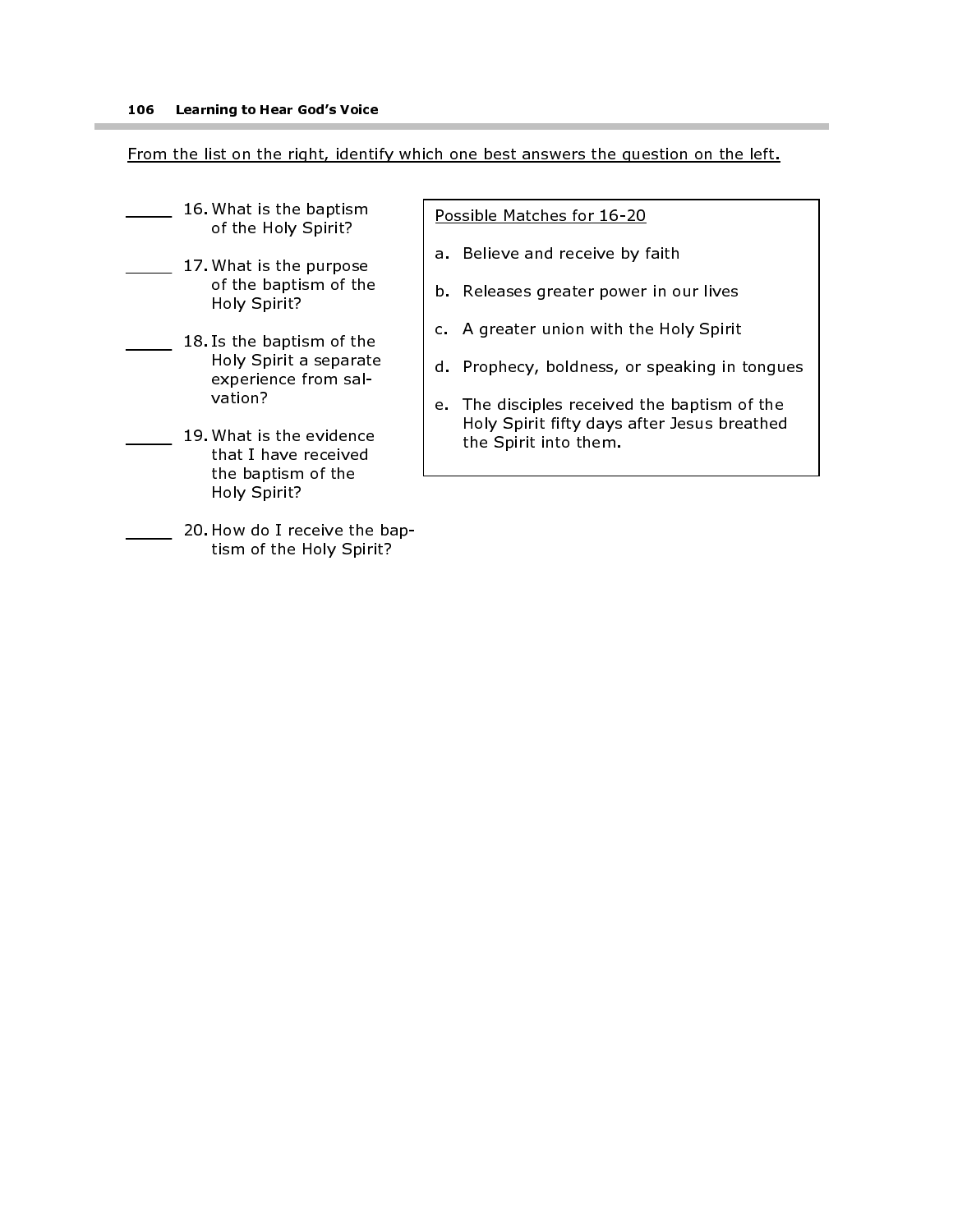From the list on the right, identify which one best answers the question on the left.

_____ 16. What is the baptism of the Holy Spirit?

_____ 17. What is the purpose of the baptism of the Holy Spirit?

_____ 18. Is the baptism of the Holy Spirit a separate experience from salvation?

_____ 19. What is the evidence that I have received the baptism of the Holy Spirit?

_____ 20. How do I receive the baptism of the Holy Spirit?

Possible Matches for 16-20

a. Believe and receive by faith

b. Releases greater power in our lives

c. A greater union with the Holy Spirit

d. Prophecy, boldness, or speaking in tongues

e. The disciples received the baptism of the Holy Spirit fifty days after Jesus breathed the Spirit into them.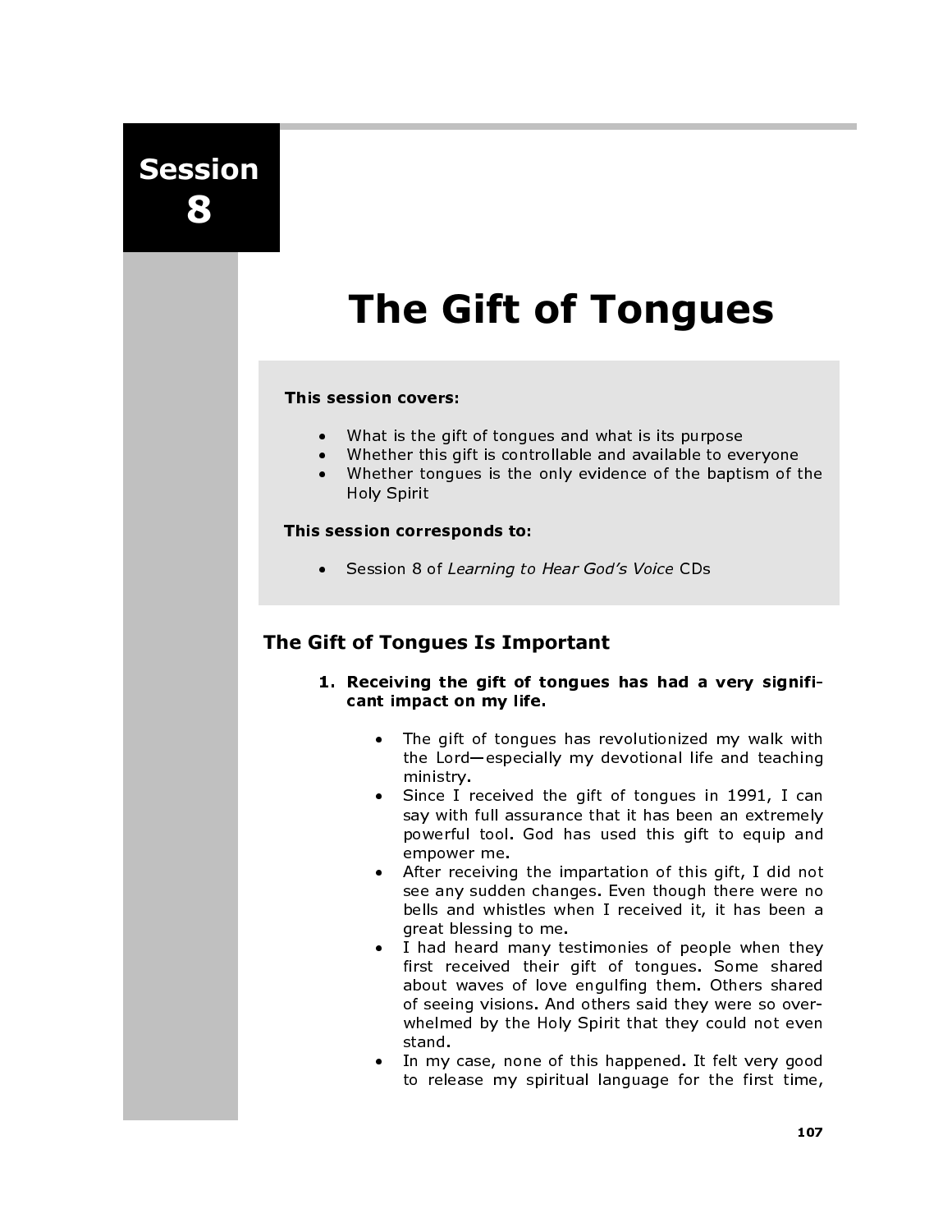# Session 8

# The Gift of Tongues

**This session covers:**

- What is the gift of tongues and what is its purpose
- Whether this gift is controllable and available to everyone
- Whether tongues is the only evidence of the baptism of the Holy Spirit

**This session corresponds to:**

- Session 8 of *Learning to Hear God's Voice* CDs

## The Gift of Tongues Is Important

1. **Receiving the gift of tongues has had a very significant impact on my life.**

   - The gift of tongues has revolutionized my walk with the Lord—especially my devotional life and teaching ministry.
   - Since I received the gift of tongues in 1991, I can say with full assurance that it has been an extremely powerful tool. God has used this gift to equip and empower me.
   - After receiving the impartation of this gift, I did not see any sudden changes. Even though there were no bells and whistles when I received it, it has been a great blessing to me.
   - I had heard many testimonies of people when they first received their gift of tongues. Some shared about waves of love engulfing them. Others shared of seeing visions. And others said they were so overwhelmed by the Holy Spirit that they could not even stand.
   - In my case, none of this happened. It felt very good to release my spiritual language for the first time,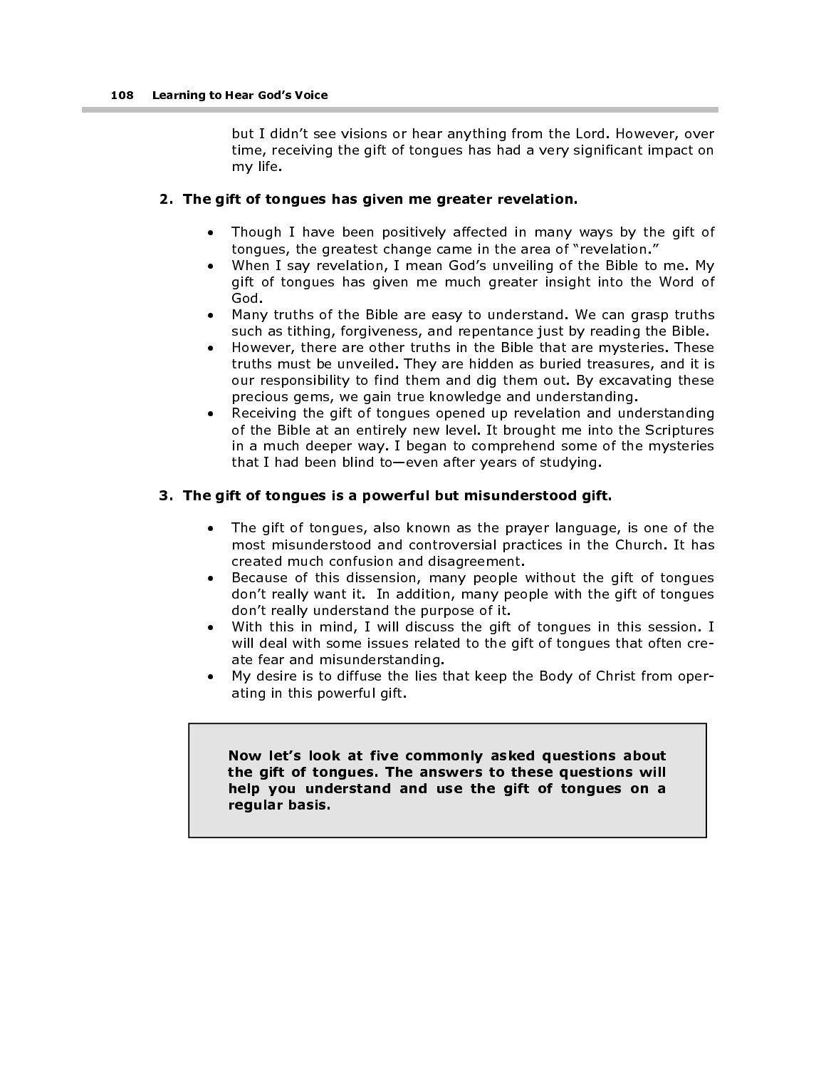but I didn't see visions or hear anything from the Lord. However, over time, receiving the gift of tongues has had a very significant impact on my life.

**2. The gift of tongues has given me greater revelation.**

- Though I have been positively affected in many ways by the gift of tongues, the greatest change came in the area of "revelation."
- When I say revelation, I mean God's unveiling of the Bible to me. My gift of tongues has given me much greater insight into the Word of God.
- Many truths of the Bible are easy to understand. We can grasp truths such as tithing, forgiveness, and repentance just by reading the Bible.
- However, there are other truths in the Bible that are mysteries. These truths must be unveiled. They are hidden as buried treasures, and it is our responsibility to find them and dig them out. By excavating these precious gems, we gain true knowledge and understanding.
- Receiving the gift of tongues opened up revelation and understanding of the Bible at an entirely new level. It brought me into the Scriptures in a much deeper way. I began to comprehend some of the mysteries that I had been blind to—even after years of studying.

**3. The gift of tongues is a powerful but misunderstood gift.**

- The gift of tongues, also known as the prayer language, is one of the most misunderstood and controversial practices in the Church. It has created much confusion and disagreement.
- Because of this dissension, many people without the gift of tongues don't really want it. In addition, many people with the gift of tongues don't really understand the purpose of it.
- With this in mind, I will discuss the gift of tongues in this session. I will deal with some issues related to the gift of tongues that often create fear and misunderstanding.
- My desire is to diffuse the lies that keep the Body of Christ from operating in this powerful gift.

**Now let's look at five commonly asked questions about the gift of tongues. The answers to these questions will help you understand and use the gift of tongues on a regular basis.**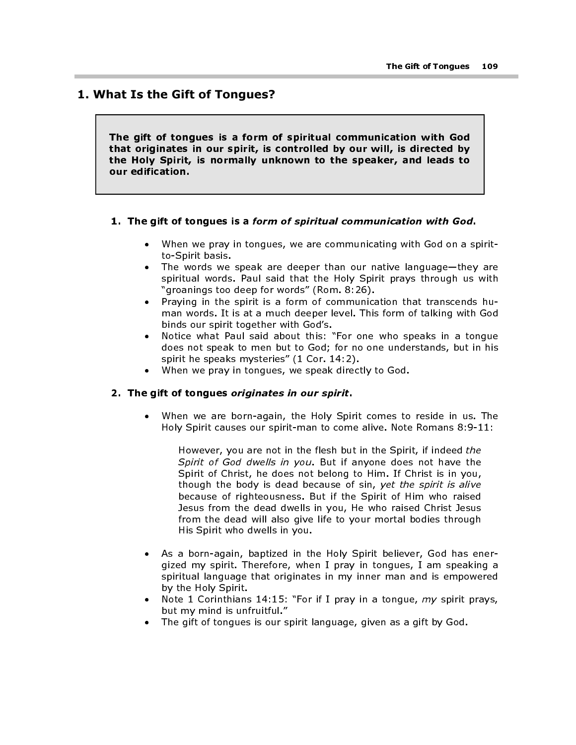## 1. What Is the Gift of Tongues?

> **The gift of tongues is a form of spiritual communication with God that originates in our spirit, is controlled by our will, is directed by the Holy Spirit, is normally unknown to the speaker, and leads to our edification.**

1. **The gift of tongues is a *form of spiritual communication with God*.**

   - When we pray in tongues, we are communicating with God on a spirit-to-Spirit basis.
   - The words we speak are deeper than our native language—they are spiritual words. Paul said that the Holy Spirit prays through us with "groanings too deep for words" (Rom. 8:26).
   - Praying in the spirit is a form of communication that transcends human words. It is at a much deeper level. This form of talking with God binds our spirit together with God's.
   - Notice what Paul said about this: "For one who speaks in a tongue does not speak to men but to God; for no one understands, but in his spirit he speaks mysteries" (1 Cor. 14:2).
   - When we pray in tongues, we speak directly to God.

2. **The gift of tongues *originates in our spirit*.**

   - When we are born-again, the Holy Spirit comes to reside in us. The Holy Spirit causes our spirit-man to come alive. Note Romans 8:9-11:

     > However, you are not in the flesh but in the Spirit, if indeed *the Spirit of God dwells in you*. But if anyone does not have the Spirit of Christ, he does not belong to Him. If Christ is in you, though the body is dead because of sin, *yet the spirit is alive* because of righteousness. But if the Spirit of Him who raised Jesus from the dead dwells in you, He who raised Christ Jesus from the dead will also give life to your mortal bodies through His Spirit who dwells in you.

   - As a born-again, baptized in the Holy Spirit believer, God has energized my spirit. Therefore, when I pray in tongues, I am speaking a spiritual language that originates in my inner man and is empowered by the Holy Spirit.
   - Note 1 Corinthians 14:15: "For if I pray in a tongue, *my* spirit prays, but my mind is unfruitful."
   - The gift of tongues is our spirit language, given as a gift by God.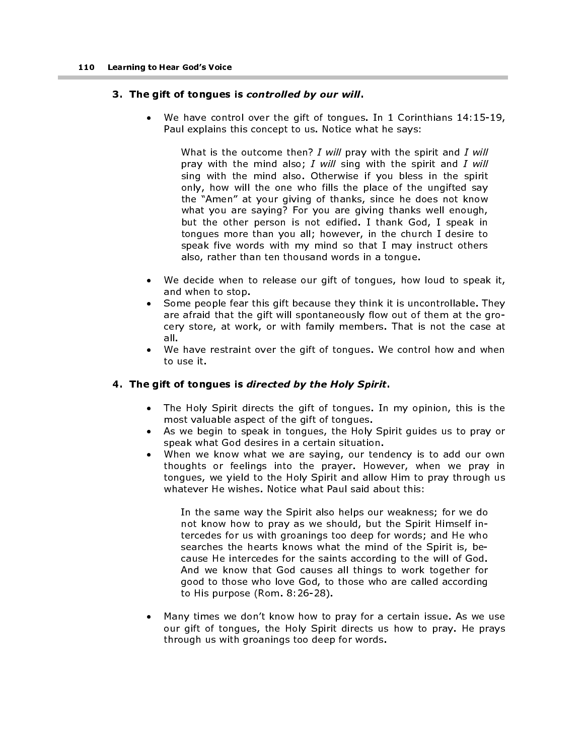**3. The gift of tongues is *controlled by our will*.**

- We have control over the gift of tongues. In 1 Corinthians 14:15-19, Paul explains this concept to us. Notice what he says:

  > What is the outcome then? *I will* pray with the spirit and *I will* pray with the mind also; *I will* sing with the spirit and *I will* sing with the mind also. Otherwise if you bless in the spirit only, how will the one who fills the place of the ungifted say the "Amen" at your giving of thanks, since he does not know what you are saying? For you are giving thanks well enough, but the other person is not edified. I thank God, I speak in tongues more than you all; however, in the church I desire to speak five words with my mind so that I may instruct others also, rather than ten thousand words in a tongue.

- We decide when to release our gift of tongues, how loud to speak it, and when to stop.
- Some people fear this gift because they think it is uncontrollable. They are afraid that the gift will spontaneously flow out of them at the grocery store, at work, or with family members. That is not the case at all.
- We have restraint over the gift of tongues. We control how and when to use it.

**4. The gift of tongues is *directed by the Holy Spirit*.**

- The Holy Spirit directs the gift of tongues. In my opinion, this is the most valuable aspect of the gift of tongues.
- As we begin to speak in tongues, the Holy Spirit guides us to pray or speak what God desires in a certain situation.
- When we know what we are saying, our tendency is to add our own thoughts or feelings into the prayer. However, when we pray in tongues, we yield to the Holy Spirit and allow Him to pray through us whatever He wishes. Notice what Paul said about this:

  > In the same way the Spirit also helps our weakness; for we do not know how to pray as we should, but the Spirit Himself intercedes for us with groanings too deep for words; and He who searches the hearts knows what the mind of the Spirit is, because He intercedes for the saints according to the will of God. And we know that God causes all things to work together for good to those who love God, to those who are called according to His purpose (Rom. 8:26-28).

- Many times we don't know how to pray for a certain issue. As we use our gift of tongues, the Holy Spirit directs us how to pray. He prays through us with groanings too deep for words.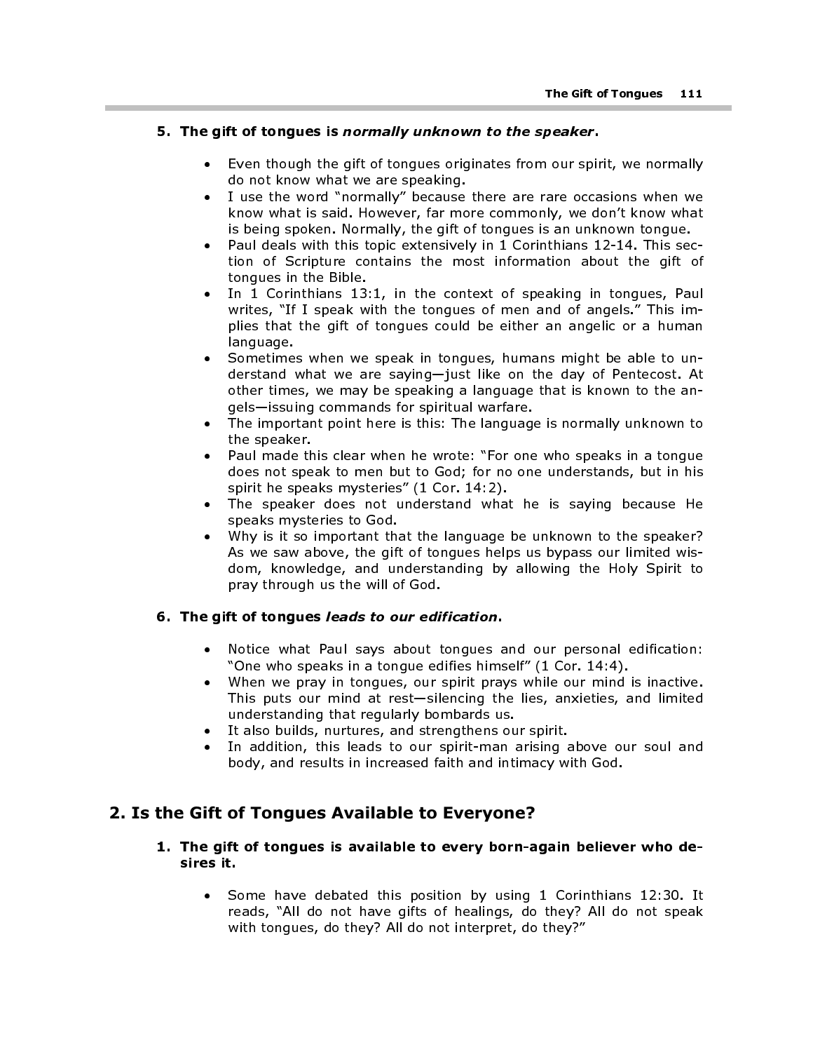**5. The gift of tongues is *normally unknown to the speaker*.**

- Even though the gift of tongues originates from our spirit, we normally do not know what we are speaking.
- I use the word "normally" because there are rare occasions when we know what is said. However, far more commonly, we don't know what is being spoken. Normally, the gift of tongues is an unknown tongue.
- Paul deals with this topic extensively in 1 Corinthians 12-14. This section of Scripture contains the most information about the gift of tongues in the Bible.
- In 1 Corinthians 13:1, in the context of speaking in tongues, Paul writes, "If I speak with the tongues of men and of angels." This implies that the gift of tongues could be either an angelic or a human language.
- Sometimes when we speak in tongues, humans might be able to understand what we are saying—just like on the day of Pentecost. At other times, we may be speaking a language that is known to the angels—issuing commands for spiritual warfare.
- The important point here is this: The language is normally unknown to the speaker.
- Paul made this clear when he wrote: "For one who speaks in a tongue does not speak to men but to God; for no one understands, but in his spirit he speaks mysteries" (1 Cor. 14:2).
- The speaker does not understand what he is saying because He speaks mysteries to God.
- Why is it so important that the language be unknown to the speaker? As we saw above, the gift of tongues helps us bypass our limited wisdom, knowledge, and understanding by allowing the Holy Spirit to pray through us the will of God.

**6. The gift of tongues *leads to our edification*.**

- Notice what Paul says about tongues and our personal edification: "One who speaks in a tongue edifies himself" (1 Cor. 14:4).
- When we pray in tongues, our spirit prays while our mind is inactive. This puts our mind at rest—silencing the lies, anxieties, and limited understanding that regularly bombards us.
- It also builds, nurtures, and strengthens our spirit.
- In addition, this leads to our spirit-man arising above our soul and body, and results in increased faith and intimacy with God.

## 2. Is the Gift of Tongues Available to Everyone?

**1. The gift of tongues is available to every born-again believer who desires it.**

- Some have debated this position by using 1 Corinthians 12:30. It reads, "All do not have gifts of healings, do they? All do not speak with tongues, do they? All do not interpret, do they?"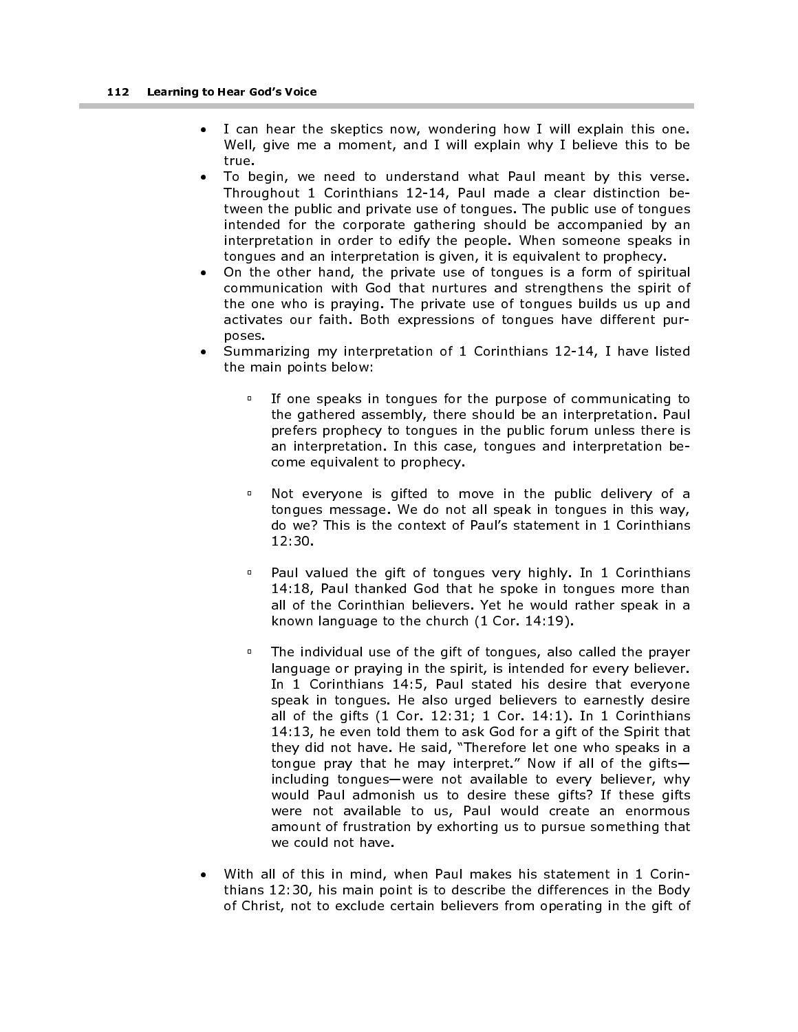- I can hear the skeptics now, wondering how I will explain this one. Well, give me a moment, and I will explain why I believe this to be true.
- To begin, we need to understand what Paul meant by this verse. Throughout 1 Corinthians 12-14, Paul made a clear distinction between the public and private use of tongues. The public use of tongues intended for the corporate gathering should be accompanied by an interpretation in order to edify the people. When someone speaks in tongues and an interpretation is given, it is equivalent to prophecy.
- On the other hand, the private use of tongues is a form of spiritual communication with God that nurtures and strengthens the spirit of the one who is praying. The private use of tongues builds us up and activates our faith. Both expressions of tongues have different purposes.
- Summarizing my interpretation of 1 Corinthians 12-14, I have listed the main points below:

    - If one speaks in tongues for the purpose of communicating to the gathered assembly, there should be an interpretation. Paul prefers prophecy to tongues in the public forum unless there is an interpretation. In this case, tongues and interpretation become equivalent to prophecy.

    - Not everyone is gifted to move in the public delivery of a tongues message. We do not all speak in tongues in this way, do we? This is the context of Paul's statement in 1 Corinthians 12:30.

    - Paul valued the gift of tongues very highly. In 1 Corinthians 14:18, Paul thanked God that he spoke in tongues more than all of the Corinthian believers. Yet he would rather speak in a known language to the church (1 Cor. 14:19).

    - The individual use of the gift of tongues, also called the prayer language or praying in the spirit, is intended for every believer. In 1 Corinthians 14:5, Paul stated his desire that everyone speak in tongues. He also urged believers to earnestly desire all of the gifts (1 Cor. 12:31; 1 Cor. 14:1). In 1 Corinthians 14:13, he even told them to ask God for a gift of the Spirit that they did not have. He said, "Therefore let one who speaks in a tongue pray that he may interpret." Now if all of the gifts—including tongues—were not available to every believer, why would Paul admonish us to desire these gifts? If these gifts were not available to us, Paul would create an enormous amount of frustration by exhorting us to pursue something that we could not have.

- With all of this in mind, when Paul makes his statement in 1 Corinthians 12:30, his main point is to describe the differences in the Body of Christ, not to exclude certain believers from operating in the gift of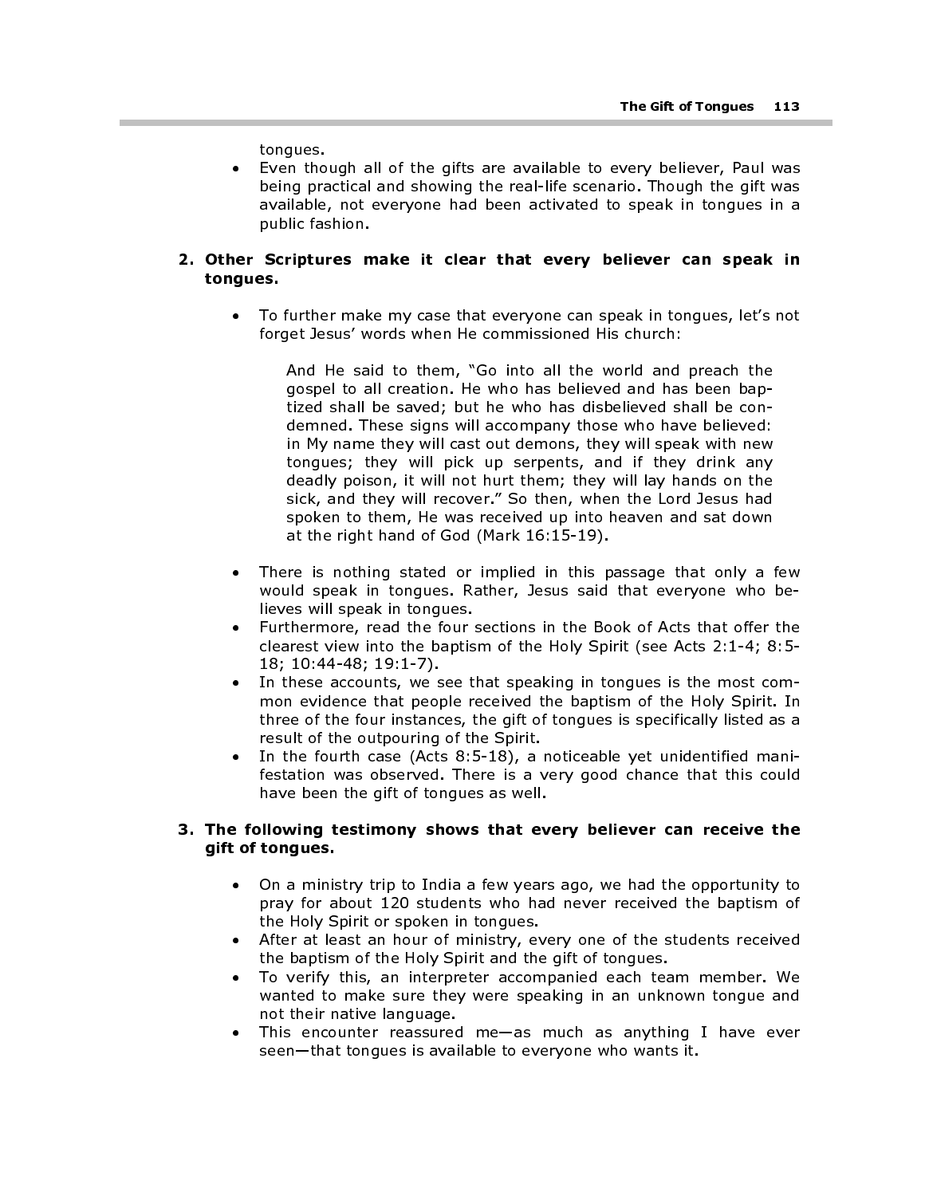tongues.

- Even though all of the gifts are available to every believer, Paul was being practical and showing the real-life scenario. Though the gift was available, not everyone had been activated to speak in tongues in a public fashion.

**2. Other Scriptures make it clear that every believer can speak in tongues.**

- To further make my case that everyone can speak in tongues, let's not forget Jesus' words when He commissioned His church:

> And He said to them, "Go into all the world and preach the gospel to all creation. He who has believed and has been baptized shall be saved; but he who has disbelieved shall be condemned. These signs will accompany those who have believed: in My name they will cast out demons, they will speak with new tongues; they will pick up serpents, and if they drink any deadly poison, it will not hurt them; they will lay hands on the sick, and they will recover." So then, when the Lord Jesus had spoken to them, He was received up into heaven and sat down at the right hand of God (Mark 16:15-19).

- There is nothing stated or implied in this passage that only a few would speak in tongues. Rather, Jesus said that everyone who believes will speak in tongues.
- Furthermore, read the four sections in the Book of Acts that offer the clearest view into the baptism of the Holy Spirit (see Acts 2:1-4; 8:5-18; 10:44-48; 19:1-7).
- In these accounts, we see that speaking in tongues is the most common evidence that people received the baptism of the Holy Spirit. In three of the four instances, the gift of tongues is specifically listed as a result of the outpouring of the Spirit.
- In the fourth case (Acts 8:5-18), a noticeable yet unidentified manifestation was observed. There is a very good chance that this could have been the gift of tongues as well.

**3. The following testimony shows that every believer can receive the gift of tongues.**

- On a ministry trip to India a few years ago, we had the opportunity to pray for about 120 students who had never received the baptism of the Holy Spirit or spoken in tongues.
- After at least an hour of ministry, every one of the students received the baptism of the Holy Spirit and the gift of tongues.
- To verify this, an interpreter accompanied each team member. We wanted to make sure they were speaking in an unknown tongue and not their native language.
- This encounter reassured me—as much as anything I have ever seen—that tongues is available to everyone who wants it.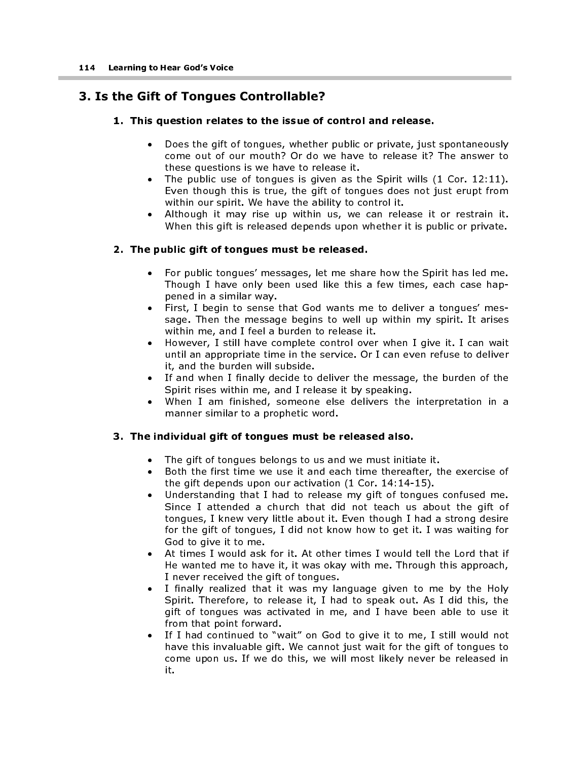## 3. Is the Gift of Tongues Controllable?

### 1. This question relates to the issue of control and release.

- Does the gift of tongues, whether public or private, just spontaneously come out of our mouth? Or do we have to release it? The answer to these questions is we have to release it.
- The public use of tongues is given as the Spirit wills (1 Cor. 12:11). Even though this is true, the gift of tongues does not just erupt from within our spirit. We have the ability to control it.
- Although it may rise up within us, we can release it or restrain it. When this gift is released depends upon whether it is public or private.

### 2. The public gift of tongues must be released.

- For public tongues' messages, let me share how the Spirit has led me. Though I have only been used like this a few times, each case happened in a similar way.
- First, I begin to sense that God wants me to deliver a tongues' message. Then the message begins to well up within my spirit. It arises within me, and I feel a burden to release it.
- However, I still have complete control over when I give it. I can wait until an appropriate time in the service. Or I can even refuse to deliver it, and the burden will subside.
- If and when I finally decide to deliver the message, the burden of the Spirit rises within me, and I release it by speaking.
- When I am finished, someone else delivers the interpretation in a manner similar to a prophetic word.

### 3. The individual gift of tongues must be released also.

- The gift of tongues belongs to us and we must initiate it.
- Both the first time we use it and each time thereafter, the exercise of the gift depends upon our activation (1 Cor. 14:14-15).
- Understanding that I had to release my gift of tongues confused me. Since I attended a church that did not teach us about the gift of tongues, I knew very little about it. Even though I had a strong desire for the gift of tongues, I did not know how to get it. I was waiting for God to give it to me.
- At times I would ask for it. At other times I would tell the Lord that if He wanted me to have it, it was okay with me. Through this approach, I never received the gift of tongues.
- I finally realized that it was my language given to me by the Holy Spirit. Therefore, to release it, I had to speak out. As I did this, the gift of tongues was activated in me, and I have been able to use it from that point forward.
- If I had continued to "wait" on God to give it to me, I still would not have this invaluable gift. We cannot just wait for the gift of tongues to come upon us. If we do this, we will most likely never be released in it.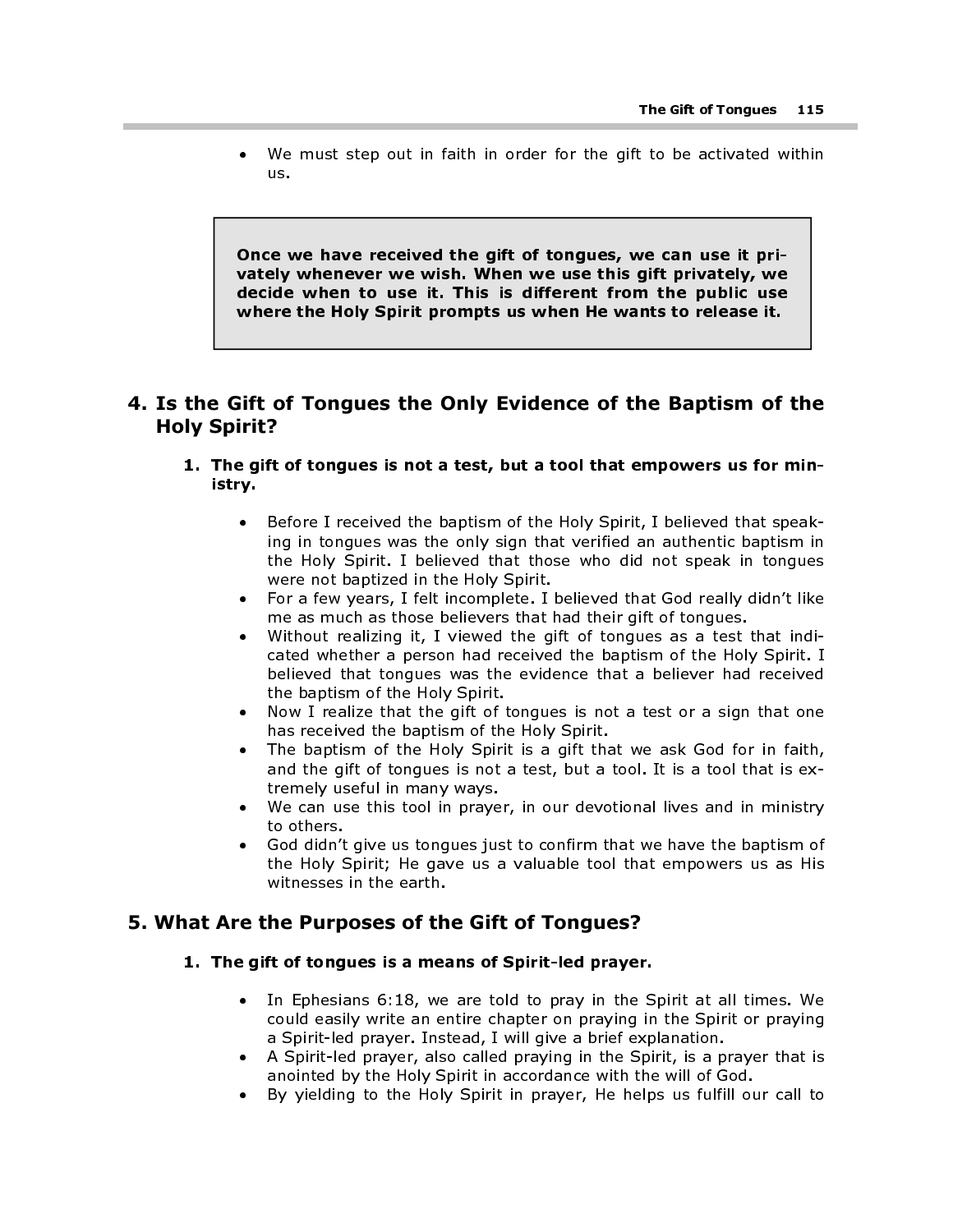- We must step out in faith in order for the gift to be activated within us.

> **Once we have received the gift of tongues, we can use it privately whenever we wish. When we use this gift privately, we decide when to use it. This is different from the public use where the Holy Spirit prompts us when He wants to release it.**

## 4. Is the Gift of Tongues the Only Evidence of the Baptism of the Holy Spirit?

### 1. The gift of tongues is not a test, but a tool that empowers us for ministry.

- Before I received the baptism of the Holy Spirit, I believed that speaking in tongues was the only sign that verified an authentic baptism in the Holy Spirit. I believed that those who did not speak in tongues were not baptized in the Holy Spirit.
- For a few years, I felt incomplete. I believed that God really didn't like me as much as those believers that had their gift of tongues.
- Without realizing it, I viewed the gift of tongues as a test that indicated whether a person had received the baptism of the Holy Spirit. I believed that tongues was the evidence that a believer had received the baptism of the Holy Spirit.
- Now I realize that the gift of tongues is not a test or a sign that one has received the baptism of the Holy Spirit.
- The baptism of the Holy Spirit is a gift that we ask God for in faith, and the gift of tongues is not a test, but a tool. It is a tool that is extremely useful in many ways.
- We can use this tool in prayer, in our devotional lives and in ministry to others.
- God didn't give us tongues just to confirm that we have the baptism of the Holy Spirit; He gave us a valuable tool that empowers us as His witnesses in the earth.

## 5. What Are the Purposes of the Gift of Tongues?

### 1. The gift of tongues is a means of Spirit-led prayer.

- In Ephesians 6:18, we are told to pray in the Spirit at all times. We could easily write an entire chapter on praying in the Spirit or praying a Spirit-led prayer. Instead, I will give a brief explanation.
- A Spirit-led prayer, also called praying in the Spirit, is a prayer that is anointed by the Holy Spirit in accordance with the will of God.
- By yielding to the Holy Spirit in prayer, He helps us fulfill our call to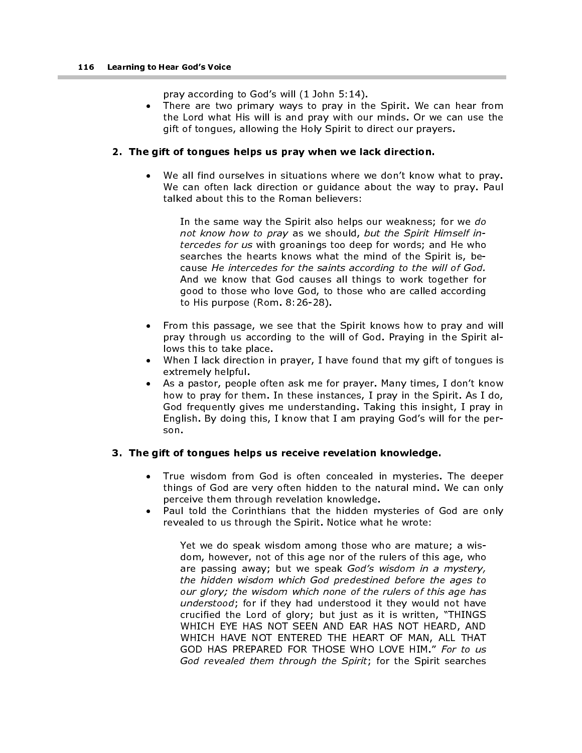pray according to God's will (1 John 5:14).

- There are two primary ways to pray in the Spirit. We can hear from the Lord what His will is and pray with our minds. Or we can use the gift of tongues, allowing the Holy Spirit to direct our prayers.

**2. The gift of tongues helps us pray when we lack direction.**

- We all find ourselves in situations where we don't know what to pray. We can often lack direction or guidance about the way to pray. Paul talked about this to the Roman believers:

> In the same way the Spirit also helps our weakness; for we *do not know how to pray* as we should, *but the Spirit Himself intercedes for us* with groanings too deep for words; and He who searches the hearts knows what the mind of the Spirit is, because *He intercedes for the saints according to the will of God.* And we know that God causes all things to work together for good to those who love God, to those who are called according to His purpose (Rom. 8:26-28).

- From this passage, we see that the Spirit knows how to pray and will pray through us according to the will of God. Praying in the Spirit allows this to take place.
- When I lack direction in prayer, I have found that my gift of tongues is extremely helpful.
- As a pastor, people often ask me for prayer. Many times, I don't know how to pray for them. In these instances, I pray in the Spirit. As I do, God frequently gives me understanding. Taking this insight, I pray in English. By doing this, I know that I am praying God's will for the person.

**3. The gift of tongues helps us receive revelation knowledge.**

- True wisdom from God is often concealed in mysteries. The deeper things of God are very often hidden to the natural mind. We can only perceive them through revelation knowledge.
- Paul told the Corinthians that the hidden mysteries of God are only revealed to us through the Spirit. Notice what he wrote:

> Yet we do speak wisdom among those who are mature; a wisdom, however, not of this age nor of the rulers of this age, who are passing away; but we speak *God's wisdom in a mystery, the hidden wisdom which God predestined before the ages to our glory; the wisdom which none of the rulers of this age has understood*; for if they had understood it they would not have crucified the Lord of glory; but just as it is written, "THINGS WHICH EYE HAS NOT SEEN AND EAR HAS NOT HEARD, AND WHICH HAVE NOT ENTERED THE HEART OF MAN, ALL THAT GOD HAS PREPARED FOR THOSE WHO LOVE HIM." *For to us God revealed them through the Spirit*; for the Spirit searches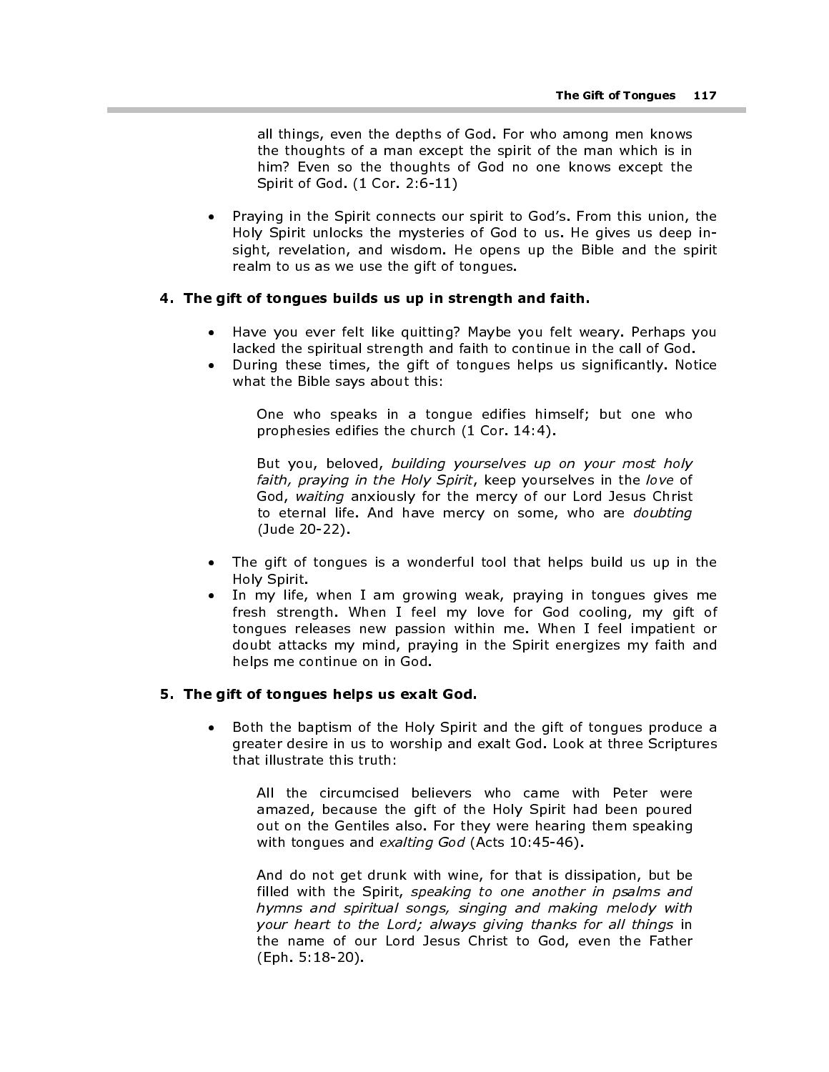> all things, even the depths of God. For who among men knows the thoughts of a man except the spirit of the man which is in him? Even so the thoughts of God no one knows except the Spirit of God. (1 Cor. 2:6-11)

- Praying in the Spirit connects our spirit to God's. From this union, the Holy Spirit unlocks the mysteries of God to us. He gives us deep insight, revelation, and wisdom. He opens up the Bible and the spirit realm to us as we use the gift of tongues.

**4. The gift of tongues builds us up in strength and faith.**

- Have you ever felt like quitting? Maybe you felt weary. Perhaps you lacked the spiritual strength and faith to continue in the call of God.
- During these times, the gift of tongues helps us significantly. Notice what the Bible says about this:

> One who speaks in a tongue edifies himself; but one who prophesies edifies the church (1 Cor. 14:4).
>
> But you, beloved, *building yourselves up on your most holy faith, praying in the Holy Spirit*, keep yourselves in the *love* of God, *waiting* anxiously for the mercy of our Lord Jesus Christ to eternal life. And have mercy on some, who are *doubting* (Jude 20-22).

- The gift of tongues is a wonderful tool that helps build us up in the Holy Spirit.
- In my life, when I am growing weak, praying in tongues gives me fresh strength. When I feel my love for God cooling, my gift of tongues releases new passion within me. When I feel impatient or doubt attacks my mind, praying in the Spirit energizes my faith and helps me continue on in God.

**5. The gift of tongues helps us exalt God.**

- Both the baptism of the Holy Spirit and the gift of tongues produce a greater desire in us to worship and exalt God. Look at three Scriptures that illustrate this truth:

> All the circumcised believers who came with Peter were amazed, because the gift of the Holy Spirit had been poured out on the Gentiles also. For they were hearing them speaking with tongues and *exalting God* (Acts 10:45-46).
>
> And do not get drunk with wine, for that is dissipation, but be filled with the Spirit, *speaking to one another in psalms and hymns and spiritual songs, singing and making melody with your heart to the Lord; always giving thanks for all things* in the name of our Lord Jesus Christ to God, even the Father (Eph. 5:18-20).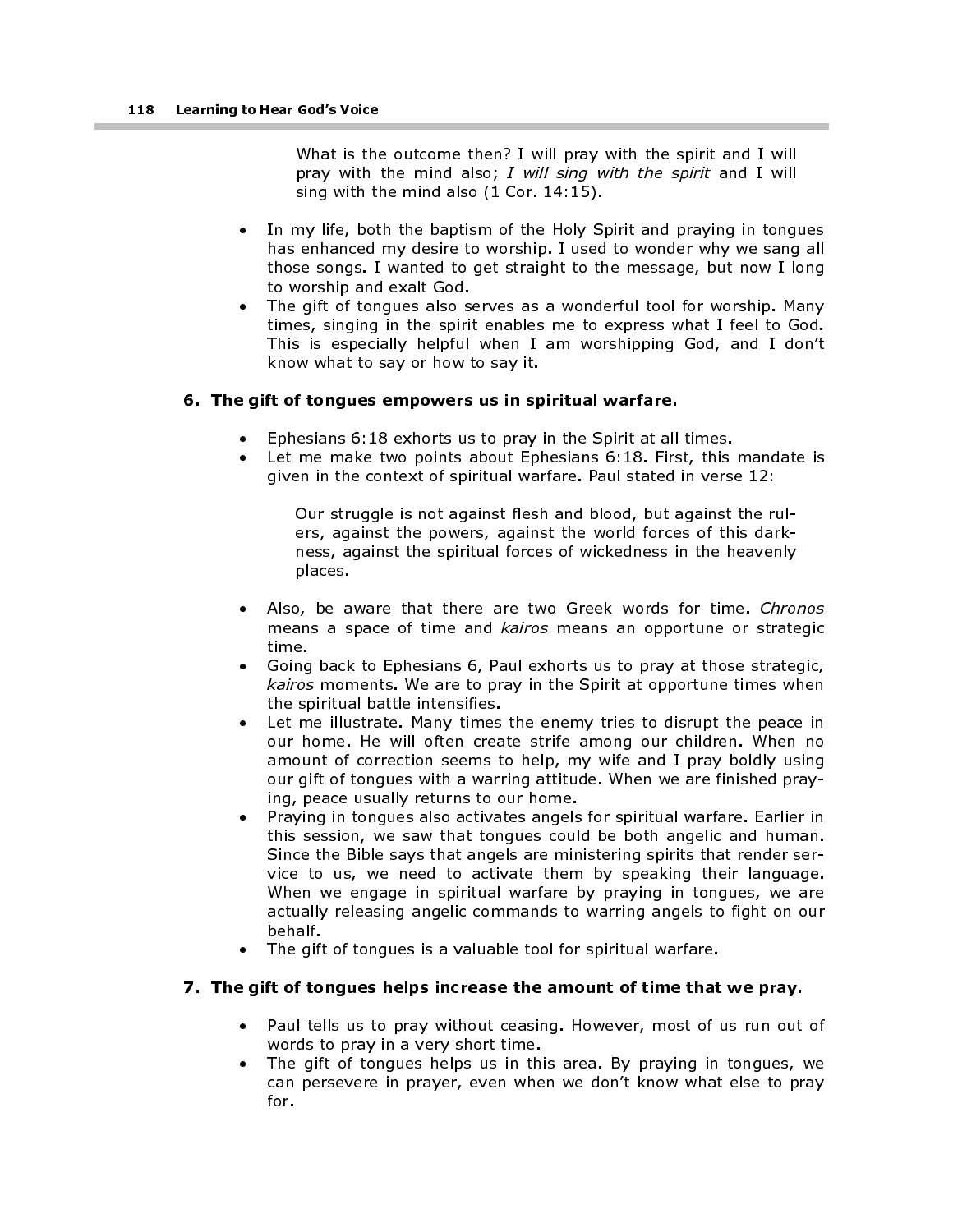> What is the outcome then? I will pray with the spirit and I will pray with the mind also; *I will sing with the spirit* and I will sing with the mind also (1 Cor. 14:15).

- In my life, both the baptism of the Holy Spirit and praying in tongues has enhanced my desire to worship. I used to wonder why we sang all those songs. I wanted to get straight to the message, but now I long to worship and exalt God.
- The gift of tongues also serves as a wonderful tool for worship. Many times, singing in the spirit enables me to express what I feel to God. This is especially helpful when I am worshipping God, and I don't know what to say or how to say it.

**6. The gift of tongues empowers us in spiritual warfare.**

- Ephesians 6:18 exhorts us to pray in the Spirit at all times.
- Let me make two points about Ephesians 6:18. First, this mandate is given in the context of spiritual warfare. Paul stated in verse 12:

> Our struggle is not against flesh and blood, but against the rulers, against the powers, against the world forces of this darkness, against the spiritual forces of wickedness in the heavenly places.

- Also, be aware that there are two Greek words for time. *Chronos* means a space of time and *kairos* means an opportune or strategic time.
- Going back to Ephesians 6, Paul exhorts us to pray at those strategic, *kairos* moments. We are to pray in the Spirit at opportune times when the spiritual battle intensifies.
- Let me illustrate. Many times the enemy tries to disrupt the peace in our home. He will often create strife among our children. When no amount of correction seems to help, my wife and I pray boldly using our gift of tongues with a warring attitude. When we are finished praying, peace usually returns to our home.
- Praying in tongues also activates angels for spiritual warfare. Earlier in this session, we saw that tongues could be both angelic and human. Since the Bible says that angels are ministering spirits that render service to us, we need to activate them by speaking their language. When we engage in spiritual warfare by praying in tongues, we are actually releasing angelic commands to warring angels to fight on our behalf.
- The gift of tongues is a valuable tool for spiritual warfare.

**7. The gift of tongues helps increase the amount of time that we pray.**

- Paul tells us to pray without ceasing. However, most of us run out of words to pray in a very short time.
- The gift of tongues helps us in this area. By praying in tongues, we can persevere in prayer, even when we don't know what else to pray for.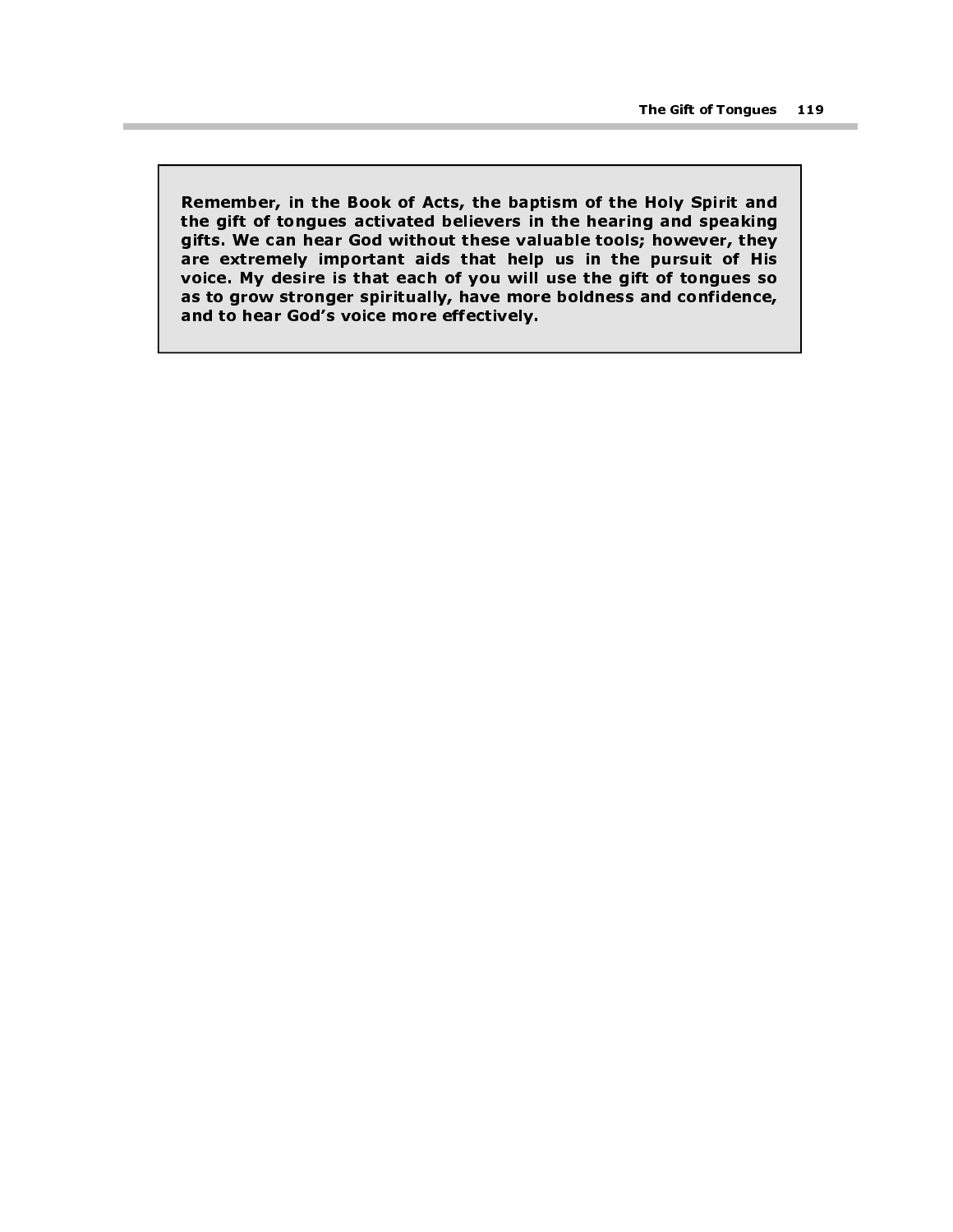**Remember, in the Book of Acts, the baptism of the Holy Spirit and the gift of tongues activated believers in the hearing and speaking gifts. We can hear God without these valuable tools; however, they are extremely important aids that help us in the pursuit of His voice. My desire is that each of you will use the gift of tongues so as to grow stronger spiritually, have more boldness and confidence, and to hear God's voice more effectively.**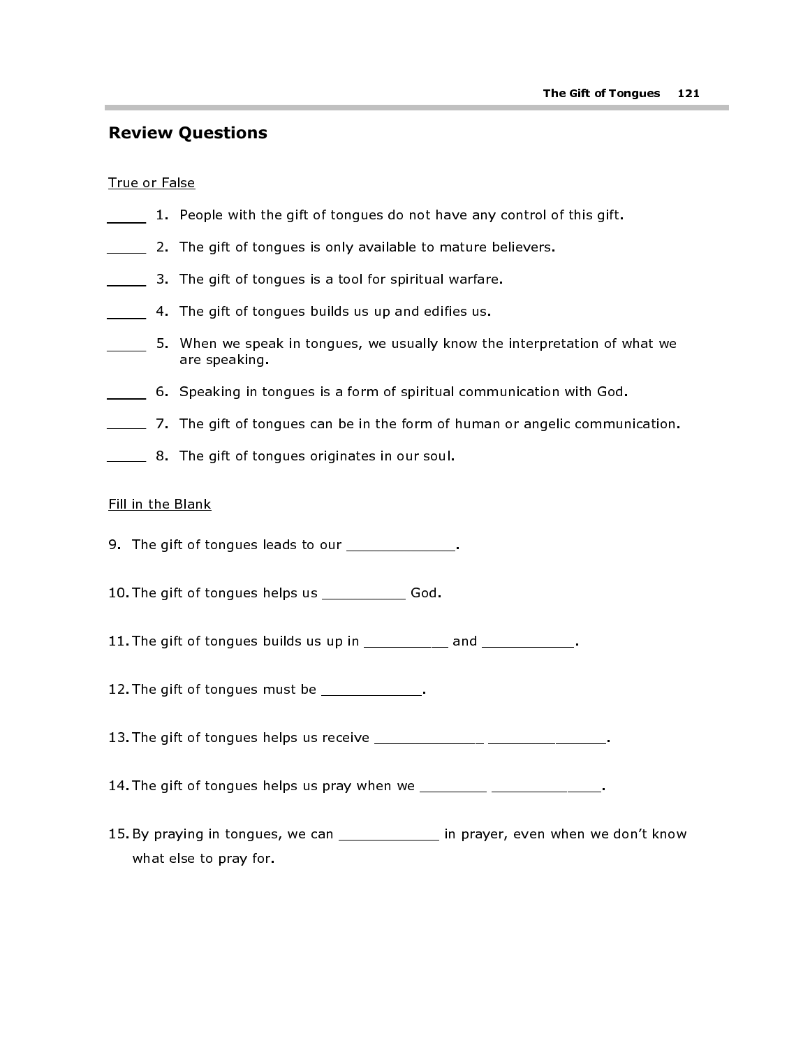## Review Questions

True or False

_____ 1. People with the gift of tongues do not have any control of this gift.

_____ 2. The gift of tongues is only available to mature believers.

_____ 3. The gift of tongues is a tool for spiritual warfare.

_____ 4. The gift of tongues builds us up and edifies us.

_____ 5. When we speak in tongues, we usually know the interpretation of what we are speaking.

_____ 6. Speaking in tongues is a form of spiritual communication with God.

_____ 7. The gift of tongues can be in the form of human or angelic communication.

_____ 8. The gift of tongues originates in our soul.

Fill in the Blank

9. The gift of tongues leads to our _____________.

10. The gift of tongues helps us __________ God.

11. The gift of tongues builds us up in __________ and ___________.

12. The gift of tongues must be ____________.

13. The gift of tongues helps us receive _____________ ______________.

14. The gift of tongues helps us pray when we ________ _____________.

15. By praying in tongues, we can ____________ in prayer, even when we don't know what else to pray for.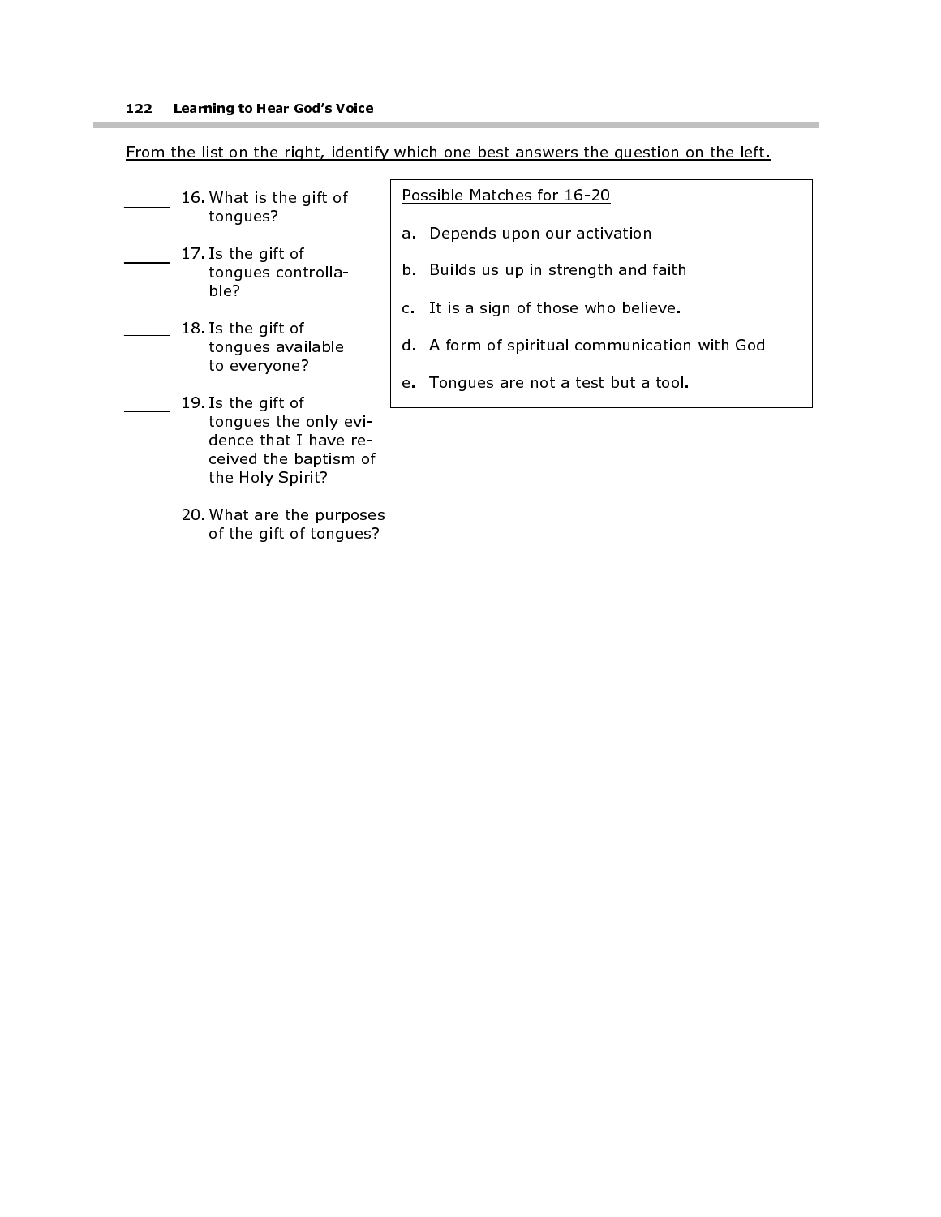From the list on the right, identify which one best answers the question on the left.

_____ 16. What is the gift of tongues?

_____ 17. Is the gift of tongues controllable?

_____ 18. Is the gift of tongues available to everyone?

_____ 19. Is the gift of tongues the only evidence that I have received the baptism of the Holy Spirit?

_____ 20. What are the purposes of the gift of tongues?

Possible Matches for 16-20

a. Depends upon our activation

b. Builds us up in strength and faith

c. It is a sign of those who believe.

d. A form of spiritual communication with God

e. Tongues are not a test but a tool.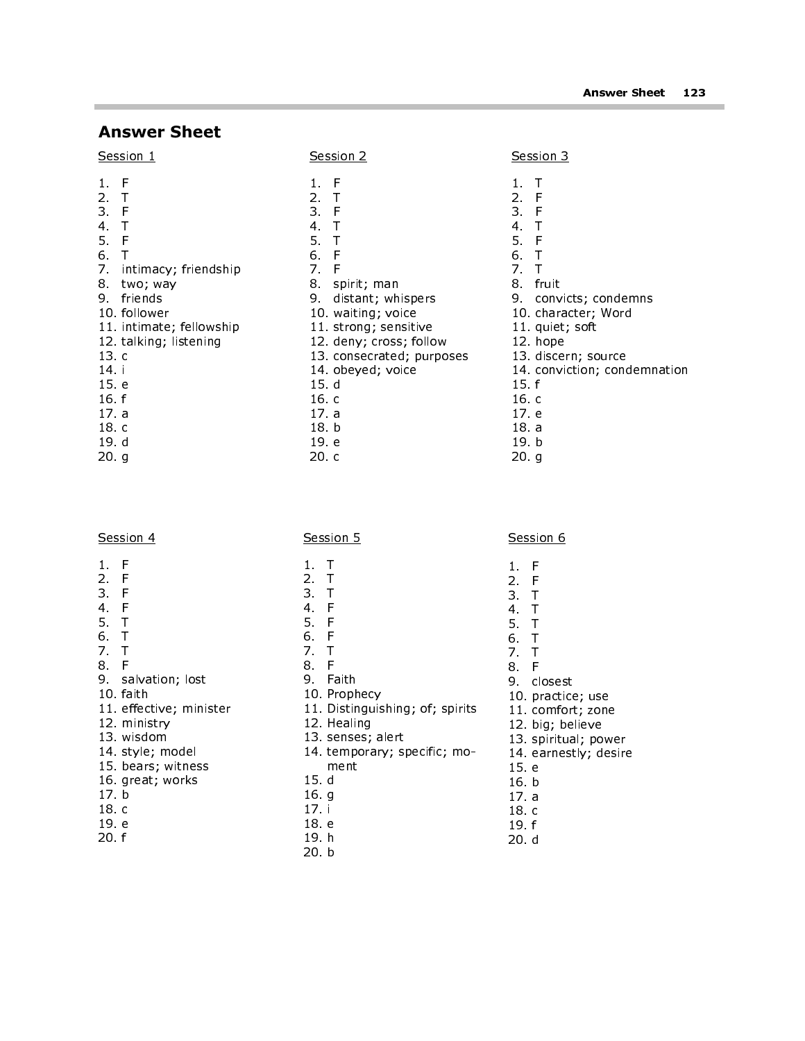# Answer Sheet

## Session 1

1. F
2. T
3. F
4. T
5. F
6. T
7. intimacy; friendship
8. two; way
9. friends
10. follower
11. intimate; fellowship
12. talking; listening
13. c
14. i
15. e
16. f
17. a
18. c
19. d
20. g

## Session 2

1. F
2. T
3. F
4. T
5. T
6. F
7. F
8. spirit; man
9. distant; whispers
10. waiting; voice
11. strong; sensitive
12. deny; cross; follow
13. consecrated; purposes
14. obeyed; voice
15. d
16. c
17. a
18. b
19. e
20. c

## Session 3

1. T
2. F
3. F
4. T
5. F
6. T
7. T
8. fruit
9. convicts; condemns
10. character; Word
11. quiet; soft
12. hope
13. discern; source
14. conviction; condemnation
15. f
16. c
17. e
18. a
19. b
20. g

## Session 4

1. F
2. F
3. F
4. F
5. T
6. T
7. T
8. F
9. salvation; lost
10. faith
11. effective; minister
12. ministry
13. wisdom
14. style; model
15. bears; witness
16. great; works
17. b
18. c
19. e
20. f

## Session 5

1. T
2. T
3. T
4. F
5. F
6. F
7. T
8. F
9. Faith
10. Prophecy
11. Distinguishing; of; spirits
12. Healing
13. senses; alert
14. temporary; specific; moment
15. d
16. g
17. i
18. e
19. h
20. b

## Session 6

1. F
2. F
3. T
4. T
5. T
6. T
7. T
8. F
9. closest
10. practice; use
11. comfort; zone
12. big; believe
13. spiritual; power
14. earnestly; desire
15. e
16. b
17. a
18. c
19. f
20. d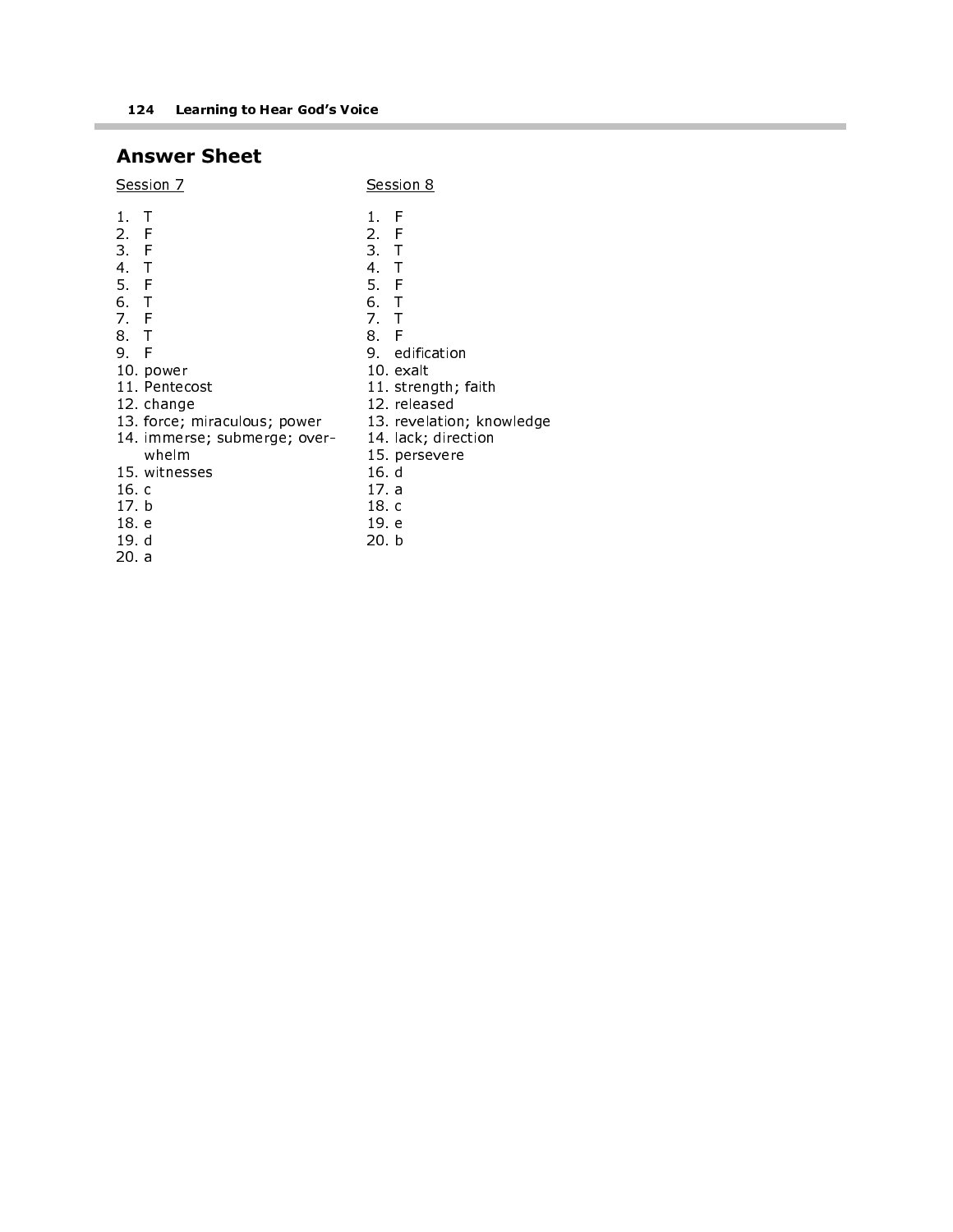## Answer Sheet

Session 7

1. T
2. F
3. F
4. T
5. F
6. T
7. F
8. T
9. F
10. power
11. Pentecost
12. change
13. force; miraculous; power
14. immerse; submerge; overwhelm
15. witnesses
16. c
17. b
18. e
19. d
20. a

Session 8

1. F
2. F
3. T
4. T
5. F
6. T
7. T
8. F
9. edification
10. exalt
11. strength; faith
12. released
13. revelation; knowledge
14. lack; direction
15. persevere
16. d
17. a
18. c
19. e
20. b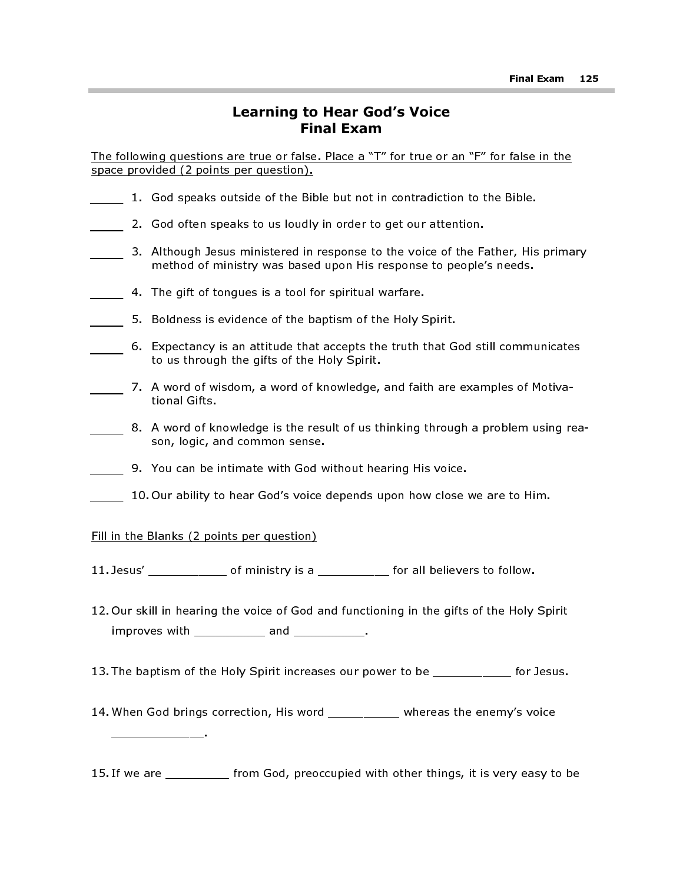# Learning to Hear God's Voice
# Final Exam

The following questions are true or false. Place a "T" for true or an "F" for false in the space provided (2 points per question).

_____ 1. God speaks outside of the Bible but not in contradiction to the Bible.

_____ 2. God often speaks to us loudly in order to get our attention.

_____ 3. Although Jesus ministered in response to the voice of the Father, His primary method of ministry was based upon His response to people's needs.

_____ 4. The gift of tongues is a tool for spiritual warfare.

_____ 5. Boldness is evidence of the baptism of the Holy Spirit.

_____ 6. Expectancy is an attitude that accepts the truth that God still communicates to us through the gifts of the Holy Spirit.

_____ 7. A word of wisdom, a word of knowledge, and faith are examples of Motivational Gifts.

_____ 8. A word of knowledge is the result of us thinking through a problem using reason, logic, and common sense.

_____ 9. You can be intimate with God without hearing His voice.

_____ 10. Our ability to hear God's voice depends upon how close we are to Him.

Fill in the Blanks (2 points per question)

11. Jesus' ___________ of ministry is a __________ for all believers to follow.

12. Our skill in hearing the voice of God and functioning in the gifts of the Holy Spirit improves with __________ and __________.

13. The baptism of the Holy Spirit increases our power to be ___________ for Jesus.

14. When God brings correction, His word __________ whereas the enemy's voice ____________.

15. If we are _________ from God, preoccupied with other things, it is very easy to be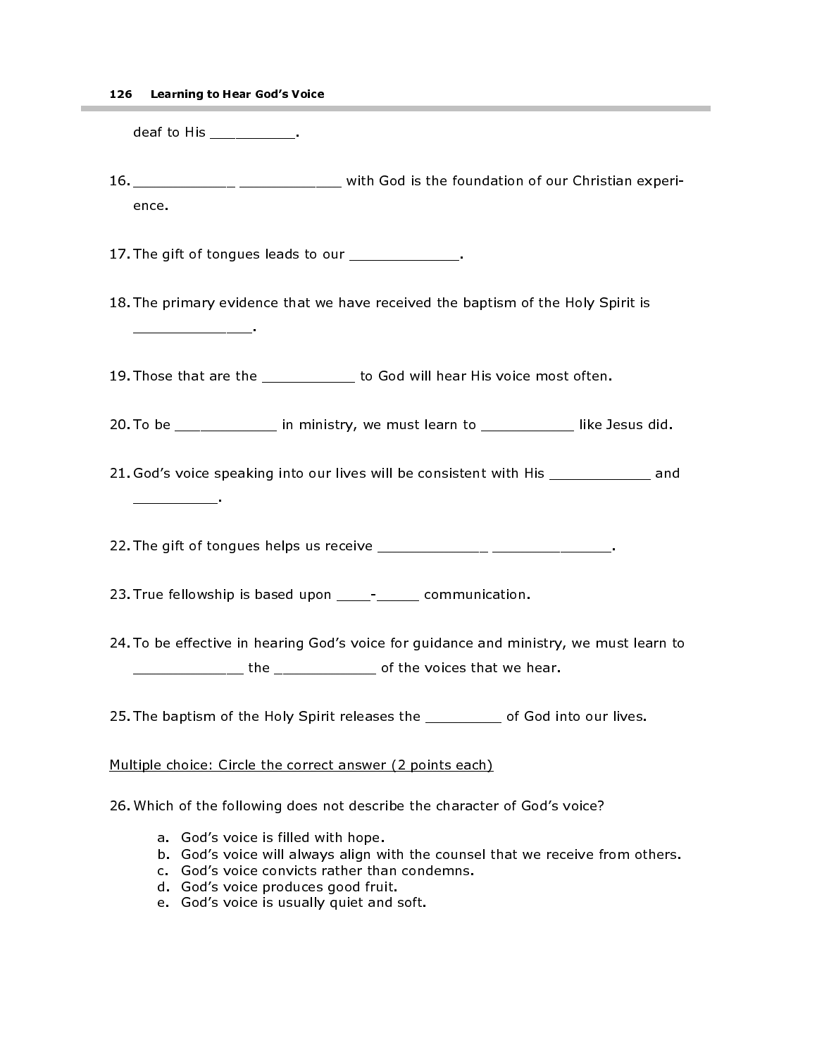deaf to His ___________.

16. _____________ _____________ with God is the foundation of our Christian experience.

17. The gift of tongues leads to our ______________.

18. The primary evidence that we have received the baptism of the Holy Spirit is _______________.

19. Those that are the ____________ to God will hear His voice most often.

20. To be _____________ in ministry, we must learn to ____________ like Jesus did.

21. God's voice speaking into our lives will be consistent with His _____________ and ___________.

22. The gift of tongues helps us receive ______________ _______________.

23. True fellowship is based upon _____-______ communication.

24. To be effective in hearing God's voice for guidance and ministry, we must learn to ______________ the _____________ of the voices that we hear.

25. The baptism of the Holy Spirit releases the __________ of God into our lives.

Multiple choice: Circle the correct answer (2 points each)

26. Which of the following does not describe the character of God's voice?

    a. God's voice is filled with hope.
    b. God's voice will always align with the counsel that we receive from others.
    c. God's voice convicts rather than condemns.
    d. God's voice produces good fruit.
    e. God's voice is usually quiet and soft.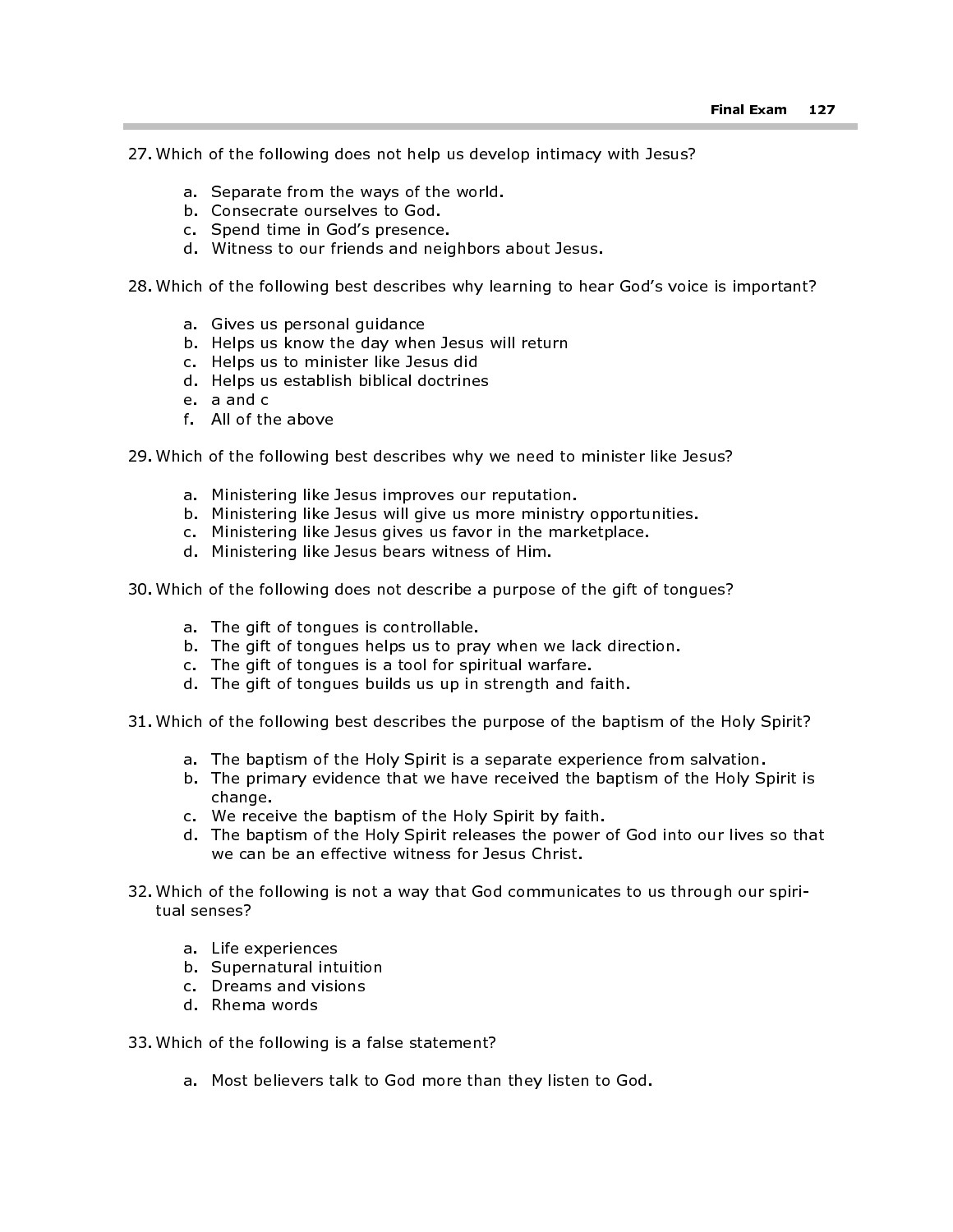27. Which of the following does not help us develop intimacy with Jesus?

    a. Separate from the ways of the world.
    b. Consecrate ourselves to God.
    c. Spend time in God's presence.
    d. Witness to our friends and neighbors about Jesus.

28. Which of the following best describes why learning to hear God's voice is important?

    a. Gives us personal guidance
    b. Helps us know the day when Jesus will return
    c. Helps us to minister like Jesus did
    d. Helps us establish biblical doctrines
    e. a and c
    f. All of the above

29. Which of the following best describes why we need to minister like Jesus?

    a. Ministering like Jesus improves our reputation.
    b. Ministering like Jesus will give us more ministry opportunities.
    c. Ministering like Jesus gives us favor in the marketplace.
    d. Ministering like Jesus bears witness of Him.

30. Which of the following does not describe a purpose of the gift of tongues?

    a. The gift of tongues is controllable.
    b. The gift of tongues helps us to pray when we lack direction.
    c. The gift of tongues is a tool for spiritual warfare.
    d. The gift of tongues builds us up in strength and faith.

31. Which of the following best describes the purpose of the baptism of the Holy Spirit?

    a. The baptism of the Holy Spirit is a separate experience from salvation.
    b. The primary evidence that we have received the baptism of the Holy Spirit is change.
    c. We receive the baptism of the Holy Spirit by faith.
    d. The baptism of the Holy Spirit releases the power of God into our lives so that we can be an effective witness for Jesus Christ.

32. Which of the following is not a way that God communicates to us through our spiritual senses?

    a. Life experiences
    b. Supernatural intuition
    c. Dreams and visions
    d. Rhema words

33. Which of the following is a false statement?

    a. Most believers talk to God more than they listen to God.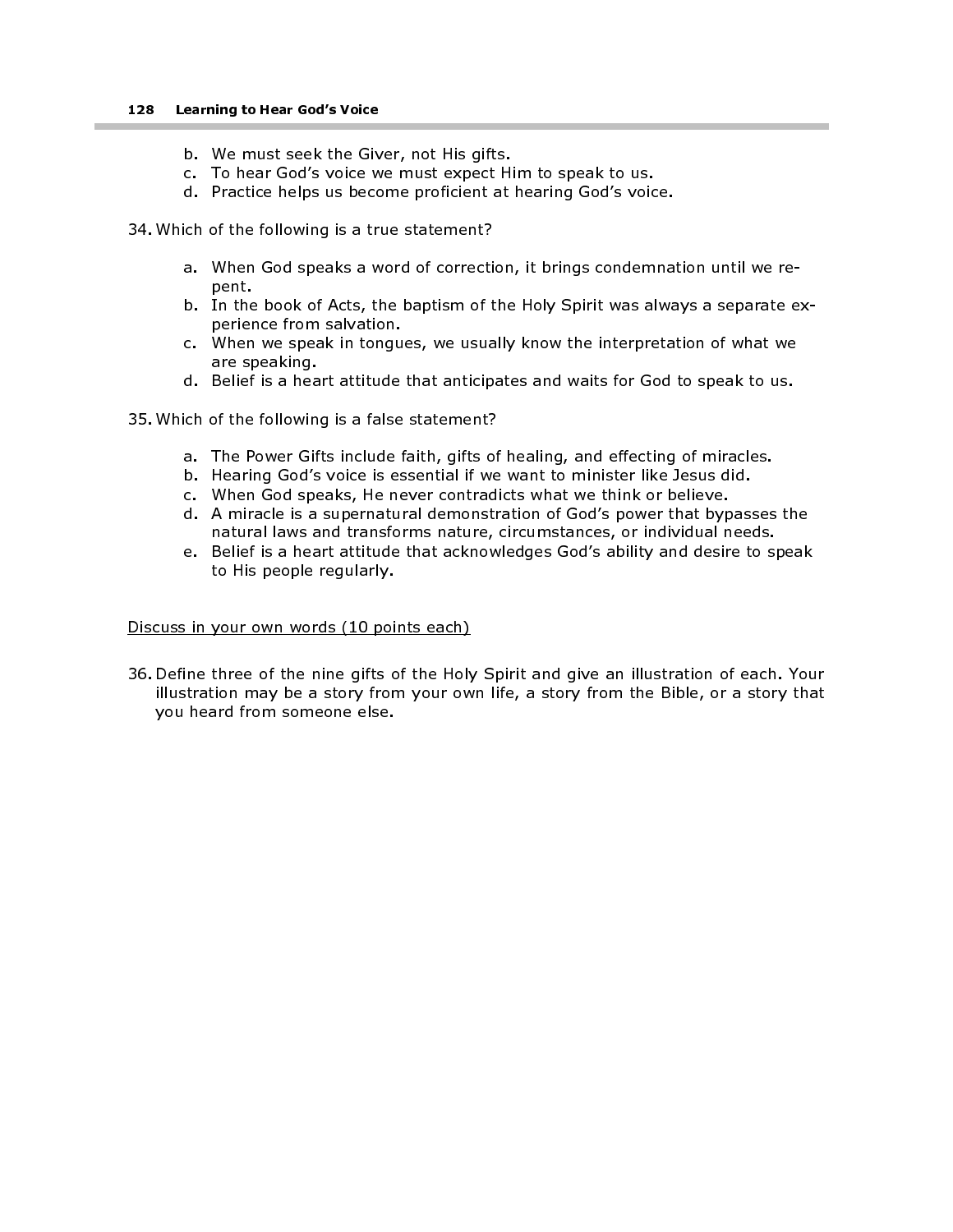b. We must seek the Giver, not His gifts.
c. To hear God's voice we must expect Him to speak to us.
d. Practice helps us become proficient at hearing God's voice.

34. Which of the following is a true statement?

    a. When God speaks a word of correction, it brings condemnation until we repent.
    b. In the book of Acts, the baptism of the Holy Spirit was always a separate experience from salvation.
    c. When we speak in tongues, we usually know the interpretation of what we are speaking.
    d. Belief is a heart attitude that anticipates and waits for God to speak to us.

35. Which of the following is a false statement?

    a. The Power Gifts include faith, gifts of healing, and effecting of miracles.
    b. Hearing God's voice is essential if we want to minister like Jesus did.
    c. When God speaks, He never contradicts what we think or believe.
    d. A miracle is a supernatural demonstration of God's power that bypasses the natural laws and transforms nature, circumstances, or individual needs.
    e. Belief is a heart attitude that acknowledges God's ability and desire to speak to His people regularly.

<u>Discuss in your own words (10 points each)</u>

36. Define three of the nine gifts of the Holy Spirit and give an illustration of each. Your illustration may be a story from your own life, a story from the Bible, or a story that you heard from someone else.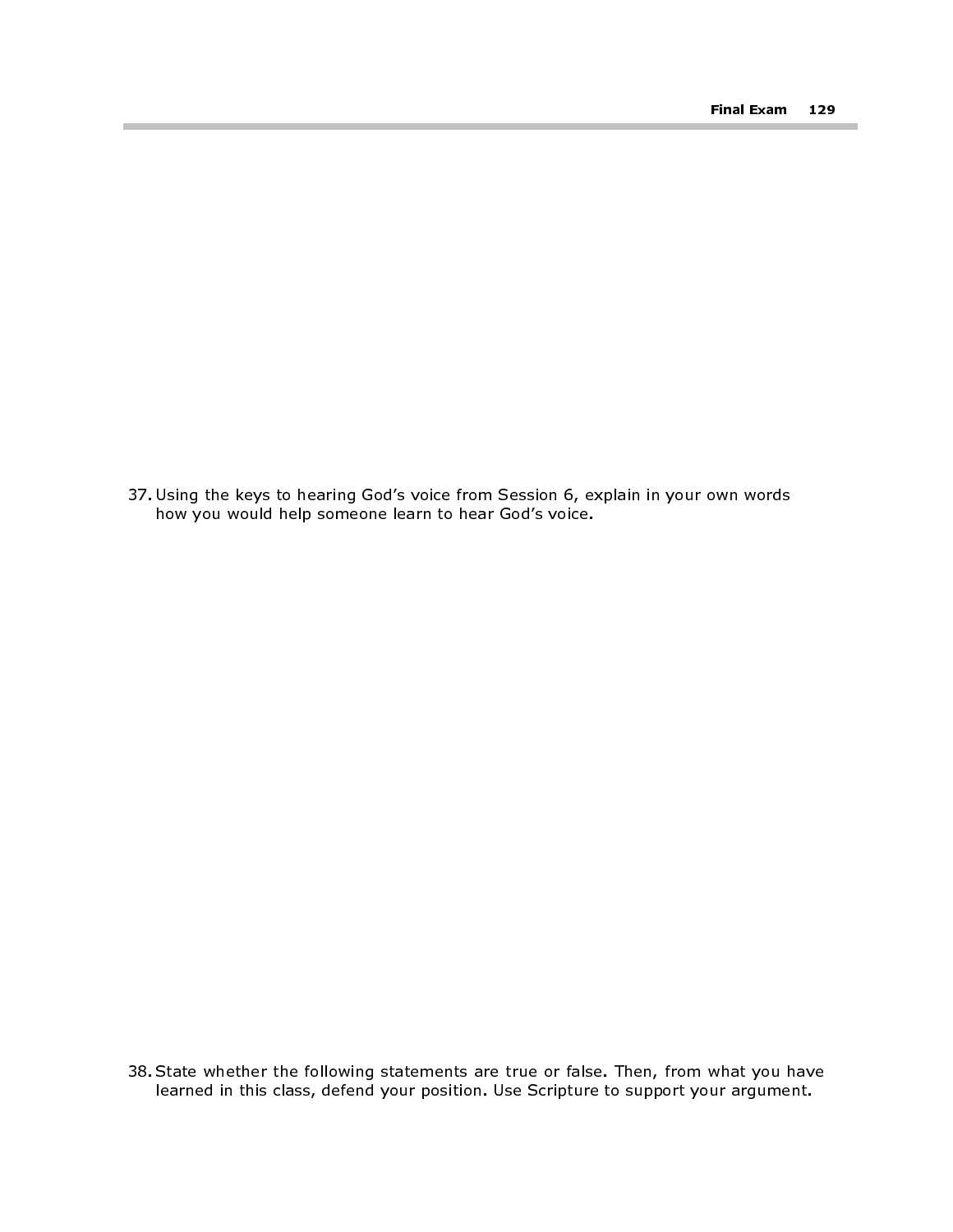37. Using the keys to hearing God's voice from Session 6, explain in your own words how you would help someone learn to hear God's voice.

38. State whether the following statements are true or false. Then, from what you have learned in this class, defend your position. Use Scripture to support your argument.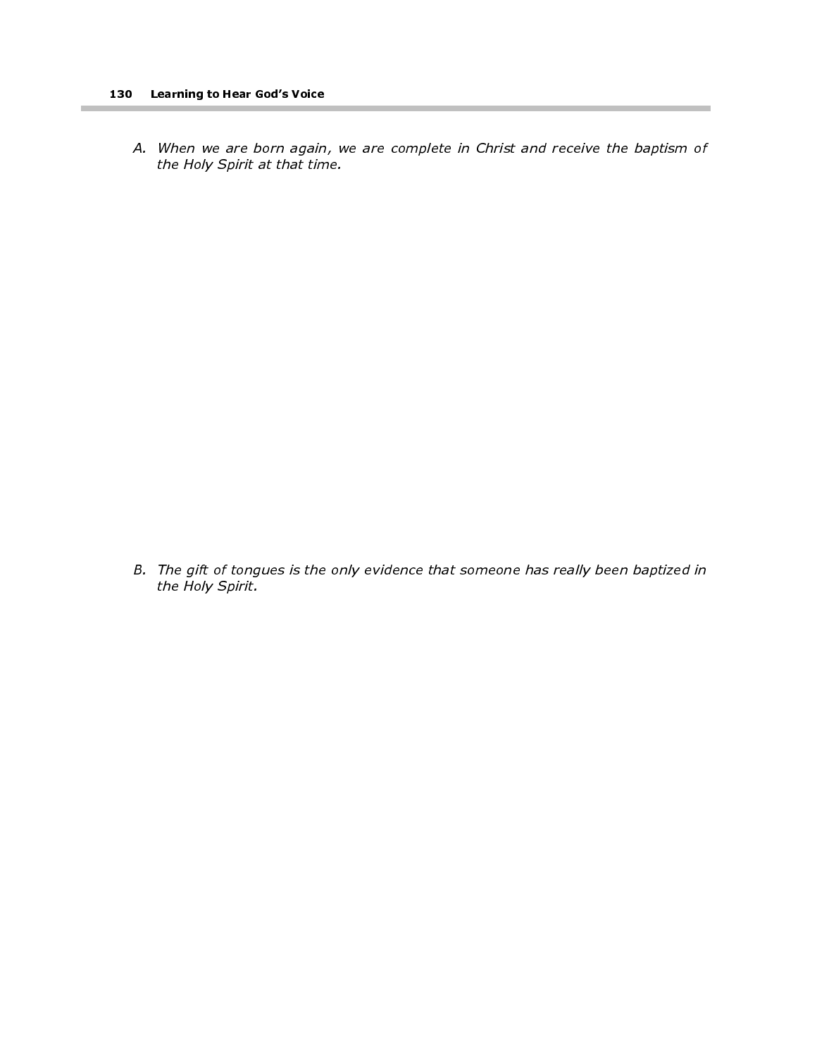*A. When we are born again, we are complete in Christ and receive the baptism of the Holy Spirit at that time.*

*B. The gift of tongues is the only evidence that someone has really been baptized in the Holy Spirit.*